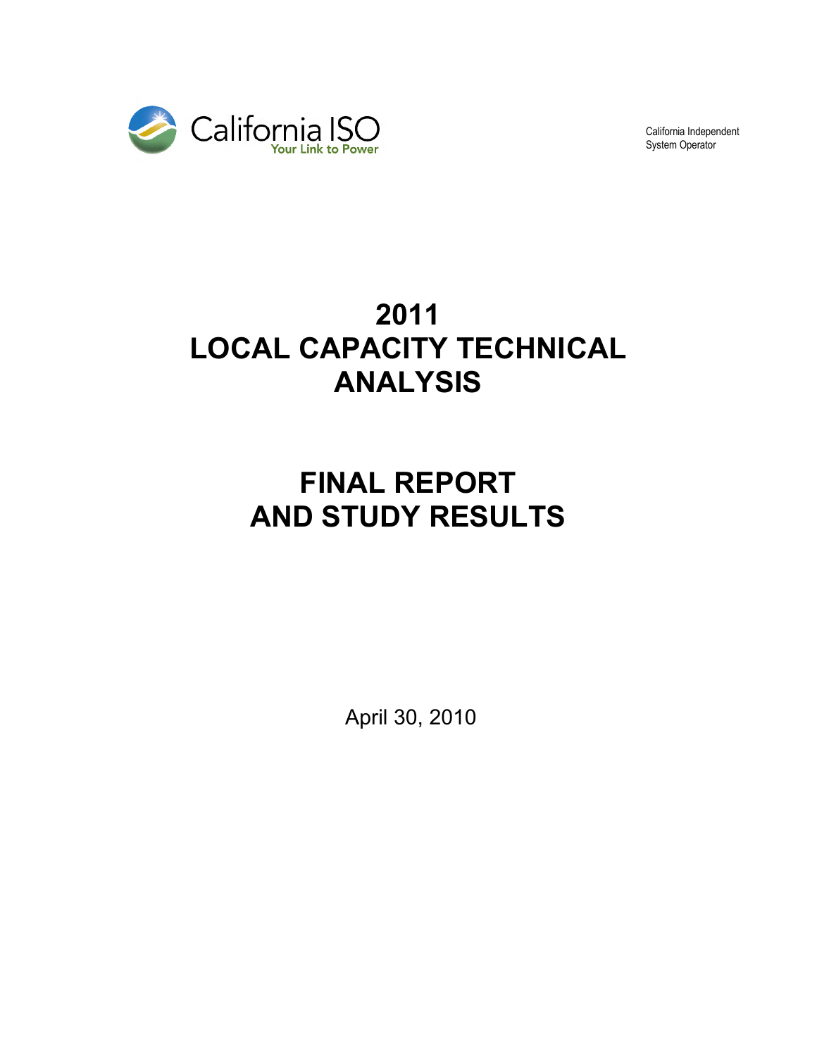California ISO
Your Link to Power

California Independent
System Operator

# 2011
# LOCAL CAPACITY TECHNICAL ANALYSIS

# FINAL REPORT
# AND STUDY RESULTS

April 30, 2010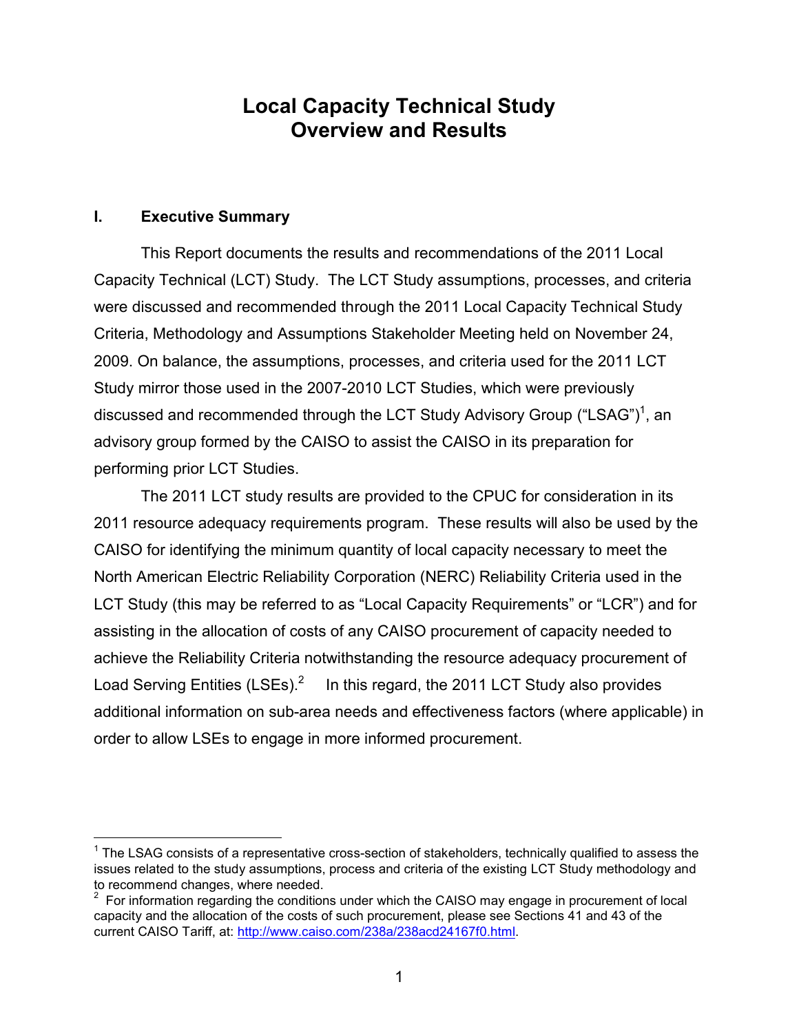# Local Capacity Technical Study Overview and Results

## I. Executive Summary

This Report documents the results and recommendations of the 2011 Local Capacity Technical (LCT) Study. The LCT Study assumptions, processes, and criteria were discussed and recommended through the 2011 Local Capacity Technical Study Criteria, Methodology and Assumptions Stakeholder Meeting held on November 24, 2009. On balance, the assumptions, processes, and criteria used for the 2011 LCT Study mirror those used in the 2007-2010 LCT Studies, which were previously discussed and recommended through the LCT Study Advisory Group ("LSAG")[1], an advisory group formed by the CAISO to assist the CAISO in its preparation for performing prior LCT Studies.

The 2011 LCT study results are provided to the CPUC for consideration in its 2011 resource adequacy requirements program. These results will also be used by the CAISO for identifying the minimum quantity of local capacity necessary to meet the North American Electric Reliability Corporation (NERC) Reliability Criteria used in the LCT Study (this may be referred to as "Local Capacity Requirements" or "LCR") and for assisting in the allocation of costs of any CAISO procurement of capacity needed to achieve the Reliability Criteria notwithstanding the resource adequacy procurement of Load Serving Entities (LSEs).[2] In this regard, the 2011 LCT Study also provides additional information on sub-area needs and effectiveness factors (where applicable) in order to allow LSEs to engage in more informed procurement.

---

[1] The LSAG consists of a representative cross-section of stakeholders, technically qualified to assess the issues related to the study assumptions, process and criteria of the existing LCT Study methodology and to recommend changes, where needed.

[2] For information regarding the conditions under which the CAISO may engage in procurement of local capacity and the allocation of the costs of such procurement, please see Sections 41 and 43 of the current CAISO Tariff, at: http://www.caiso.com/238a/238acd24167f0.html.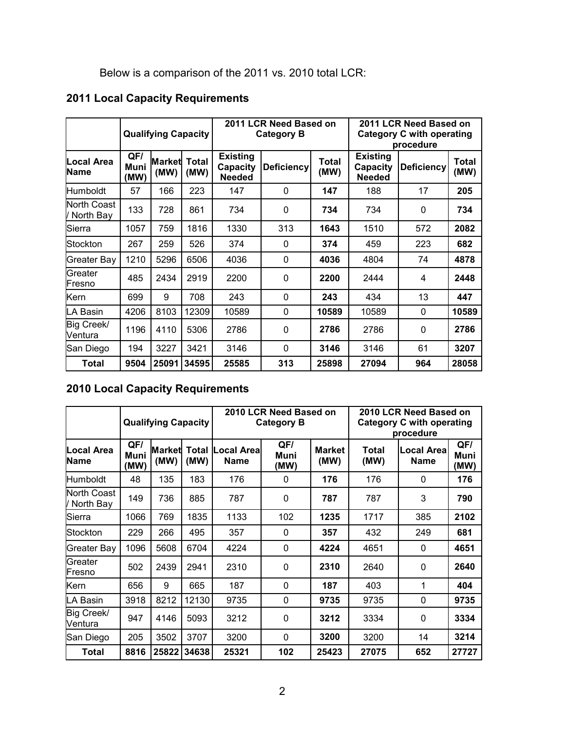Below is a comparison of the 2011 vs. 2010 total LCR:

## 2011 Local Capacity Requirements

| | Qualifying Capacity | | | 2011 LCR Need Based on Category B | | | 2011 LCR Need Based on Category C with operating procedure | | |
|---|---|---|---|---|---|---|---|---|---|
| **Local Area Name** | **QF/ Muni (MW)** | **Market (MW)** | **Total (MW)** | **Existing Capacity Needed** | **Deficiency** | **Total (MW)** | **Existing Capacity Needed** | **Deficiency** | **Total (MW)** |
| Humboldt | 57 | 166 | 223 | 147 | 0 | **147** | 188 | 17 | **205** |
| North Coast / North Bay | 133 | 728 | 861 | 734 | 0 | **734** | 734 | 0 | **734** |
| Sierra | 1057 | 759 | 1816 | 1330 | 313 | **1643** | 1510 | 572 | **2082** |
| Stockton | 267 | 259 | 526 | 374 | 0 | **374** | 459 | 223 | **682** |
| Greater Bay | 1210 | 5296 | 6506 | 4036 | 0 | **4036** | 4804 | 74 | **4878** |
| Greater Fresno | 485 | 2434 | 2919 | 2200 | 0 | **2200** | 2444 | 4 | **2448** |
| Kern | 699 | 9 | 708 | 243 | 0 | **243** | 434 | 13 | **447** |
| LA Basin | 4206 | 8103 | 12309 | 10589 | 0 | **10589** | 10589 | 0 | **10589** |
| Big Creek/ Ventura | 1196 | 4110 | 5306 | 2786 | 0 | **2786** | 2786 | 0 | **2786** |
| San Diego | 194 | 3227 | 3421 | 3146 | 0 | **3146** | 3146 | 61 | **3207** |
| **Total** | **9504** | **25091** | **34595** | **25585** | **313** | **25898** | **27094** | **964** | **28058** |

## 2010 Local Capacity Requirements

| | Qualifying Capacity | | | 2010 LCR Need Based on Category B | | | 2010 LCR Need Based on Category C with operating procedure | | |
|---|---|---|---|---|---|---|---|---|---|
| **Local Area Name** | **QF/ Muni (MW)** | **Market (MW)** | **Total (MW)** | **Local Area Name** | **QF/ Muni (MW)** | **Market (MW)** | **Total (MW)** | **Local Area Name** | **QF/ Muni (MW)** |
| Humboldt | 48 | 135 | 183 | 176 | 0 | **176** | 176 | 0 | **176** |
| North Coast / North Bay | 149 | 736 | 885 | 787 | 0 | **787** | 787 | 3 | **790** |
| Sierra | 1066 | 769 | 1835 | 1133 | 102 | **1235** | 1717 | 385 | **2102** |
| Stockton | 229 | 266 | 495 | 357 | 0 | **357** | 432 | 249 | **681** |
| Greater Bay | 1096 | 5608 | 6704 | 4224 | 0 | **4224** | 4651 | 0 | **4651** |
| Greater Fresno | 502 | 2439 | 2941 | 2310 | 0 | **2310** | 2640 | 0 | **2640** |
| Kern | 656 | 9 | 665 | 187 | 0 | **187** | 403 | 1 | **404** |
| LA Basin | 3918 | 8212 | 12130 | 9735 | 0 | **9735** | 9735 | 0 | **9735** |
| Big Creek/ Ventura | 947 | 4146 | 5093 | 3212 | 0 | **3212** | 3334 | 0 | **3334** |
| San Diego | 205 | 3502 | 3707 | 3200 | 0 | **3200** | 3200 | 14 | **3214** |
| **Total** | **8816** | **25822** | **34638** | **25321** | **102** | **25423** | **27075** | **652** | **27727** |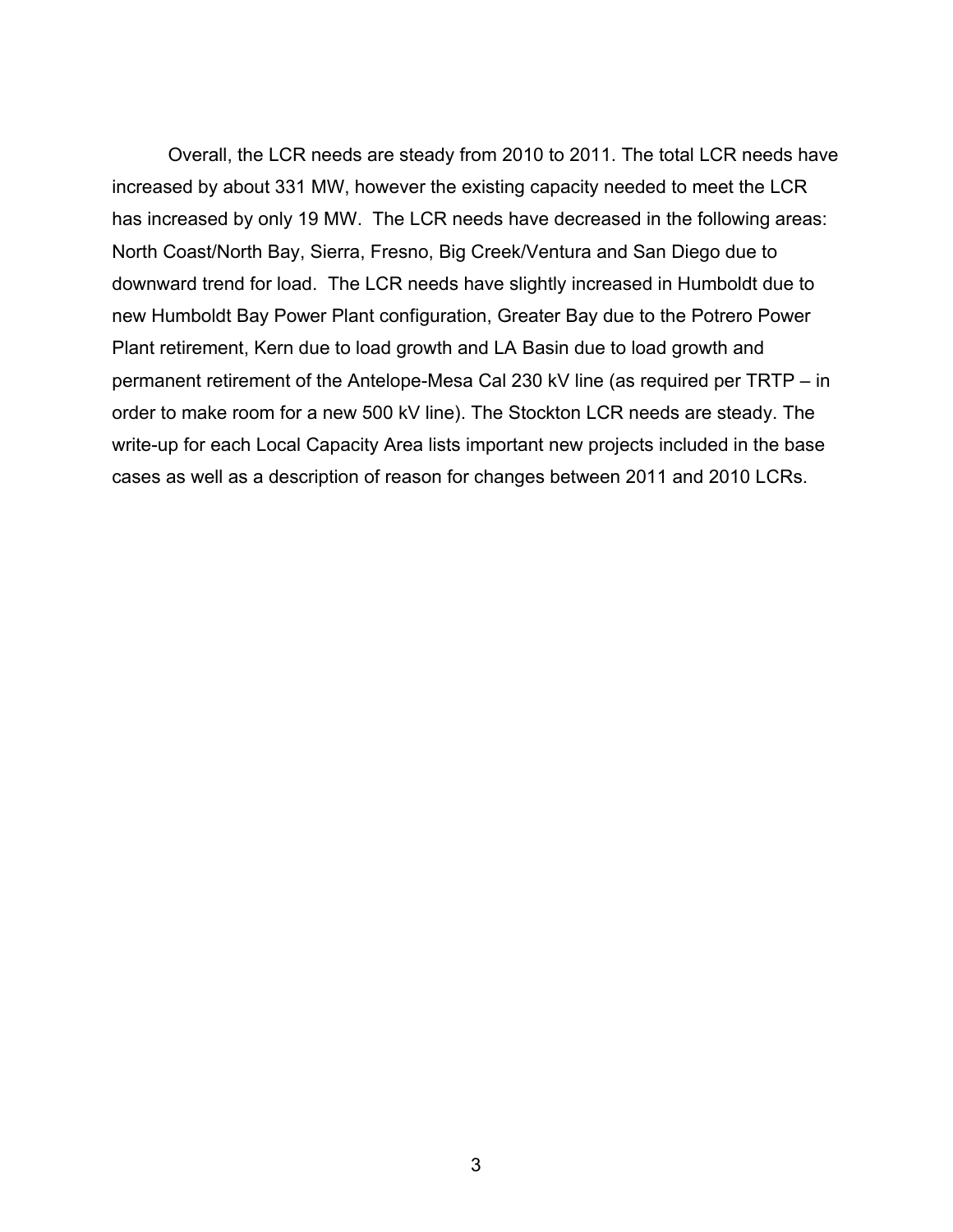Overall, the LCR needs are steady from 2010 to 2011. The total LCR needs have increased by about 331 MW, however the existing capacity needed to meet the LCR has increased by only 19 MW. The LCR needs have decreased in the following areas: North Coast/North Bay, Sierra, Fresno, Big Creek/Ventura and San Diego due to downward trend for load. The LCR needs have slightly increased in Humboldt due to new Humboldt Bay Power Plant configuration, Greater Bay due to the Potrero Power Plant retirement, Kern due to load growth and LA Basin due to load growth and permanent retirement of the Antelope-Mesa Cal 230 kV line (as required per TRTP – in order to make room for a new 500 kV line). The Stockton LCR needs are steady. The write-up for each Local Capacity Area lists important new projects included in the base cases as well as a description of reason for changes between 2011 and 2010 LCRs.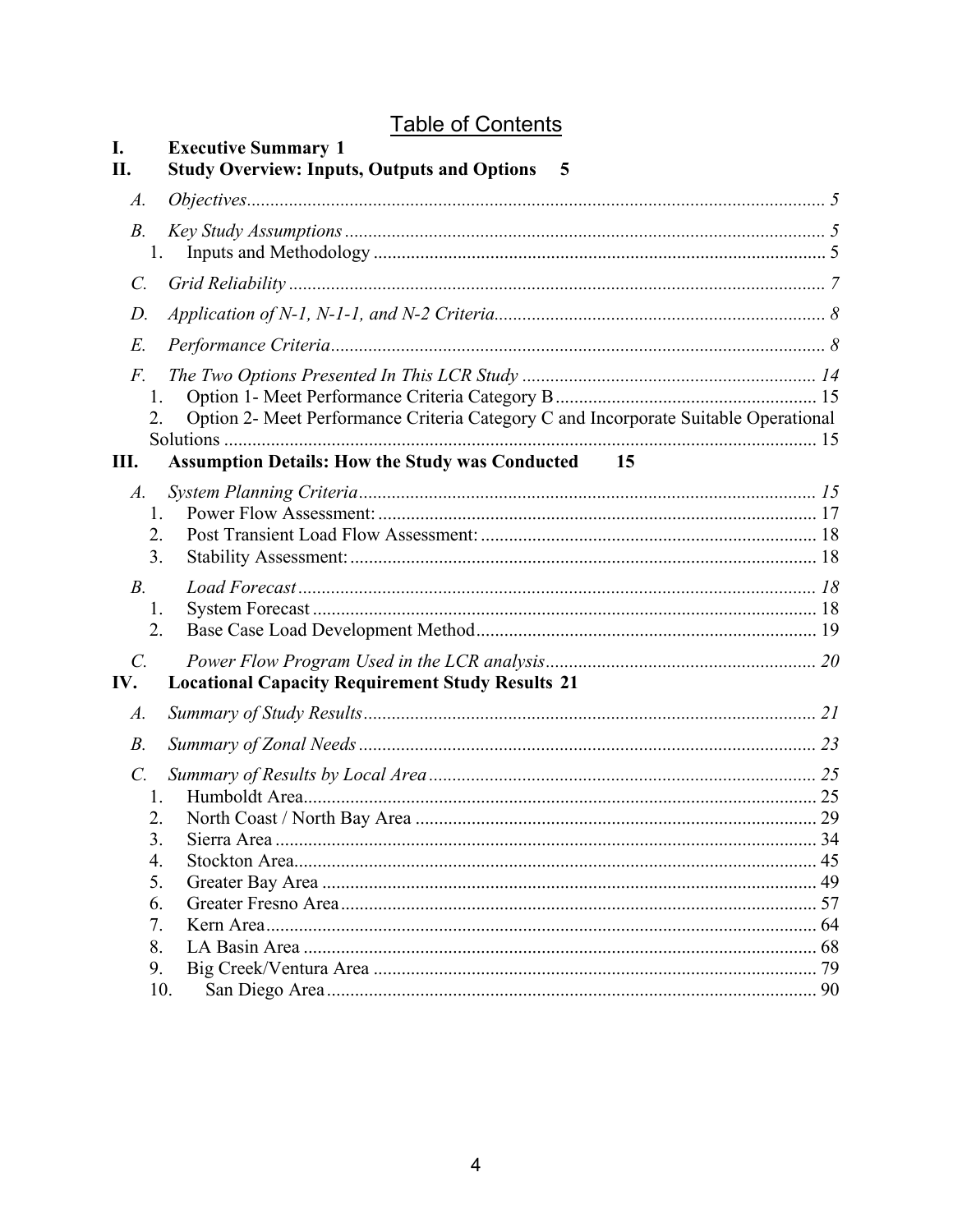# Table of Contents

**I. Executive Summary 1**

**II. Study Overview: Inputs, Outputs and Options 5**

- *A. Objectives* ........ *5*
- *B. Key Study Assumptions* ........ *5*
  - 1. Inputs and Methodology ........ 5
- *C. Grid Reliability* ........ *7*
- *D. Application of N-1, N-1-1, and N-2 Criteria* ........ *8*
- *E. Performance Criteria* ........ *8*
- *F. The Two Options Presented In This LCR Study* ........ *14*
  - 1. Option 1- Meet Performance Criteria Category B ........ 15
  - 2. Option 2- Meet Performance Criteria Category C and Incorporate Suitable Operational Solutions ........ 15

**III. Assumption Details: How the Study was Conducted 15**

- *A. System Planning Criteria* ........ *15*
  - 1. Power Flow Assessment: ........ 17
  - 2. Post Transient Load Flow Assessment: ........ 18
  - 3. Stability Assessment: ........ 18
- *B. Load Forecast* ........ *18*
  - 1. System Forecast ........ 18
  - 2. Base Case Load Development Method ........ 19
- *C. Power Flow Program Used in the LCR analysis* ........ *20*

**IV. Locational Capacity Requirement Study Results 21**

- *A. Summary of Study Results* ........ *21*
- *B. Summary of Zonal Needs* ........ *23*
- *C. Summary of Results by Local Area* ........ *25*
  - 1. Humboldt Area ........ 25
  - 2. North Coast / North Bay Area ........ 29
  - 3. Sierra Area ........ 34
  - 4. Stockton Area ........ 45
  - 5. Greater Bay Area ........ 49
  - 6. Greater Fresno Area ........ 57
  - 7. Kern Area ........ 64
  - 8. LA Basin Area ........ 68
  - 9. Big Creek/Ventura Area ........ 79
  - 10. San Diego Area ........ 90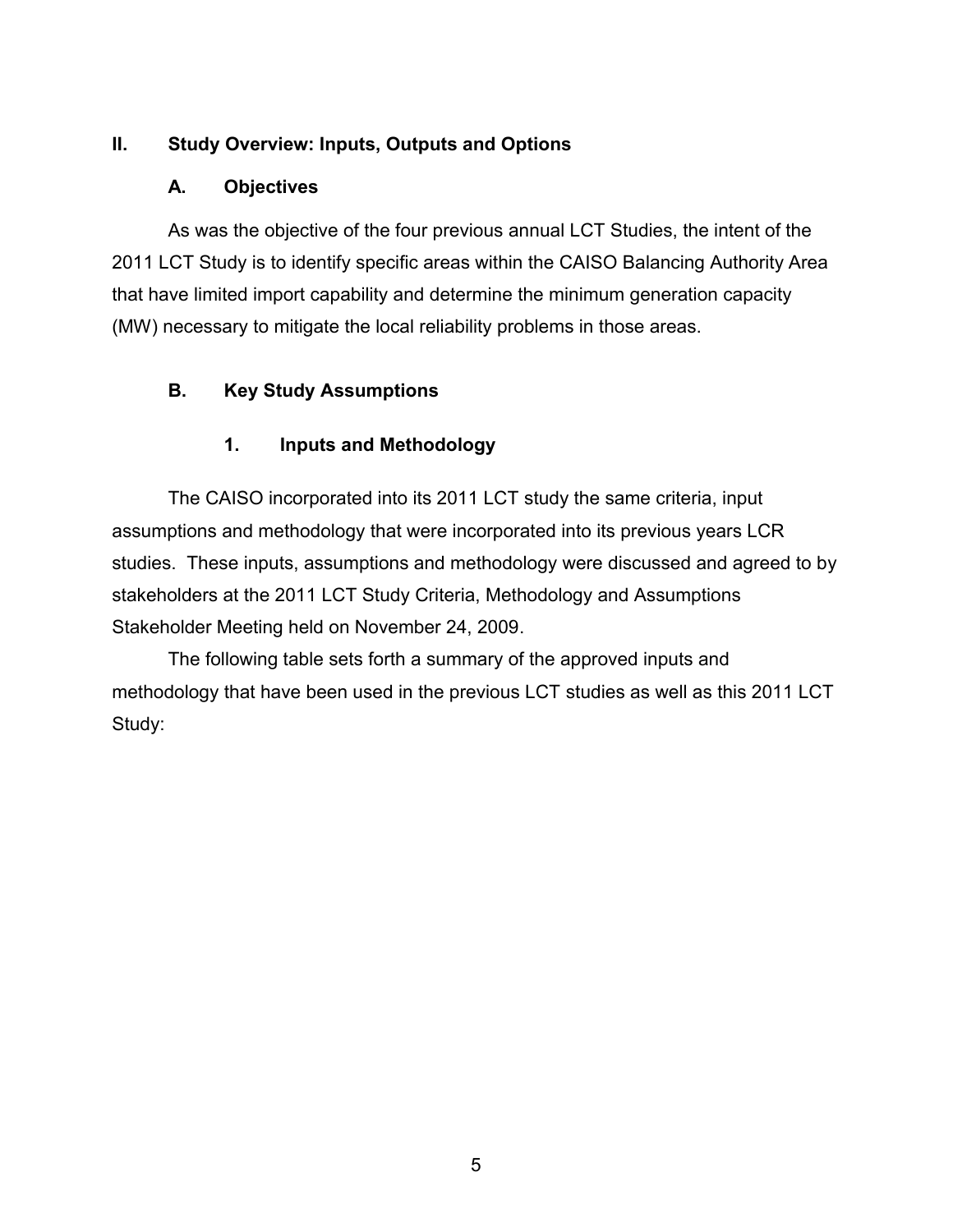## II. Study Overview: Inputs, Outputs and Options

### A. Objectives

As was the objective of the four previous annual LCT Studies, the intent of the 2011 LCT Study is to identify specific areas within the CAISO Balancing Authority Area that have limited import capability and determine the minimum generation capacity (MW) necessary to mitigate the local reliability problems in those areas.

### B. Key Study Assumptions

#### 1. Inputs and Methodology

The CAISO incorporated into its 2011 LCT study the same criteria, input assumptions and methodology that were incorporated into its previous years LCR studies. These inputs, assumptions and methodology were discussed and agreed to by stakeholders at the 2011 LCT Study Criteria, Methodology and Assumptions Stakeholder Meeting held on November 24, 2009.

The following table sets forth a summary of the approved inputs and methodology that have been used in the previous LCT studies as well as this 2011 LCT Study: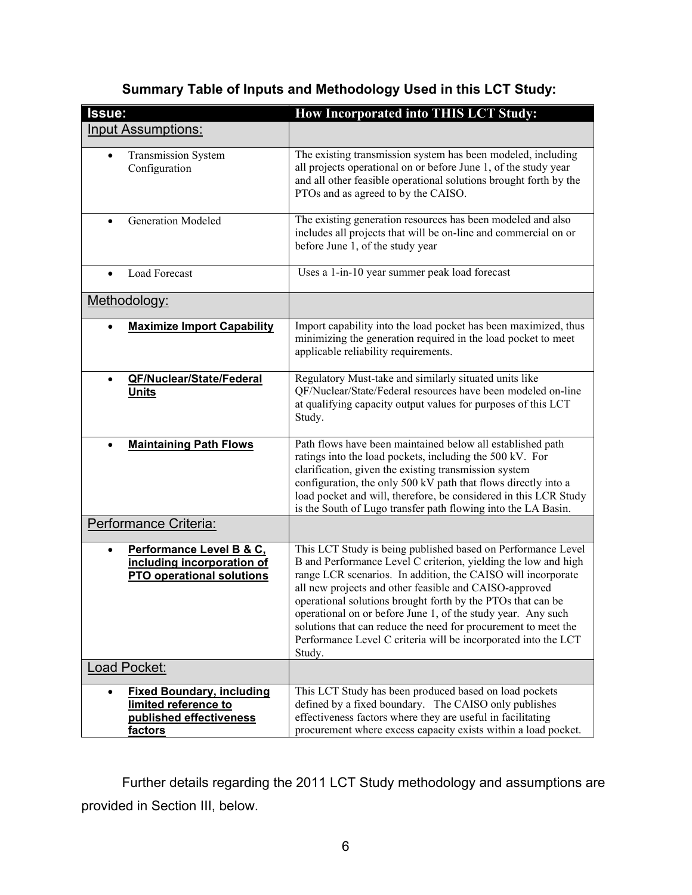### Summary Table of Inputs and Methodology Used in this LCT Study:

| Issue: | How Incorporated into THIS LCT Study: |
|---|---|
| Input Assumptions: | |
| • Transmission System Configuration | The existing transmission system has been modeled, including all projects operational on or before June 1, of the study year and all other feasible operational solutions brought forth by the PTOs and as agreed to by the CAISO. |
| • Generation Modeled | The existing generation resources has been modeled and also includes all projects that will be on-line and commercial on or before June 1, of the study year |
| • Load Forecast | Uses a 1-in-10 year summer peak load forecast |
| Methodology: | |
| • **Maximize Import Capability** | Import capability into the load pocket has been maximized, thus minimizing the generation required in the load pocket to meet applicable reliability requirements. |
| • **QF/Nuclear/State/Federal Units** | Regulatory Must-take and similarly situated units like QF/Nuclear/State/Federal resources have been modeled on-line at qualifying capacity output values for purposes of this LCT Study. |
| • **Maintaining Path Flows** | Path flows have been maintained below all established path ratings into the load pockets, including the 500 kV. For clarification, given the existing transmission system configuration, the only 500 kV path that flows directly into a load pocket and will, therefore, be considered in this LCR Study is the South of Lugo transfer path flowing into the LA Basin. |
| Performance Criteria: | |
| • **Performance Level B & C, including incorporation of PTO operational solutions** | This LCT Study is being published based on Performance Level B and Performance Level C criterion, yielding the low and high range LCR scenarios. In addition, the CAISO will incorporate all new projects and other feasible and CAISO-approved operational solutions brought forth by the PTOs that can be operational on or before June 1, of the study year. Any such solutions that can reduce the need for procurement to meet the Performance Level C criteria will be incorporated into the LCT Study. |
| Load Pocket: | |
| • **Fixed Boundary, including limited reference to published effectiveness factors** | This LCT Study has been produced based on load pockets defined by a fixed boundary. The CAISO only publishes effectiveness factors where they are useful in facilitating procurement where excess capacity exists within a load pocket. |

Further details regarding the 2011 LCT Study methodology and assumptions are provided in Section III, below.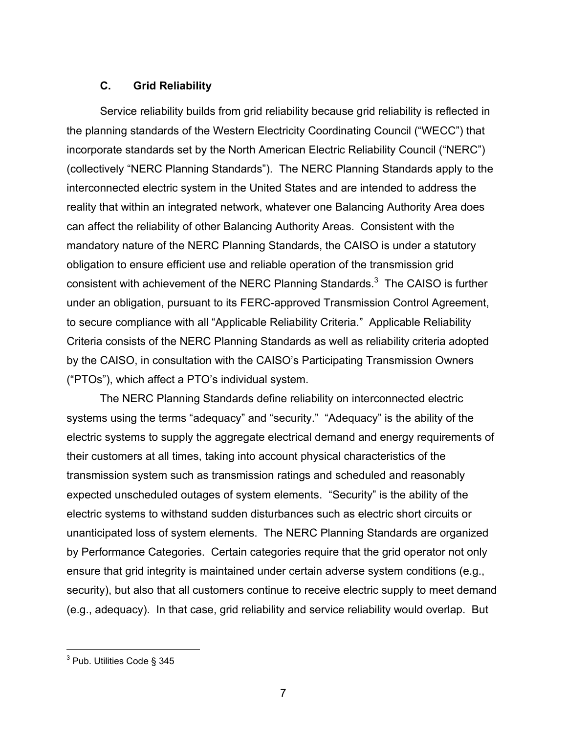### C. Grid Reliability

Service reliability builds from grid reliability because grid reliability is reflected in the planning standards of the Western Electricity Coordinating Council ("WECC") that incorporate standards set by the North American Electric Reliability Council ("NERC") (collectively "NERC Planning Standards"). The NERC Planning Standards apply to the interconnected electric system in the United States and are intended to address the reality that within an integrated network, whatever one Balancing Authority Area does can affect the reliability of other Balancing Authority Areas. Consistent with the mandatory nature of the NERC Planning Standards, the CAISO is under a statutory obligation to ensure efficient use and reliable operation of the transmission grid consistent with achievement of the NERC Planning Standards.[3] The CAISO is further under an obligation, pursuant to its FERC-approved Transmission Control Agreement, to secure compliance with all "Applicable Reliability Criteria." Applicable Reliability Criteria consists of the NERC Planning Standards as well as reliability criteria adopted by the CAISO, in consultation with the CAISO's Participating Transmission Owners ("PTOs"), which affect a PTO's individual system.

The NERC Planning Standards define reliability on interconnected electric systems using the terms "adequacy" and "security." "Adequacy" is the ability of the electric systems to supply the aggregate electrical demand and energy requirements of their customers at all times, taking into account physical characteristics of the transmission system such as transmission ratings and scheduled and reasonably expected unscheduled outages of system elements. "Security" is the ability of the electric systems to withstand sudden disturbances such as electric short circuits or unanticipated loss of system elements. The NERC Planning Standards are organized by Performance Categories. Certain categories require that the grid operator not only ensure that grid integrity is maintained under certain adverse system conditions (e.g., security), but also that all customers continue to receive electric supply to meet demand (e.g., adequacy). In that case, grid reliability and service reliability would overlap. But

[3] Pub. Utilities Code § 345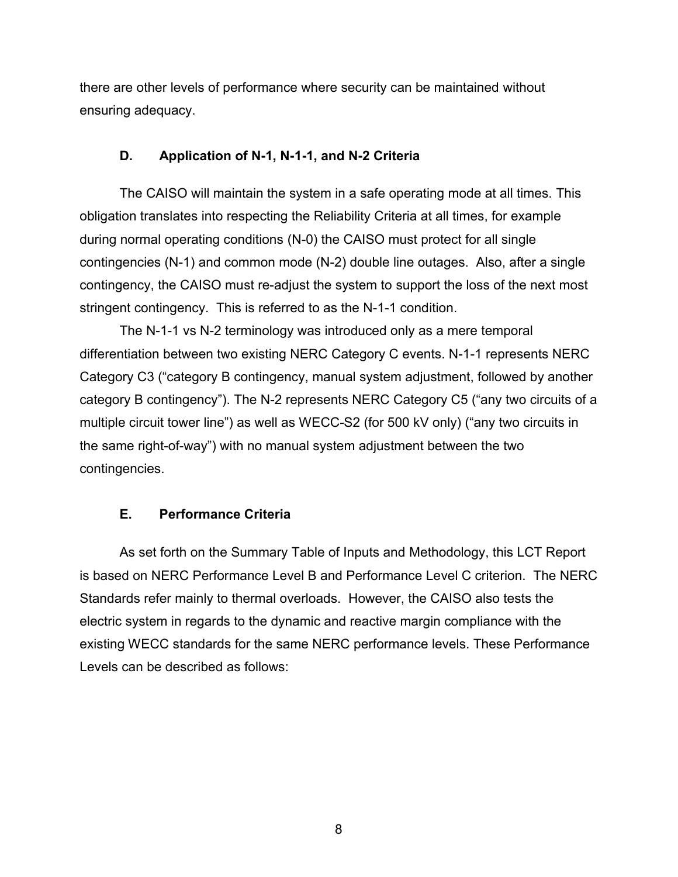there are other levels of performance where security can be maintained without ensuring adequacy.

### D. Application of N-1, N-1-1, and N-2 Criteria

The CAISO will maintain the system in a safe operating mode at all times. This obligation translates into respecting the Reliability Criteria at all times, for example during normal operating conditions (N-0) the CAISO must protect for all single contingencies (N-1) and common mode (N-2) double line outages. Also, after a single contingency, the CAISO must re-adjust the system to support the loss of the next most stringent contingency. This is referred to as the N-1-1 condition.

The N-1-1 vs N-2 terminology was introduced only as a mere temporal differentiation between two existing NERC Category C events. N-1-1 represents NERC Category C3 ("category B contingency, manual system adjustment, followed by another category B contingency"). The N-2 represents NERC Category C5 ("any two circuits of a multiple circuit tower line") as well as WECC-S2 (for 500 kV only) ("any two circuits in the same right-of-way") with no manual system adjustment between the two contingencies.

### E. Performance Criteria

As set forth on the Summary Table of Inputs and Methodology, this LCT Report is based on NERC Performance Level B and Performance Level C criterion. The NERC Standards refer mainly to thermal overloads. However, the CAISO also tests the electric system in regards to the dynamic and reactive margin compliance with the existing WECC standards for the same NERC performance levels. These Performance Levels can be described as follows: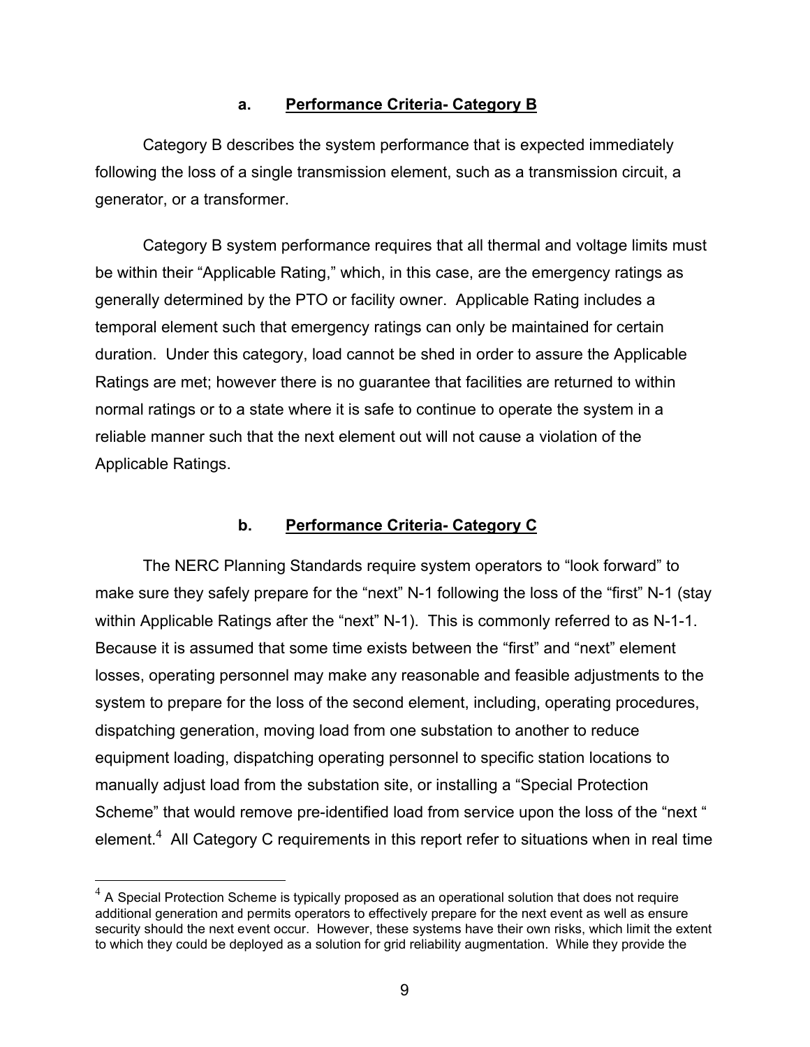### a. Performance Criteria- Category B

Category B describes the system performance that is expected immediately following the loss of a single transmission element, such as a transmission circuit, a generator, or a transformer.

Category B system performance requires that all thermal and voltage limits must be within their "Applicable Rating," which, in this case, are the emergency ratings as generally determined by the PTO or facility owner. Applicable Rating includes a temporal element such that emergency ratings can only be maintained for certain duration. Under this category, load cannot be shed in order to assure the Applicable Ratings are met; however there is no guarantee that facilities are returned to within normal ratings or to a state where it is safe to continue to operate the system in a reliable manner such that the next element out will not cause a violation of the Applicable Ratings.

### b. Performance Criteria- Category C

The NERC Planning Standards require system operators to "look forward" to make sure they safely prepare for the "next" N-1 following the loss of the "first" N-1 (stay within Applicable Ratings after the "next" N-1). This is commonly referred to as N-1-1. Because it is assumed that some time exists between the "first" and "next" element losses, operating personnel may make any reasonable and feasible adjustments to the system to prepare for the loss of the second element, including, operating procedures, dispatching generation, moving load from one substation to another to reduce equipment loading, dispatching operating personnel to specific station locations to manually adjust load from the substation site, or installing a "Special Protection Scheme" that would remove pre-identified load from service upon the loss of the "next " element.[4] All Category C requirements in this report refer to situations when in real time

[4] A Special Protection Scheme is typically proposed as an operational solution that does not require additional generation and permits operators to effectively prepare for the next event as well as ensure security should the next event occur. However, these systems have their own risks, which limit the extent to which they could be deployed as a solution for grid reliability augmentation. While they provide the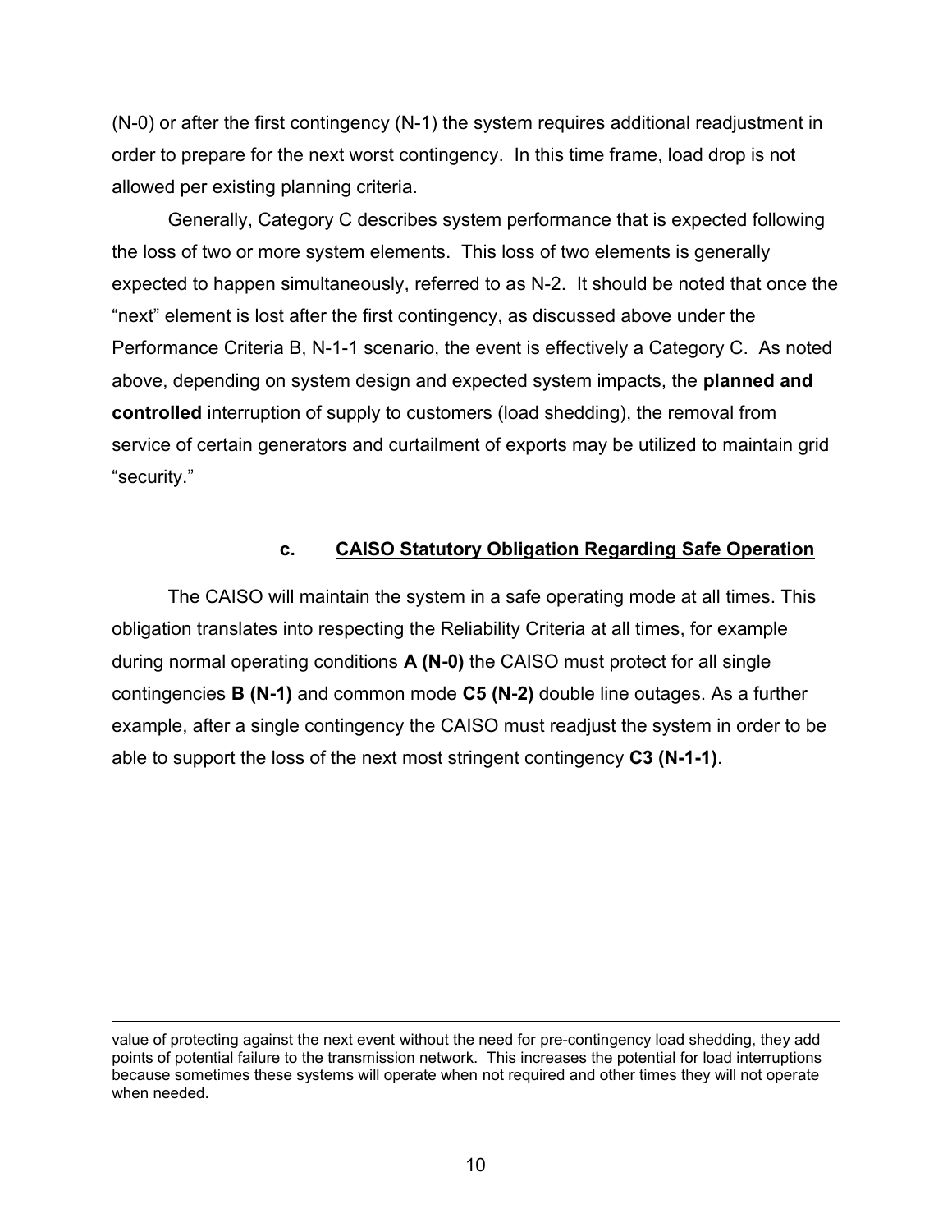(N-0) or after the first contingency (N-1) the system requires additional readjustment in order to prepare for the next worst contingency. In this time frame, load drop is not allowed per existing planning criteria.

Generally, Category C describes system performance that is expected following the loss of two or more system elements. This loss of two elements is generally expected to happen simultaneously, referred to as N-2. It should be noted that once the "next" element is lost after the first contingency, as discussed above under the Performance Criteria B, N-1-1 scenario, the event is effectively a Category C. As noted above, depending on system design and expected system impacts, the **planned and controlled** interruption of supply to customers (load shedding), the removal from service of certain generators and curtailment of exports may be utilized to maintain grid "security."

#### c. <u>CAISO Statutory Obligation Regarding Safe Operation</u>

The CAISO will maintain the system in a safe operating mode at all times. This obligation translates into respecting the Reliability Criteria at all times, for example during normal operating conditions **A (N-0)** the CAISO must protect for all single contingencies **B (N-1)** and common mode **C5 (N-2)** double line outages. As a further example, after a single contingency the CAISO must readjust the system in order to be able to support the loss of the next most stringent contingency **C3 (N-1-1)**.

---

value of protecting against the next event without the need for pre-contingency load shedding, they add points of potential failure to the transmission network. This increases the potential for load interruptions because sometimes these systems will operate when not required and other times they will not operate when needed.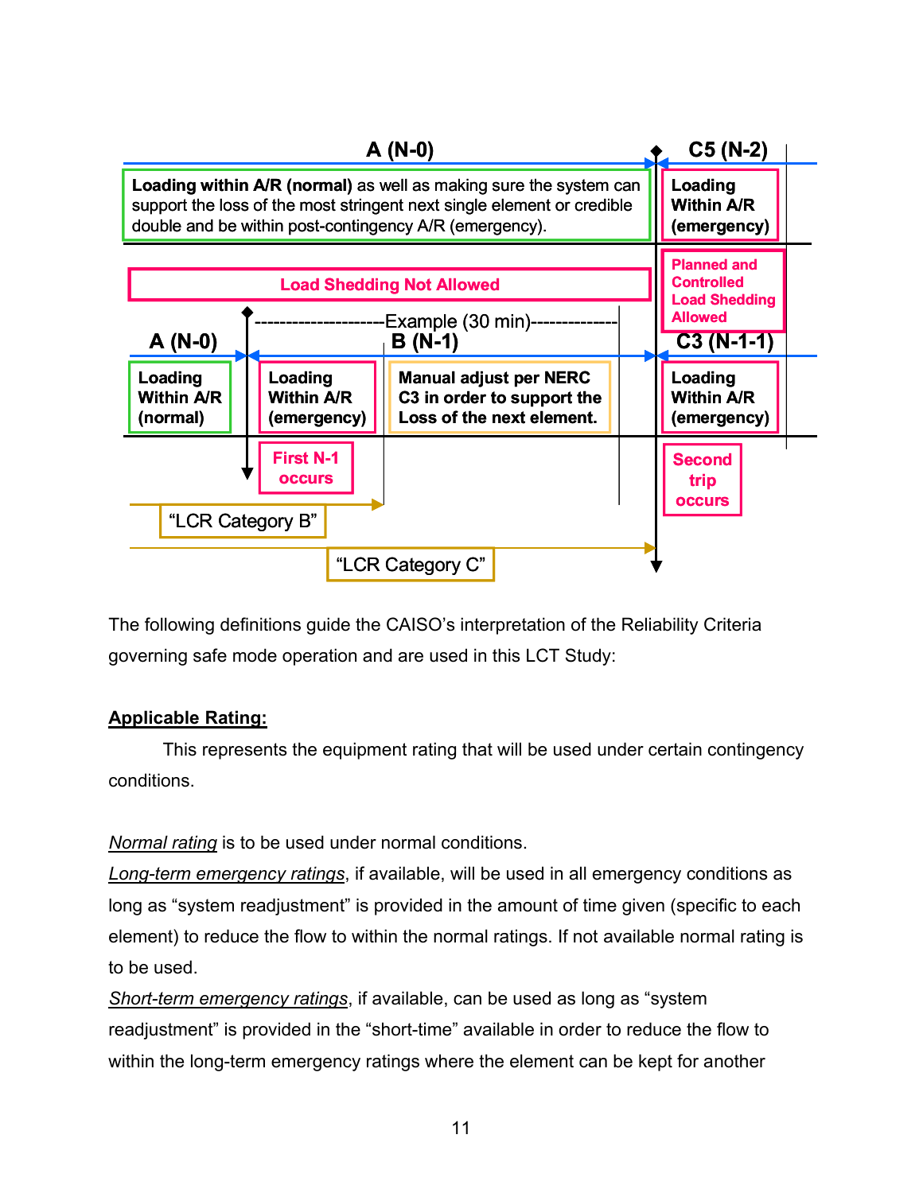A (N-0)

C5 (N-2)

**Loading within A/R (normal)** as well as making sure the system can support the loss of the most stringent next single element or credible double and be within post-contingency A/R (emergency).

**Loading Within A/R (emergency)**

**Load Shedding Not Allowed**

**Planned and Controlled Load Shedding Allowed**

Example (30 min)

A (N-0) | B (N-1) | C3 (N-1-1)

**Loading Within A/R (normal)**

**Loading Within A/R (emergency)**

**Manual adjust per NERC C3 in order to support the Loss of the next element.**

**Loading Within A/R (emergency)**

**First N-1 occurs**

**Second trip occurs**

"LCR Category B"

"LCR Category C"

The following definitions guide the CAISO's interpretation of the Reliability Criteria governing safe mode operation and are used in this LCT Study:

**Applicable Rating:**

This represents the equipment rating that will be used under certain contingency conditions.

*Normal rating* is to be used under normal conditions.

*Long-term emergency ratings*, if available, will be used in all emergency conditions as long as "system readjustment" is provided in the amount of time given (specific to each element) to reduce the flow to within the normal ratings. If not available normal rating is to be used.

*Short-term emergency ratings*, if available, can be used as long as "system readjustment" is provided in the "short-time" available in order to reduce the flow to within the long-term emergency ratings where the element can be kept for another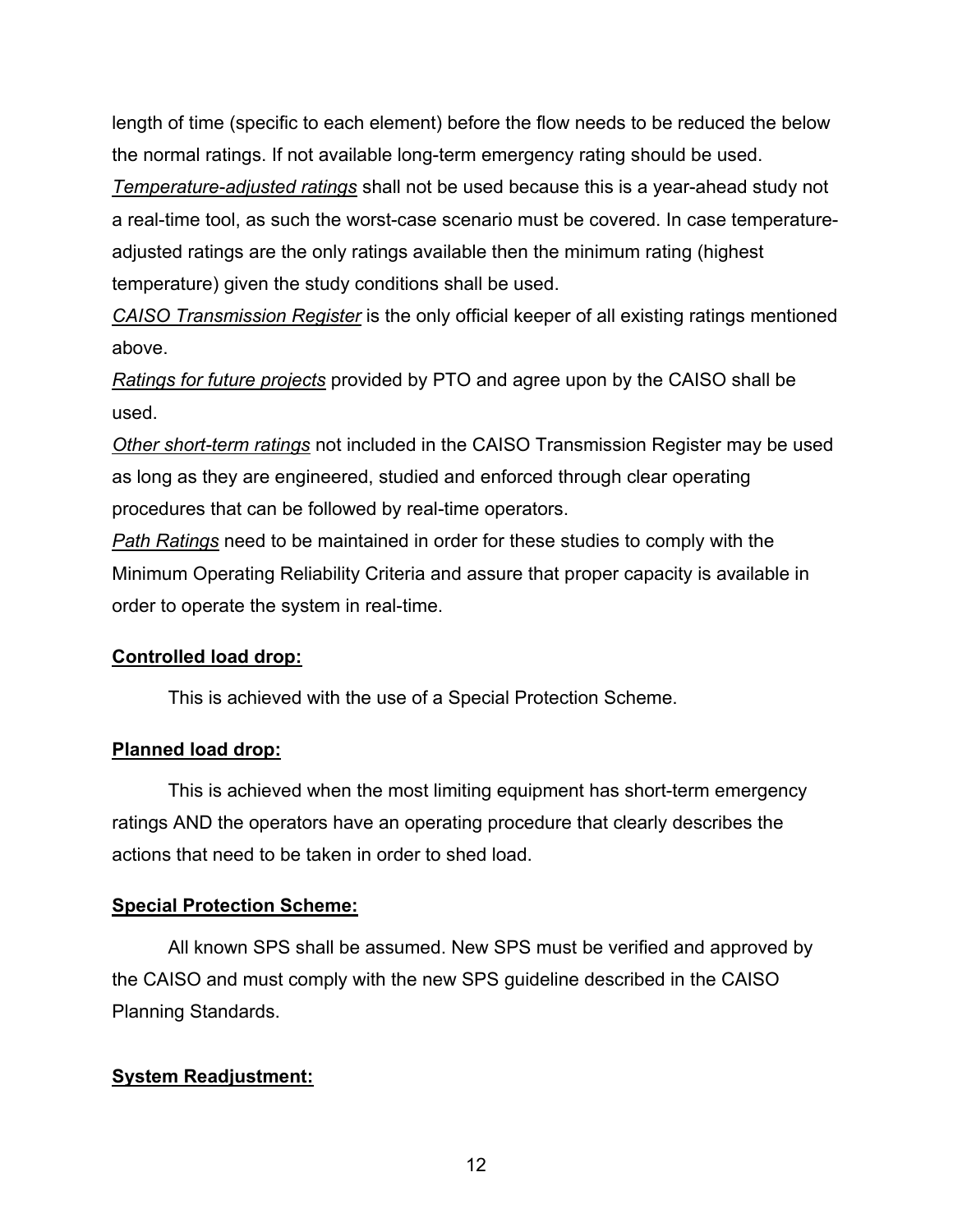length of time (specific to each element) before the flow needs to be reduced the below the normal ratings. If not available long-term emergency rating should be used.

*Temperature-adjusted ratings* shall not be used because this is a year-ahead study not a real-time tool, as such the worst-case scenario must be covered. In case temperature-adjusted ratings are the only ratings available then the minimum rating (highest temperature) given the study conditions shall be used.

*CAISO Transmission Register* is the only official keeper of all existing ratings mentioned above.

*Ratings for future projects* provided by PTO and agree upon by the CAISO shall be used.

*Other short-term ratings* not included in the CAISO Transmission Register may be used as long as they are engineered, studied and enforced through clear operating procedures that can be followed by real-time operators.

*Path Ratings* need to be maintained in order for these studies to comply with the Minimum Operating Reliability Criteria and assure that proper capacity is available in order to operate the system in real-time.

**Controlled load drop:**

This is achieved with the use of a Special Protection Scheme.

**Planned load drop:**

This is achieved when the most limiting equipment has short-term emergency ratings AND the operators have an operating procedure that clearly describes the actions that need to be taken in order to shed load.

**Special Protection Scheme:**

All known SPS shall be assumed. New SPS must be verified and approved by the CAISO and must comply with the new SPS guideline described in the CAISO Planning Standards.

**System Readjustment:**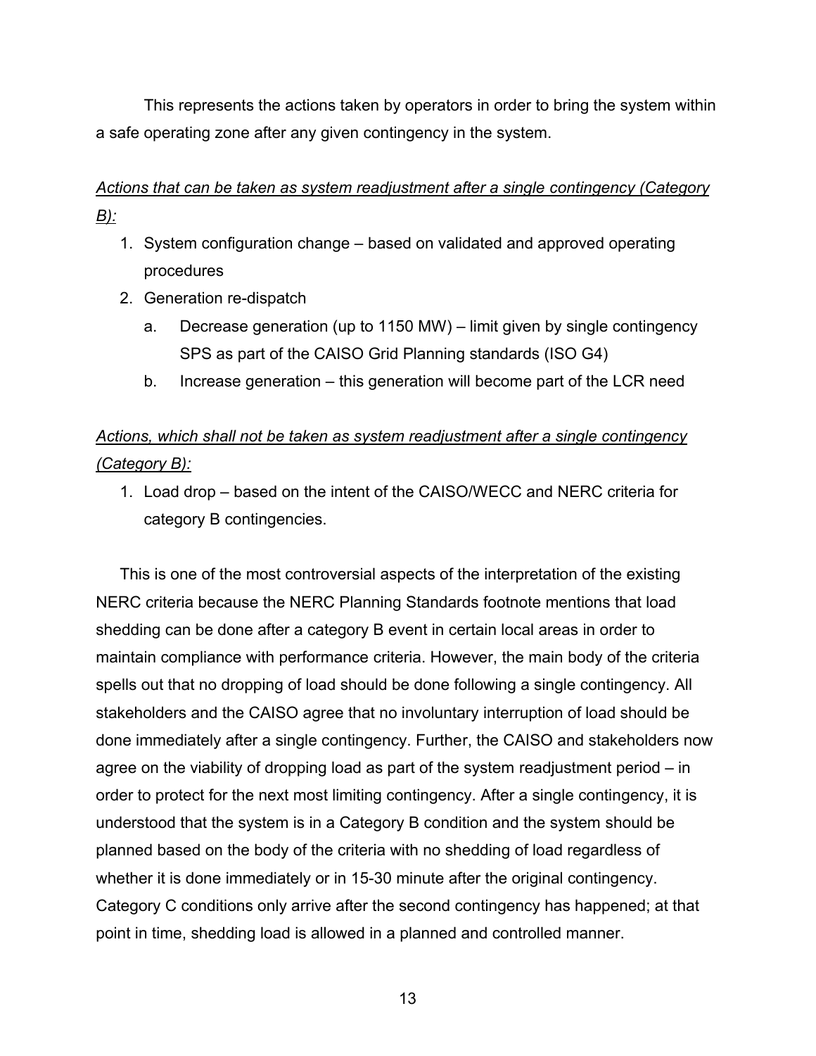This represents the actions taken by operators in order to bring the system within a safe operating zone after any given contingency in the system.

*Actions that can be taken as system readjustment after a single contingency (Category B):*

1. System configuration change – based on validated and approved operating procedures
2. Generation re-dispatch
   a. Decrease generation (up to 1150 MW) – limit given by single contingency SPS as part of the CAISO Grid Planning standards (ISO G4)
   b. Increase generation – this generation will become part of the LCR need

*Actions, which shall not be taken as system readjustment after a single contingency (Category B):*

1. Load drop – based on the intent of the CAISO/WECC and NERC criteria for category B contingencies.

This is one of the most controversial aspects of the interpretation of the existing NERC criteria because the NERC Planning Standards footnote mentions that load shedding can be done after a category B event in certain local areas in order to maintain compliance with performance criteria. However, the main body of the criteria spells out that no dropping of load should be done following a single contingency. All stakeholders and the CAISO agree that no involuntary interruption of load should be done immediately after a single contingency. Further, the CAISO and stakeholders now agree on the viability of dropping load as part of the system readjustment period – in order to protect for the next most limiting contingency. After a single contingency, it is understood that the system is in a Category B condition and the system should be planned based on the body of the criteria with no shedding of load regardless of whether it is done immediately or in 15-30 minute after the original contingency. Category C conditions only arrive after the second contingency has happened; at that point in time, shedding load is allowed in a planned and controlled manner.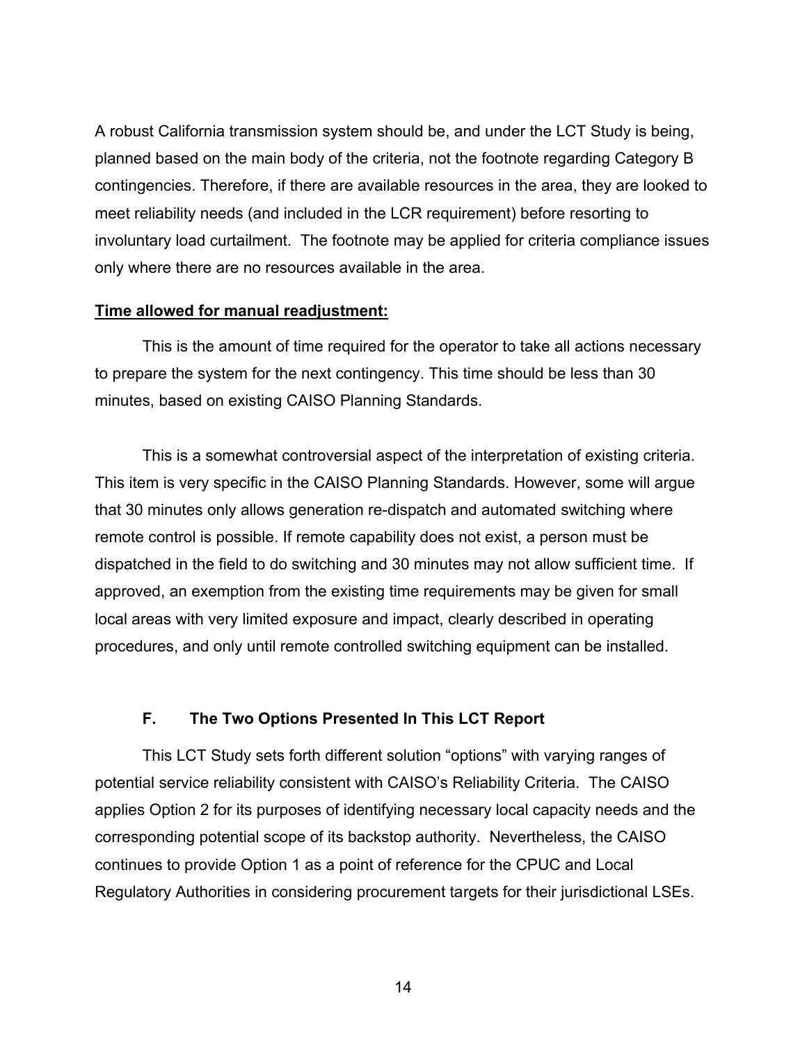A robust California transmission system should be, and under the LCT Study is being, planned based on the main body of the criteria, not the footnote regarding Category B contingencies. Therefore, if there are available resources in the area, they are looked to meet reliability needs (and included in the LCR requirement) before resorting to involuntary load curtailment. The footnote may be applied for criteria compliance issues only where there are no resources available in the area.

**Time allowed for manual readjustment:**

This is the amount of time required for the operator to take all actions necessary to prepare the system for the next contingency. This time should be less than 30 minutes, based on existing CAISO Planning Standards.

This is a somewhat controversial aspect of the interpretation of existing criteria. This item is very specific in the CAISO Planning Standards. However, some will argue that 30 minutes only allows generation re-dispatch and automated switching where remote control is possible. If remote capability does not exist, a person must be dispatched in the field to do switching and 30 minutes may not allow sufficient time. If approved, an exemption from the existing time requirements may be given for small local areas with very limited exposure and impact, clearly described in operating procedures, and only until remote controlled switching equipment can be installed.

### F. The Two Options Presented In This LCT Report

This LCT Study sets forth different solution "options" with varying ranges of potential service reliability consistent with CAISO's Reliability Criteria. The CAISO applies Option 2 for its purposes of identifying necessary local capacity needs and the corresponding potential scope of its backstop authority. Nevertheless, the CAISO continues to provide Option 1 as a point of reference for the CPUC and Local Regulatory Authorities in considering procurement targets for their jurisdictional LSEs.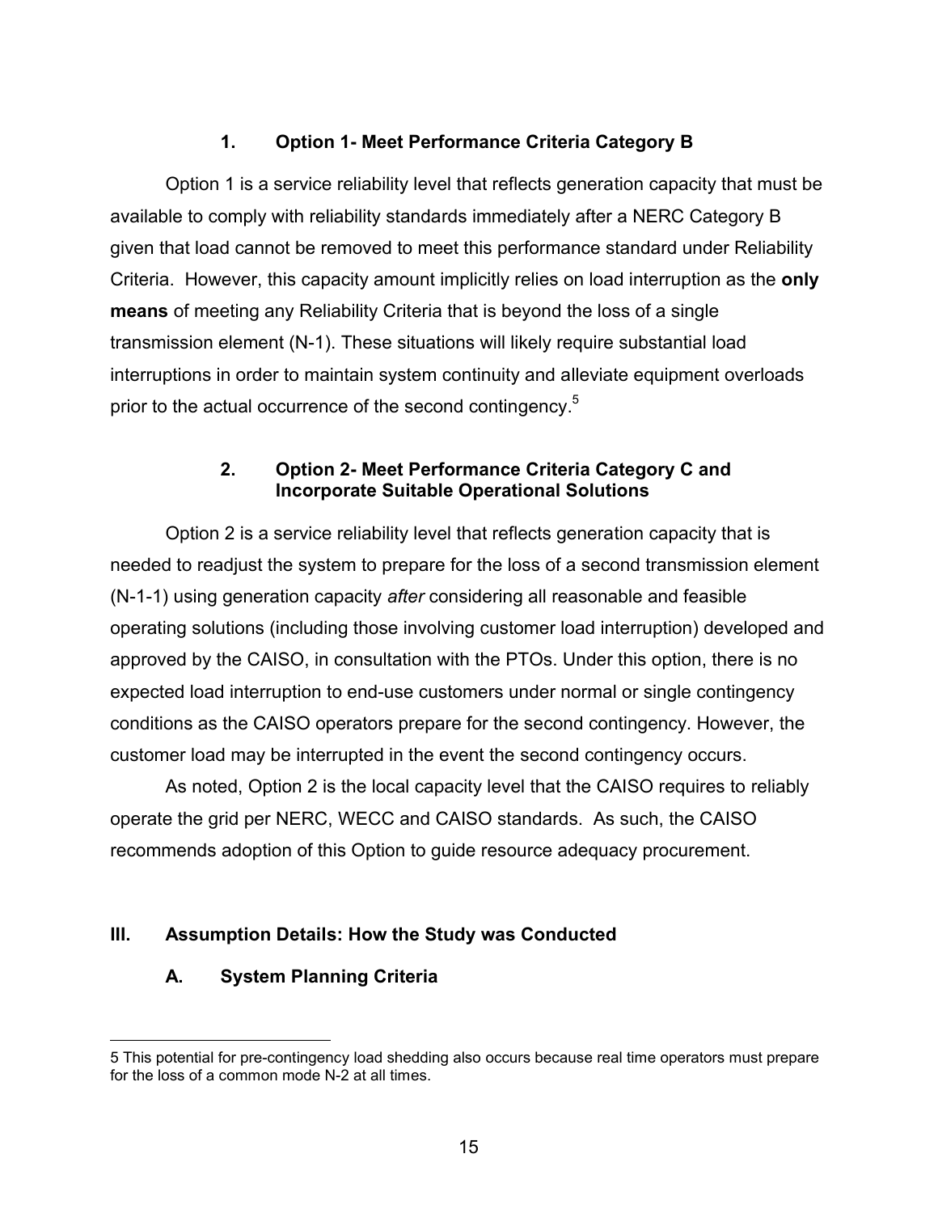### 1. Option 1- Meet Performance Criteria Category B

Option 1 is a service reliability level that reflects generation capacity that must be available to comply with reliability standards immediately after a NERC Category B given that load cannot be removed to meet this performance standard under Reliability Criteria. However, this capacity amount implicitly relies on load interruption as the **only means** of meeting any Reliability Criteria that is beyond the loss of a single transmission element (N-1). These situations will likely require substantial load interruptions in order to maintain system continuity and alleviate equipment overloads prior to the actual occurrence of the second contingency.[5]

### 2. Option 2- Meet Performance Criteria Category C and Incorporate Suitable Operational Solutions

Option 2 is a service reliability level that reflects generation capacity that is needed to readjust the system to prepare for the loss of a second transmission element (N-1-1) using generation capacity *after* considering all reasonable and feasible operating solutions (including those involving customer load interruption) developed and approved by the CAISO, in consultation with the PTOs. Under this option, there is no expected load interruption to end-use customers under normal or single contingency conditions as the CAISO operators prepare for the second contingency. However, the customer load may be interrupted in the event the second contingency occurs.

As noted, Option 2 is the local capacity level that the CAISO requires to reliably operate the grid per NERC, WECC and CAISO standards. As such, the CAISO recommends adoption of this Option to guide resource adequacy procurement.

## III. Assumption Details: How the Study was Conducted

### A. System Planning Criteria

5 This potential for pre-contingency load shedding also occurs because real time operators must prepare for the loss of a common mode N-2 at all times.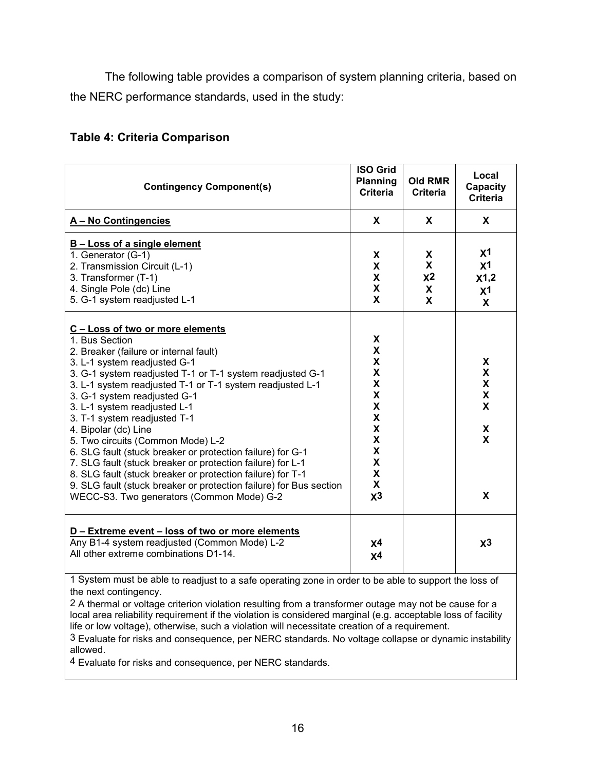The following table provides a comparison of system planning criteria, based on the NERC performance standards, used in the study:

**Table 4: Criteria Comparison**

| Contingency Component(s) | ISO Grid Planning Criteria | Old RMR Criteria | Local Capacity Criteria |
|---|---|---|---|
| **A – No Contingencies** | X | X | X |
| **B – Loss of a single element** | | | |
| 1. Generator (G-1) | X | X | X[1] |
| 2. Transmission Circuit (L-1) | X | X | X[1] |
| 3. Transformer (T-1) | X | X[2] | X[1,2] |
| 4. Single Pole (dc) Line | X | X | X[1] |
| 5. G-1 system readjusted L-1 | X | X | X |
| **C – Loss of two or more elements** | | | |
| 1. Bus Section | X | | |
| 2. Breaker (failure or internal fault) | X | | |
| 3. L-1 system readjusted G-1 | X | | X |
| 3. G-1 system readjusted T-1 or T-1 system readjusted G-1 | X | | X |
| 3. L-1 system readjusted T-1 or T-1 system readjusted L-1 | X | | X |
| 3. G-1 system readjusted G-1 | X | | X |
| 3. L-1 system readjusted L-1 | X | | X |
| 3. T-1 system readjusted T-1 | X | | |
| 4. Bipolar (dc) Line | X | | X |
| 5. Two circuits (Common Mode) L-2 | X | | X |
| 6. SLG fault (stuck breaker or protection failure) for G-1 | X | | |
| 7. SLG fault (stuck breaker or protection failure) for L-1 | X | | |
| 8. SLG fault (stuck breaker or protection failure) for T-1 | X | | |
| 9. SLG fault (stuck breaker or protection failure) for Bus section | X | | |
| WECC-S3. Two generators (Common Mode) G-2 | X[3] | | X |
| **D – Extreme event – loss of two or more elements** | | | |
| Any B1-4 system readjusted (Common Mode) L-2 | X[4] | | X[3] |
| All other extreme combinations D1-14. | X[4] | | |

1 System must be able to readjust to a safe operating zone in order to be able to support the loss of the next contingency.

2 A thermal or voltage criterion violation resulting from a transformer outage may not be cause for a local area reliability requirement if the violation is considered marginal (e.g. acceptable loss of facility life or low voltage), otherwise, such a violation will necessitate creation of a requirement.

3 Evaluate for risks and consequence, per NERC standards. No voltage collapse or dynamic instability allowed.

4 Evaluate for risks and consequence, per NERC standards.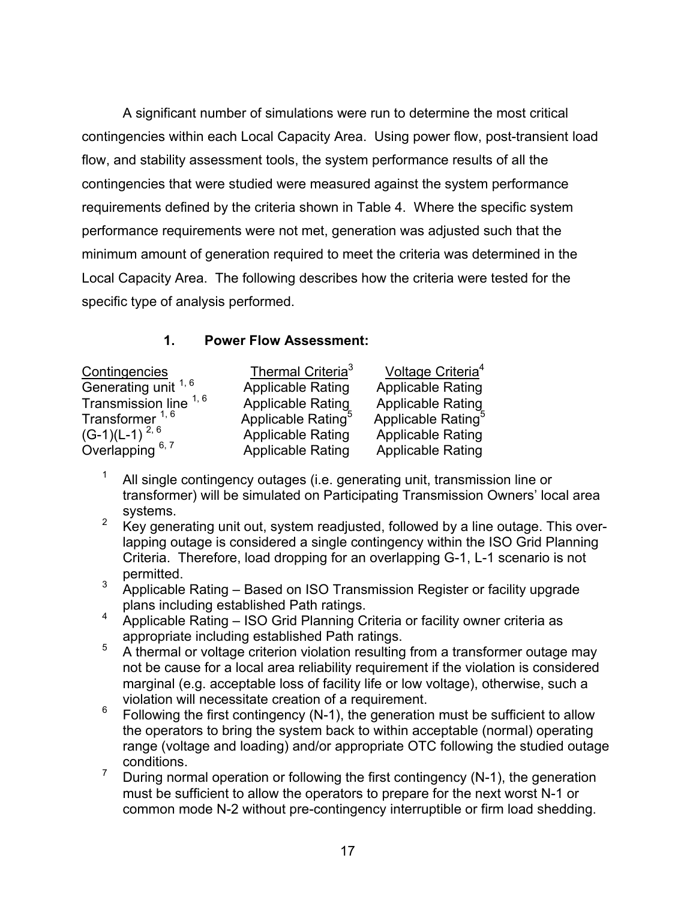A significant number of simulations were run to determine the most critical contingencies within each Local Capacity Area. Using power flow, post-transient load flow, and stability assessment tools, the system performance results of all the contingencies that were studied were measured against the system performance requirements defined by the criteria shown in Table 4. Where the specific system performance requirements were not met, generation was adjusted such that the minimum amount of generation required to meet the criteria was determined in the Local Capacity Area. The following describes how the criteria were tested for the specific type of analysis performed.

### 1. Power Flow Assessment:

| Contingencies | Thermal Criteria[3] | Voltage Criteria[4] |
|---|---|---|
| Generating unit [1, 6] | Applicable Rating | Applicable Rating |
| Transmission line [1, 6] | Applicable Rating | Applicable Rating |
| Transformer [1, 6] | Applicable Rating[5] | Applicable Rating[5] |
| (G-1)(L-1) [2, 6] | Applicable Rating | Applicable Rating |
| Overlapping [6, 7] | Applicable Rating | Applicable Rating |

[1] All single contingency outages (i.e. generating unit, transmission line or transformer) will be simulated on Participating Transmission Owners' local area systems.

[2] Key generating unit out, system readjusted, followed by a line outage. This overlapping outage is considered a single contingency within the ISO Grid Planning Criteria. Therefore, load dropping for an overlapping G-1, L-1 scenario is not permitted.

[3] Applicable Rating – Based on ISO Transmission Register or facility upgrade plans including established Path ratings.

[4] Applicable Rating – ISO Grid Planning Criteria or facility owner criteria as appropriate including established Path ratings.

[5] A thermal or voltage criterion violation resulting from a transformer outage may not be cause for a local area reliability requirement if the violation is considered marginal (e.g. acceptable loss of facility life or low voltage), otherwise, such a violation will necessitate creation of a requirement.

[6] Following the first contingency (N-1), the generation must be sufficient to allow the operators to bring the system back to within acceptable (normal) operating range (voltage and loading) and/or appropriate OTC following the studied outage conditions.

[7] During normal operation or following the first contingency (N-1), the generation must be sufficient to allow the operators to prepare for the next worst N-1 or common mode N-2 without pre-contingency interruptible or firm load shedding.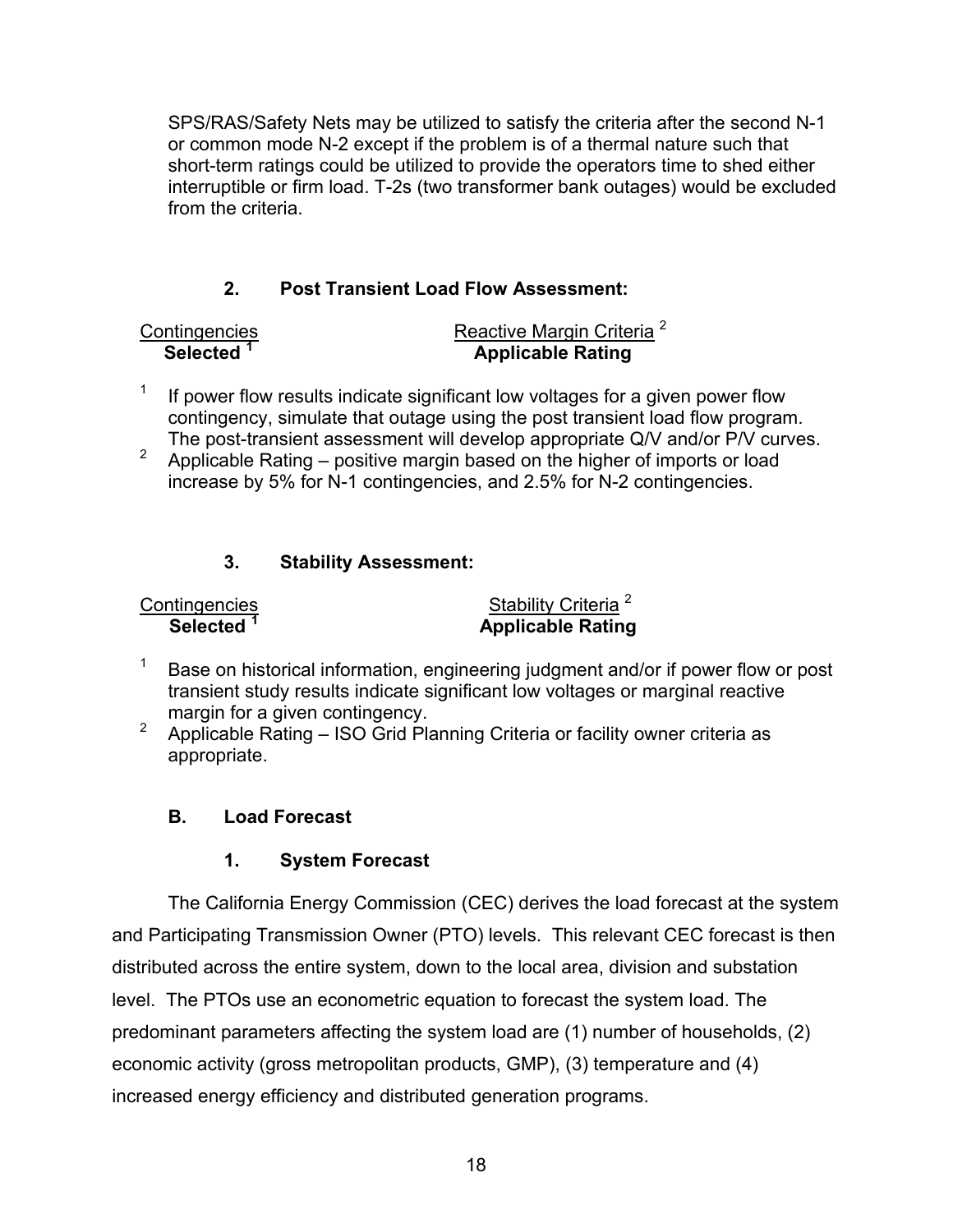SPS/RAS/Safety Nets may be utilized to satisfy the criteria after the second N-1 or common mode N-2 except if the problem is of a thermal nature such that short-term ratings could be utilized to provide the operators time to shed either interruptible or firm load. T-2s (two transformer bank outages) would be excluded from the criteria.

### 2. Post Transient Load Flow Assessment:

| Contingencies **Selected** [1] | Reactive Margin Criteria [2] **Applicable Rating** |
|---|---|

[1] If power flow results indicate significant low voltages for a given power flow contingency, simulate that outage using the post transient load flow program. The post-transient assessment will develop appropriate Q/V and/or P/V curves.

[2] Applicable Rating – positive margin based on the higher of imports or load increase by 5% for N-1 contingencies, and 2.5% for N-2 contingencies.

### 3. Stability Assessment:

| Contingencies **Selected** [1] | Stability Criteria [2] **Applicable Rating** |
|---|---|

[1] Base on historical information, engineering judgment and/or if power flow or post transient study results indicate significant low voltages or marginal reactive margin for a given contingency.

[2] Applicable Rating – ISO Grid Planning Criteria or facility owner criteria as appropriate.

## B. Load Forecast

### 1. System Forecast

The California Energy Commission (CEC) derives the load forecast at the system and Participating Transmission Owner (PTO) levels. This relevant CEC forecast is then distributed across the entire system, down to the local area, division and substation level. The PTOs use an econometric equation to forecast the system load. The predominant parameters affecting the system load are (1) number of households, (2) economic activity (gross metropolitan products, GMP), (3) temperature and (4) increased energy efficiency and distributed generation programs.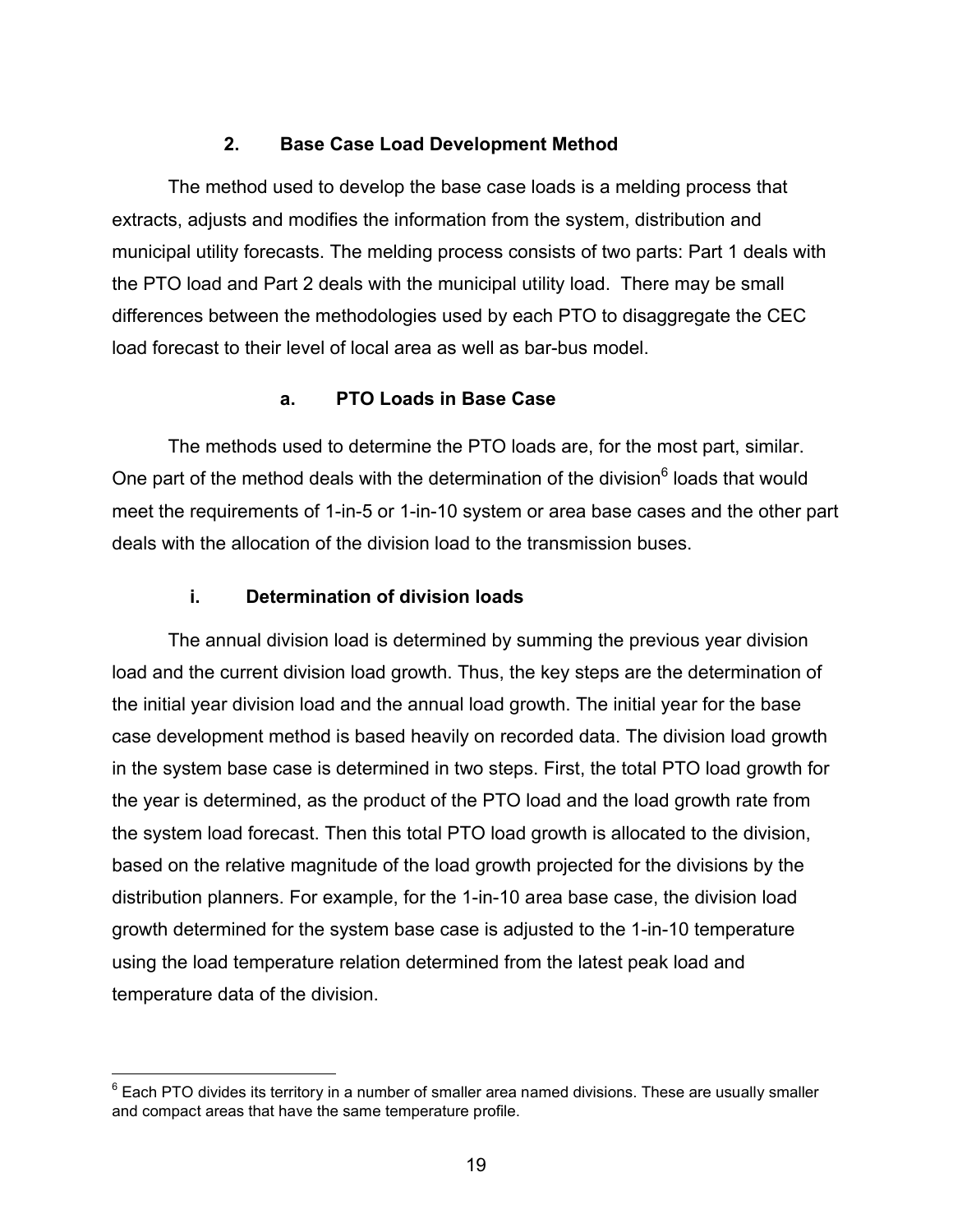### 2. Base Case Load Development Method

The method used to develop the base case loads is a melding process that extracts, adjusts and modifies the information from the system, distribution and municipal utility forecasts. The melding process consists of two parts: Part 1 deals with the PTO load and Part 2 deals with the municipal utility load. There may be small differences between the methodologies used by each PTO to disaggregate the CEC load forecast to their level of local area as well as bar-bus model.

#### a. PTO Loads in Base Case

The methods used to determine the PTO loads are, for the most part, similar. One part of the method deals with the determination of the division[6] loads that would meet the requirements of 1-in-5 or 1-in-10 system or area base cases and the other part deals with the allocation of the division load to the transmission buses.

##### i. Determination of division loads

The annual division load is determined by summing the previous year division load and the current division load growth. Thus, the key steps are the determination of the initial year division load and the annual load growth. The initial year for the base case development method is based heavily on recorded data. The division load growth in the system base case is determined in two steps. First, the total PTO load growth for the year is determined, as the product of the PTO load and the load growth rate from the system load forecast. Then this total PTO load growth is allocated to the division, based on the relative magnitude of the load growth projected for the divisions by the distribution planners. For example, for the 1-in-10 area base case, the division load growth determined for the system base case is adjusted to the 1-in-10 temperature using the load temperature relation determined from the latest peak load and temperature data of the division.

---

[6] Each PTO divides its territory in a number of smaller area named divisions. These are usually smaller and compact areas that have the same temperature profile.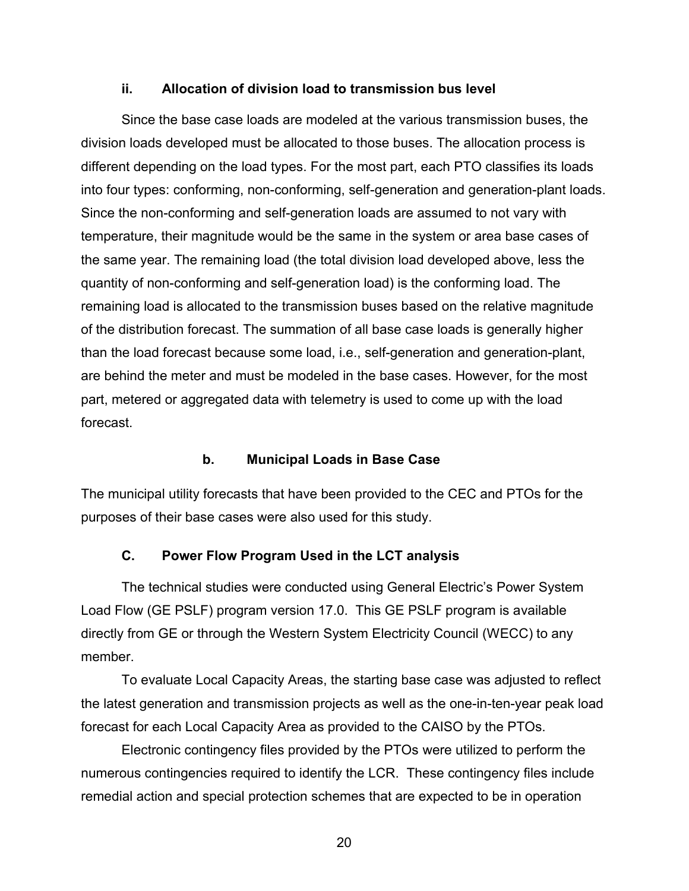#### ii. Allocation of division load to transmission bus level

Since the base case loads are modeled at the various transmission buses, the division loads developed must be allocated to those buses. The allocation process is different depending on the load types. For the most part, each PTO classifies its loads into four types: conforming, non-conforming, self-generation and generation-plant loads. Since the non-conforming and self-generation loads are assumed to not vary with temperature, their magnitude would be the same in the system or area base cases of the same year. The remaining load (the total division load developed above, less the quantity of non-conforming and self-generation load) is the conforming load. The remaining load is allocated to the transmission buses based on the relative magnitude of the distribution forecast. The summation of all base case loads is generally higher than the load forecast because some load, i.e., self-generation and generation-plant, are behind the meter and must be modeled in the base cases. However, for the most part, metered or aggregated data with telemetry is used to come up with the load forecast.

### b. Municipal Loads in Base Case

The municipal utility forecasts that have been provided to the CEC and PTOs for the purposes of their base cases were also used for this study.

## C. Power Flow Program Used in the LCT analysis

The technical studies were conducted using General Electric's Power System Load Flow (GE PSLF) program version 17.0. This GE PSLF program is available directly from GE or through the Western System Electricity Council (WECC) to any member.

To evaluate Local Capacity Areas, the starting base case was adjusted to reflect the latest generation and transmission projects as well as the one-in-ten-year peak load forecast for each Local Capacity Area as provided to the CAISO by the PTOs.

Electronic contingency files provided by the PTOs were utilized to perform the numerous contingencies required to identify the LCR. These contingency files include remedial action and special protection schemes that are expected to be in operation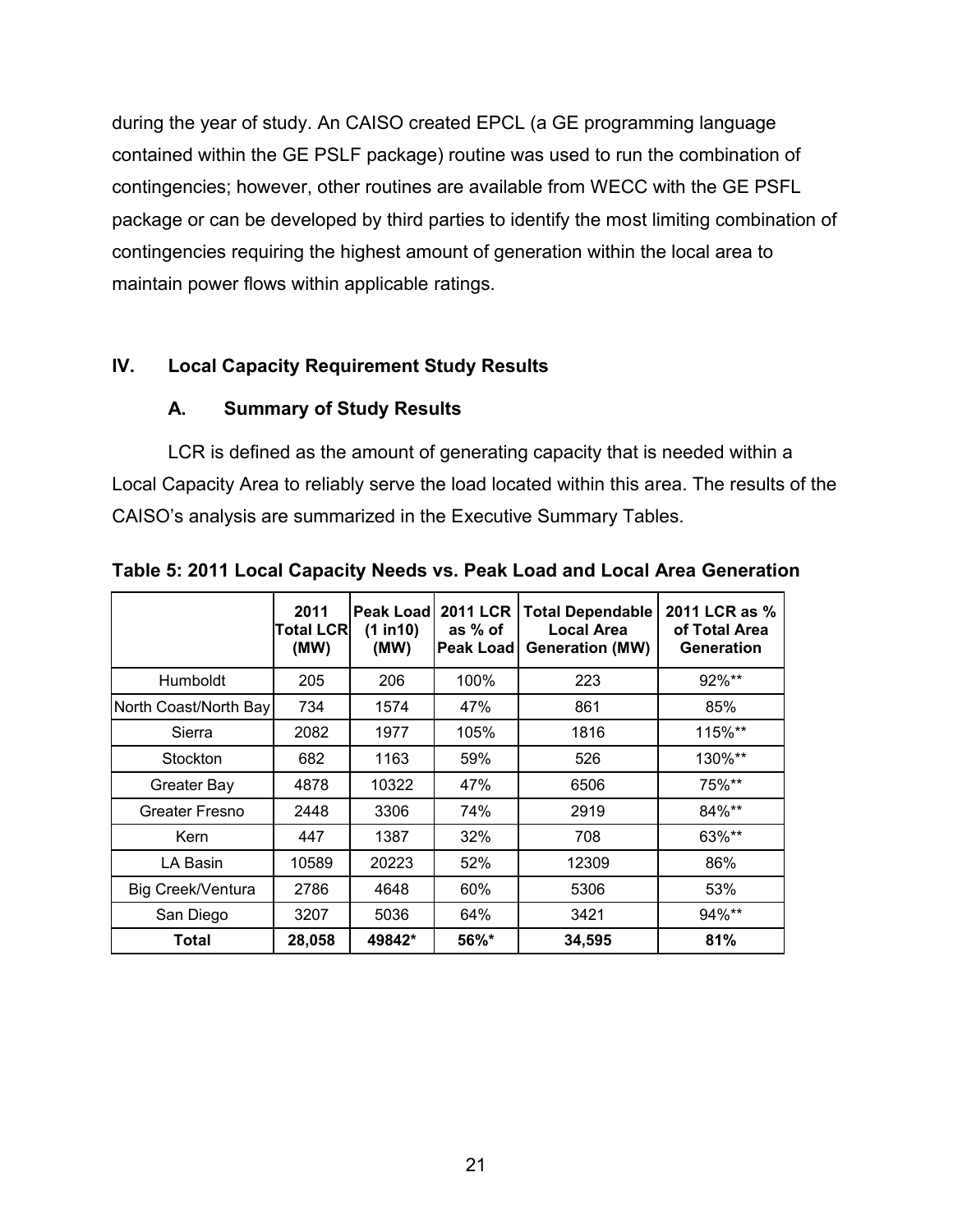during the year of study. An CAISO created EPCL (a GE programming language contained within the GE PSLF package) routine was used to run the combination of contingencies; however, other routines are available from WECC with the GE PSFL package or can be developed by third parties to identify the most limiting combination of contingencies requiring the highest amount of generation within the local area to maintain power flows within applicable ratings.

## IV. Local Capacity Requirement Study Results

### A. Summary of Study Results

LCR is defined as the amount of generating capacity that is needed within a Local Capacity Area to reliably serve the load located within this area. The results of the CAISO's analysis are summarized in the Executive Summary Tables.

**Table 5: 2011 Local Capacity Needs vs. Peak Load and Local Area Generation**

| | 2011 Total LCR (MW) | Peak Load (1 in10) (MW) | 2011 LCR as % of Peak Load | Total Dependable Local Area Generation (MW) | 2011 LCR as % of Total Area Generation |
|---|---|---|---|---|---|
| Humboldt | 205 | 206 | 100% | 223 | 92%** |
| North Coast/North Bay | 734 | 1574 | 47% | 861 | 85% |
| Sierra | 2082 | 1977 | 105% | 1816 | 115%** |
| Stockton | 682 | 1163 | 59% | 526 | 130%** |
| Greater Bay | 4878 | 10322 | 47% | 6506 | 75%** |
| Greater Fresno | 2448 | 3306 | 74% | 2919 | 84%** |
| Kern | 447 | 1387 | 32% | 708 | 63%** |
| LA Basin | 10589 | 20223 | 52% | 12309 | 86% |
| Big Creek/Ventura | 2786 | 4648 | 60% | 5306 | 53% |
| San Diego | 3207 | 5036 | 64% | 3421 | 94%** |
| **Total** | **28,058** | **49842*** | **56%*** | **34,595** | **81%** |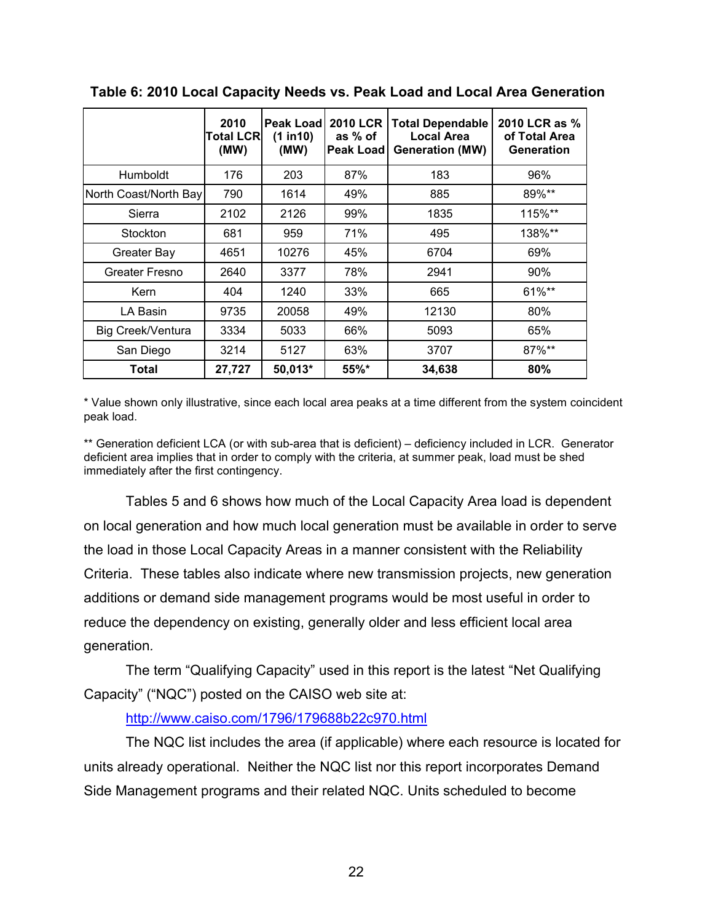**Table 6: 2010 Local Capacity Needs vs. Peak Load and Local Area Generation**

| | 2010 Total LCR (MW) | Peak Load (1 in10) (MW) | 2010 LCR as % of Peak Load | Total Dependable Local Area Generation (MW) | 2010 LCR as % of Total Area Generation |
|---|---|---|---|---|---|
| Humboldt | 176 | 203 | 87% | 183 | 96% |
| North Coast/North Bay | 790 | 1614 | 49% | 885 | 89%** |
| Sierra | 2102 | 2126 | 99% | 1835 | 115%** |
| Stockton | 681 | 959 | 71% | 495 | 138%** |
| Greater Bay | 4651 | 10276 | 45% | 6704 | 69% |
| Greater Fresno | 2640 | 3377 | 78% | 2941 | 90% |
| Kern | 404 | 1240 | 33% | 665 | 61%** |
| LA Basin | 9735 | 20058 | 49% | 12130 | 80% |
| Big Creek/Ventura | 3334 | 5033 | 66% | 5093 | 65% |
| San Diego | 3214 | 5127 | 63% | 3707 | 87%** |
| **Total** | **27,727** | **50,013*** | **55%*** | **34,638** | **80%** |

* Value shown only illustrative, since each local area peaks at a time different from the system coincident peak load.

** Generation deficient LCA (or with sub-area that is deficient) – deficiency included in LCR. Generator deficient area implies that in order to comply with the criteria, at summer peak, load must be shed immediately after the first contingency.

Tables 5 and 6 shows how much of the Local Capacity Area load is dependent on local generation and how much local generation must be available in order to serve the load in those Local Capacity Areas in a manner consistent with the Reliability Criteria. These tables also indicate where new transmission projects, new generation additions or demand side management programs would be most useful in order to reduce the dependency on existing, generally older and less efficient local area generation.

The term "Qualifying Capacity" used in this report is the latest "Net Qualifying Capacity" ("NQC") posted on the CAISO web site at:

http://www.caiso.com/1796/179688b22c970.html

The NQC list includes the area (if applicable) where each resource is located for units already operational. Neither the NQC list nor this report incorporates Demand Side Management programs and their related NQC. Units scheduled to become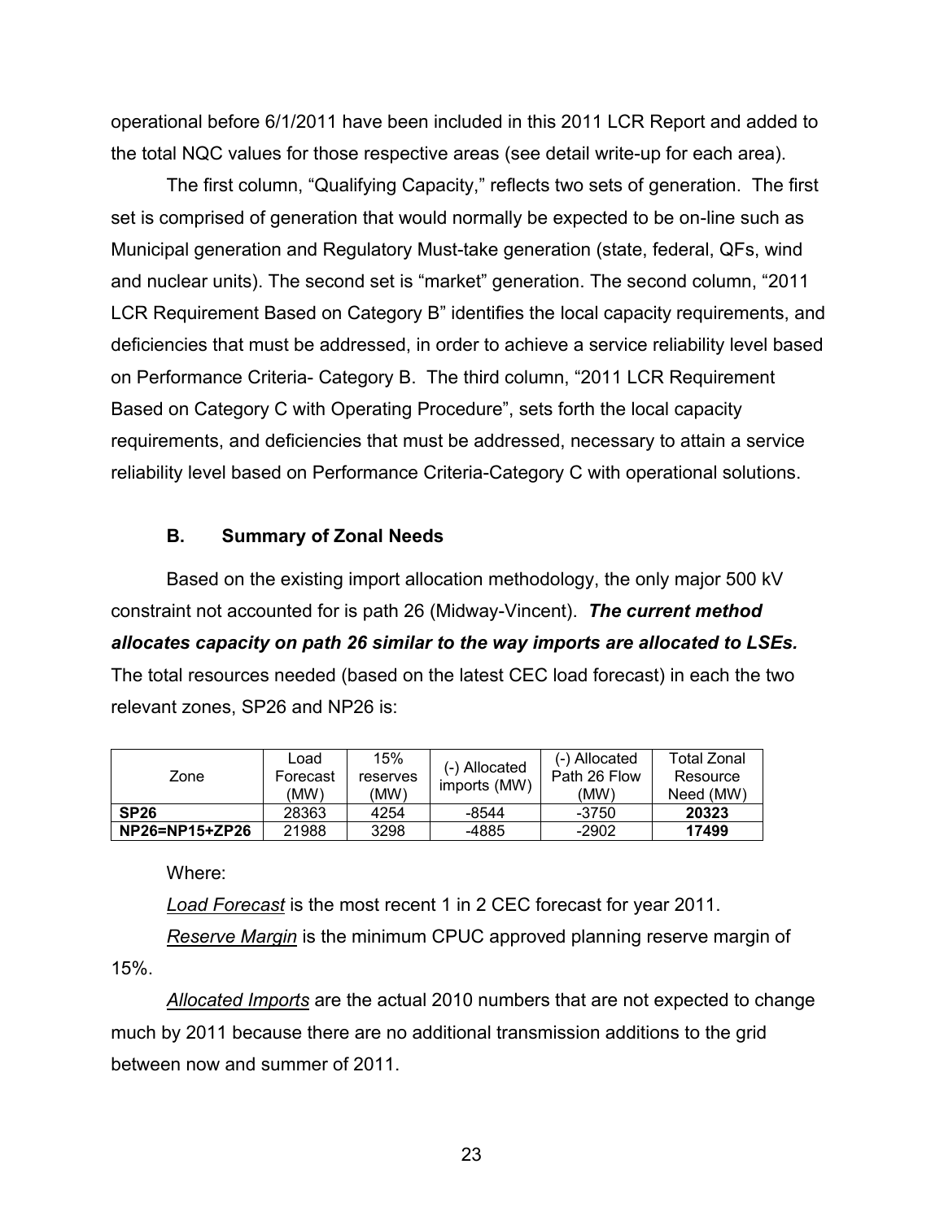operational before 6/1/2011 have been included in this 2011 LCR Report and added to the total NQC values for those respective areas (see detail write-up for each area).

The first column, "Qualifying Capacity," reflects two sets of generation. The first set is comprised of generation that would normally be expected to be on-line such as Municipal generation and Regulatory Must-take generation (state, federal, QFs, wind and nuclear units). The second set is "market" generation. The second column, "2011 LCR Requirement Based on Category B" identifies the local capacity requirements, and deficiencies that must be addressed, in order to achieve a service reliability level based on Performance Criteria- Category B. The third column, "2011 LCR Requirement Based on Category C with Operating Procedure", sets forth the local capacity requirements, and deficiencies that must be addressed, necessary to attain a service reliability level based on Performance Criteria-Category C with operational solutions.

### B. Summary of Zonal Needs

Based on the existing import allocation methodology, the only major 500 kV constraint not accounted for is path 26 (Midway-Vincent). ***The current method allocates capacity on path 26 similar to the way imports are allocated to LSEs.*** The total resources needed (based on the latest CEC load forecast) in each the two relevant zones, SP26 and NP26 is:

| Zone | Load Forecast (MW) | 15% reserves (MW) | (-) Allocated imports (MW) | (-) Allocated Path 26 Flow (MW) | Total Zonal Resource Need (MW) |
|---|---|---|---|---|---|
| **SP26** | 28363 | 4254 | -8544 | -3750 | **20323** |
| **NP26=NP15+ZP26** | 21988 | 3298 | -4885 | -2902 | **17499** |

Where:

*Load Forecast* is the most recent 1 in 2 CEC forecast for year 2011.

*Reserve Margin* is the minimum CPUC approved planning reserve margin of 15%.

*Allocated Imports* are the actual 2010 numbers that are not expected to change much by 2011 because there are no additional transmission additions to the grid between now and summer of 2011.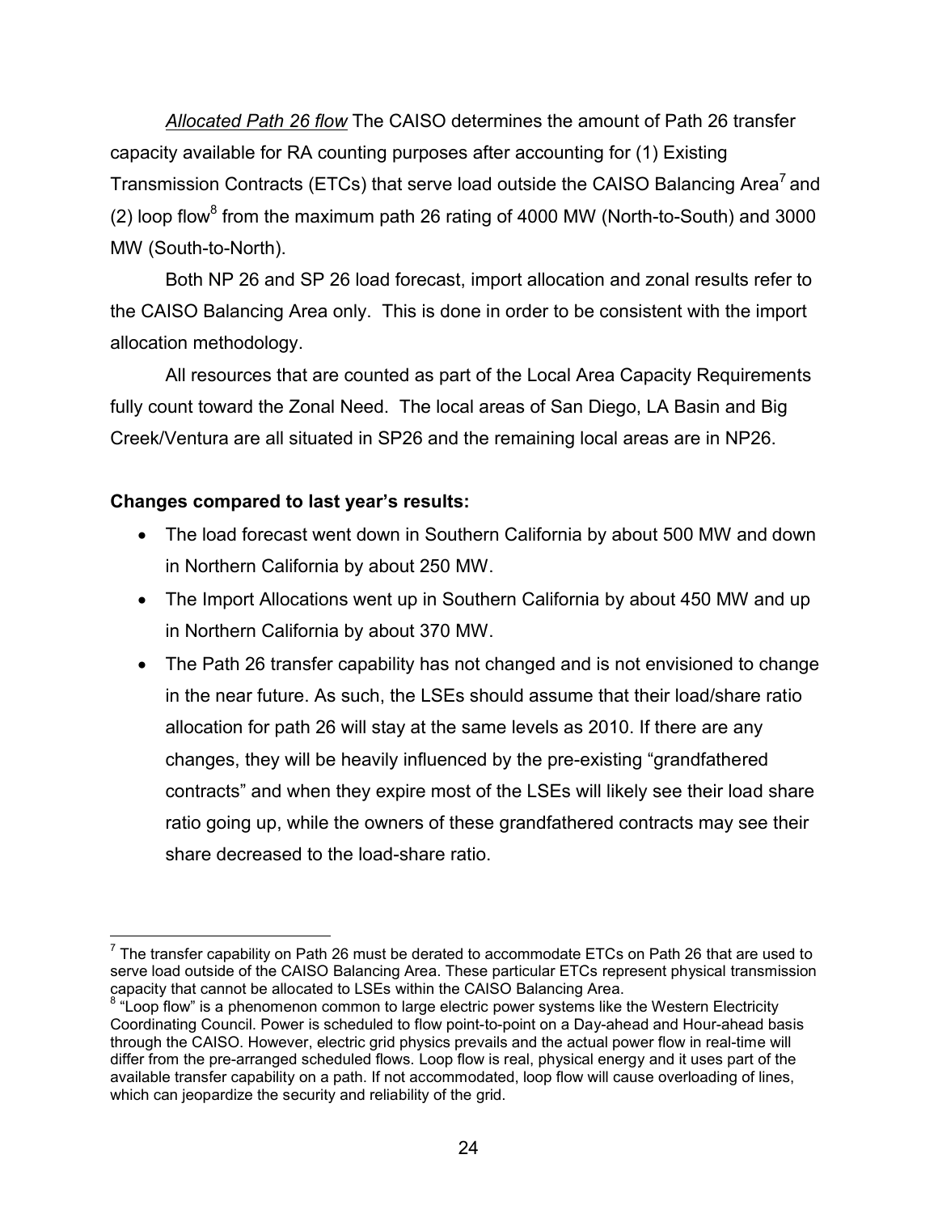*Allocated Path 26 flow* The CAISO determines the amount of Path 26 transfer capacity available for RA counting purposes after accounting for (1) Existing Transmission Contracts (ETCs) that serve load outside the CAISO Balancing Area[7] and (2) loop flow[8] from the maximum path 26 rating of 4000 MW (North-to-South) and 3000 MW (South-to-North).

Both NP 26 and SP 26 load forecast, import allocation and zonal results refer to the CAISO Balancing Area only. This is done in order to be consistent with the import allocation methodology.

All resources that are counted as part of the Local Area Capacity Requirements fully count toward the Zonal Need. The local areas of San Diego, LA Basin and Big Creek/Ventura are all situated in SP26 and the remaining local areas are in NP26.

**Changes compared to last year's results:**

- The load forecast went down in Southern California by about 500 MW and down in Northern California by about 250 MW.
- The Import Allocations went up in Southern California by about 450 MW and up in Northern California by about 370 MW.
- The Path 26 transfer capability has not changed and is not envisioned to change in the near future. As such, the LSEs should assume that their load/share ratio allocation for path 26 will stay at the same levels as 2010. If there are any changes, they will be heavily influenced by the pre-existing "grandfathered contracts" and when they expire most of the LSEs will likely see their load share ratio going up, while the owners of these grandfathered contracts may see their share decreased to the load-share ratio.

---

[7] The transfer capability on Path 26 must be derated to accommodate ETCs on Path 26 that are used to serve load outside of the CAISO Balancing Area. These particular ETCs represent physical transmission capacity that cannot be allocated to LSEs within the CAISO Balancing Area.

[8] "Loop flow" is a phenomenon common to large electric power systems like the Western Electricity Coordinating Council. Power is scheduled to flow point-to-point on a Day-ahead and Hour-ahead basis through the CAISO. However, electric grid physics prevails and the actual power flow in real-time will differ from the pre-arranged scheduled flows. Loop flow is real, physical energy and it uses part of the available transfer capability on a path. If not accommodated, loop flow will cause overloading of lines, which can jeopardize the security and reliability of the grid.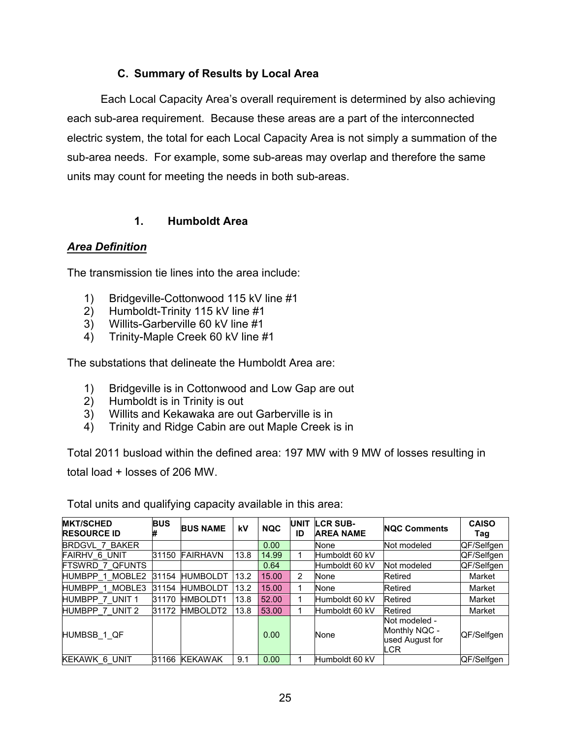### C. Summary of Results by Local Area

Each Local Capacity Area's overall requirement is determined by also achieving each sub-area requirement. Because these areas are a part of the interconnected electric system, the total for each Local Capacity Area is not simply a summation of the sub-area needs. For example, some sub-areas may overlap and therefore the same units may count for meeting the needs in both sub-areas.

#### 1. Humboldt Area

***Area Definition***

The transmission tie lines into the area include:

1) Bridgeville-Cottonwood 115 kV line #1
2) Humboldt-Trinity 115 kV line #1
3) Willits-Garberville 60 kV line #1
4) Trinity-Maple Creek 60 kV line #1

The substations that delineate the Humboldt Area are:

1) Bridgeville is in Cottonwood and Low Gap are out
2) Humboldt is in Trinity is out
3) Willits and Kekawaka are out Garberville is in
4) Trinity and Ridge Cabin are out Maple Creek is in

Total 2011 busload within the defined area: 197 MW with 9 MW of losses resulting in total load + losses of 206 MW.

Total units and qualifying capacity available in this area:

| MKT/SCHED RESOURCE ID | BUS # | BUS NAME | kV | NQC | UNIT ID | LCR SUB-AREA NAME | NQC Comments | CAISO Tag |
|---|---|---|---|---|---|---|---|---|
| BRDGVL_7_BAKER | | | | 0.00 | | None | Not modeled | QF/Selfgen |
| FAIRHV_6_UNIT | 31150 | FAIRHAVN | 13.8 | 14.99 | 1 | Humboldt 60 kV | | QF/Selfgen |
| FTSWRD_7_QFUNTS | | | | 0.64 | | Humboldt 60 kV | Not modeled | QF/Selfgen |
| HUMBPP_1_MOBLE2 | 31154 | HUMBOLDT | 13.2 | 15.00 | 2 | None | Retired | Market |
| HUMBPP_1_MOBLE3 | 31154 | HUMBOLDT | 13.2 | 15.00 | 1 | None | Retired | Market |
| HUMBPP_7_UNIT 1 | 31170 | HMBOLDT1 | 13.8 | 52.00 | 1 | Humboldt 60 kV | Retired | Market |
| HUMBPP_7_UNIT 2 | 31172 | HMBOLDT2 | 13.8 | 53.00 | 1 | Humboldt 60 kV | Retired | Market |
| HUMBSB_1_QF | | | | 0.00 | | None | Not modeled - Monthly NQC - used August for LCR | QF/Selfgen |
| KEKAWK_6_UNIT | 31166 | KEKAWAK | 9.1 | 0.00 | 1 | Humboldt 60 kV | | QF/Selfgen |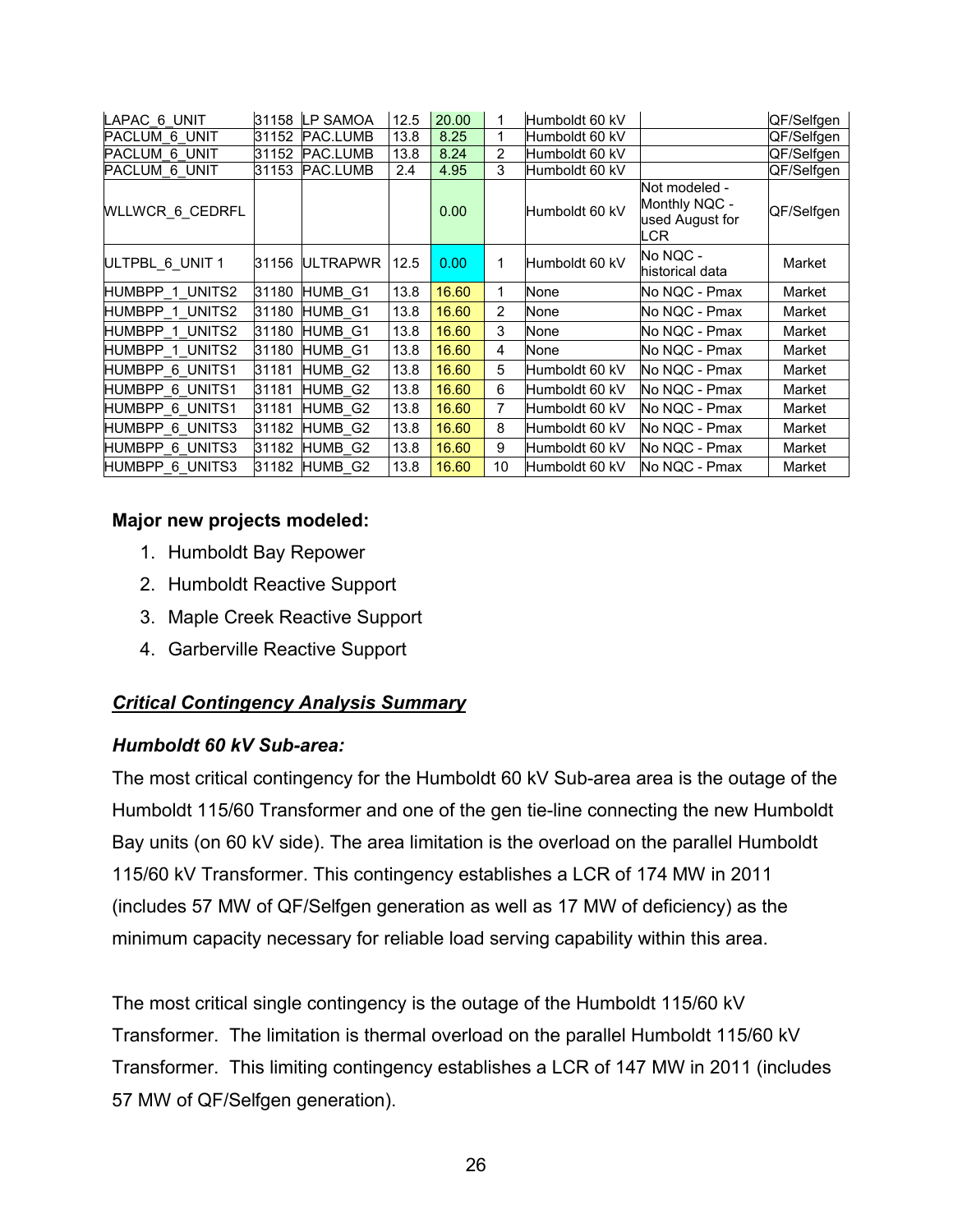| | | | | | | | | |
|---|---|---|---|---|---|---|---|---|
| LAPAC_6_UNIT | 31158 | LP SAMOA | 12.5 | 20.00 | 1 | Humboldt 60 kV | | QF/Selfgen |
| PACLUM_6_UNIT | 31152 | PAC.LUMB | 13.8 | 8.25 | 1 | Humboldt 60 kV | | QF/Selfgen |
| PACLUM_6_UNIT | 31152 | PAC.LUMB | 13.8 | 8.24 | 2 | Humboldt 60 kV | | QF/Selfgen |
| PACLUM_6_UNIT | 31153 | PAC.LUMB | 2.4 | 4.95 | 3 | Humboldt 60 kV | | QF/Selfgen |
| WLLWCR_6_CEDRFL | | | | 0.00 | | Humboldt 60 kV | Not modeled - Monthly NQC - used August for LCR | QF/Selfgen |
| ULTPBL_6_UNIT 1 | 31156 | ULTRAPWR | 12.5 | 0.00 | 1 | Humboldt 60 kV | No NQC - historical data | Market |
| HUMBPP_1_UNITS2 | 31180 | HUMB_G1 | 13.8 | 16.60 | 1 | None | No NQC - Pmax | Market |
| HUMBPP_1_UNITS2 | 31180 | HUMB_G1 | 13.8 | 16.60 | 2 | None | No NQC - Pmax | Market |
| HUMBPP_1_UNITS2 | 31180 | HUMB_G1 | 13.8 | 16.60 | 3 | None | No NQC - Pmax | Market |
| HUMBPP_1_UNITS2 | 31180 | HUMB_G1 | 13.8 | 16.60 | 4 | None | No NQC - Pmax | Market |
| HUMBPP_6_UNITS1 | 31181 | HUMB_G2 | 13.8 | 16.60 | 5 | Humboldt 60 kV | No NQC - Pmax | Market |
| HUMBPP_6_UNITS1 | 31181 | HUMB_G2 | 13.8 | 16.60 | 6 | Humboldt 60 kV | No NQC - Pmax | Market |
| HUMBPP_6_UNITS1 | 31181 | HUMB_G2 | 13.8 | 16.60 | 7 | Humboldt 60 kV | No NQC - Pmax | Market |
| HUMBPP_6_UNITS3 | 31182 | HUMB_G2 | 13.8 | 16.60 | 8 | Humboldt 60 kV | No NQC - Pmax | Market |
| HUMBPP_6_UNITS3 | 31182 | HUMB_G2 | 13.8 | 16.60 | 9 | Humboldt 60 kV | No NQC - Pmax | Market |
| HUMBPP_6_UNITS3 | 31182 | HUMB_G2 | 13.8 | 16.60 | 10 | Humboldt 60 kV | No NQC - Pmax | Market |

**Major new projects modeled:**

1. Humboldt Bay Repower
2. Humboldt Reactive Support
3. Maple Creek Reactive Support
4. Garberville Reactive Support

***Critical Contingency Analysis Summary***

***Humboldt 60 kV Sub-area:***

The most critical contingency for the Humboldt 60 kV Sub-area area is the outage of the Humboldt 115/60 Transformer and one of the gen tie-line connecting the new Humboldt Bay units (on 60 kV side). The area limitation is the overload on the parallel Humboldt 115/60 kV Transformer. This contingency establishes a LCR of 174 MW in 2011 (includes 57 MW of QF/Selfgen generation as well as 17 MW of deficiency) as the minimum capacity necessary for reliable load serving capability within this area.

The most critical single contingency is the outage of the Humboldt 115/60 kV Transformer. The limitation is thermal overload on the parallel Humboldt 115/60 kV Transformer. This limiting contingency establishes a LCR of 147 MW in 2011 (includes 57 MW of QF/Selfgen generation).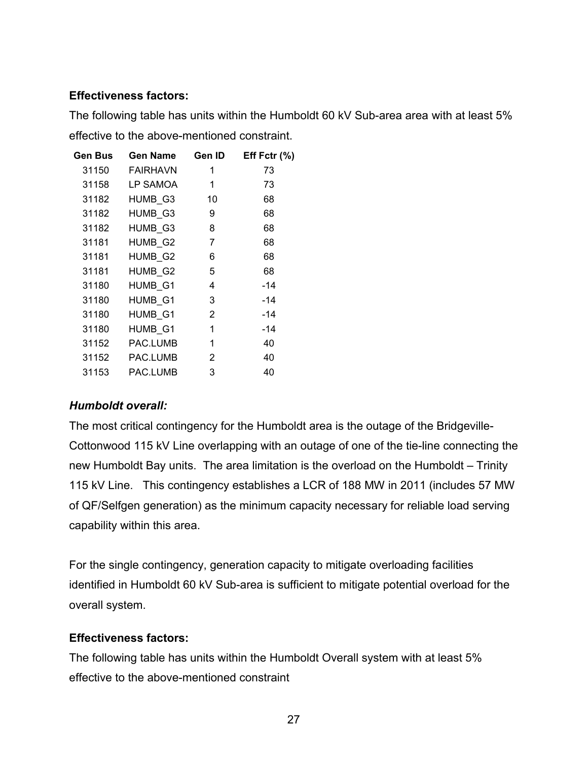**Effectiveness factors:**

The following table has units within the Humboldt 60 kV Sub-area area with at least 5% effective to the above-mentioned constraint.

| Gen Bus | Gen Name | Gen ID | Eff Fctr (%) |
|---|---|---|---|
| 31150 | FAIRHAVN | 1 | 73 |
| 31158 | LP SAMOA | 1 | 73 |
| 31182 | HUMB_G3 | 10 | 68 |
| 31182 | HUMB_G3 | 9 | 68 |
| 31182 | HUMB_G3 | 8 | 68 |
| 31181 | HUMB_G2 | 7 | 68 |
| 31181 | HUMB_G2 | 6 | 68 |
| 31181 | HUMB_G2 | 5 | 68 |
| 31180 | HUMB_G1 | 4 | -14 |
| 31180 | HUMB_G1 | 3 | -14 |
| 31180 | HUMB_G1 | 2 | -14 |
| 31180 | HUMB_G1 | 1 | -14 |
| 31152 | PAC.LUMB | 1 | 40 |
| 31152 | PAC.LUMB | 2 | 40 |
| 31153 | PAC.LUMB | 3 | 40 |

### *Humboldt overall:*

The most critical contingency for the Humboldt area is the outage of the Bridgeville-Cottonwood 115 kV Line overlapping with an outage of one of the tie-line connecting the new Humboldt Bay units. The area limitation is the overload on the Humboldt – Trinity 115 kV Line. This contingency establishes a LCR of 188 MW in 2011 (includes 57 MW of QF/Selfgen generation) as the minimum capacity necessary for reliable load serving capability within this area.

For the single contingency, generation capacity to mitigate overloading facilities identified in Humboldt 60 kV Sub-area is sufficient to mitigate potential overload for the overall system.

**Effectiveness factors:**

The following table has units within the Humboldt Overall system with at least 5% effective to the above-mentioned constraint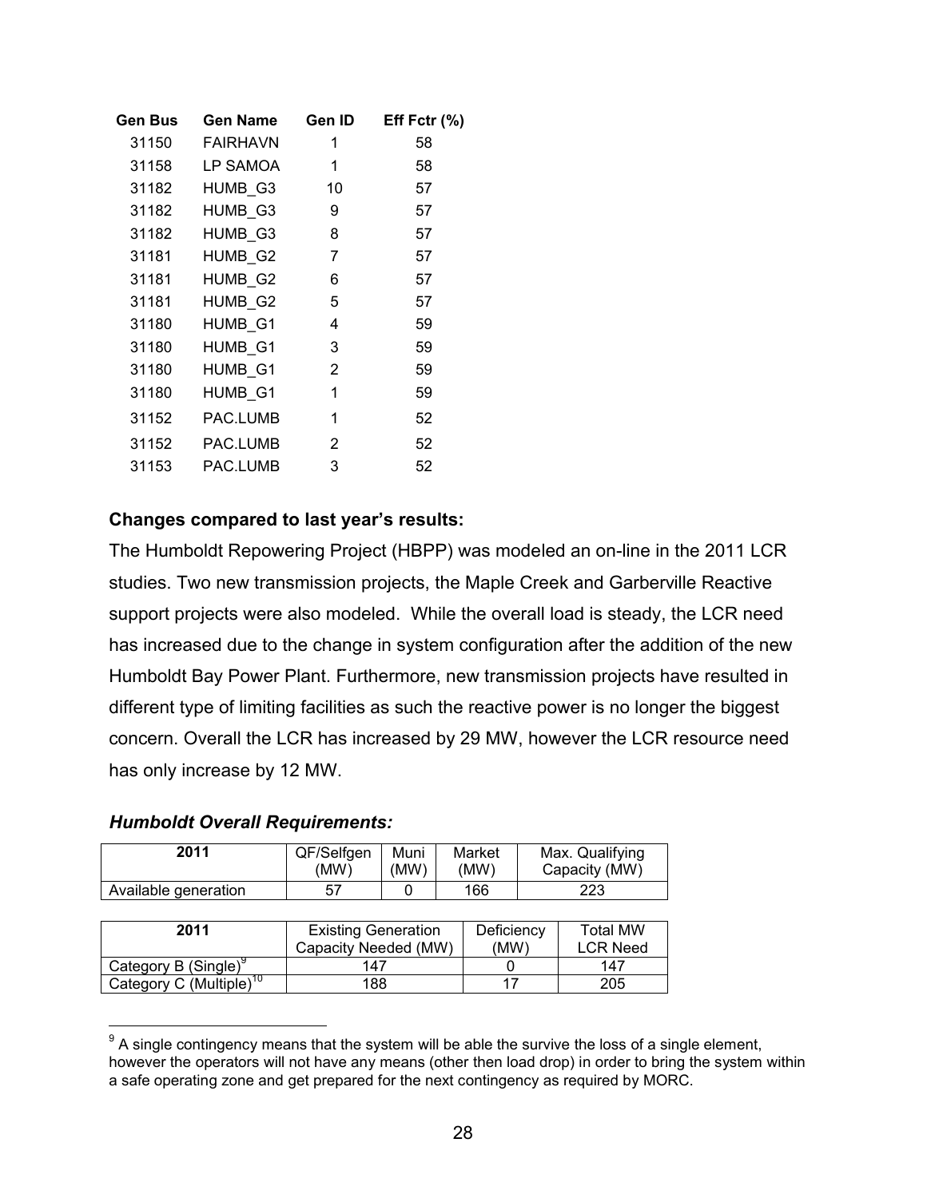| Gen Bus | Gen Name | Gen ID | Eff Fctr (%) |
|---|---|---|---|
| 31150 | FAIRHAVN | 1 | 58 |
| 31158 | LP SAMOA | 1 | 58 |
| 31182 | HUMB_G3 | 10 | 57 |
| 31182 | HUMB_G3 | 9 | 57 |
| 31182 | HUMB_G3 | 8 | 57 |
| 31181 | HUMB_G2 | 7 | 57 |
| 31181 | HUMB_G2 | 6 | 57 |
| 31181 | HUMB_G2 | 5 | 57 |
| 31180 | HUMB_G1 | 4 | 59 |
| 31180 | HUMB_G1 | 3 | 59 |
| 31180 | HUMB_G1 | 2 | 59 |
| 31180 | HUMB_G1 | 1 | 59 |
| 31152 | PAC.LUMB | 1 | 52 |
| 31152 | PAC.LUMB | 2 | 52 |
| 31153 | PAC.LUMB | 3 | 52 |

**Changes compared to last year's results:**

The Humboldt Repowering Project (HBPP) was modeled an on-line in the 2011 LCR studies. Two new transmission projects, the Maple Creek and Garberville Reactive support projects were also modeled. While the overall load is steady, the LCR need has increased due to the change in system configuration after the addition of the new Humboldt Bay Power Plant. Furthermore, new transmission projects have resulted in different type of limiting facilities as such the reactive power is no longer the biggest concern. Overall the LCR has increased by 29 MW, however the LCR resource need has only increase by 12 MW.

***Humboldt Overall Requirements:***

| 2011 | QF/Selfgen (MW) | Muni (MW) | Market (MW) | Max. Qualifying Capacity (MW) |
|---|---|---|---|---|
| Available generation | 57 | 0 | 166 | 223 |

| 2011 | Existing Generation Capacity Needed (MW) | Deficiency (MW) | Total MW LCR Need |
|---|---|---|---|
| Category B (Single)[9] | 147 | 0 | 147 |
| Category C (Multiple)[10] | 188 | 17 | 205 |

[9] A single contingency means that the system will be able the survive the loss of a single element, however the operators will not have any means (other then load drop) in order to bring the system within a safe operating zone and get prepared for the next contingency as required by MORC.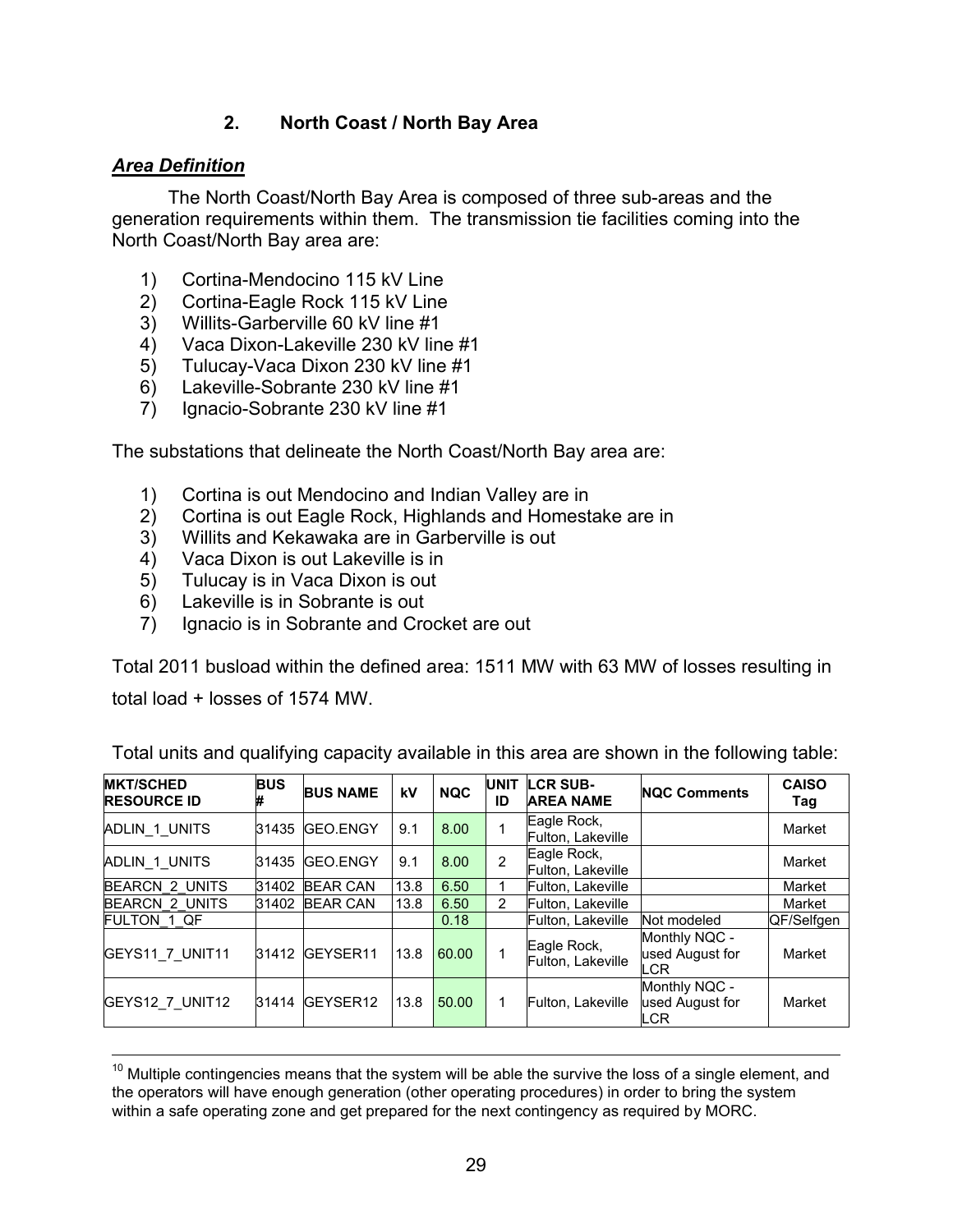## 2. North Coast / North Bay Area

***Area Definition***

The North Coast/North Bay Area is composed of three sub-areas and the generation requirements within them. The transmission tie facilities coming into the North Coast/North Bay area are:

1) Cortina-Mendocino 115 kV Line
2) Cortina-Eagle Rock 115 kV Line
3) Willits-Garberville 60 kV line #1
4) Vaca Dixon-Lakeville 230 kV line #1
5) Tulucay-Vaca Dixon 230 kV line #1
6) Lakeville-Sobrante 230 kV line #1
7) Ignacio-Sobrante 230 kV line #1

The substations that delineate the North Coast/North Bay area are:

1) Cortina is out Mendocino and Indian Valley are in
2) Cortina is out Eagle Rock, Highlands and Homestake are in
3) Willits and Kekawaka are in Garberville is out
4) Vaca Dixon is out Lakeville is in
5) Tulucay is in Vaca Dixon is out
6) Lakeville is in Sobrante is out
7) Ignacio is in Sobrante and Crocket are out

Total 2011 busload within the defined area: 1511 MW with 63 MW of losses resulting in total load + losses of 1574 MW.

Total units and qualifying capacity available in this area are shown in the following table:

| MKT/SCHED RESOURCE ID | BUS # | BUS NAME | kV | NQC | UNIT ID | LCR SUB-AREA NAME | NQC Comments | CAISO Tag |
|---|---|---|---|---|---|---|---|---|
| ADLIN_1_UNITS | 31435 | GEO.ENGY | 9.1 | 8.00 | 1 | Eagle Rock, Fulton, Lakeville | | Market |
| ADLIN_1_UNITS | 31435 | GEO.ENGY | 9.1 | 8.00 | 2 | Eagle Rock, Fulton, Lakeville | | Market |
| BEARCN_2_UNITS | 31402 | BEAR CAN | 13.8 | 6.50 | 1 | Fulton, Lakeville | | Market |
| BEARCN_2_UNITS | 31402 | BEAR CAN | 13.8 | 6.50 | 2 | Fulton, Lakeville | | Market |
| FULTON_1_QF | | | | 0.18 | | Fulton, Lakeville | Not modeled | QF/Selfgen |
| GEYS11_7_UNIT11 | 31412 | GEYSER11 | 13.8 | 60.00 | 1 | Eagle Rock, Fulton, Lakeville | Monthly NQC - used August for LCR | Market |
| GEYS12_7_UNIT12 | 31414 | GEYSER12 | 13.8 | 50.00 | 1 | Fulton, Lakeville | Monthly NQC - used August for LCR | Market |

[10] Multiple contingencies means that the system will be able the survive the loss of a single element, and the operators will have enough generation (other operating procedures) in order to bring the system within a safe operating zone and get prepared for the next contingency as required by MORC.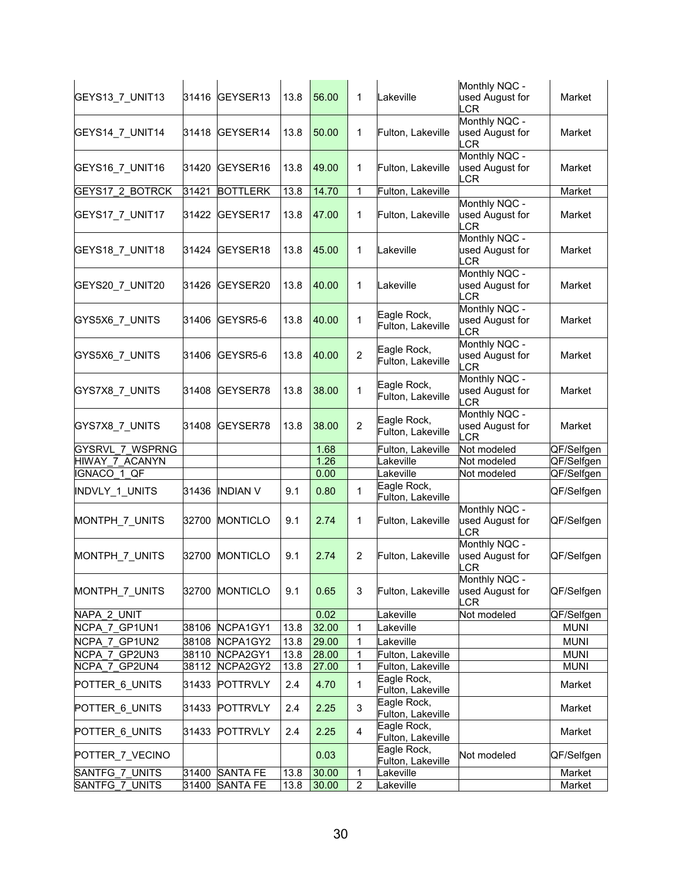| GEYS13_7_UNIT13 | 31416 | GEYSER13 | 13.8 | 56.00 | 1 | Lakeville | Monthly NQC - used August for LCR | Market |
|---|---|---|---|---|---|---|---|---|
| GEYS14_7_UNIT14 | 31418 | GEYSER14 | 13.8 | 50.00 | 1 | Fulton, Lakeville | Monthly NQC - used August for LCR | Market |
| GEYS16_7_UNIT16 | 31420 | GEYSER16 | 13.8 | 49.00 | 1 | Fulton, Lakeville | Monthly NQC - used August for LCR | Market |
| GEYS17_2_BOTRCK | 31421 | BOTTLERK | 13.8 | 14.70 | 1 | Fulton, Lakeville | | Market |
| GEYS17_7_UNIT17 | 31422 | GEYSER17 | 13.8 | 47.00 | 1 | Fulton, Lakeville | Monthly NQC - used August for LCR | Market |
| GEYS18_7_UNIT18 | 31424 | GEYSER18 | 13.8 | 45.00 | 1 | Lakeville | Monthly NQC - used August for LCR | Market |
| GEYS20_7_UNIT20 | 31426 | GEYSER20 | 13.8 | 40.00 | 1 | Lakeville | Monthly NQC - used August for LCR | Market |
| GYS5X6_7_UNITS | 31406 | GEYSR5-6 | 13.8 | 40.00 | 1 | Eagle Rock, Fulton, Lakeville | Monthly NQC - used August for LCR | Market |
| GYS5X6_7_UNITS | 31406 | GEYSR5-6 | 13.8 | 40.00 | 2 | Eagle Rock, Fulton, Lakeville | Monthly NQC - used August for LCR | Market |
| GYS7X8_7_UNITS | 31408 | GEYSER78 | 13.8 | 38.00 | 1 | Eagle Rock, Fulton, Lakeville | Monthly NQC - used August for LCR | Market |
| GYS7X8_7_UNITS | 31408 | GEYSER78 | 13.8 | 38.00 | 2 | Eagle Rock, Fulton, Lakeville | Monthly NQC - used August for LCR | Market |
| GYSRVL_7_WSPRNG | | | | 1.68 | | Fulton, Lakeville | Not modeled | QF/Selfgen |
| HIWAY_7_ACANYN | | | | 1.26 | | Lakeville | Not modeled | QF/Selfgen |
| IGNACO_1_QF | | | | 0.00 | | Lakeville | Not modeled | QF/Selfgen |
| INDVLY_1_UNITS | 31436 | INDIAN V | 9.1 | 0.80 | 1 | Eagle Rock, Fulton, Lakeville | | QF/Selfgen |
| MONTPH_7_UNITS | 32700 | MONTICLO | 9.1 | 2.74 | 1 | Fulton, Lakeville | Monthly NQC - used August for LCR | QF/Selfgen |
| MONTPH_7_UNITS | 32700 | MONTICLO | 9.1 | 2.74 | 2 | Fulton, Lakeville | Monthly NQC - used August for LCR | QF/Selfgen |
| MONTPH_7_UNITS | 32700 | MONTICLO | 9.1 | 0.65 | 3 | Fulton, Lakeville | Monthly NQC - used August for LCR | QF/Selfgen |
| NAPA_2_UNIT | | | | 0.02 | | Lakeville | Not modeled | QF/Selfgen |
| NCPA_7_GP1UN1 | 38106 | NCPA1GY1 | 13.8 | 32.00 | 1 | Lakeville | | MUNI |
| NCPA_7_GP1UN2 | 38108 | NCPA1GY2 | 13.8 | 29.00 | 1 | Lakeville | | MUNI |
| NCPA_7_GP2UN3 | 38110 | NCPA2GY1 | 13.8 | 28.00 | 1 | Fulton, Lakeville | | MUNI |
| NCPA_7_GP2UN4 | 38112 | NCPA2GY2 | 13.8 | 27.00 | 1 | Fulton, Lakeville | | MUNI |
| POTTER_6_UNITS | 31433 | POTTRVLY | 2.4 | 4.70 | 1 | Eagle Rock, Fulton, Lakeville | | Market |
| POTTER_6_UNITS | 31433 | POTTRVLY | 2.4 | 2.25 | 3 | Eagle Rock, Fulton, Lakeville | | Market |
| POTTER_6_UNITS | 31433 | POTTRVLY | 2.4 | 2.25 | 4 | Eagle Rock, Fulton, Lakeville | | Market |
| POTTER_7_VECINO | | | | 0.03 | | Eagle Rock, Fulton, Lakeville | Not modeled | QF/Selfgen |
| SANTFG_7_UNITS | 31400 | SANTA FE | 13.8 | 30.00 | 1 | Lakeville | | Market |
| SANTFG_7_UNITS | 31400 | SANTA FE | 13.8 | 30.00 | 2 | Lakeville | | Market |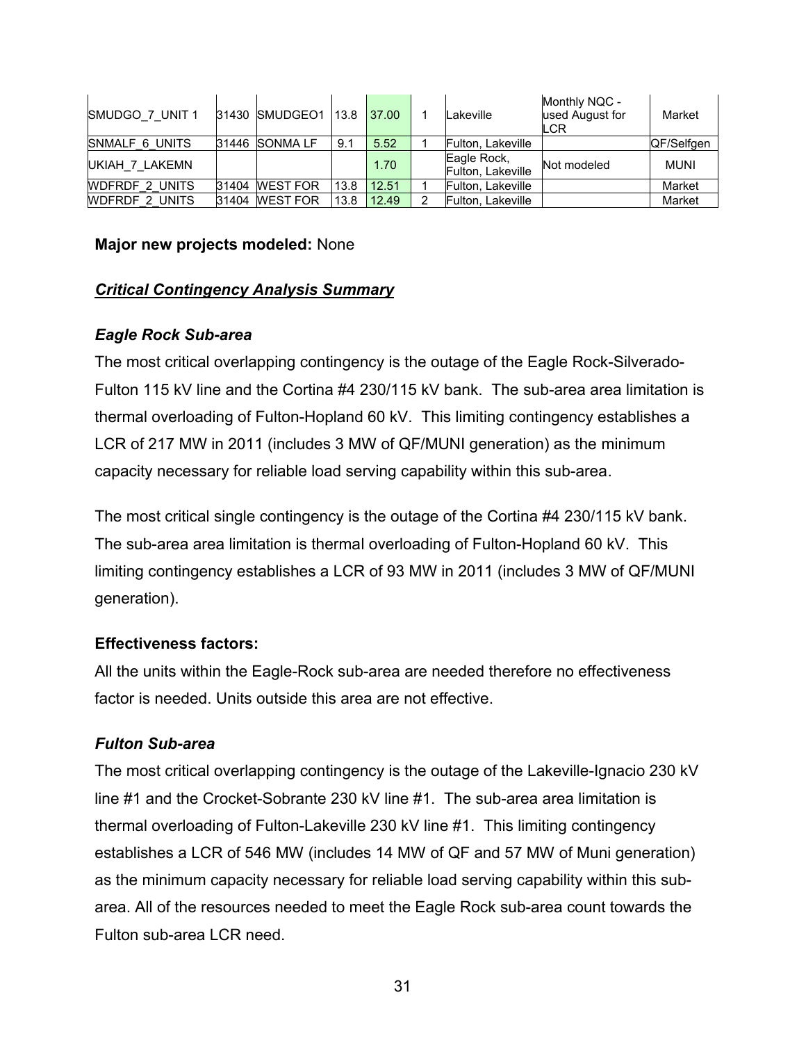| | | | | | | | | |
|---|---|---|---|---|---|---|---|---|
| SMUDGO_7_UNIT 1 | 31430 | SMUDGEO1 | 13.8 | 37.00 | 1 | Lakeville | Monthly NQC - used August for LCR | Market |
| SNMALF_6_UNITS | 31446 | SONMA LF | 9.1 | 5.52 | 1 | Fulton, Lakeville | | QF/Selfgen |
| UKIAH_7_LAKEMN | | | | 1.70 | | Eagle Rock, Fulton, Lakeville | Not modeled | MUNI |
| WDFRDF_2_UNITS | 31404 | WEST FOR | 13.8 | 12.51 | 1 | Fulton, Lakeville | | Market |
| WDFRDF_2_UNITS | 31404 | WEST FOR | 13.8 | 12.49 | 2 | Fulton, Lakeville | | Market |

**Major new projects modeled:** None

***Critical Contingency Analysis Summary***

***Eagle Rock Sub-area***

The most critical overlapping contingency is the outage of the Eagle Rock-Silverado-Fulton 115 kV line and the Cortina #4 230/115 kV bank. The sub-area area limitation is thermal overloading of Fulton-Hopland 60 kV. This limiting contingency establishes a LCR of 217 MW in 2011 (includes 3 MW of QF/MUNI generation) as the minimum capacity necessary for reliable load serving capability within this sub-area.

The most critical single contingency is the outage of the Cortina #4 230/115 kV bank. The sub-area area limitation is thermal overloading of Fulton-Hopland 60 kV. This limiting contingency establishes a LCR of 93 MW in 2011 (includes 3 MW of QF/MUNI generation).

**Effectiveness factors:**

All the units within the Eagle-Rock sub-area are needed therefore no effectiveness factor is needed. Units outside this area are not effective.

***Fulton Sub-area***

The most critical overlapping contingency is the outage of the Lakeville-Ignacio 230 kV line #1 and the Crocket-Sobrante 230 kV line #1. The sub-area area limitation is thermal overloading of Fulton-Lakeville 230 kV line #1. This limiting contingency establishes a LCR of 546 MW (includes 14 MW of QF and 57 MW of Muni generation) as the minimum capacity necessary for reliable load serving capability within this sub-area. All of the resources needed to meet the Eagle Rock sub-area count towards the Fulton sub-area LCR need.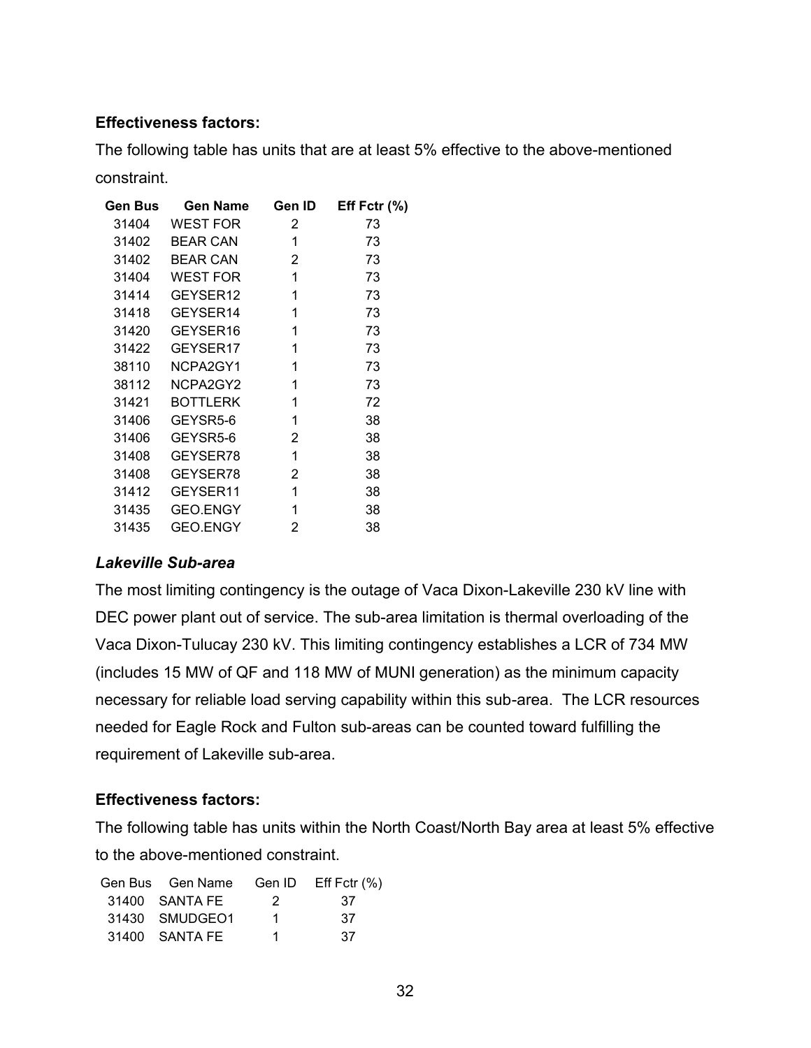**Effectiveness factors:**

The following table has units that are at least 5% effective to the above-mentioned constraint.

| Gen Bus | Gen Name | Gen ID | Eff Fctr (%) |
|---|---|---|---|
| 31404 | WEST FOR | 2 | 73 |
| 31402 | BEAR CAN | 1 | 73 |
| 31402 | BEAR CAN | 2 | 73 |
| 31404 | WEST FOR | 1 | 73 |
| 31414 | GEYSER12 | 1 | 73 |
| 31418 | GEYSER14 | 1 | 73 |
| 31420 | GEYSER16 | 1 | 73 |
| 31422 | GEYSER17 | 1 | 73 |
| 38110 | NCPA2GY1 | 1 | 73 |
| 38112 | NCPA2GY2 | 1 | 73 |
| 31421 | BOTTLERK | 1 | 72 |
| 31406 | GEYSR5-6 | 1 | 38 |
| 31406 | GEYSR5-6 | 2 | 38 |
| 31408 | GEYSER78 | 1 | 38 |
| 31408 | GEYSER78 | 2 | 38 |
| 31412 | GEYSER11 | 1 | 38 |
| 31435 | GEO.ENGY | 1 | 38 |
| 31435 | GEO.ENGY | 2 | 38 |

***Lakeville Sub-area***

The most limiting contingency is the outage of Vaca Dixon-Lakeville 230 kV line with DEC power plant out of service. The sub-area limitation is thermal overloading of the Vaca Dixon-Tulucay 230 kV. This limiting contingency establishes a LCR of 734 MW (includes 15 MW of QF and 118 MW of MUNI generation) as the minimum capacity necessary for reliable load serving capability within this sub-area. The LCR resources needed for Eagle Rock and Fulton sub-areas can be counted toward fulfilling the requirement of Lakeville sub-area.

**Effectiveness factors:**

The following table has units within the North Coast/North Bay area at least 5% effective to the above-mentioned constraint.

| Gen Bus | Gen Name | Gen ID | Eff Fctr (%) |
|---|---|---|---|
| 31400 | SANTA FE | 2 | 37 |
| 31430 | SMUDGEO1 | 1 | 37 |
| 31400 | SANTA FE | 1 | 37 |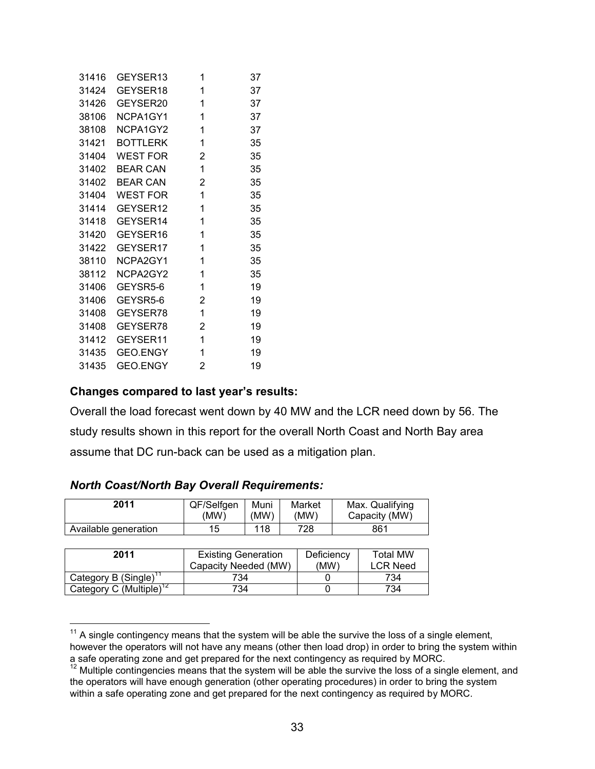| | | | |
|---|---|---|---|
| 31416 | GEYSER13 | 1 | 37 |
| 31424 | GEYSER18 | 1 | 37 |
| 31426 | GEYSER20 | 1 | 37 |
| 38106 | NCPA1GY1 | 1 | 37 |
| 38108 | NCPA1GY2 | 1 | 37 |
| 31421 | BOTTLERK | 1 | 35 |
| 31404 | WEST FOR | 2 | 35 |
| 31402 | BEAR CAN | 1 | 35 |
| 31402 | BEAR CAN | 2 | 35 |
| 31404 | WEST FOR | 1 | 35 |
| 31414 | GEYSER12 | 1 | 35 |
| 31418 | GEYSER14 | 1 | 35 |
| 31420 | GEYSER16 | 1 | 35 |
| 31422 | GEYSER17 | 1 | 35 |
| 38110 | NCPA2GY1 | 1 | 35 |
| 38112 | NCPA2GY2 | 1 | 35 |
| 31406 | GEYSR5-6 | 1 | 19 |
| 31406 | GEYSR5-6 | 2 | 19 |
| 31408 | GEYSER78 | 1 | 19 |
| 31408 | GEYSER78 | 2 | 19 |
| 31412 | GEYSER11 | 1 | 19 |
| 31435 | GEO.ENGY | 1 | 19 |
| 31435 | GEO.ENGY | 2 | 19 |

**Changes compared to last year's results:**

Overall the load forecast went down by 40 MW and the LCR need down by 56. The study results shown in this report for the overall North Coast and North Bay area assume that DC run-back can be used as a mitigation plan.

***North Coast/North Bay Overall Requirements:***

| 2011 | QF/Selfgen (MW) | Muni (MW) | Market (MW) | Max. Qualifying Capacity (MW) |
|---|---|---|---|---|
| Available generation | 15 | 118 | 728 | 861 |

| 2011 | Existing Generation Capacity Needed (MW) | Deficiency (MW) | Total MW LCR Need |
|---|---|---|---|
| Category B (Single)[11] | 734 | 0 | 734 |
| Category C (Multiple)[12] | 734 | 0 | 734 |

[11] A single contingency means that the system will be able the survive the loss of a single element, however the operators will not have any means (other then load drop) in order to bring the system within a safe operating zone and get prepared for the next contingency as required by MORC.

[12] Multiple contingencies means that the system will be able the survive the loss of a single element, and the operators will have enough generation (other operating procedures) in order to bring the system within a safe operating zone and get prepared for the next contingency as required by MORC.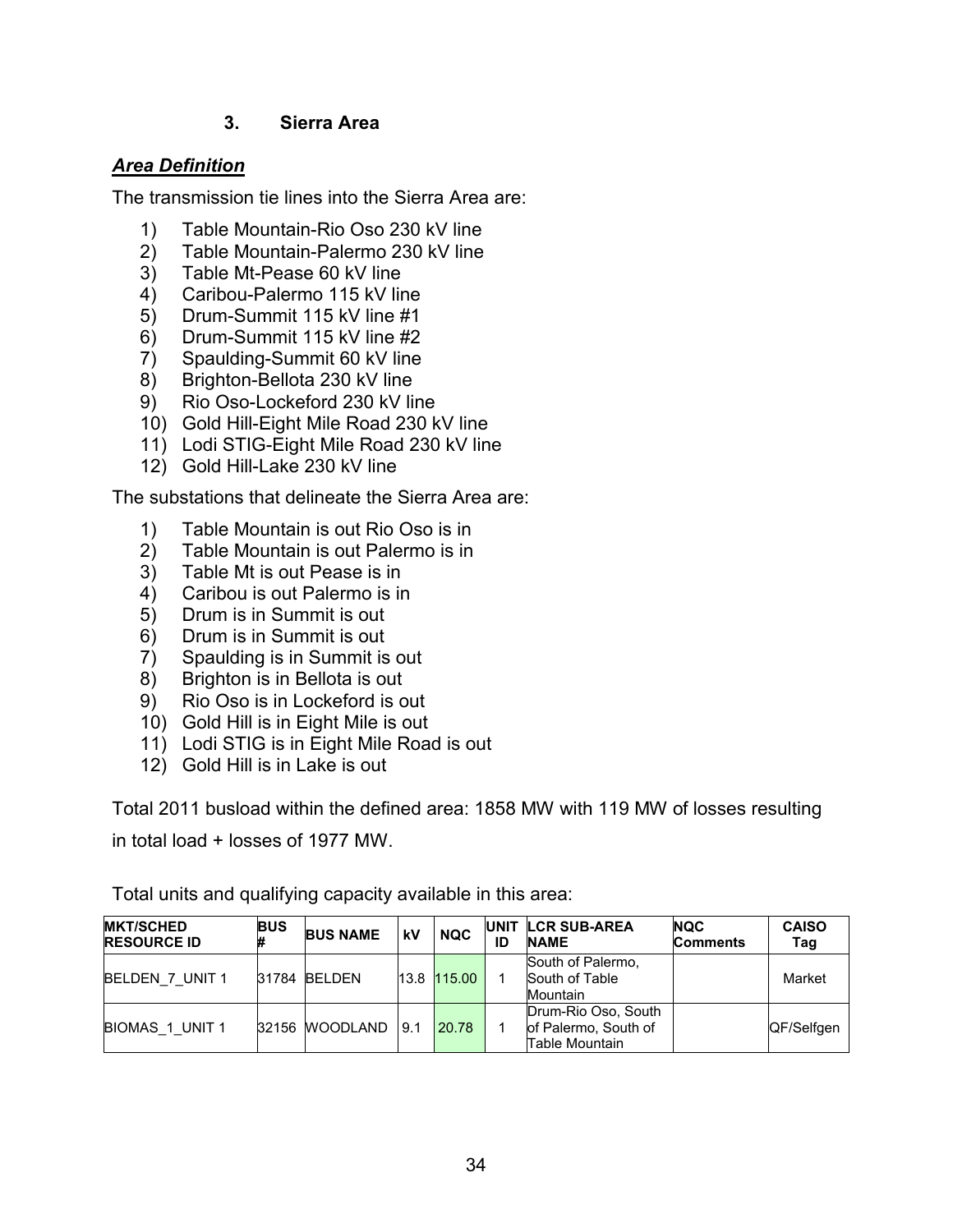### 3. Sierra Area

***Area Definition***

The transmission tie lines into the Sierra Area are:

1) Table Mountain-Rio Oso 230 kV line
2) Table Mountain-Palermo 230 kV line
3) Table Mt-Pease 60 kV line
4) Caribou-Palermo 115 kV line
5) Drum-Summit 115 kV line #1
6) Drum-Summit 115 kV line #2
7) Spaulding-Summit 60 kV line
8) Brighton-Bellota 230 kV line
9) Rio Oso-Lockeford 230 kV line
10) Gold Hill-Eight Mile Road 230 kV line
11) Lodi STIG-Eight Mile Road 230 kV line
12) Gold Hill-Lake 230 kV line

The substations that delineate the Sierra Area are:

1) Table Mountain is out Rio Oso is in
2) Table Mountain is out Palermo is in
3) Table Mt is out Pease is in
4) Caribou is out Palermo is in
5) Drum is in Summit is out
6) Drum is in Summit is out
7) Spaulding is in Summit is out
8) Brighton is in Bellota is out
9) Rio Oso is in Lockeford is out
10) Gold Hill is in Eight Mile is out
11) Lodi STIG is in Eight Mile Road is out
12) Gold Hill is in Lake is out

Total 2011 busload within the defined area: 1858 MW with 119 MW of losses resulting in total load + losses of 1977 MW.

Total units and qualifying capacity available in this area:

| MKT/SCHED RESOURCE ID | BUS # | BUS NAME | kV | NQC | UNIT ID | LCR SUB-AREA NAME | NQC Comments | CAISO Tag |
|---|---|---|---|---|---|---|---|---|
| BELDEN_7_UNIT 1 | 31784 | BELDEN | 13.8 | 115.00 | 1 | South of Palermo, South of Table Mountain | | Market |
| BIOMAS_1_UNIT 1 | 32156 | WOODLAND | 9.1 | 20.78 | 1 | Drum-Rio Oso, South of Palermo, South of Table Mountain | | QF/Selfgen |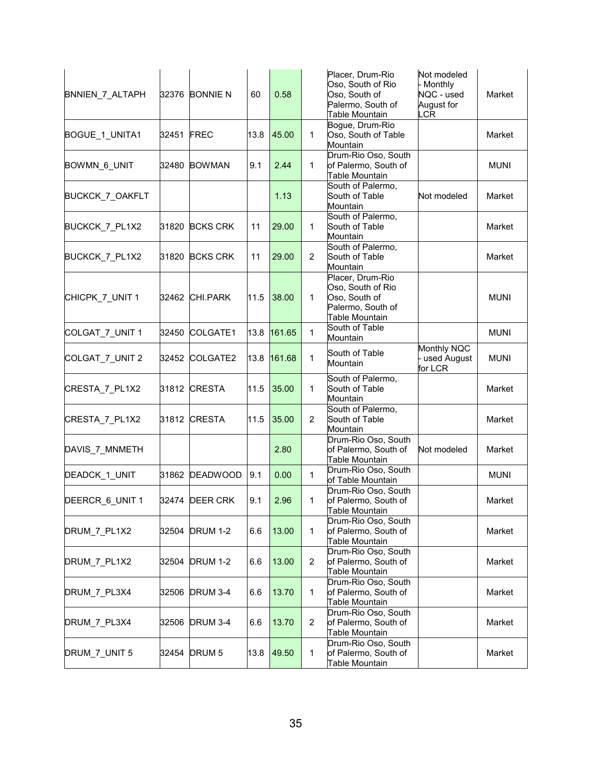| | | | | | | | | |
|---|---|---|---|---|---|---|---|---|
| BNNIEN_7_ALTAPH | 32376 | BONNIE N | 60 | 0.58 | | Placer, Drum-Rio Oso, South of Rio Oso, South of Palermo, South of Table Mountain | Not modeled - Monthly NQC - used August for LCR | Market |
| BOGUE_1_UNITA1 | 32451 | FREC | 13.8 | 45.00 | 1 | Bogue, Drum-Rio Oso, South of Table Mountain | | Market |
| BOWMN_6_UNIT | 32480 | BOWMAN | 9.1 | 2.44 | 1 | Drum-Rio Oso, South of Palermo, South of Table Mountain | | MUNI |
| BUCKCK_7_OAKFLT | | | | 1.13 | | South of Palermo, South of Table Mountain | Not modeled | Market |
| BUCKCK_7_PL1X2 | 31820 | BCKS CRK | 11 | 29.00 | 1 | South of Palermo, South of Table Mountain | | Market |
| BUCKCK_7_PL1X2 | 31820 | BCKS CRK | 11 | 29.00 | 2 | South of Palermo, South of Table Mountain | | Market |
| CHICPK_7_UNIT 1 | 32462 | CHI.PARK | 11.5 | 38.00 | 1 | Placer, Drum-Rio Oso, South of Rio Oso, South of Palermo, South of Table Mountain | | MUNI |
| COLGAT_7_UNIT 1 | 32450 | COLGATE1 | 13.8 | 161.65 | 1 | South of Table Mountain | | MUNI |
| COLGAT_7_UNIT 2 | 32452 | COLGATE2 | 13.8 | 161.68 | 1 | South of Table Mountain | Monthly NQC - used August for LCR | MUNI |
| CRESTA_7_PL1X2 | 31812 | CRESTA | 11.5 | 35.00 | 1 | South of Palermo, South of Table Mountain | | Market |
| CRESTA_7_PL1X2 | 31812 | CRESTA | 11.5 | 35.00 | 2 | South of Palermo, South of Table Mountain | | Market |
| DAVIS_7_MNMETH | | | | 2.80 | | Drum-Rio Oso, South of Palermo, South of Table Mountain | Not modeled | Market |
| DEADCK_1_UNIT | 31862 | DEADWOOD | 9.1 | 0.00 | 1 | Drum-Rio Oso, South of Table Mountain | | MUNI |
| DEERCR_6_UNIT 1 | 32474 | DEER CRK | 9.1 | 2.96 | 1 | Drum-Rio Oso, South of Palermo, South of Table Mountain | | Market |
| DRUM_7_PL1X2 | 32504 | DRUM 1-2 | 6.6 | 13.00 | 1 | Drum-Rio Oso, South of Palermo, South of Table Mountain | | Market |
| DRUM_7_PL1X2 | 32504 | DRUM 1-2 | 6.6 | 13.00 | 2 | Drum-Rio Oso, South of Palermo, South of Table Mountain | | Market |
| DRUM_7_PL3X4 | 32506 | DRUM 3-4 | 6.6 | 13.70 | 1 | Drum-Rio Oso, South of Palermo, South of Table Mountain | | Market |
| DRUM_7_PL3X4 | 32506 | DRUM 3-4 | 6.6 | 13.70 | 2 | Drum-Rio Oso, South of Palermo, South of Table Mountain | | Market |
| DRUM_7_UNIT 5 | 32454 | DRUM 5 | 13.8 | 49.50 | 1 | Drum-Rio Oso, South of Palermo, South of Table Mountain | | Market |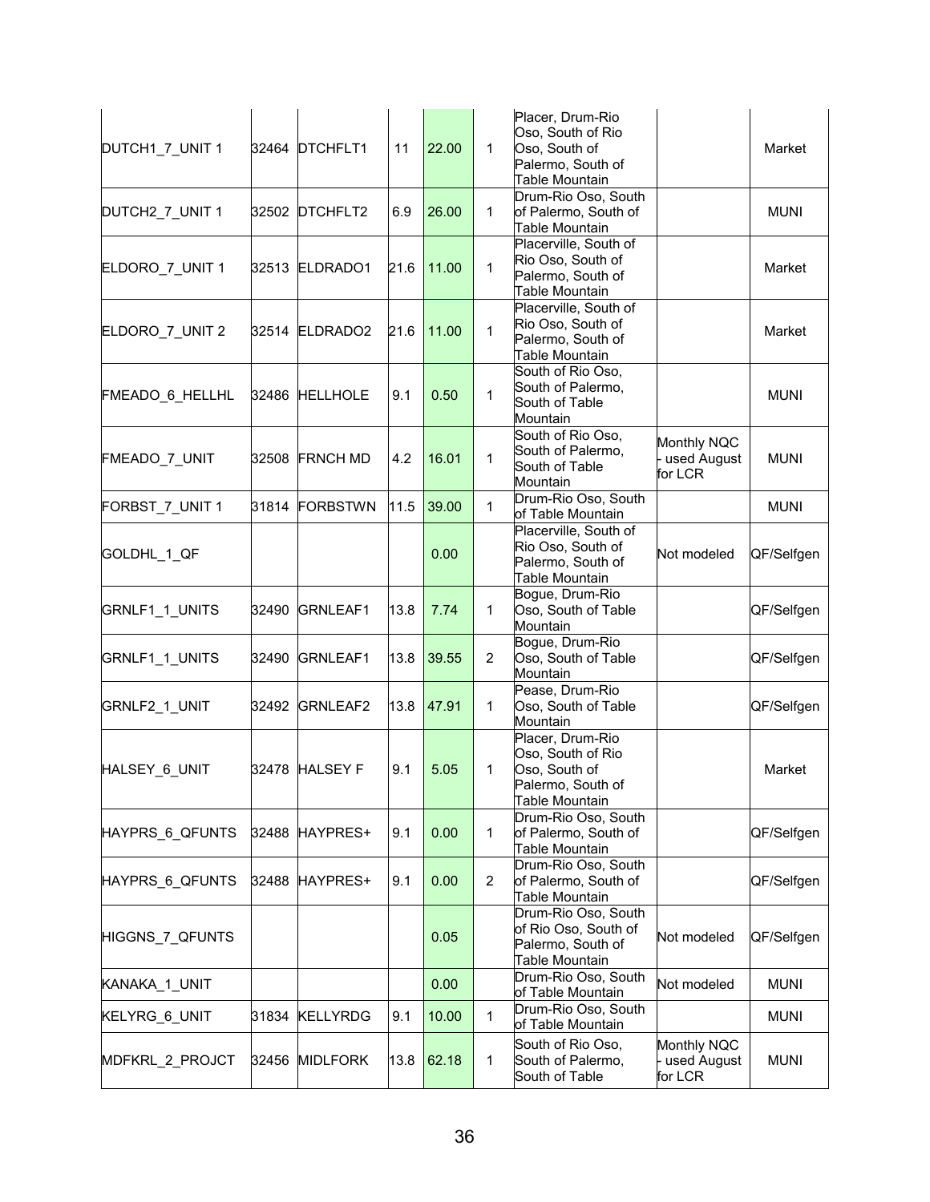| DUTCH1_7_UNIT 1 | 32464 | DTCHFLT1 | 11 | 22.00 | 1 | Placer, Drum-Rio Oso, South of Rio Oso, South of Palermo, South of Table Mountain | | Market |
|---|---|---|---|---|---|---|---|---|
| DUTCH2_7_UNIT 1 | 32502 | DTCHFLT2 | 6.9 | 26.00 | 1 | Drum-Rio Oso, South of Palermo, South of Table Mountain | | MUNI |
| ELDORO_7_UNIT 1 | 32513 | ELDRADO1 | 21.6 | 11.00 | 1 | Placerville, South of Rio Oso, South of Palermo, South of Table Mountain | | Market |
| ELDORO_7_UNIT 2 | 32514 | ELDRADO2 | 21.6 | 11.00 | 1 | Placerville, South of Rio Oso, South of Palermo, South of Table Mountain | | Market |
| FMEADO_6_HELLHL | 32486 | HELLHOLE | 9.1 | 0.50 | 1 | South of Rio Oso, South of Palermo, South of Table Mountain | | MUNI |
| FMEADO_7_UNIT | 32508 | FRNCH MD | 4.2 | 16.01 | 1 | South of Rio Oso, South of Palermo, South of Table Mountain | Monthly NQC - used August for LCR | MUNI |
| FORBST_7_UNIT 1 | 31814 | FORBSTWN | 11.5 | 39.00 | 1 | Drum-Rio Oso, South of Table Mountain | | MUNI |
| GOLDHL_1_QF | | | | 0.00 | | Placerville, South of Rio Oso, South of Palermo, South of Table Mountain | Not modeled | QF/Selfgen |
| GRNLF1_1_UNITS | 32490 | GRNLEAF1 | 13.8 | 7.74 | 1 | Bogue, Drum-Rio Oso, South of Table Mountain | | QF/Selfgen |
| GRNLF1_1_UNITS | 32490 | GRNLEAF1 | 13.8 | 39.55 | 2 | Bogue, Drum-Rio Oso, South of Table Mountain | | QF/Selfgen |
| GRNLF2_1_UNIT | 32492 | GRNLEAF2 | 13.8 | 47.91 | 1 | Pease, Drum-Rio Oso, South of Table Mountain | | QF/Selfgen |
| HALSEY_6_UNIT | 32478 | HALSEY F | 9.1 | 5.05 | 1 | Placer, Drum-Rio Oso, South of Rio Oso, South of Palermo, South of Table Mountain | | Market |
| HAYPRS_6_QFUNTS | 32488 | HAYPRES+ | 9.1 | 0.00 | 1 | Drum-Rio Oso, South of Palermo, South of Table Mountain | | QF/Selfgen |
| HAYPRS_6_QFUNTS | 32488 | HAYPRES+ | 9.1 | 0.00 | 2 | Drum-Rio Oso, South of Palermo, South of Table Mountain | | QF/Selfgen |
| HIGGNS_7_QFUNTS | | | | 0.05 | | Drum-Rio Oso, South of Rio Oso, South of Palermo, South of Table Mountain | Not modeled | QF/Selfgen |
| KANAKA_1_UNIT | | | | 0.00 | | Drum-Rio Oso, South of Table Mountain | Not modeled | MUNI |
| KELYRG_6_UNIT | 31834 | KELLYRDG | 9.1 | 10.00 | 1 | Drum-Rio Oso, South of Table Mountain | | MUNI |
| MDFKRL_2_PROJCT | 32456 | MIDLFORK | 13.8 | 62.18 | 1 | South of Rio Oso, South of Palermo, South of Table | Monthly NQC - used August for LCR | MUNI |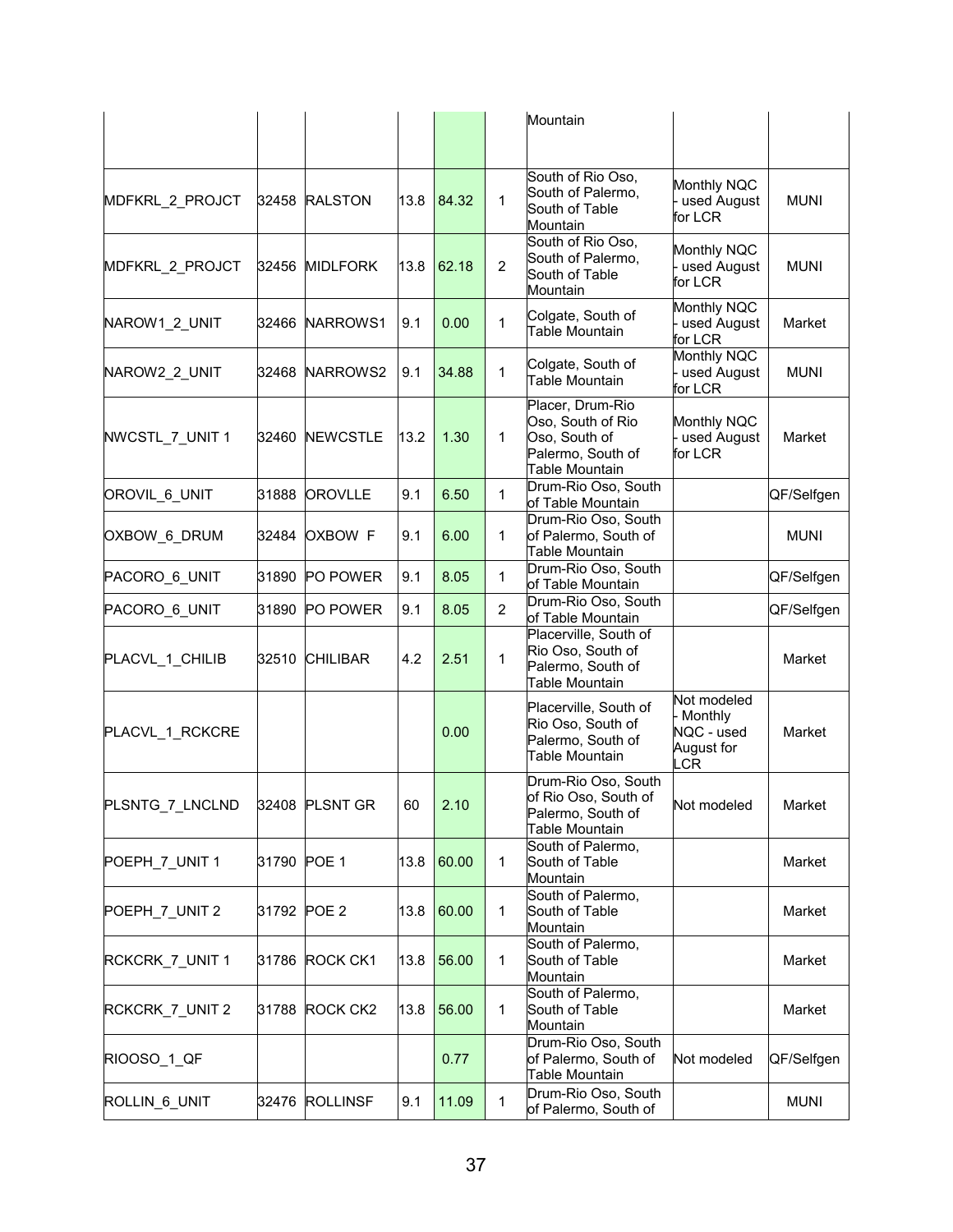|  |  |  |  |  |  | Mountain |  |  |
|---|---|---|---|---|---|---|---|---|
| MDFKRL_2_PROJCT | 32458 | RALSTON | 13.8 | 84.32 | 1 | South of Rio Oso, South of Palermo, South of Table Mountain | Monthly NQC - used August for LCR | MUNI |
| MDFKRL_2_PROJCT | 32456 | MIDLFORK | 13.8 | 62.18 | 2 | South of Rio Oso, South of Palermo, South of Table Mountain | Monthly NQC - used August for LCR | MUNI |
| NAROW1_2_UNIT | 32466 | NARROWS1 | 9.1 | 0.00 | 1 | Colgate, South of Table Mountain | Monthly NQC - used August for LCR | Market |
| NAROW2_2_UNIT | 32468 | NARROWS2 | 9.1 | 34.88 | 1 | Colgate, South of Table Mountain | Monthly NQC - used August for LCR | MUNI |
| NWCSTL_7_UNIT 1 | 32460 | NEWCSTLE | 13.2 | 1.30 | 1 | Placer, Drum-Rio Oso, South of Rio Oso, South of Palermo, South of Table Mountain | Monthly NQC - used August for LCR | Market |
| OROVIL_6_UNIT | 31888 | OROVLLE | 9.1 | 6.50 | 1 | Drum-Rio Oso, South of Table Mountain |  | QF/Selfgen |
| OXBOW_6_DRUM | 32484 | OXBOW F | 9.1 | 6.00 | 1 | Drum-Rio Oso, South of Palermo, South of Table Mountain |  | MUNI |
| PACORO_6_UNIT | 31890 | PO POWER | 9.1 | 8.05 | 1 | Drum-Rio Oso, South of Table Mountain |  | QF/Selfgen |
| PACORO_6_UNIT | 31890 | PO POWER | 9.1 | 8.05 | 2 | Drum-Rio Oso, South of Table Mountain |  | QF/Selfgen |
| PLACVL_1_CHILIB | 32510 | CHILIBAR | 4.2 | 2.51 | 1 | Placerville, South of Rio Oso, South of Palermo, South of Table Mountain |  | Market |
| PLACVL_1_RCKCRE |  |  |  | 0.00 |  | Placerville, South of Rio Oso, South of Palermo, South of Table Mountain | Not modeled - Monthly NQC - used August for LCR | Market |
| PLSNTG_7_LNCLND | 32408 | PLSNT GR | 60 | 2.10 |  | Drum-Rio Oso, South of Rio Oso, South of Palermo, South of Table Mountain | Not modeled | Market |
| POEPH_7_UNIT 1 | 31790 | POE 1 | 13.8 | 60.00 | 1 | South of Palermo, South of Table Mountain |  | Market |
| POEPH_7_UNIT 2 | 31792 | POE 2 | 13.8 | 60.00 | 1 | South of Palermo, South of Table Mountain |  | Market |
| RCKCRK_7_UNIT 1 | 31786 | ROCK CK1 | 13.8 | 56.00 | 1 | South of Palermo, South of Table Mountain |  | Market |
| RCKCRK_7_UNIT 2 | 31788 | ROCK CK2 | 13.8 | 56.00 | 1 | South of Palermo, South of Table Mountain |  | Market |
| RIOOSO_1_QF |  |  |  | 0.77 |  | Drum-Rio Oso, South of Palermo, South of Table Mountain | Not modeled | QF/Selfgen |
| ROLLIN_6_UNIT | 32476 | ROLLINSF | 9.1 | 11.09 | 1 | Drum-Rio Oso, South of Palermo, South of |  | MUNI |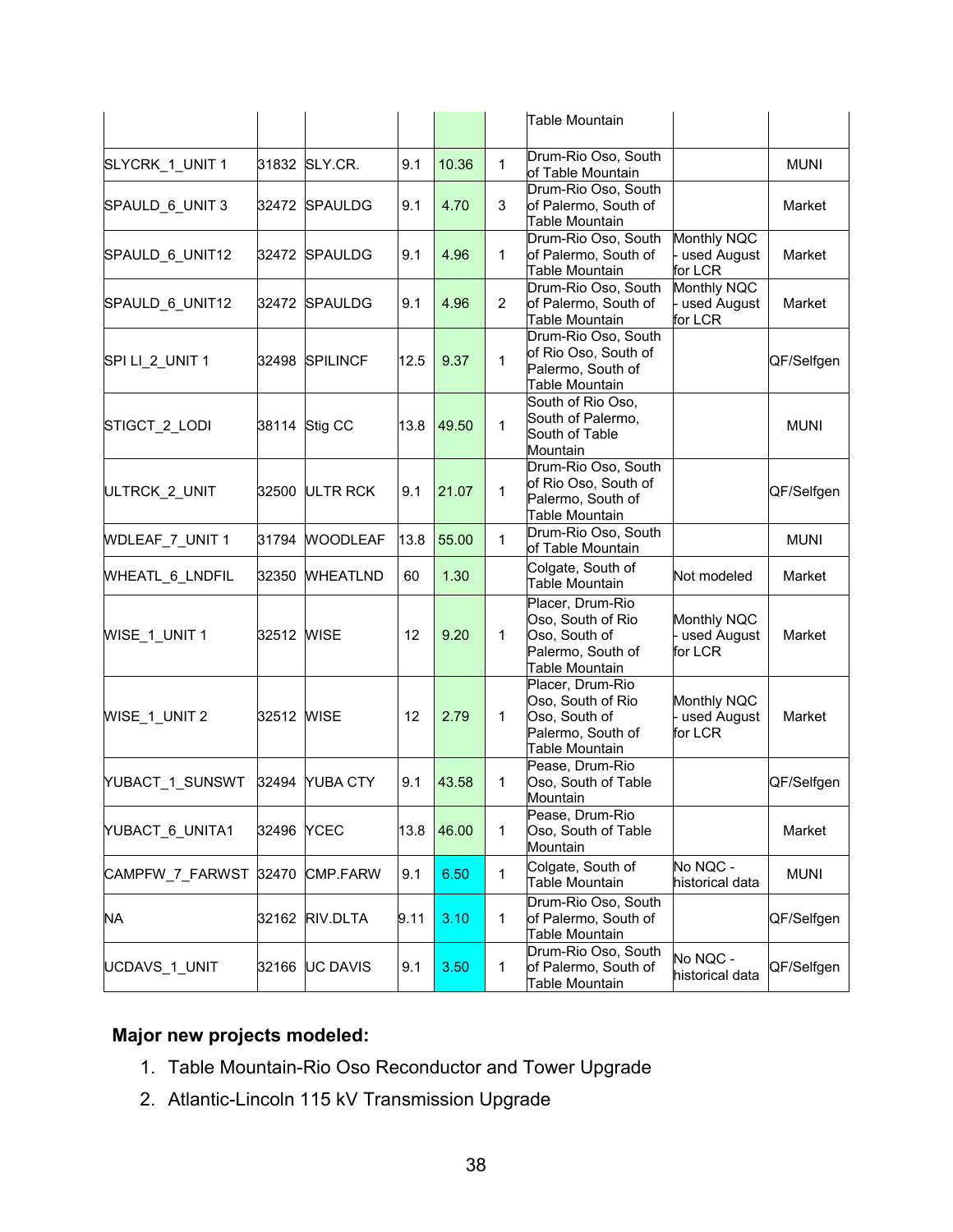| | | | | | | | | |
|---|---|---|---|---|---|---|---|---|
| | | | | | | Table Mountain | | |
| SLYCRK_1_UNIT 1 | 31832 | SLY.CR. | 9.1 | 10.36 | 1 | Drum-Rio Oso, South of Table Mountain | | MUNI |
| SPAULD_6_UNIT 3 | 32472 | SPAULDG | 9.1 | 4.70 | 3 | Drum-Rio Oso, South of Palermo, South of Table Mountain | | Market |
| SPAULD_6_UNIT12 | 32472 | SPAULDG | 9.1 | 4.96 | 1 | Drum-Rio Oso, South of Palermo, South of Table Mountain | Monthly NQC - used August for LCR | Market |
| SPAULD_6_UNIT12 | 32472 | SPAULDG | 9.1 | 4.96 | 2 | Drum-Rio Oso, South of Palermo, South of Table Mountain | Monthly NQC - used August for LCR | Market |
| SPI LI_2_UNIT 1 | 32498 | SPILINCF | 12.5 | 9.37 | 1 | Drum-Rio Oso, South of Rio Oso, South of Palermo, South of Table Mountain | | QF/Selfgen |
| STIGCT_2_LODI | 38114 | Stig CC | 13.8 | 49.50 | 1 | South of Rio Oso, South of Palermo, South of Table Mountain | | MUNI |
| ULTRCK_2_UNIT | 32500 | ULTR RCK | 9.1 | 21.07 | 1 | Drum-Rio Oso, South of Rio Oso, South of Palermo, South of Table Mountain | | QF/Selfgen |
| WDLEAF_7_UNIT 1 | 31794 | WOODLEAF | 13.8 | 55.00 | 1 | Drum-Rio Oso, South of Table Mountain | | MUNI |
| WHEATL_6_LNDFIL | 32350 | WHEATLND | 60 | 1.30 | | Colgate, South of Table Mountain | Not modeled | Market |
| WISE_1_UNIT 1 | 32512 | WISE | 12 | 9.20 | 1 | Placer, Drum-Rio Oso, South of Rio Oso, South of Palermo, South of Table Mountain | Monthly NQC - used August for LCR | Market |
| WISE_1_UNIT 2 | 32512 | WISE | 12 | 2.79 | 1 | Placer, Drum-Rio Oso, South of Rio Oso, South of Palermo, South of Table Mountain | Monthly NQC - used August for LCR | Market |
| YUBACT_1_SUNSWT | 32494 | YUBA CTY | 9.1 | 43.58 | 1 | Pease, Drum-Rio Oso, South of Table Mountain | | QF/Selfgen |
| YUBACT_6_UNITA1 | 32496 | YCEC | 13.8 | 46.00 | 1 | Pease, Drum-Rio Oso, South of Table Mountain | | Market |
| CAMPFW_7_FARWST | 32470 | CMP.FARW | 9.1 | 6.50 | 1 | Colgate, South of Table Mountain | No NQC - historical data | MUNI |
| NA | 32162 | RIV.DLTA | 9.11 | 3.10 | 1 | Drum-Rio Oso, South of Palermo, South of Table Mountain | | QF/Selfgen |
| UCDAVS_1_UNIT | 32166 | UC DAVIS | 9.1 | 3.50 | 1 | Drum-Rio Oso, South of Palermo, South of Table Mountain | No NQC - historical data | QF/Selfgen |

**Major new projects modeled:**

1. Table Mountain-Rio Oso Reconductor and Tower Upgrade
2. Atlantic-Lincoln 115 kV Transmission Upgrade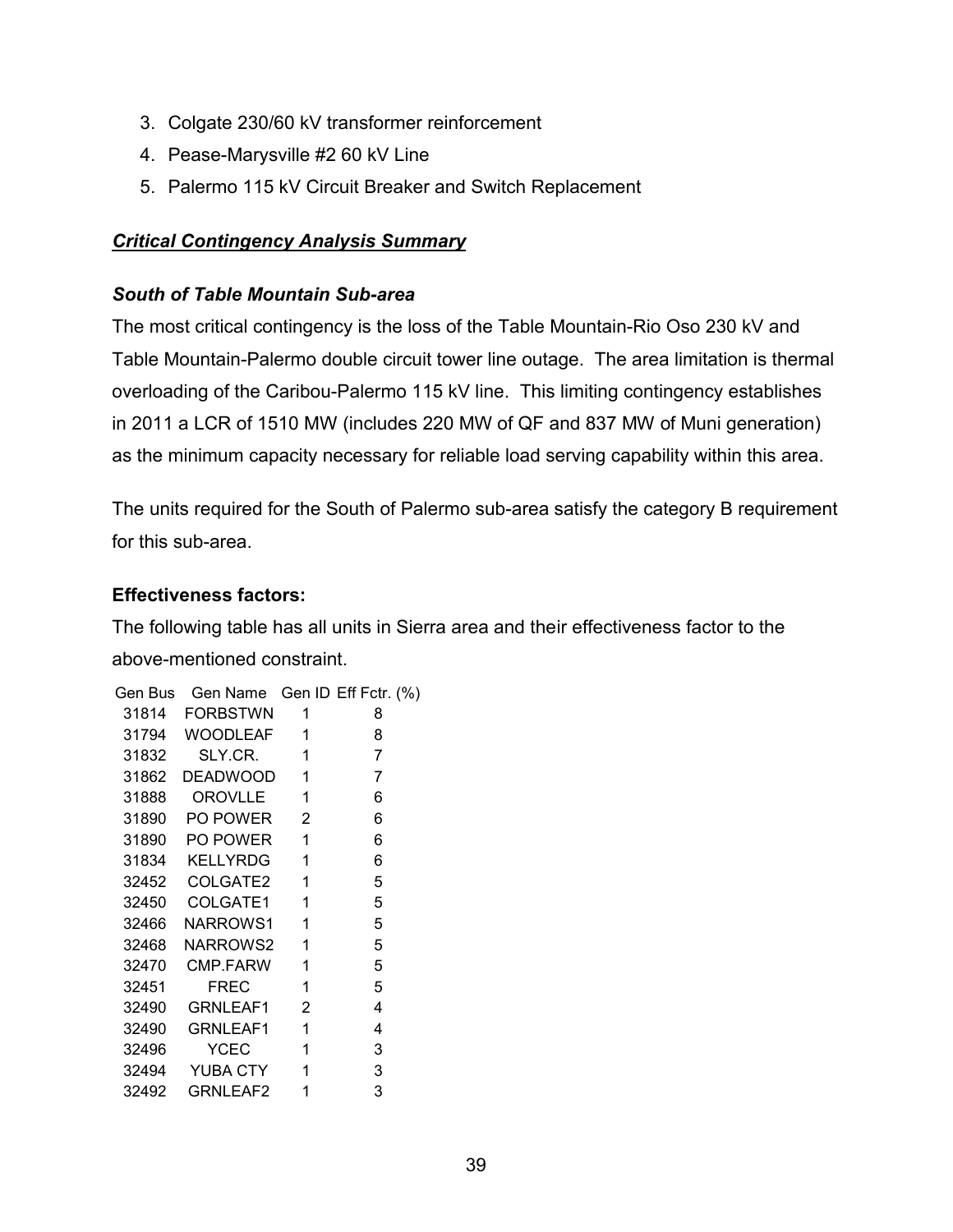3. Colgate 230/60 kV transformer reinforcement
4. Pease-Marysville #2 60 kV Line
5. Palermo 115 kV Circuit Breaker and Switch Replacement

***Critical Contingency Analysis Summary***

***South of Table Mountain Sub-area***

The most critical contingency is the loss of the Table Mountain-Rio Oso 230 kV and Table Mountain-Palermo double circuit tower line outage. The area limitation is thermal overloading of the Caribou-Palermo 115 kV line. This limiting contingency establishes in 2011 a LCR of 1510 MW (includes 220 MW of QF and 837 MW of Muni generation) as the minimum capacity necessary for reliable load serving capability within this area.

The units required for the South of Palermo sub-area satisfy the category B requirement for this sub-area.

**Effectiveness factors:**

The following table has all units in Sierra area and their effectiveness factor to the above-mentioned constraint.

| Gen Bus | Gen Name | Gen ID | Eff Fctr. (%) |
|---|---|---|---|
| 31814 | FORBSTWN | 1 | 8 |
| 31794 | WOODLEAF | 1 | 8 |
| 31832 | SLY.CR. | 1 | 7 |
| 31862 | DEADWOOD | 1 | 7 |
| 31888 | OROVLLE | 1 | 6 |
| 31890 | PO POWER | 2 | 6 |
| 31890 | PO POWER | 1 | 6 |
| 31834 | KELLYRDG | 1 | 6 |
| 32452 | COLGATE2 | 1 | 5 |
| 32450 | COLGATE1 | 1 | 5 |
| 32466 | NARROWS1 | 1 | 5 |
| 32468 | NARROWS2 | 1 | 5 |
| 32470 | CMP.FARW | 1 | 5 |
| 32451 | FREC | 1 | 5 |
| 32490 | GRNLEAF1 | 2 | 4 |
| 32490 | GRNLEAF1 | 1 | 4 |
| 32496 | YCEC | 1 | 3 |
| 32494 | YUBA CTY | 1 | 3 |
| 32492 | GRNLEAF2 | 1 | 3 |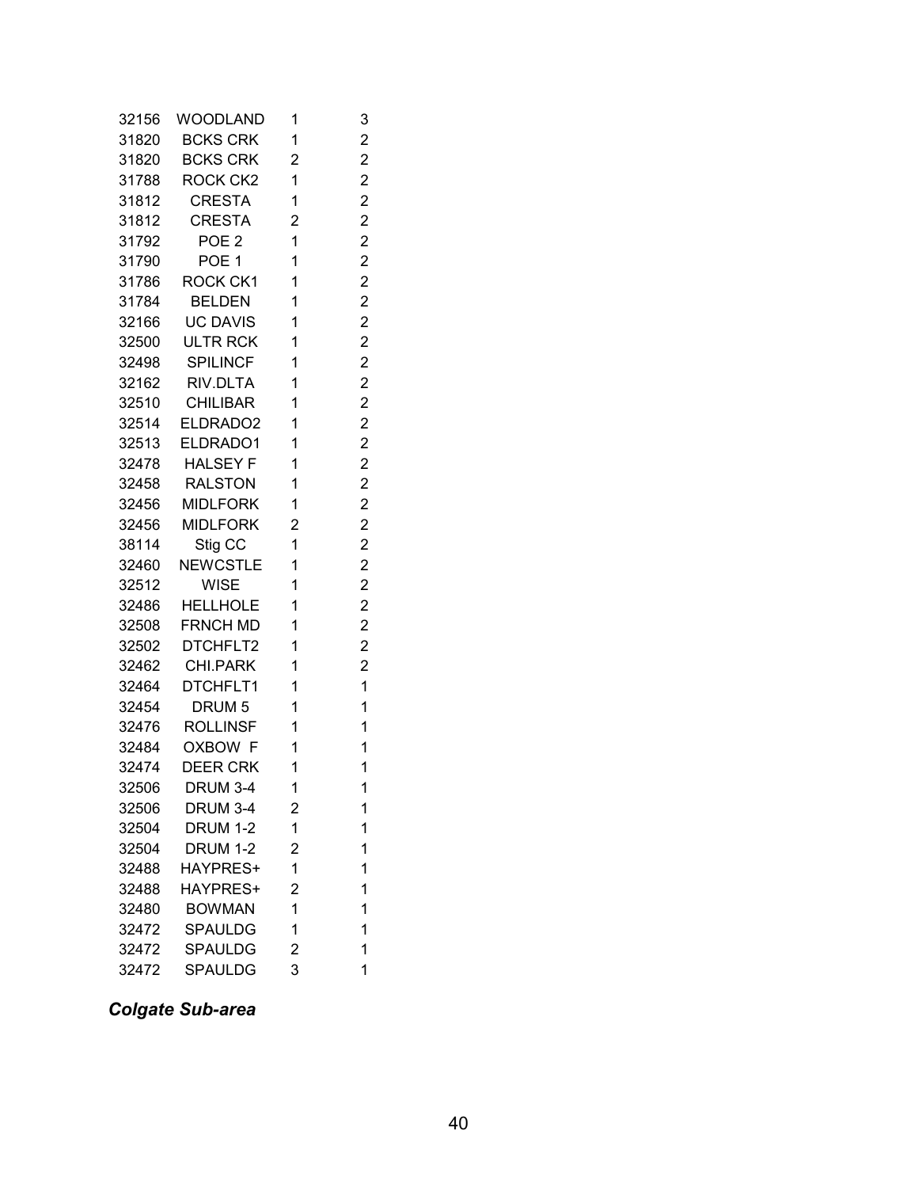| | | | |
|---|---|---|---|
| 32156 | WOODLAND | 1 | 3 |
| 31820 | BCKS CRK | 1 | 2 |
| 31820 | BCKS CRK | 2 | 2 |
| 31788 | ROCK CK2 | 1 | 2 |
| 31812 | CRESTA | 1 | 2 |
| 31812 | CRESTA | 2 | 2 |
| 31792 | POE 2 | 1 | 2 |
| 31790 | POE 1 | 1 | 2 |
| 31786 | ROCK CK1 | 1 | 2 |
| 31784 | BELDEN | 1 | 2 |
| 32166 | UC DAVIS | 1 | 2 |
| 32500 | ULTR RCK | 1 | 2 |
| 32498 | SPILINCF | 1 | 2 |
| 32162 | RIV.DLTA | 1 | 2 |
| 32510 | CHILIBAR | 1 | 2 |
| 32514 | ELDRADO2 | 1 | 2 |
| 32513 | ELDRADO1 | 1 | 2 |
| 32478 | HALSEY F | 1 | 2 |
| 32458 | RALSTON | 1 | 2 |
| 32456 | MIDLFORK | 1 | 2 |
| 32456 | MIDLFORK | 2 | 2 |
| 38114 | Stig CC | 1 | 2 |
| 32460 | NEWCSTLE | 1 | 2 |
| 32512 | WISE | 1 | 2 |
| 32486 | HELLHOLE | 1 | 2 |
| 32508 | FRNCH MD | 1 | 2 |
| 32502 | DTCHFLT2 | 1 | 2 |
| 32462 | CHI.PARK | 1 | 2 |
| 32464 | DTCHFLT1 | 1 | 1 |
| 32454 | DRUM 5 | 1 | 1 |
| 32476 | ROLLINSF | 1 | 1 |
| 32484 | OXBOW F | 1 | 1 |
| 32474 | DEER CRK | 1 | 1 |
| 32506 | DRUM 3-4 | 1 | 1 |
| 32506 | DRUM 3-4 | 2 | 1 |
| 32504 | DRUM 1-2 | 1 | 1 |
| 32504 | DRUM 1-2 | 2 | 1 |
| 32488 | HAYPRES+ | 1 | 1 |
| 32488 | HAYPRES+ | 2 | 1 |
| 32480 | BOWMAN | 1 | 1 |
| 32472 | SPAULDG | 1 | 1 |
| 32472 | SPAULDG | 2 | 1 |
| 32472 | SPAULDG | 3 | 1 |

***Colgate Sub-area***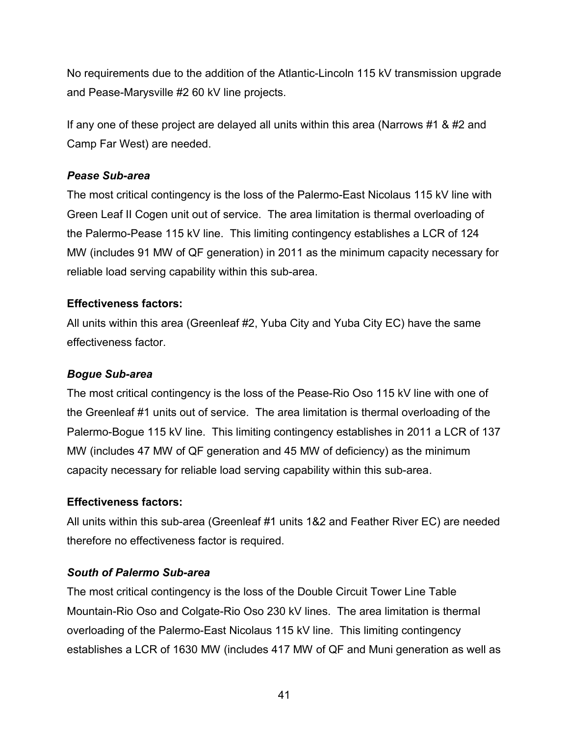No requirements due to the addition of the Atlantic-Lincoln 115 kV transmission upgrade and Pease-Marysville #2 60 kV line projects.

If any one of these project are delayed all units within this area (Narrows #1 & #2 and Camp Far West) are needed.

***Pease Sub-area***

The most critical contingency is the loss of the Palermo-East Nicolaus 115 kV line with Green Leaf II Cogen unit out of service. The area limitation is thermal overloading of the Palermo-Pease 115 kV line. This limiting contingency establishes a LCR of 124 MW (includes 91 MW of QF generation) in 2011 as the minimum capacity necessary for reliable load serving capability within this sub-area.

**Effectiveness factors:**

All units within this area (Greenleaf #2, Yuba City and Yuba City EC) have the same effectiveness factor.

***Bogue Sub-area***

The most critical contingency is the loss of the Pease-Rio Oso 115 kV line with one of the Greenleaf #1 units out of service. The area limitation is thermal overloading of the Palermo-Bogue 115 kV line. This limiting contingency establishes in 2011 a LCR of 137 MW (includes 47 MW of QF generation and 45 MW of deficiency) as the minimum capacity necessary for reliable load serving capability within this sub-area.

**Effectiveness factors:**

All units within this sub-area (Greenleaf #1 units 1&2 and Feather River EC) are needed therefore no effectiveness factor is required.

***South of Palermo Sub-area***

The most critical contingency is the loss of the Double Circuit Tower Line Table Mountain-Rio Oso and Colgate-Rio Oso 230 kV lines. The area limitation is thermal overloading of the Palermo-East Nicolaus 115 kV line. This limiting contingency establishes a LCR of 1630 MW (includes 417 MW of QF and Muni generation as well as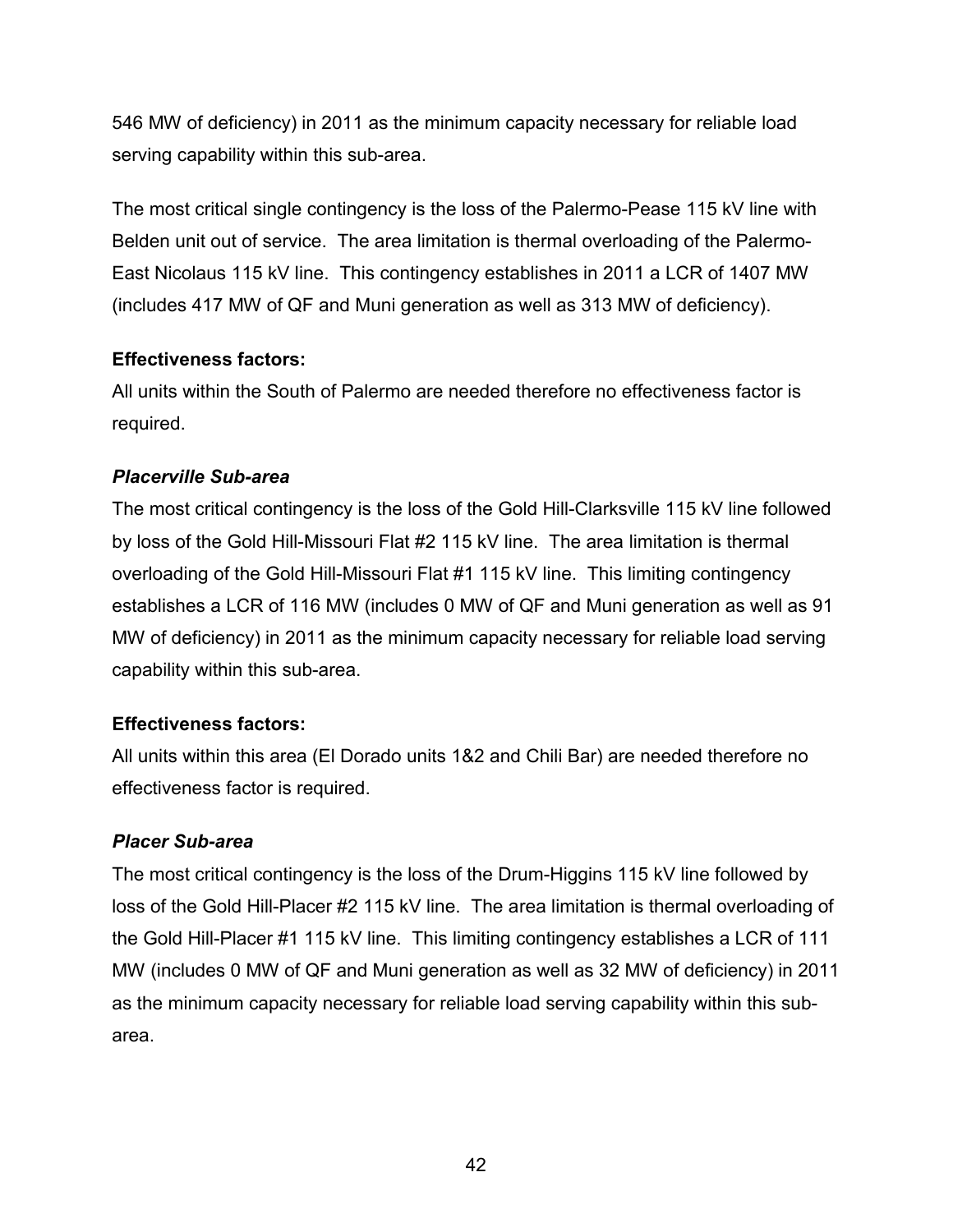546 MW of deficiency) in 2011 as the minimum capacity necessary for reliable load serving capability within this sub-area.

The most critical single contingency is the loss of the Palermo-Pease 115 kV line with Belden unit out of service. The area limitation is thermal overloading of the Palermo-East Nicolaus 115 kV line. This contingency establishes in 2011 a LCR of 1407 MW (includes 417 MW of QF and Muni generation as well as 313 MW of deficiency).

**Effectiveness factors:**

All units within the South of Palermo are needed therefore no effectiveness factor is required.

***Placerville Sub-area***

The most critical contingency is the loss of the Gold Hill-Clarksville 115 kV line followed by loss of the Gold Hill-Missouri Flat #2 115 kV line. The area limitation is thermal overloading of the Gold Hill-Missouri Flat #1 115 kV line. This limiting contingency establishes a LCR of 116 MW (includes 0 MW of QF and Muni generation as well as 91 MW of deficiency) in 2011 as the minimum capacity necessary for reliable load serving capability within this sub-area.

**Effectiveness factors:**

All units within this area (El Dorado units 1&2 and Chili Bar) are needed therefore no effectiveness factor is required.

***Placer Sub-area***

The most critical contingency is the loss of the Drum-Higgins 115 kV line followed by loss of the Gold Hill-Placer #2 115 kV line. The area limitation is thermal overloading of the Gold Hill-Placer #1 115 kV line. This limiting contingency establishes a LCR of 111 MW (includes 0 MW of QF and Muni generation as well as 32 MW of deficiency) in 2011 as the minimum capacity necessary for reliable load serving capability within this sub-area.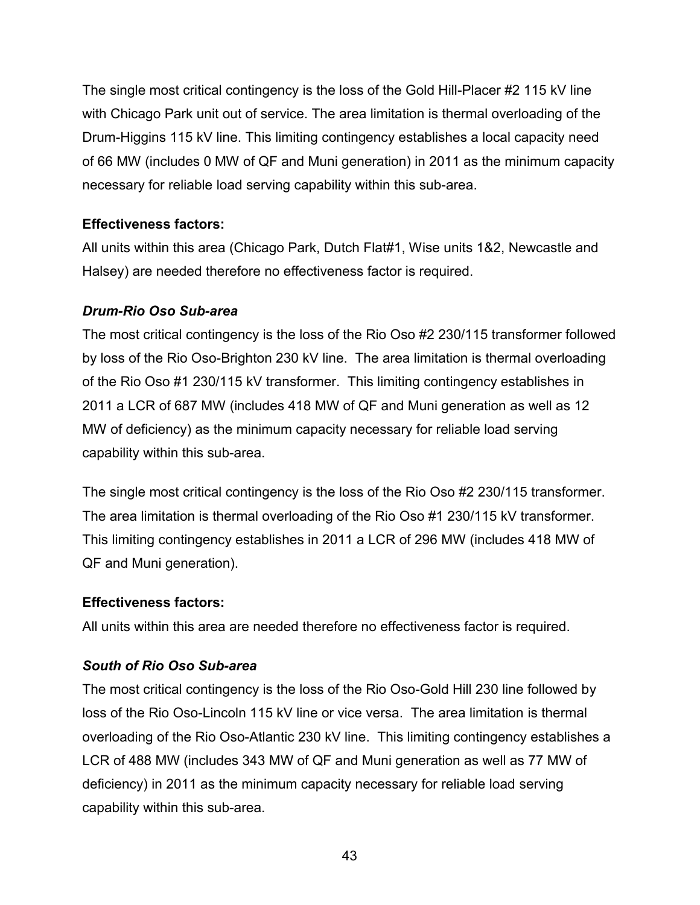The single most critical contingency is the loss of the Gold Hill-Placer #2 115 kV line with Chicago Park unit out of service. The area limitation is thermal overloading of the Drum-Higgins 115 kV line. This limiting contingency establishes a local capacity need of 66 MW (includes 0 MW of QF and Muni generation) in 2011 as the minimum capacity necessary for reliable load serving capability within this sub-area.

**Effectiveness factors:**

All units within this area (Chicago Park, Dutch Flat#1, Wise units 1&2, Newcastle and Halsey) are needed therefore no effectiveness factor is required.

***Drum-Rio Oso Sub-area***

The most critical contingency is the loss of the Rio Oso #2 230/115 transformer followed by loss of the Rio Oso-Brighton 230 kV line. The area limitation is thermal overloading of the Rio Oso #1 230/115 kV transformer. This limiting contingency establishes in 2011 a LCR of 687 MW (includes 418 MW of QF and Muni generation as well as 12 MW of deficiency) as the minimum capacity necessary for reliable load serving capability within this sub-area.

The single most critical contingency is the loss of the Rio Oso #2 230/115 transformer. The area limitation is thermal overloading of the Rio Oso #1 230/115 kV transformer. This limiting contingency establishes in 2011 a LCR of 296 MW (includes 418 MW of QF and Muni generation).

**Effectiveness factors:**

All units within this area are needed therefore no effectiveness factor is required.

***South of Rio Oso Sub-area***

The most critical contingency is the loss of the Rio Oso-Gold Hill 230 line followed by loss of the Rio Oso-Lincoln 115 kV line or vice versa. The area limitation is thermal overloading of the Rio Oso-Atlantic 230 kV line. This limiting contingency establishes a LCR of 488 MW (includes 343 MW of QF and Muni generation as well as 77 MW of deficiency) in 2011 as the minimum capacity necessary for reliable load serving capability within this sub-area.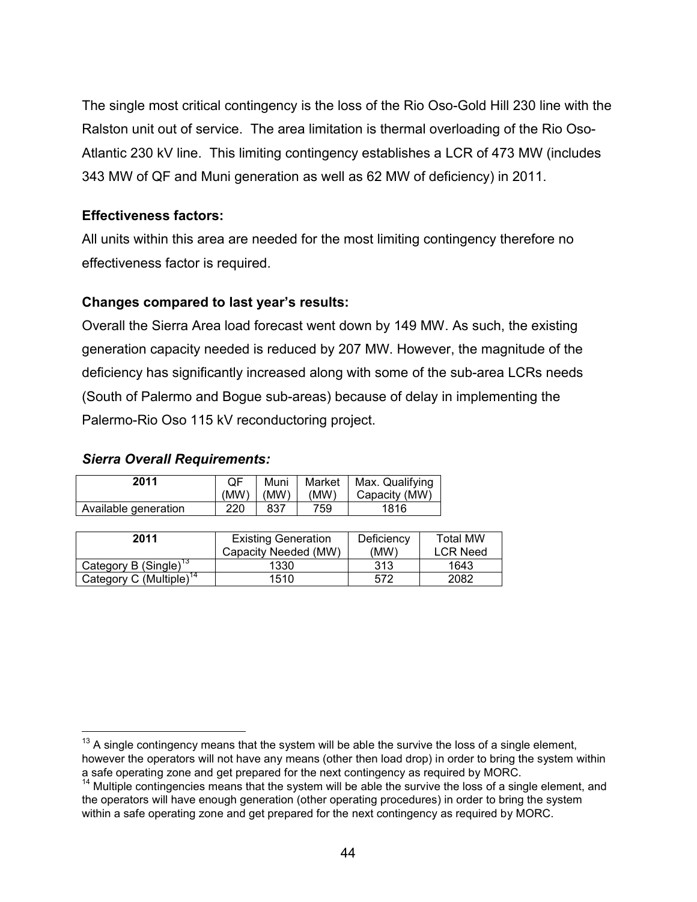The single most critical contingency is the loss of the Rio Oso-Gold Hill 230 line with the Ralston unit out of service. The area limitation is thermal overloading of the Rio Oso-Atlantic 230 kV line. This limiting contingency establishes a LCR of 473 MW (includes 343 MW of QF and Muni generation as well as 62 MW of deficiency) in 2011.

**Effectiveness factors:**

All units within this area are needed for the most limiting contingency therefore no effectiveness factor is required.

**Changes compared to last year's results:**

Overall the Sierra Area load forecast went down by 149 MW. As such, the existing generation capacity needed is reduced by 207 MW. However, the magnitude of the deficiency has significantly increased along with some of the sub-area LCRs needs (South of Palermo and Bogue sub-areas) because of delay in implementing the Palermo-Rio Oso 115 kV reconductoring project.

***Sierra Overall Requirements:***

| 2011 | QF (MW) | Muni (MW) | Market (MW) | Max. Qualifying Capacity (MW) |
|---|---|---|---|---|
| Available generation | 220 | 837 | 759 | 1816 |

| 2011 | Existing Generation Capacity Needed (MW) | Deficiency (MW) | Total MW LCR Need |
|---|---|---|---|
| Category B (Single)[13] | 1330 | 313 | 1643 |
| Category C (Multiple)[14] | 1510 | 572 | 2082 |

[13] A single contingency means that the system will be able the survive the loss of a single element, however the operators will not have any means (other then load drop) in order to bring the system within a safe operating zone and get prepared for the next contingency as required by MORC.

[14] Multiple contingencies means that the system will be able the survive the loss of a single element, and the operators will have enough generation (other operating procedures) in order to bring the system within a safe operating zone and get prepared for the next contingency as required by MORC.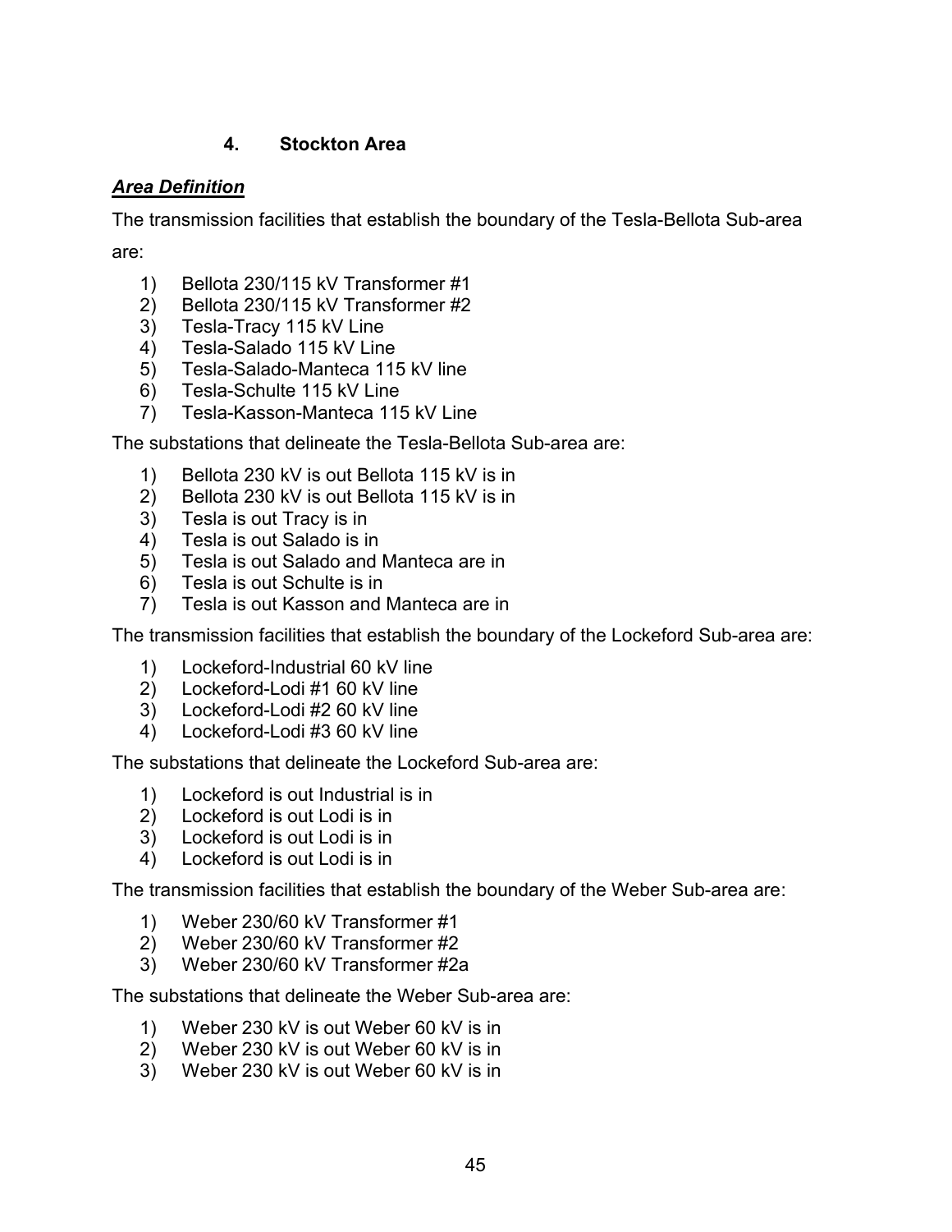### 4. Stockton Area

***Area Definition***

The transmission facilities that establish the boundary of the Tesla-Bellota Sub-area are:

1) Bellota 230/115 kV Transformer #1
2) Bellota 230/115 kV Transformer #2
3) Tesla-Tracy 115 kV Line
4) Tesla-Salado 115 kV Line
5) Tesla-Salado-Manteca 115 kV line
6) Tesla-Schulte 115 kV Line
7) Tesla-Kasson-Manteca 115 kV Line

The substations that delineate the Tesla-Bellota Sub-area are:

1) Bellota 230 kV is out Bellota 115 kV is in
2) Bellota 230 kV is out Bellota 115 kV is in
3) Tesla is out Tracy is in
4) Tesla is out Salado is in
5) Tesla is out Salado and Manteca are in
6) Tesla is out Schulte is in
7) Tesla is out Kasson and Manteca are in

The transmission facilities that establish the boundary of the Lockeford Sub-area are:

1) Lockeford-Industrial 60 kV line
2) Lockeford-Lodi #1 60 kV line
3) Lockeford-Lodi #2 60 kV line
4) Lockeford-Lodi #3 60 kV line

The substations that delineate the Lockeford Sub-area are:

1) Lockeford is out Industrial is in
2) Lockeford is out Lodi is in
3) Lockeford is out Lodi is in
4) Lockeford is out Lodi is in

The transmission facilities that establish the boundary of the Weber Sub-area are:

1) Weber 230/60 kV Transformer #1
2) Weber 230/60 kV Transformer #2
3) Weber 230/60 kV Transformer #2a

The substations that delineate the Weber Sub-area are:

1) Weber 230 kV is out Weber 60 kV is in
2) Weber 230 kV is out Weber 60 kV is in
3) Weber 230 kV is out Weber 60 kV is in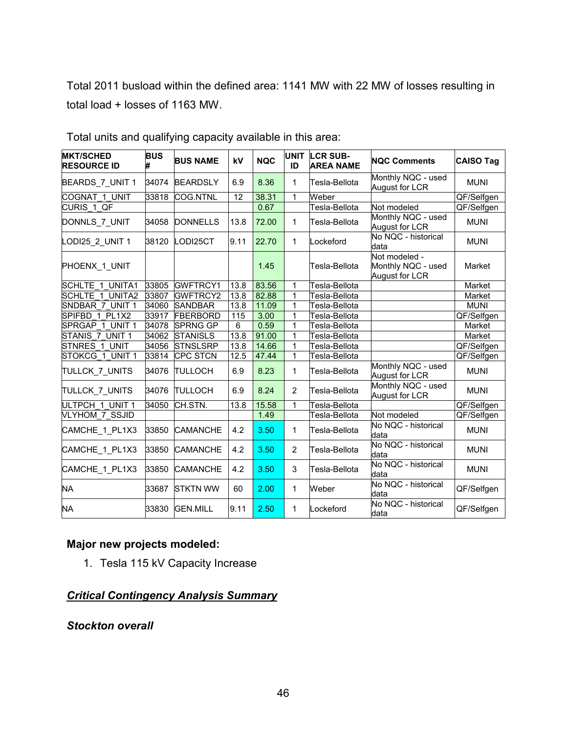Total 2011 busload within the defined area: 1141 MW with 22 MW of losses resulting in total load + losses of 1163 MW.

Total units and qualifying capacity available in this area:

| MKT/SCHED RESOURCE ID | BUS # | BUS NAME | kV | NQC | UNIT ID | LCR SUB-AREA NAME | NQC Comments | CAISO Tag |
|---|---|---|---|---|---|---|---|---|
| BEARDS_7_UNIT 1 | 34074 | BEARDSLY | 6.9 | 8.36 | 1 | Tesla-Bellota | Monthly NQC - used August for LCR | MUNI |
| COGNAT_1_UNIT | 33818 | COG.NTNL | 12 | 38.31 | 1 | Weber | | QF/Selfgen |
| CURIS_1_QF | | | | 0.67 | | Tesla-Bellota | Not modeled | QF/Selfgen |
| DONNLS_7_UNIT | 34058 | DONNELLS | 13.8 | 72.00 | 1 | Tesla-Bellota | Monthly NQC - used August for LCR | MUNI |
| LODI25_2_UNIT 1 | 38120 | LODI25CT | 9.11 | 22.70 | 1 | Lockeford | No NQC - historical data | MUNI |
| PHOENX_1_UNIT | | | | 1.45 | | Tesla-Bellota | Not modeled - Monthly NQC - used August for LCR | Market |
| SCHLTE_1_UNITA1 | 33805 | GWFTRCY1 | 13.8 | 83.56 | 1 | Tesla-Bellota | | Market |
| SCHLTE_1_UNITA2 | 33807 | GWFTRCY2 | 13.8 | 82.88 | 1 | Tesla-Bellota | | Market |
| SNDBAR_7_UNIT 1 | 34060 | SANDBAR | 13.8 | 11.09 | 1 | Tesla-Bellota | | MUNI |
| SPIFBD_1_PL1X2 | 33917 | FBERBORD | 115 | 3.00 | 1 | Tesla-Bellota | | QF/Selfgen |
| SPRGAP_1_UNIT 1 | 34078 | SPRNG GP | 6 | 0.59 | 1 | Tesla-Bellota | | Market |
| STANIS_7_UNIT 1 | 34062 | STANISLS | 13.8 | 91.00 | 1 | Tesla-Bellota | | Market |
| STNRES_1_UNIT | 34056 | STNSLSRP | 13.8 | 14.66 | 1 | Tesla-Bellota | | QF/Selfgen |
| STOKCG_1_UNIT 1 | 33814 | CPC STCN | 12.5 | 47.44 | 1 | Tesla-Bellota | | QF/Selfgen |
| TULLCK_7_UNITS | 34076 | TULLOCH | 6.9 | 8.23 | 1 | Tesla-Bellota | Monthly NQC - used August for LCR | MUNI |
| TULLCK_7_UNITS | 34076 | TULLOCH | 6.9 | 8.24 | 2 | Tesla-Bellota | Monthly NQC - used August for LCR | MUNI |
| ULTPCH_1_UNIT 1 | 34050 | CH.STN. | 13.8 | 15.58 | 1 | Tesla-Bellota | | QF/Selfgen |
| VLYHOM_7_SSJID | | | | 1.49 | | Tesla-Bellota | Not modeled | QF/Selfgen |
| CAMCHE_1_PL1X3 | 33850 | CAMANCHE | 4.2 | 3.50 | 1 | Tesla-Bellota | No NQC - historical data | MUNI |
| CAMCHE_1_PL1X3 | 33850 | CAMANCHE | 4.2 | 3.50 | 2 | Tesla-Bellota | No NQC - historical data | MUNI |
| CAMCHE_1_PL1X3 | 33850 | CAMANCHE | 4.2 | 3.50 | 3 | Tesla-Bellota | No NQC - historical data | MUNI |
| NA | 33687 | STKTN WW | 60 | 2.00 | 1 | Weber | No NQC - historical data | QF/Selfgen |
| NA | 33830 | GEN.MILL | 9.11 | 2.50 | 1 | Lockeford | No NQC - historical data | QF/Selfgen |

**Major new projects modeled:**

1. Tesla 115 kV Capacity Increase

***Critical Contingency Analysis Summary***

***Stockton overall***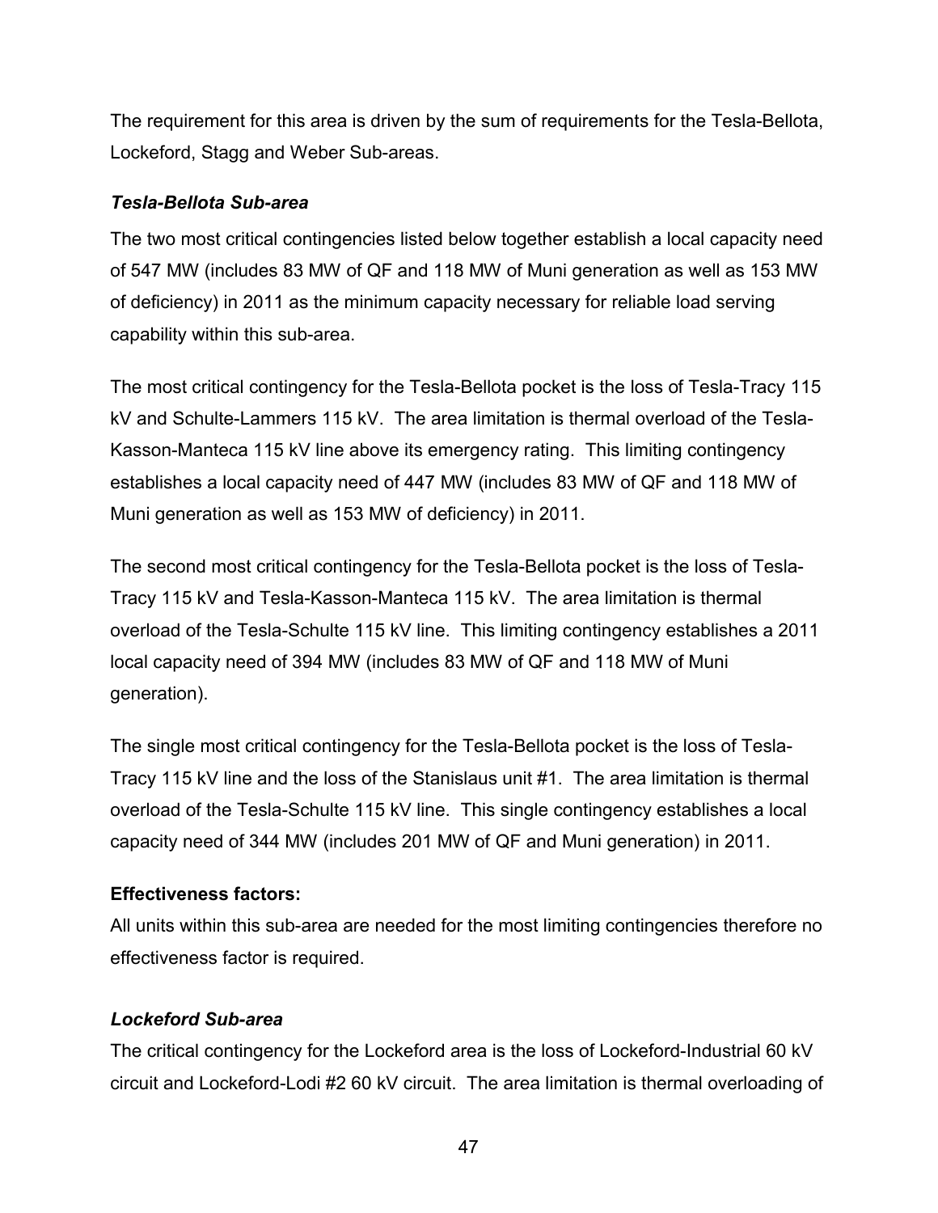The requirement for this area is driven by the sum of requirements for the Tesla-Bellota, Lockeford, Stagg and Weber Sub-areas.

### *Tesla-Bellota Sub-area*

The two most critical contingencies listed below together establish a local capacity need of 547 MW (includes 83 MW of QF and 118 MW of Muni generation as well as 153 MW of deficiency) in 2011 as the minimum capacity necessary for reliable load serving capability within this sub-area.

The most critical contingency for the Tesla-Bellota pocket is the loss of Tesla-Tracy 115 kV and Schulte-Lammers 115 kV. The area limitation is thermal overload of the Tesla-Kasson-Manteca 115 kV line above its emergency rating. This limiting contingency establishes a local capacity need of 447 MW (includes 83 MW of QF and 118 MW of Muni generation as well as 153 MW of deficiency) in 2011.

The second most critical contingency for the Tesla-Bellota pocket is the loss of Tesla-Tracy 115 kV and Tesla-Kasson-Manteca 115 kV. The area limitation is thermal overload of the Tesla-Schulte 115 kV line. This limiting contingency establishes a 2011 local capacity need of 394 MW (includes 83 MW of QF and 118 MW of Muni generation).

The single most critical contingency for the Tesla-Bellota pocket is the loss of Tesla-Tracy 115 kV line and the loss of the Stanislaus unit #1. The area limitation is thermal overload of the Tesla-Schulte 115 kV line. This single contingency establishes a local capacity need of 344 MW (includes 201 MW of QF and Muni generation) in 2011.

**Effectiveness factors:**

All units within this sub-area are needed for the most limiting contingencies therefore no effectiveness factor is required.

### *Lockeford Sub-area*

The critical contingency for the Lockeford area is the loss of Lockeford-Industrial 60 kV circuit and Lockeford-Lodi #2 60 kV circuit. The area limitation is thermal overloading of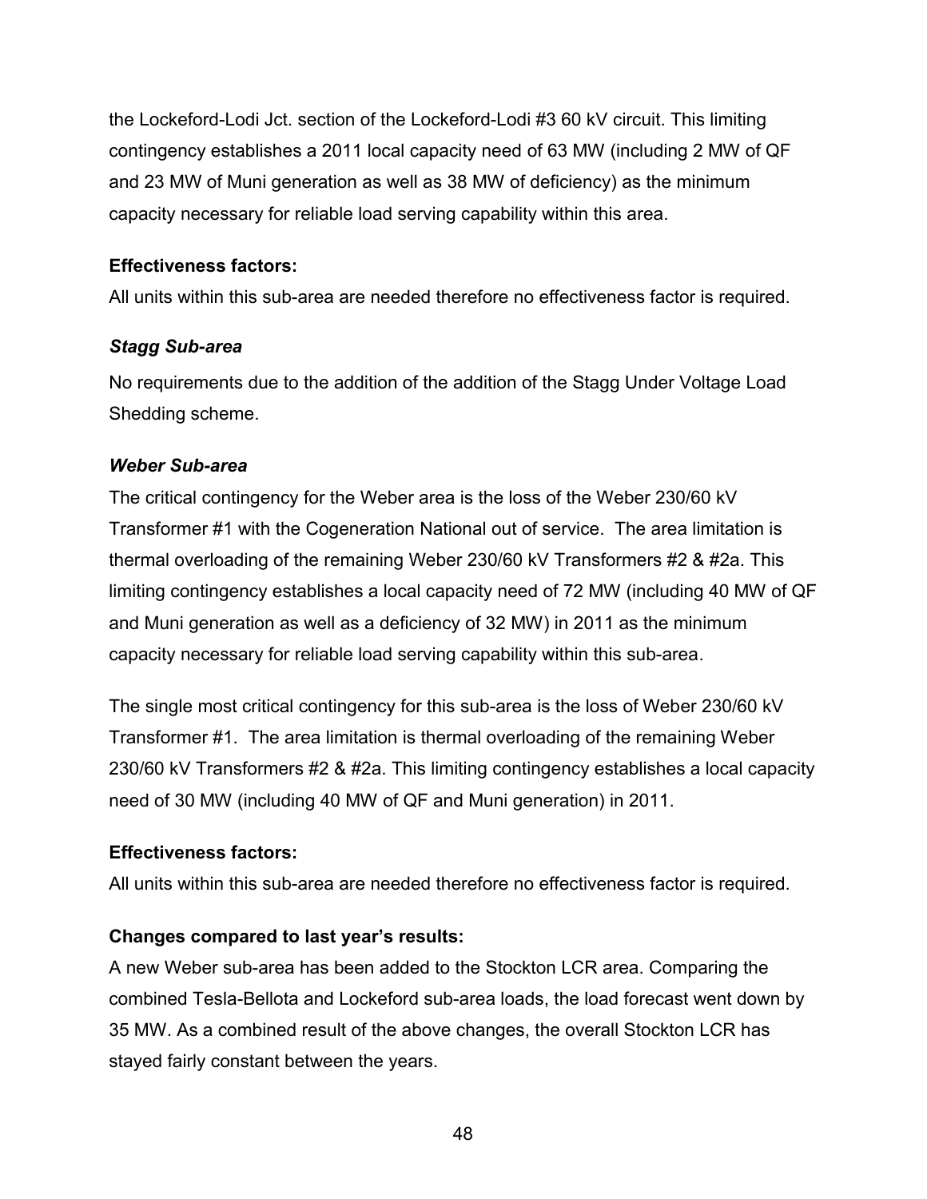the Lockeford-Lodi Jct. section of the Lockeford-Lodi #3 60 kV circuit. This limiting contingency establishes a 2011 local capacity need of 63 MW (including 2 MW of QF and 23 MW of Muni generation as well as 38 MW of deficiency) as the minimum capacity necessary for reliable load serving capability within this area.

**Effectiveness factors:**

All units within this sub-area are needed therefore no effectiveness factor is required.

***Stagg Sub-area***

No requirements due to the addition of the addition of the Stagg Under Voltage Load Shedding scheme.

***Weber Sub-area***

The critical contingency for the Weber area is the loss of the Weber 230/60 kV Transformer #1 with the Cogeneration National out of service. The area limitation is thermal overloading of the remaining Weber 230/60 kV Transformers #2 & #2a. This limiting contingency establishes a local capacity need of 72 MW (including 40 MW of QF and Muni generation as well as a deficiency of 32 MW) in 2011 as the minimum capacity necessary for reliable load serving capability within this sub-area.

The single most critical contingency for this sub-area is the loss of Weber 230/60 kV Transformer #1. The area limitation is thermal overloading of the remaining Weber 230/60 kV Transformers #2 & #2a. This limiting contingency establishes a local capacity need of 30 MW (including 40 MW of QF and Muni generation) in 2011.

**Effectiveness factors:**

All units within this sub-area are needed therefore no effectiveness factor is required.

**Changes compared to last year's results:**

A new Weber sub-area has been added to the Stockton LCR area. Comparing the combined Tesla-Bellota and Lockeford sub-area loads, the load forecast went down by 35 MW. As a combined result of the above changes, the overall Stockton LCR has stayed fairly constant between the years.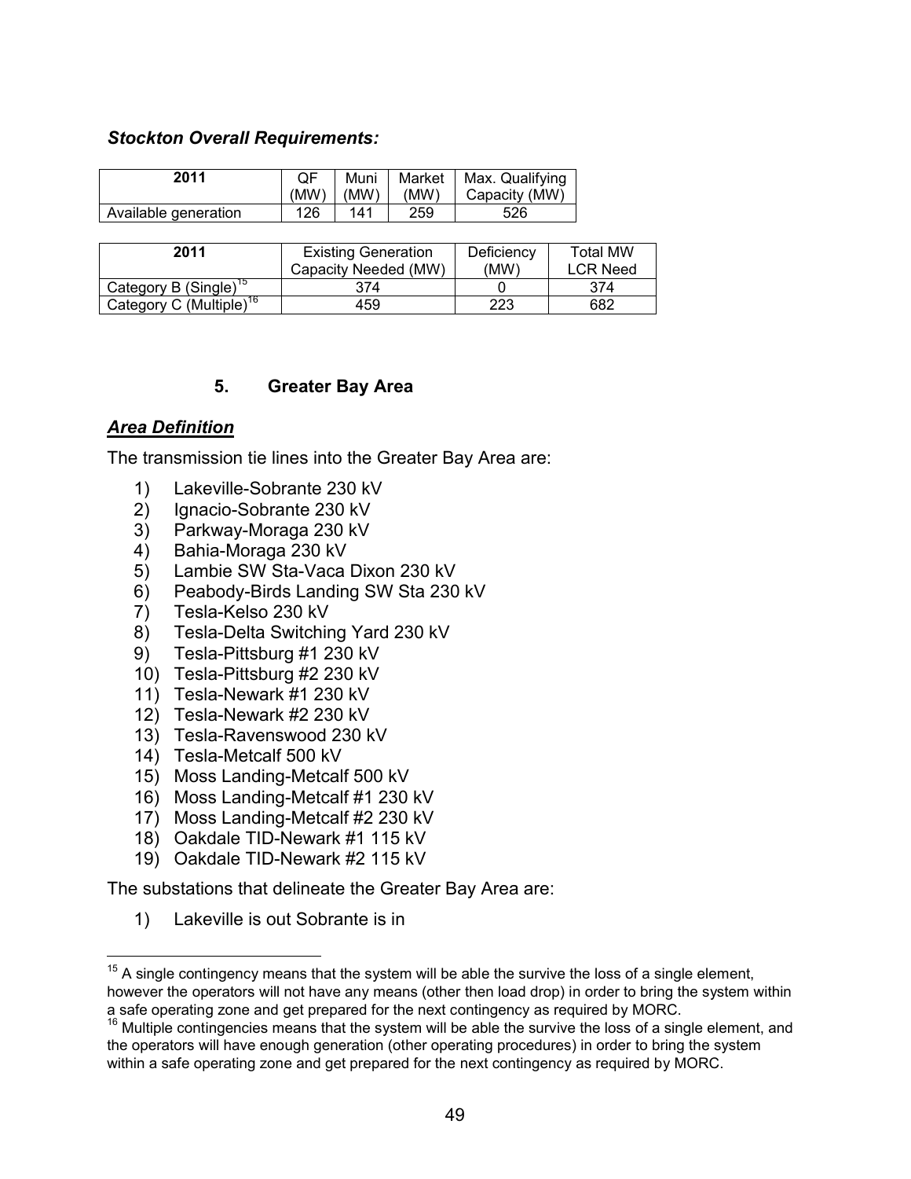***Stockton Overall Requirements:***

| 2011 | QF (MW) | Muni (MW) | Market (MW) | Max. Qualifying Capacity (MW) |
|---|---|---|---|---|
| Available generation | 126 | 141 | 259 | 526 |

| 2011 | Existing Generation Capacity Needed (MW) | Deficiency (MW) | Total MW LCR Need |
|---|---|---|---|
| Category B (Single)[15] | 374 | 0 | 374 |
| Category C (Multiple)[16] | 459 | 223 | 682 |

## 5. Greater Bay Area

***Area Definition***

The transmission tie lines into the Greater Bay Area are:

1) Lakeville-Sobrante 230 kV
2) Ignacio-Sobrante 230 kV
3) Parkway-Moraga 230 kV
4) Bahia-Moraga 230 kV
5) Lambie SW Sta-Vaca Dixon 230 kV
6) Peabody-Birds Landing SW Sta 230 kV
7) Tesla-Kelso 230 kV
8) Tesla-Delta Switching Yard 230 kV
9) Tesla-Pittsburg #1 230 kV
10) Tesla-Pittsburg #2 230 kV
11) Tesla-Newark #1 230 kV
12) Tesla-Newark #2 230 kV
13) Tesla-Ravenswood 230 kV
14) Tesla-Metcalf 500 kV
15) Moss Landing-Metcalf 500 kV
16) Moss Landing-Metcalf #1 230 kV
17) Moss Landing-Metcalf #2 230 kV
18) Oakdale TID-Newark #1 115 kV
19) Oakdale TID-Newark #2 115 kV

The substations that delineate the Greater Bay Area are:

1) Lakeville is out Sobrante is in

---

[15] A single contingency means that the system will be able the survive the loss of a single element, however the operators will not have any means (other then load drop) in order to bring the system within a safe operating zone and get prepared for the next contingency as required by MORC.

[16] Multiple contingencies means that the system will be able the survive the loss of a single element, and the operators will have enough generation (other operating procedures) in order to bring the system within a safe operating zone and get prepared for the next contingency as required by MORC.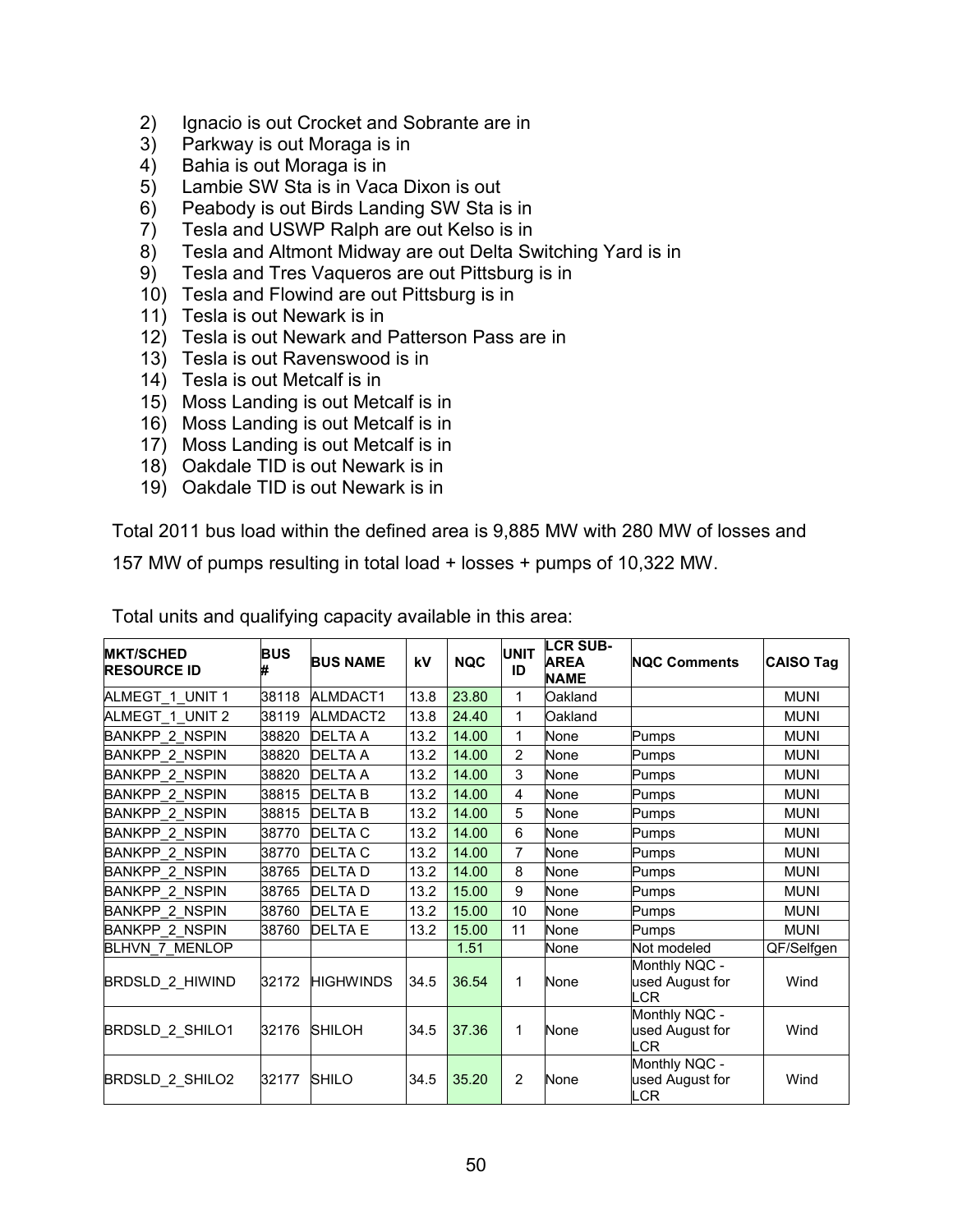2) Ignacio is out Crocket and Sobrante are in
3) Parkway is out Moraga is in
4) Bahia is out Moraga is in
5) Lambie SW Sta is in Vaca Dixon is out
6) Peabody is out Birds Landing SW Sta is in
7) Tesla and USWP Ralph are out Kelso is in
8) Tesla and Altmont Midway are out Delta Switching Yard is in
9) Tesla and Tres Vaqueros are out Pittsburg is in
10) Tesla and Flowind are out Pittsburg is in
11) Tesla is out Newark is in
12) Tesla is out Newark and Patterson Pass are in
13) Tesla is out Ravenswood is in
14) Tesla is out Metcalf is in
15) Moss Landing is out Metcalf is in
16) Moss Landing is out Metcalf is in
17) Moss Landing is out Metcalf is in
18) Oakdale TID is out Newark is in
19) Oakdale TID is out Newark is in

Total 2011 bus load within the defined area is 9,885 MW with 280 MW of losses and 157 MW of pumps resulting in total load + losses + pumps of 10,322 MW.

Total units and qualifying capacity available in this area:

| MKT/SCHED RESOURCE ID | BUS # | BUS NAME | kV | NQC | UNIT ID | LCR SUB-AREA NAME | NQC Comments | CAISO Tag |
|---|---|---|---|---|---|---|---|---|
| ALMEGT_1_UNIT 1 | 38118 | ALMDACT1 | 13.8 | 23.80 | 1 | Oakland | | MUNI |
| ALMEGT_1_UNIT 2 | 38119 | ALMDACT2 | 13.8 | 24.40 | 1 | Oakland | | MUNI |
| BANKPP_2_NSPIN | 38820 | DELTA A | 13.2 | 14.00 | 1 | None | Pumps | MUNI |
| BANKPP_2_NSPIN | 38820 | DELTA A | 13.2 | 14.00 | 2 | None | Pumps | MUNI |
| BANKPP_2_NSPIN | 38820 | DELTA A | 13.2 | 14.00 | 3 | None | Pumps | MUNI |
| BANKPP_2_NSPIN | 38815 | DELTA B | 13.2 | 14.00 | 4 | None | Pumps | MUNI |
| BANKPP_2_NSPIN | 38815 | DELTA B | 13.2 | 14.00 | 5 | None | Pumps | MUNI |
| BANKPP_2_NSPIN | 38770 | DELTA C | 13.2 | 14.00 | 6 | None | Pumps | MUNI |
| BANKPP_2_NSPIN | 38770 | DELTA C | 13.2 | 14.00 | 7 | None | Pumps | MUNI |
| BANKPP_2_NSPIN | 38765 | DELTA D | 13.2 | 14.00 | 8 | None | Pumps | MUNI |
| BANKPP_2_NSPIN | 38765 | DELTA D | 13.2 | 15.00 | 9 | None | Pumps | MUNI |
| BANKPP_2_NSPIN | 38760 | DELTA E | 13.2 | 15.00 | 10 | None | Pumps | MUNI |
| BANKPP_2_NSPIN | 38760 | DELTA E | 13.2 | 15.00 | 11 | None | Pumps | MUNI |
| BLHVN_7_MENLOP | | | | 1.51 | | None | Not modeled | QF/Selfgen |
| BRDSLD_2_HIWIND | 32172 | HIGHWINDS | 34.5 | 36.54 | 1 | None | Monthly NQC - used August for LCR | Wind |
| BRDSLD_2_SHILO1 | 32176 | SHILOH | 34.5 | 37.36 | 1 | None | Monthly NQC - used August for LCR | Wind |
| BRDSLD_2_SHILO2 | 32177 | SHILO | 34.5 | 35.20 | 2 | None | Monthly NQC - used August for LCR | Wind |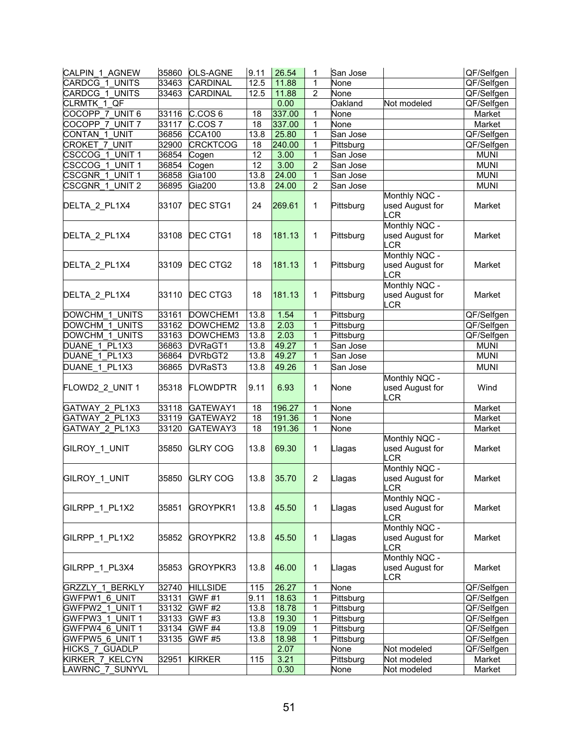| | | | | | | | | |
|---|---|---|---|---|---|---|---|---|
| CALPIN_1_AGNEW | 35860 | OLS-AGNE | 9.11 | 26.54 | 1 | San Jose | | QF/Selfgen |
| CARDCG_1_UNITS | 33463 | CARDINAL | 12.5 | 11.88 | 1 | None | | QF/Selfgen |
| CARDCG_1_UNITS | 33463 | CARDINAL | 12.5 | 11.88 | 2 | None | | QF/Selfgen |
| CLRMTK_1_QF | | | | 0.00 | | Oakland | Not modeled | QF/Selfgen |
| COCOPP_7_UNIT 6 | 33116 | C.COS 6 | 18 | 337.00 | 1 | None | | Market |
| COCOPP_7_UNIT 7 | 33117 | C.COS 7 | 18 | 337.00 | 1 | None | | Market |
| CONTAN_1_UNIT | 36856 | CCA100 | 13.8 | 25.80 | 1 | San Jose | | QF/Selfgen |
| CROKET_7_UNIT | 32900 | CRCKTCOG | 18 | 240.00 | 1 | Pittsburg | | QF/Selfgen |
| CSCCOG_1_UNIT 1 | 36854 | Cogen | 12 | 3.00 | 1 | San Jose | | MUNI |
| CSCCOG_1_UNIT 1 | 36854 | Cogen | 12 | 3.00 | 2 | San Jose | | MUNI |
| CSCGNR_1_UNIT 1 | 36858 | Gia100 | 13.8 | 24.00 | 1 | San Jose | | MUNI |
| CSCGNR_1_UNIT 2 | 36895 | Gia200 | 13.8 | 24.00 | 2 | San Jose | | MUNI |
| DELTA_2_PL1X4 | 33107 | DEC STG1 | 24 | 269.61 | 1 | Pittsburg | Monthly NQC - used August for LCR | Market |
| DELTA_2_PL1X4 | 33108 | DEC CTG1 | 18 | 181.13 | 1 | Pittsburg | Monthly NQC - used August for LCR | Market |
| DELTA_2_PL1X4 | 33109 | DEC CTG2 | 18 | 181.13 | 1 | Pittsburg | Monthly NQC - used August for LCR | Market |
| DELTA_2_PL1X4 | 33110 | DEC CTG3 | 18 | 181.13 | 1 | Pittsburg | Monthly NQC - used August for LCR | Market |
| DOWCHM_1_UNITS | 33161 | DOWCHEM1 | 13.8 | 1.54 | 1 | Pittsburg | | QF/Selfgen |
| DOWCHM_1_UNITS | 33162 | DOWCHEM2 | 13.8 | 2.03 | 1 | Pittsburg | | QF/Selfgen |
| DOWCHM_1_UNITS | 33163 | DOWCHEM3 | 13.8 | 2.03 | 1 | Pittsburg | | QF/Selfgen |
| DUANE_1_PL1X3 | 36863 | DVRaGT1 | 13.8 | 49.27 | 1 | San Jose | | MUNI |
| DUANE_1_PL1X3 | 36864 | DVRbGT2 | 13.8 | 49.27 | 1 | San Jose | | MUNI |
| DUANE_1_PL1X3 | 36865 | DVRaST3 | 13.8 | 49.26 | 1 | San Jose | | MUNI |
| FLOWD2_2_UNIT 1 | 35318 | FLOWDPTR | 9.11 | 6.93 | 1 | None | Monthly NQC - used August for LCR | Wind |
| GATWAY_2_PL1X3 | 33118 | GATEWAY1 | 18 | 196.27 | 1 | None | | Market |
| GATWAY_2_PL1X3 | 33119 | GATEWAY2 | 18 | 191.36 | 1 | None | | Market |
| GATWAY_2_PL1X3 | 33120 | GATEWAY3 | 18 | 191.36 | 1 | None | | Market |
| GILROY_1_UNIT | 35850 | GLRY COG | 13.8 | 69.30 | 1 | Llagas | Monthly NQC - used August for LCR | Market |
| GILROY_1_UNIT | 35850 | GLRY COG | 13.8 | 35.70 | 2 | Llagas | Monthly NQC - used August for LCR | Market |
| GILRPP_1_PL1X2 | 35851 | GROYPKR1 | 13.8 | 45.50 | 1 | Llagas | Monthly NQC - used August for LCR | Market |
| GILRPP_1_PL1X2 | 35852 | GROYPKR2 | 13.8 | 45.50 | 1 | Llagas | Monthly NQC - used August for LCR | Market |
| GILRPP_1_PL3X4 | 35853 | GROYPKR3 | 13.8 | 46.00 | 1 | Llagas | Monthly NQC - used August for LCR | Market |
| GRZZLY_1_BERKLY | 32740 | HILLSIDE | 115 | 26.27 | 1 | None | | QF/Selfgen |
| GWFPW1_6_UNIT | 33131 | GWF #1 | 9.11 | 18.63 | 1 | Pittsburg | | QF/Selfgen |
| GWFPW2_1_UNIT 1 | 33132 | GWF #2 | 13.8 | 18.78 | 1 | Pittsburg | | QF/Selfgen |
| GWFPW3_1_UNIT 1 | 33133 | GWF #3 | 13.8 | 19.30 | 1 | Pittsburg | | QF/Selfgen |
| GWFPW4_6_UNIT 1 | 33134 | GWF #4 | 13.8 | 19.09 | 1 | Pittsburg | | QF/Selfgen |
| GWFPW5_6_UNIT 1 | 33135 | GWF #5 | 13.8 | 18.98 | 1 | Pittsburg | | QF/Selfgen |
| HICKS_7_GUADLP | | | | 2.07 | | None | Not modeled | QF/Selfgen |
| KIRKER_7_KELCYN | 32951 | KIRKER | 115 | 3.21 | | Pittsburg | Not modeled | Market |
| LAWRNC_7_SUNYVL | | | | 0.30 | | None | Not modeled | Market |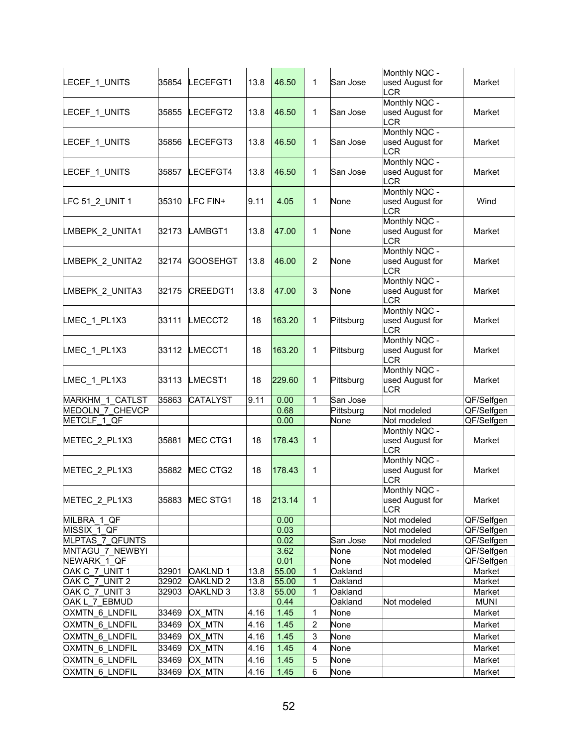| LECEF_1_UNITS | 35854 | LECEFGT1 | 13.8 | 46.50 | 1 | San Jose | Monthly NQC - used August for LCR | Market |
|---|---|---|---|---|---|---|---|---|
| LECEF_1_UNITS | 35855 | LECEFGT2 | 13.8 | 46.50 | 1 | San Jose | Monthly NQC - used August for LCR | Market |
| LECEF_1_UNITS | 35856 | LECEFGT3 | 13.8 | 46.50 | 1 | San Jose | Monthly NQC - used August for LCR | Market |
| LECEF_1_UNITS | 35857 | LECEFGT4 | 13.8 | 46.50 | 1 | San Jose | Monthly NQC - used August for LCR | Market |
| LFC 51_2_UNIT 1 | 35310 | LFC FIN+ | 9.11 | 4.05 | 1 | None | Monthly NQC - used August for LCR | Wind |
| LMBEPK_2_UNITA1 | 32173 | LAMBGT1 | 13.8 | 47.00 | 1 | None | Monthly NQC - used August for LCR | Market |
| LMBEPK_2_UNITA2 | 32174 | GOOSEHGT | 13.8 | 46.00 | 2 | None | Monthly NQC - used August for LCR | Market |
| LMBEPK_2_UNITA3 | 32175 | CREEDGT1 | 13.8 | 47.00 | 3 | None | Monthly NQC - used August for LCR | Market |
| LMEC_1_PL1X3 | 33111 | LMECCT2 | 18 | 163.20 | 1 | Pittsburg | Monthly NQC - used August for LCR | Market |
| LMEC_1_PL1X3 | 33112 | LMECCT1 | 18 | 163.20 | 1 | Pittsburg | Monthly NQC - used August for LCR | Market |
| LMEC_1_PL1X3 | 33113 | LMECST1 | 18 | 229.60 | 1 | Pittsburg | Monthly NQC - used August for LCR | Market |
| MARKHM_1_CATLST | 35863 | CATALYST | 9.11 | 0.00 | 1 | San Jose | | QF/Selfgen |
| MEDOLN_7_CHEVCP | | | | 0.68 | | Pittsburg | Not modeled | QF/Selfgen |
| METCLF_1_QF | | | | 0.00 | | None | Not modeled | QF/Selfgen |
| METEC_2_PL1X3 | 35881 | MEC CTG1 | 18 | 178.43 | 1 | | Monthly NQC - used August for LCR | Market |
| METEC_2_PL1X3 | 35882 | MEC CTG2 | 18 | 178.43 | 1 | | Monthly NQC - used August for LCR | Market |
| METEC_2_PL1X3 | 35883 | MEC STG1 | 18 | 213.14 | 1 | | Monthly NQC - used August for LCR | Market |
| MILBRA_1_QF | | | | 0.00 | | | Not modeled | QF/Selfgen |
| MISSIX_1_QF | | | | 0.03 | | | Not modeled | QF/Selfgen |
| MLPTAS_7_QFUNTS | | | | 0.02 | | San Jose | Not modeled | QF/Selfgen |
| MNTAGU_7_NEWBYI | | | | 3.62 | | None | Not modeled | QF/Selfgen |
| NEWARK_1_QF | | | | 0.01 | | None | Not modeled | QF/Selfgen |
| OAK C_7_UNIT 1 | 32901 | OAKLND 1 | 13.8 | 55.00 | 1 | Oakland | | Market |
| OAK C_7_UNIT 2 | 32902 | OAKLND 2 | 13.8 | 55.00 | 1 | Oakland | | Market |
| OAK C_7_UNIT 3 | 32903 | OAKLND 3 | 13.8 | 55.00 | 1 | Oakland | | Market |
| OAK L_7_EBMUD | | | | 0.44 | | Oakland | Not modeled | MUNI |
| OXMTN_6_LNDFIL | 33469 | OX_MTN | 4.16 | 1.45 | 1 | None | | Market |
| OXMTN_6_LNDFIL | 33469 | OX_MTN | 4.16 | 1.45 | 2 | None | | Market |
| OXMTN_6_LNDFIL | 33469 | OX_MTN | 4.16 | 1.45 | 3 | None | | Market |
| OXMTN_6_LNDFIL | 33469 | OX_MTN | 4.16 | 1.45 | 4 | None | | Market |
| OXMTN_6_LNDFIL | 33469 | OX_MTN | 4.16 | 1.45 | 5 | None | | Market |
| OXMTN_6_LNDFIL | 33469 | OX_MTN | 4.16 | 1.45 | 6 | None | | Market |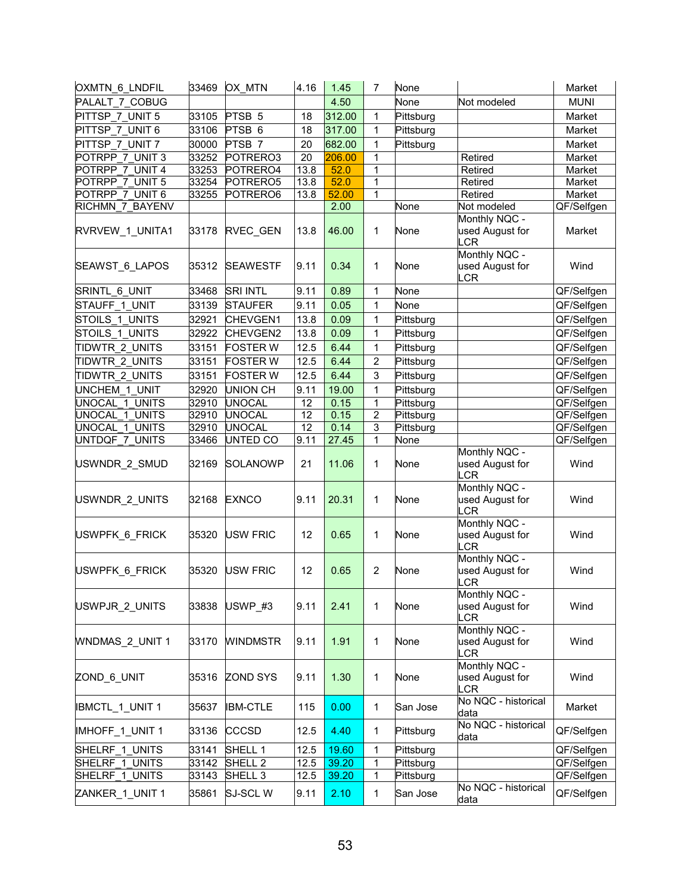| | | | | | | | | |
|---|---|---|---|---|---|---|---|---|
| OXMTN_6_LNDFIL | 33469 | OX_MTN | 4.16 | 1.45 | 7 | None | | Market |
| PALALT_7_COBUG | | | | 4.50 | | None | Not modeled | MUNI |
| PITTSP_7_UNIT 5 | 33105 | PTSB 5 | 18 | 312.00 | 1 | Pittsburg | | Market |
| PITTSP_7_UNIT 6 | 33106 | PTSB 6 | 18 | 317.00 | 1 | Pittsburg | | Market |
| PITTSP_7_UNIT 7 | 30000 | PTSB 7 | 20 | 682.00 | 1 | Pittsburg | | Market |
| POTRPP_7_UNIT 3 | 33252 | POTRERO3 | 20 | 206.00 | 1 | | Retired | Market |
| POTRPP_7_UNIT 4 | 33253 | POTRERO4 | 13.8 | 52.0 | 1 | | Retired | Market |
| POTRPP_7_UNIT 5 | 33254 | POTRERO5 | 13.8 | 52.0 | 1 | | Retired | Market |
| POTRPP_7_UNIT 6 | 33255 | POTRERO6 | 13.8 | 52.00 | 1 | | Retired | Market |
| RICHMN_7_BAYENV | | | | 2.00 | | None | Not modeled | QF/Selfgen |
| RVRVEW_1_UNITA1 | 33178 | RVEC_GEN | 13.8 | 46.00 | 1 | None | Monthly NQC - used August for LCR | Market |
| SEAWST_6_LAPOS | 35312 | SEAWESTF | 9.11 | 0.34 | 1 | None | Monthly NQC - used August for LCR | Wind |
| SRINTL_6_UNIT | 33468 | SRI INTL | 9.11 | 0.89 | 1 | None | | QF/Selfgen |
| STAUFF_1_UNIT | 33139 | STAUFER | 9.11 | 0.05 | 1 | None | | QF/Selfgen |
| STOILS_1_UNITS | 32921 | CHEVGEN1 | 13.8 | 0.09 | 1 | Pittsburg | | QF/Selfgen |
| STOILS_1_UNITS | 32922 | CHEVGEN2 | 13.8 | 0.09 | 1 | Pittsburg | | QF/Selfgen |
| TIDWTR_2_UNITS | 33151 | FOSTER W | 12.5 | 6.44 | 1 | Pittsburg | | QF/Selfgen |
| TIDWTR_2_UNITS | 33151 | FOSTER W | 12.5 | 6.44 | 2 | Pittsburg | | QF/Selfgen |
| TIDWTR_2_UNITS | 33151 | FOSTER W | 12.5 | 6.44 | 3 | Pittsburg | | QF/Selfgen |
| UNCHEM_1_UNIT | 32920 | UNION CH | 9.11 | 19.00 | 1 | Pittsburg | | QF/Selfgen |
| UNOCAL_1_UNITS | 32910 | UNOCAL | 12 | 0.15 | 1 | Pittsburg | | QF/Selfgen |
| UNOCAL_1_UNITS | 32910 | UNOCAL | 12 | 0.15 | 2 | Pittsburg | | QF/Selfgen |
| UNOCAL_1_UNITS | 32910 | UNOCAL | 12 | 0.14 | 3 | Pittsburg | | QF/Selfgen |
| UNTDQF_7_UNITS | 33466 | UNTED CO | 9.11 | 27.45 | 1 | None | | QF/Selfgen |
| USWNDR_2_SMUD | 32169 | SOLANOWP | 21 | 11.06 | 1 | None | Monthly NQC - used August for LCR | Wind |
| USWNDR_2_UNITS | 32168 | EXNCO | 9.11 | 20.31 | 1 | None | Monthly NQC - used August for LCR | Wind |
| USWPFK_6_FRICK | 35320 | USW FRIC | 12 | 0.65 | 1 | None | Monthly NQC - used August for LCR | Wind |
| USWPFK_6_FRICK | 35320 | USW FRIC | 12 | 0.65 | 2 | None | Monthly NQC - used August for LCR | Wind |
| USWPJR_2_UNITS | 33838 | USWP_#3 | 9.11 | 2.41 | 1 | None | Monthly NQC - used August for LCR | Wind |
| WNDMAS_2_UNIT 1 | 33170 | WINDMSTR | 9.11 | 1.91 | 1 | None | Monthly NQC - used August for LCR | Wind |
| ZOND_6_UNIT | 35316 | ZOND SYS | 9.11 | 1.30 | 1 | None | Monthly NQC - used August for LCR | Wind |
| IBMCTL_1_UNIT 1 | 35637 | IBM-CTLE | 115 | 0.00 | 1 | San Jose | No NQC - historical data | Market |
| IMHOFF_1_UNIT 1 | 33136 | CCCSD | 12.5 | 4.40 | 1 | Pittsburg | No NQC - historical data | QF/Selfgen |
| SHELRF_1_UNITS | 33141 | SHELL 1 | 12.5 | 19.60 | 1 | Pittsburg | | QF/Selfgen |
| SHELRF_1_UNITS | 33142 | SHELL 2 | 12.5 | 39.20 | 1 | Pittsburg | | QF/Selfgen |
| SHELRF_1_UNITS | 33143 | SHELL 3 | 12.5 | 39.20 | 1 | Pittsburg | | QF/Selfgen |
| ZANKER_1_UNIT 1 | 35861 | SJ-SCL W | 9.11 | 2.10 | 1 | San Jose | No NQC - historical data | QF/Selfgen |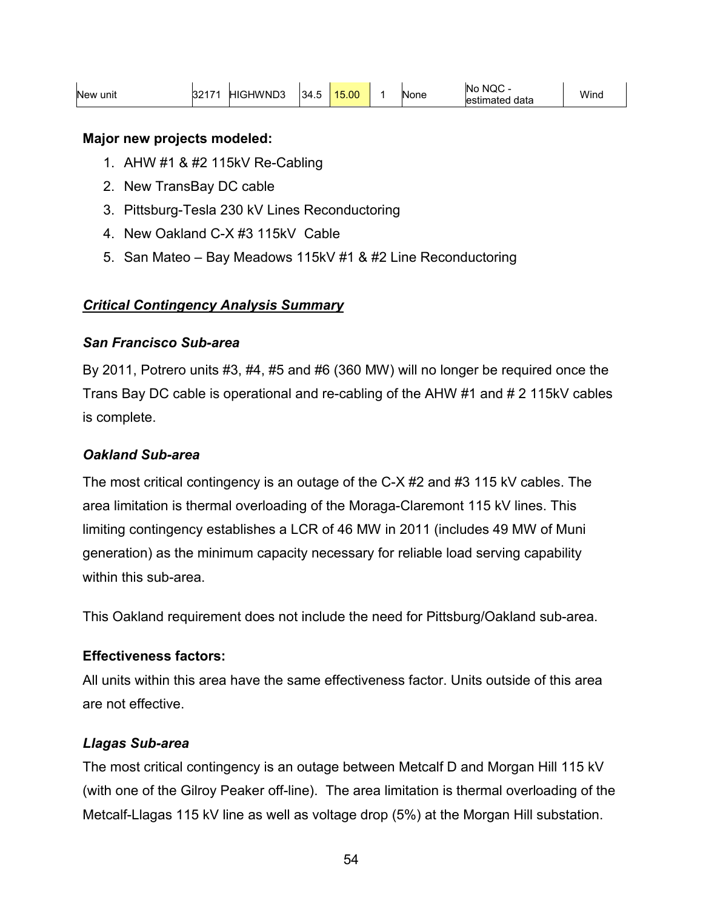| New unit | 32171 | HIGHWND3 | 34.5 | 15.00 | 1 | None | No NQC - estimated data | Wind |
|---|---|---|---|---|---|---|---|---|

**Major new projects modeled:**

1. AHW #1 & #2 115kV Re-Cabling
2. New TransBay DC cable
3. Pittsburg-Tesla 230 kV Lines Reconductoring
4. New Oakland C-X #3 115kV Cable
5. San Mateo – Bay Meadows 115kV #1 & #2 Line Reconductoring

***Critical Contingency Analysis Summary***

***San Francisco Sub-area***

By 2011, Potrero units #3, #4, #5 and #6 (360 MW) will no longer be required once the Trans Bay DC cable is operational and re-cabling of the AHW #1 and # 2 115kV cables is complete.

***Oakland Sub-area***

The most critical contingency is an outage of the C-X #2 and #3 115 kV cables. The area limitation is thermal overloading of the Moraga-Claremont 115 kV lines. This limiting contingency establishes a LCR of 46 MW in 2011 (includes 49 MW of Muni generation) as the minimum capacity necessary for reliable load serving capability within this sub-area.

This Oakland requirement does not include the need for Pittsburg/Oakland sub-area.

**Effectiveness factors:**

All units within this area have the same effectiveness factor. Units outside of this area are not effective.

***Llagas Sub-area***

The most critical contingency is an outage between Metcalf D and Morgan Hill 115 kV (with one of the Gilroy Peaker off-line). The area limitation is thermal overloading of the Metcalf-Llagas 115 kV line as well as voltage drop (5%) at the Morgan Hill substation.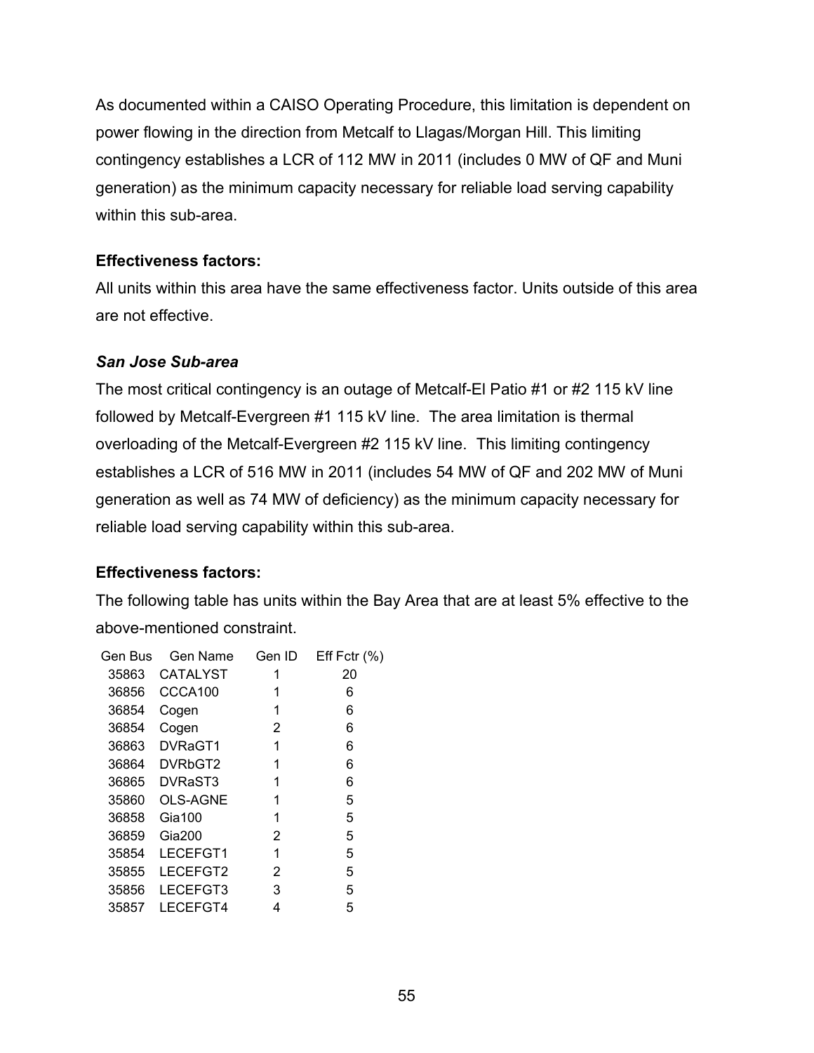As documented within a CAISO Operating Procedure, this limitation is dependent on power flowing in the direction from Metcalf to Llagas/Morgan Hill. This limiting contingency establishes a LCR of 112 MW in 2011 (includes 0 MW of QF and Muni generation) as the minimum capacity necessary for reliable load serving capability within this sub-area.

**Effectiveness factors:**

All units within this area have the same effectiveness factor. Units outside of this area are not effective.

***San Jose Sub-area***

The most critical contingency is an outage of Metcalf-El Patio #1 or #2 115 kV line followed by Metcalf-Evergreen #1 115 kV line. The area limitation is thermal overloading of the Metcalf-Evergreen #2 115 kV line. This limiting contingency establishes a LCR of 516 MW in 2011 (includes 54 MW of QF and 202 MW of Muni generation as well as 74 MW of deficiency) as the minimum capacity necessary for reliable load serving capability within this sub-area.

**Effectiveness factors:**

The following table has units within the Bay Area that are at least 5% effective to the above-mentioned constraint.

| Gen Bus | Gen Name | Gen ID | Eff Fctr (%) |
|---|---|---|---|
| 35863 | CATALYST | 1 | 20 |
| 36856 | CCCA100 | 1 | 6 |
| 36854 | Cogen | 1 | 6 |
| 36854 | Cogen | 2 | 6 |
| 36863 | DVRaGT1 | 1 | 6 |
| 36864 | DVRbGT2 | 1 | 6 |
| 36865 | DVRaST3 | 1 | 6 |
| 35860 | OLS-AGNE | 1 | 5 |
| 36858 | Gia100 | 1 | 5 |
| 36859 | Gia200 | 2 | 5 |
| 35854 | LECEFGT1 | 1 | 5 |
| 35855 | LECEFGT2 | 2 | 5 |
| 35856 | LECEFGT3 | 3 | 5 |
| 35857 | LECEFGT4 | 4 | 5 |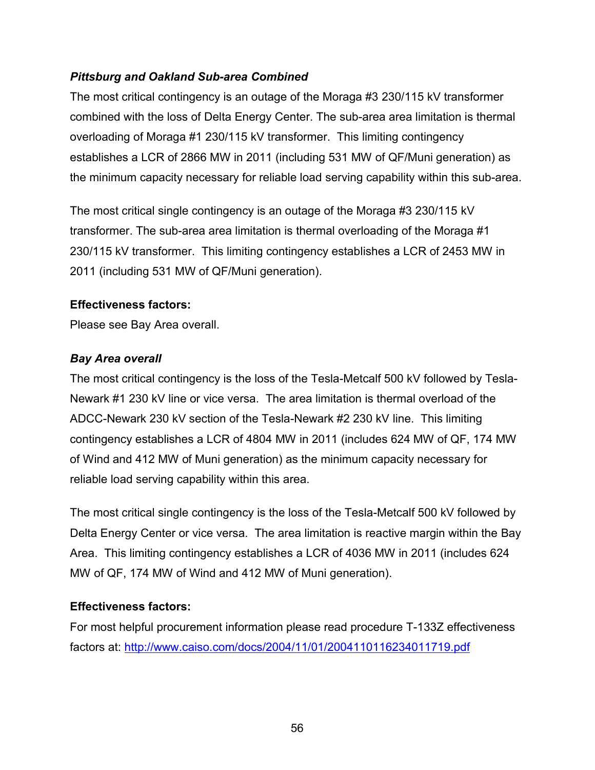***Pittsburg and Oakland Sub-area Combined***

The most critical contingency is an outage of the Moraga #3 230/115 kV transformer combined with the loss of Delta Energy Center. The sub-area area limitation is thermal overloading of Moraga #1 230/115 kV transformer. This limiting contingency establishes a LCR of 2866 MW in 2011 (including 531 MW of QF/Muni generation) as the minimum capacity necessary for reliable load serving capability within this sub-area.

The most critical single contingency is an outage of the Moraga #3 230/115 kV transformer. The sub-area area limitation is thermal overloading of the Moraga #1 230/115 kV transformer. This limiting contingency establishes a LCR of 2453 MW in 2011 (including 531 MW of QF/Muni generation).

**Effectiveness factors:**

Please see Bay Area overall.

***Bay Area overall***

The most critical contingency is the loss of the Tesla-Metcalf 500 kV followed by Tesla-Newark #1 230 kV line or vice versa. The area limitation is thermal overload of the ADCC-Newark 230 kV section of the Tesla-Newark #2 230 kV line. This limiting contingency establishes a LCR of 4804 MW in 2011 (includes 624 MW of QF, 174 MW of Wind and 412 MW of Muni generation) as the minimum capacity necessary for reliable load serving capability within this area.

The most critical single contingency is the loss of the Tesla-Metcalf 500 kV followed by Delta Energy Center or vice versa. The area limitation is reactive margin within the Bay Area. This limiting contingency establishes a LCR of 4036 MW in 2011 (includes 624 MW of QF, 174 MW of Wind and 412 MW of Muni generation).

**Effectiveness factors:**

For most helpful procurement information please read procedure T-133Z effectiveness factors at: [http://www.caiso.com/docs/2004/11/01/2004110116234011719.pdf](http://www.caiso.com/docs/2004/11/01/2004110116234011719.pdf)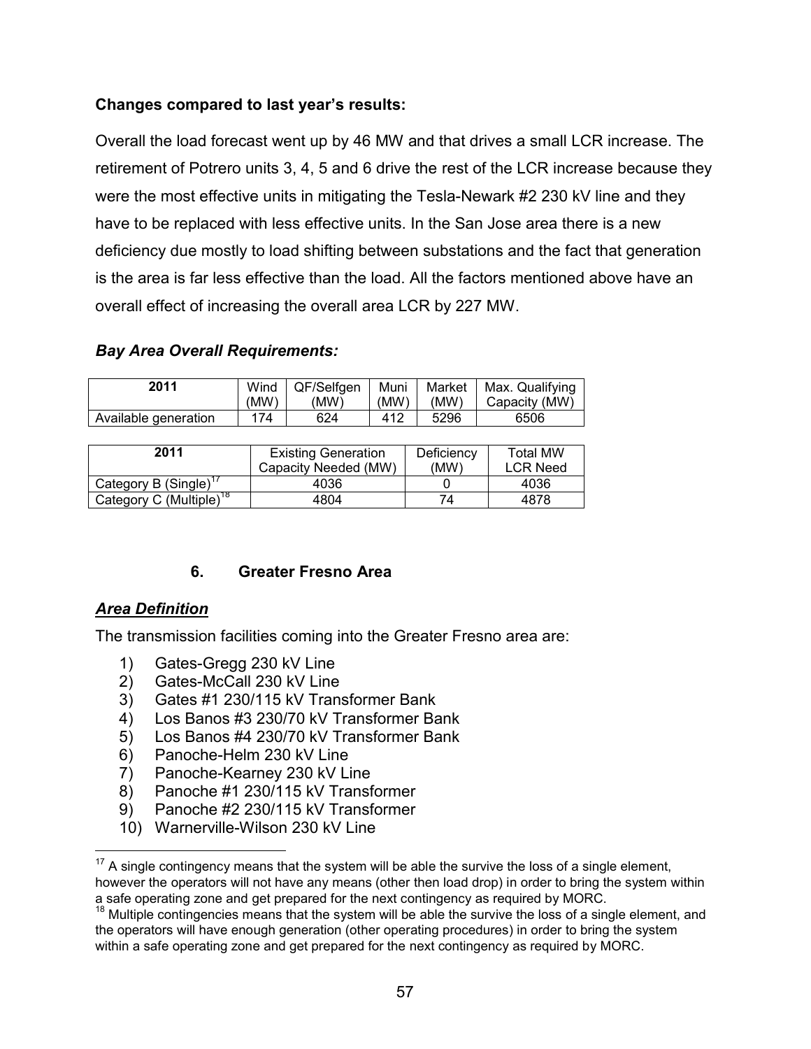**Changes compared to last year's results:**

Overall the load forecast went up by 46 MW and that drives a small LCR increase. The retirement of Potrero units 3, 4, 5 and 6 drive the rest of the LCR increase because they were the most effective units in mitigating the Tesla-Newark #2 230 kV line and they have to be replaced with less effective units. In the San Jose area there is a new deficiency due mostly to load shifting between substations and the fact that generation is the area is far less effective than the load. All the factors mentioned above have an overall effect of increasing the overall area LCR by 227 MW.

***Bay Area Overall Requirements:***

| 2011 | Wind (MW) | QF/Selfgen (MW) | Muni (MW) | Market (MW) | Max. Qualifying Capacity (MW) |
|---|---|---|---|---|---|
| Available generation | 174 | 624 | 412 | 5296 | 6506 |

| 2011 | Existing Generation Capacity Needed (MW) | Deficiency (MW) | Total MW LCR Need |
|---|---|---|---|
| Category B (Single)[17] | 4036 | 0 | 4036 |
| Category C (Multiple)[18] | 4804 | 74 | 4878 |

## 6. Greater Fresno Area

***Area Definition***

The transmission facilities coming into the Greater Fresno area are:

1) Gates-Gregg 230 kV Line
2) Gates-McCall 230 kV Line
3) Gates #1 230/115 kV Transformer Bank
4) Los Banos #3 230/70 kV Transformer Bank
5) Los Banos #4 230/70 kV Transformer Bank
6) Panoche-Helm 230 kV Line
7) Panoche-Kearney 230 kV Line
8) Panoche #1 230/115 kV Transformer
9) Panoche #2 230/115 kV Transformer
10) Warnerville-Wilson 230 kV Line

---

[17] A single contingency means that the system will be able the survive the loss of a single element, however the operators will not have any means (other then load drop) in order to bring the system within a safe operating zone and get prepared for the next contingency as required by MORC.

[18] Multiple contingencies means that the system will be able the survive the loss of a single element, and the operators will have enough generation (other operating procedures) in order to bring the system within a safe operating zone and get prepared for the next contingency as required by MORC.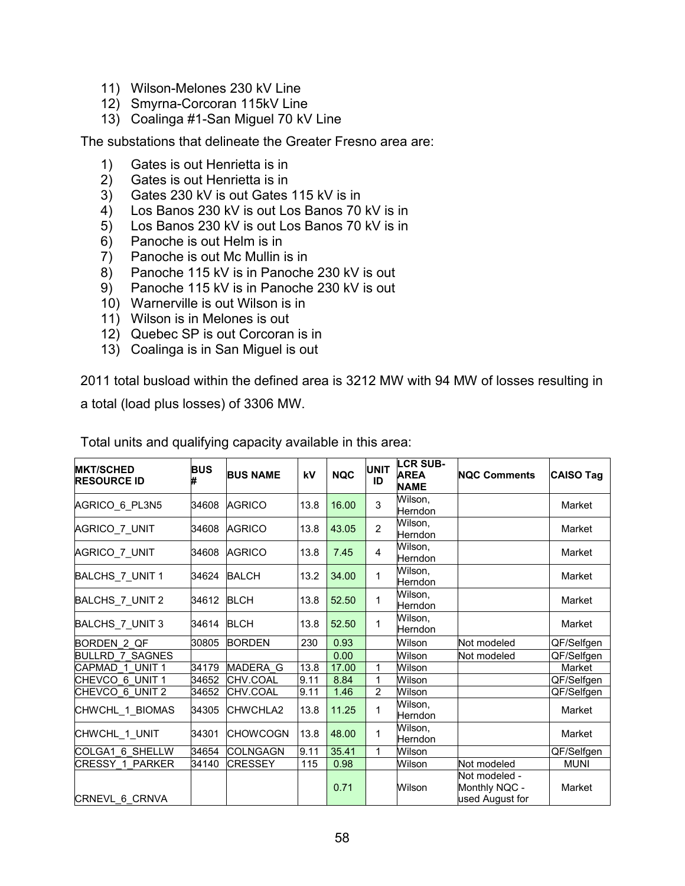11) Wilson-Melones 230 kV Line
12) Smyrna-Corcoran 115kV Line
13) Coalinga #1-San Miguel 70 kV Line

The substations that delineate the Greater Fresno area are:

1) Gates is out Henrietta is in
2) Gates is out Henrietta is in
3) Gates 230 kV is out Gates 115 kV is in
4) Los Banos 230 kV is out Los Banos 70 kV is in
5) Los Banos 230 kV is out Los Banos 70 kV is in
6) Panoche is out Helm is in
7) Panoche is out Mc Mullin is in
8) Panoche 115 kV is in Panoche 230 kV is out
9) Panoche 115 kV is in Panoche 230 kV is out
10) Warnerville is out Wilson is in
11) Wilson is in Melones is out
12) Quebec SP is out Corcoran is in
13) Coalinga is in San Miguel is out

2011 total busload within the defined area is 3212 MW with 94 MW of losses resulting in a total (load plus losses) of 3306 MW.

Total units and qualifying capacity available in this area:

| MKT/SCHED RESOURCE ID | BUS # | BUS NAME | kV | NQC | UNIT ID | LCR SUB-AREA NAME | NQC Comments | CAISO Tag |
|---|---|---|---|---|---|---|---|---|
| AGRICO_6_PL3N5 | 34608 | AGRICO | 13.8 | 16.00 | 3 | Wilson, Herndon | | Market |
| AGRICO_7_UNIT | 34608 | AGRICO | 13.8 | 43.05 | 2 | Wilson, Herndon | | Market |
| AGRICO_7_UNIT | 34608 | AGRICO | 13.8 | 7.45 | 4 | Wilson, Herndon | | Market |
| BALCHS_7_UNIT 1 | 34624 | BALCH | 13.2 | 34.00 | 1 | Wilson, Herndon | | Market |
| BALCHS_7_UNIT 2 | 34612 | BLCH | 13.8 | 52.50 | 1 | Wilson, Herndon | | Market |
| BALCHS_7_UNIT 3 | 34614 | BLCH | 13.8 | 52.50 | 1 | Wilson, Herndon | | Market |
| BORDEN_2_QF | 30805 | BORDEN | 230 | 0.93 | | Wilson | Not modeled | QF/Selfgen |
| BULLRD_7_SAGNES | | | | 0.00 | | Wilson | Not modeled | QF/Selfgen |
| CAPMAD_1_UNIT 1 | 34179 | MADERA_G | 13.8 | 17.00 | 1 | Wilson | | Market |
| CHEVCO_6_UNIT 1 | 34652 | CHV.COAL | 9.11 | 8.84 | 1 | Wilson | | QF/Selfgen |
| CHEVCO_6_UNIT 2 | 34652 | CHV.COAL | 9.11 | 1.46 | 2 | Wilson | | QF/Selfgen |
| CHWCHL_1_BIOMAS | 34305 | CHWCHLA2 | 13.8 | 11.25 | 1 | Wilson, Herndon | | Market |
| CHWCHL_1_UNIT | 34301 | CHOWCOGN | 13.8 | 48.00 | 1 | Wilson, Herndon | | Market |
| COLGA1_6_SHELLW | 34654 | COLNGAGN | 9.11 | 35.41 | 1 | Wilson | | QF/Selfgen |
| CRESSY_1_PARKER | 34140 | CRESSEY | 115 | 0.98 | | Wilson | Not modeled | MUNI |
| CRNEVL_6_CRNVA | | | | 0.71 | | Wilson | Not modeled - Monthly NQC - used August for | Market |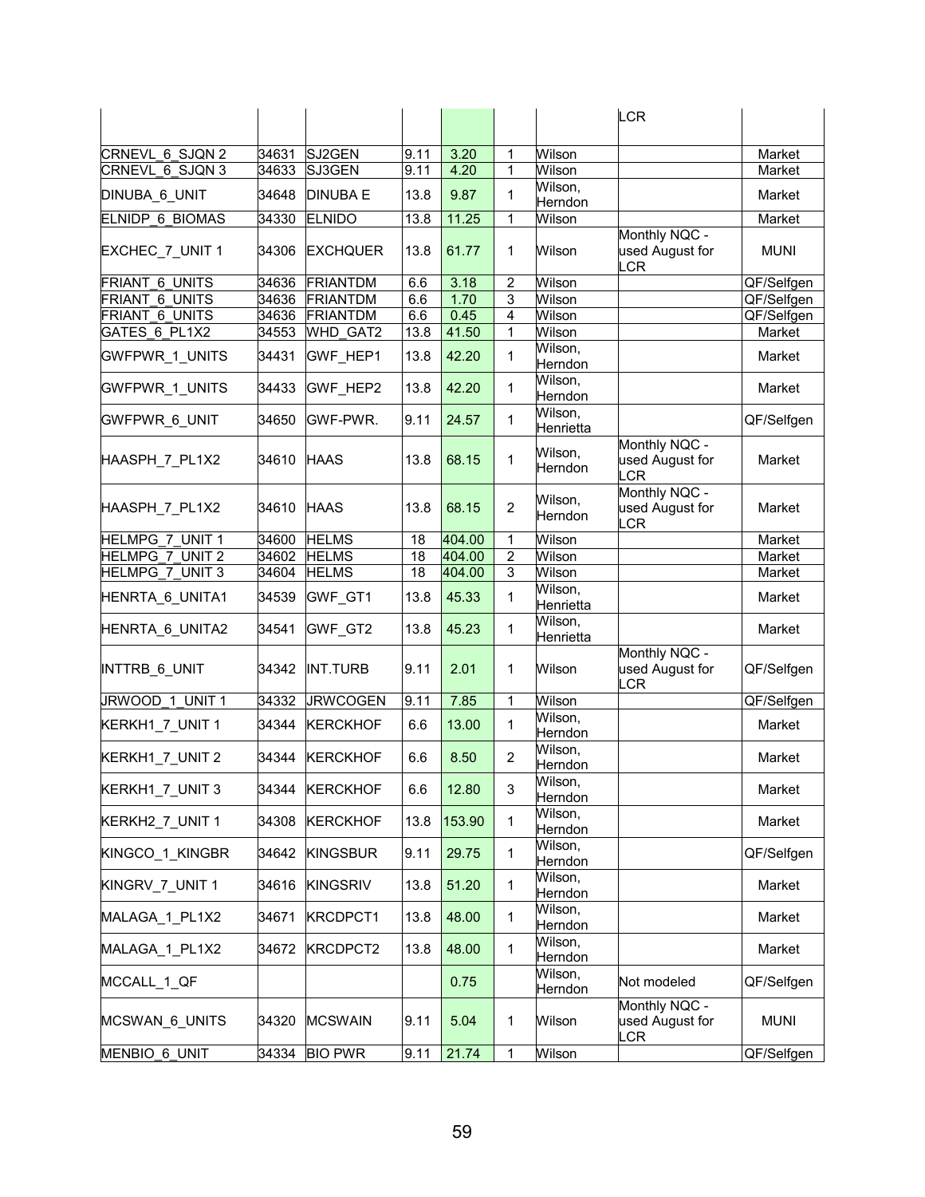| | | | | | | | LCR | |
|---|---|---|---|---|---|---|---|---|
| CRNEVL_6_SJQN 2 | 34631 | SJ2GEN | 9.11 | 3.20 | 1 | Wilson | | Market |
| CRNEVL_6_SJQN 3 | 34633 | SJ3GEN | 9.11 | 4.20 | 1 | Wilson | | Market |
| DINUBA_6_UNIT | 34648 | DINUBA E | 13.8 | 9.87 | 1 | Wilson, Herndon | | Market |
| ELNIDP_6_BIOMAS | 34330 | ELNIDO | 13.8 | 11.25 | 1 | Wilson | | Market |
| EXCHEC_7_UNIT 1 | 34306 | EXCHQUER | 13.8 | 61.77 | 1 | Wilson | Monthly NQC - used August for LCR | MUNI |
| FRIANT_6_UNITS | 34636 | FRIANTDM | 6.6 | 3.18 | 2 | Wilson | | QF/Selfgen |
| FRIANT_6_UNITS | 34636 | FRIANTDM | 6.6 | 1.70 | 3 | Wilson | | QF/Selfgen |
| FRIANT_6_UNITS | 34636 | FRIANTDM | 6.6 | 0.45 | 4 | Wilson | | QF/Selfgen |
| GATES_6_PL1X2 | 34553 | WHD_GAT2 | 13.8 | 41.50 | 1 | Wilson | | Market |
| GWFPWR_1_UNITS | 34431 | GWF_HEP1 | 13.8 | 42.20 | 1 | Wilson, Herndon | | Market |
| GWFPWR_1_UNITS | 34433 | GWF_HEP2 | 13.8 | 42.20 | 1 | Wilson, Herndon | | Market |
| GWFPWR_6_UNIT | 34650 | GWF-PWR. | 9.11 | 24.57 | 1 | Wilson, Henrietta | | QF/Selfgen |
| HAASPH_7_PL1X2 | 34610 | HAAS | 13.8 | 68.15 | 1 | Wilson, Herndon | Monthly NQC - used August for LCR | Market |
| HAASPH_7_PL1X2 | 34610 | HAAS | 13.8 | 68.15 | 2 | Wilson, Herndon | Monthly NQC - used August for LCR | Market |
| HELMPG_7_UNIT 1 | 34600 | HELMS | 18 | 404.00 | 1 | Wilson | | Market |
| HELMPG_7_UNIT 2 | 34602 | HELMS | 18 | 404.00 | 2 | Wilson | | Market |
| HELMPG_7_UNIT 3 | 34604 | HELMS | 18 | 404.00 | 3 | Wilson | | Market |
| HENRTA_6_UNITA1 | 34539 | GWF_GT1 | 13.8 | 45.33 | 1 | Wilson, Henrietta | | Market |
| HENRTA_6_UNITA2 | 34541 | GWF_GT2 | 13.8 | 45.23 | 1 | Wilson, Henrietta | | Market |
| INTTRB_6_UNIT | 34342 | INT.TURB | 9.11 | 2.01 | 1 | Wilson | Monthly NQC - used August for LCR | QF/Selfgen |
| JRWOOD_1_UNIT 1 | 34332 | JRWCOGEN | 9.11 | 7.85 | 1 | Wilson | | QF/Selfgen |
| KERKH1_7_UNIT 1 | 34344 | KERCKHOF | 6.6 | 13.00 | 1 | Wilson, Herndon | | Market |
| KERKH1_7_UNIT 2 | 34344 | KERCKHOF | 6.6 | 8.50 | 2 | Wilson, Herndon | | Market |
| KERKH1_7_UNIT 3 | 34344 | KERCKHOF | 6.6 | 12.80 | 3 | Wilson, Herndon | | Market |
| KERKH2_7_UNIT 1 | 34308 | KERCKHOF | 13.8 | 153.90 | 1 | Wilson, Herndon | | Market |
| KINGCO_1_KINGBR | 34642 | KINGSBUR | 9.11 | 29.75 | 1 | Wilson, Herndon | | QF/Selfgen |
| KINGRV_7_UNIT 1 | 34616 | KINGSRIV | 13.8 | 51.20 | 1 | Wilson, Herndon | | Market |
| MALAGA_1_PL1X2 | 34671 | KRCDPCT1 | 13.8 | 48.00 | 1 | Wilson, Herndon | | Market |
| MALAGA_1_PL1X2 | 34672 | KRCDPCT2 | 13.8 | 48.00 | 1 | Wilson, Herndon | | Market |
| MCCALL_1_QF | | | | 0.75 | | Wilson, Herndon | Not modeled | QF/Selfgen |
| MCSWAN_6_UNITS | 34320 | MCSWAIN | 9.11 | 5.04 | 1 | Wilson | Monthly NQC - used August for LCR | MUNI |
| MENBIO_6_UNIT | 34334 | BIO PWR | 9.11 | 21.74 | 1 | Wilson | | QF/Selfgen |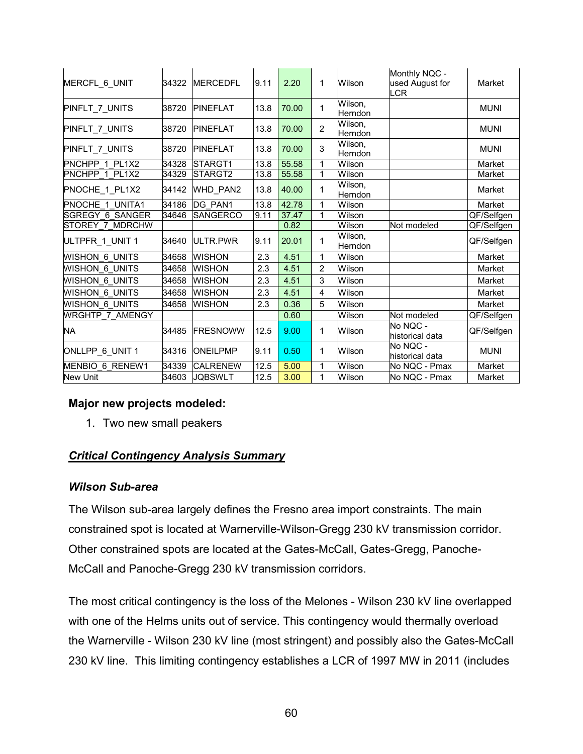| | | | | | | | | |
|---|---|---|---|---|---|---|---|---|
| MERCFL_6_UNIT | 34322 | MERCEDFL | 9.11 | 2.20 | 1 | Wilson | Monthly NQC - used August for LCR | Market |
| PINFLT_7_UNITS | 38720 | PINEFLAT | 13.8 | 70.00 | 1 | Wilson, Herndon | | MUNI |
| PINFLT_7_UNITS | 38720 | PINEFLAT | 13.8 | 70.00 | 2 | Wilson, Herndon | | MUNI |
| PINFLT_7_UNITS | 38720 | PINEFLAT | 13.8 | 70.00 | 3 | Wilson, Herndon | | MUNI |
| PNCHPP_1_PL1X2 | 34328 | STARGT1 | 13.8 | 55.58 | 1 | Wilson | | Market |
| PNCHPP_1_PL1X2 | 34329 | STARGT2 | 13.8 | 55.58 | 1 | Wilson | | Market |
| PNOCHE_1_PL1X2 | 34142 | WHD_PAN2 | 13.8 | 40.00 | 1 | Wilson, Herndon | | Market |
| PNOCHE_1_UNITA1 | 34186 | DG_PAN1 | 13.8 | 42.78 | 1 | Wilson | | Market |
| SGREGY_6_SANGER | 34646 | SANGERCO | 9.11 | 37.47 | 1 | Wilson | | QF/Selfgen |
| STOREY_7_MDRCHW | | | | 0.82 | | Wilson | Not modeled | QF/Selfgen |
| ULTPFR_1_UNIT 1 | 34640 | ULTR.PWR | 9.11 | 20.01 | 1 | Wilson, Herndon | | QF/Selfgen |
| WISHON_6_UNITS | 34658 | WISHON | 2.3 | 4.51 | 1 | Wilson | | Market |
| WISHON_6_UNITS | 34658 | WISHON | 2.3 | 4.51 | 2 | Wilson | | Market |
| WISHON_6_UNITS | 34658 | WISHON | 2.3 | 4.51 | 3 | Wilson | | Market |
| WISHON_6_UNITS | 34658 | WISHON | 2.3 | 4.51 | 4 | Wilson | | Market |
| WISHON_6_UNITS | 34658 | WISHON | 2.3 | 0.36 | 5 | Wilson | | Market |
| WRGHTP_7_AMENGY | | | | 0.60 | | Wilson | Not modeled | QF/Selfgen |
| NA | 34485 | FRESNOWW | 12.5 | 9.00 | 1 | Wilson | No NQC - historical data | QF/Selfgen |
| ONLLPP_6_UNIT 1 | 34316 | ONEILPMP | 9.11 | 0.50 | 1 | Wilson | No NQC - historical data | MUNI |
| MENBIO_6_RENEW1 | 34339 | CALRENEW | 12.5 | 5.00 | 1 | Wilson | No NQC - Pmax | Market |
| New Unit | 34603 | JQBSWLT | 12.5 | 3.00 | 1 | Wilson | No NQC - Pmax | Market |

**Major new projects modeled:**

1. Two new small peakers

***Critical Contingency Analysis Summary***

***Wilson Sub-area***

The Wilson sub-area largely defines the Fresno area import constraints. The main constrained spot is located at Warnerville-Wilson-Gregg 230 kV transmission corridor. Other constrained spots are located at the Gates-McCall, Gates-Gregg, Panoche-McCall and Panoche-Gregg 230 kV transmission corridors.

The most critical contingency is the loss of the Melones - Wilson 230 kV line overlapped with one of the Helms units out of service. This contingency would thermally overload the Warnerville - Wilson 230 kV line (most stringent) and possibly also the Gates-McCall 230 kV line. This limiting contingency establishes a LCR of 1997 MW in 2011 (includes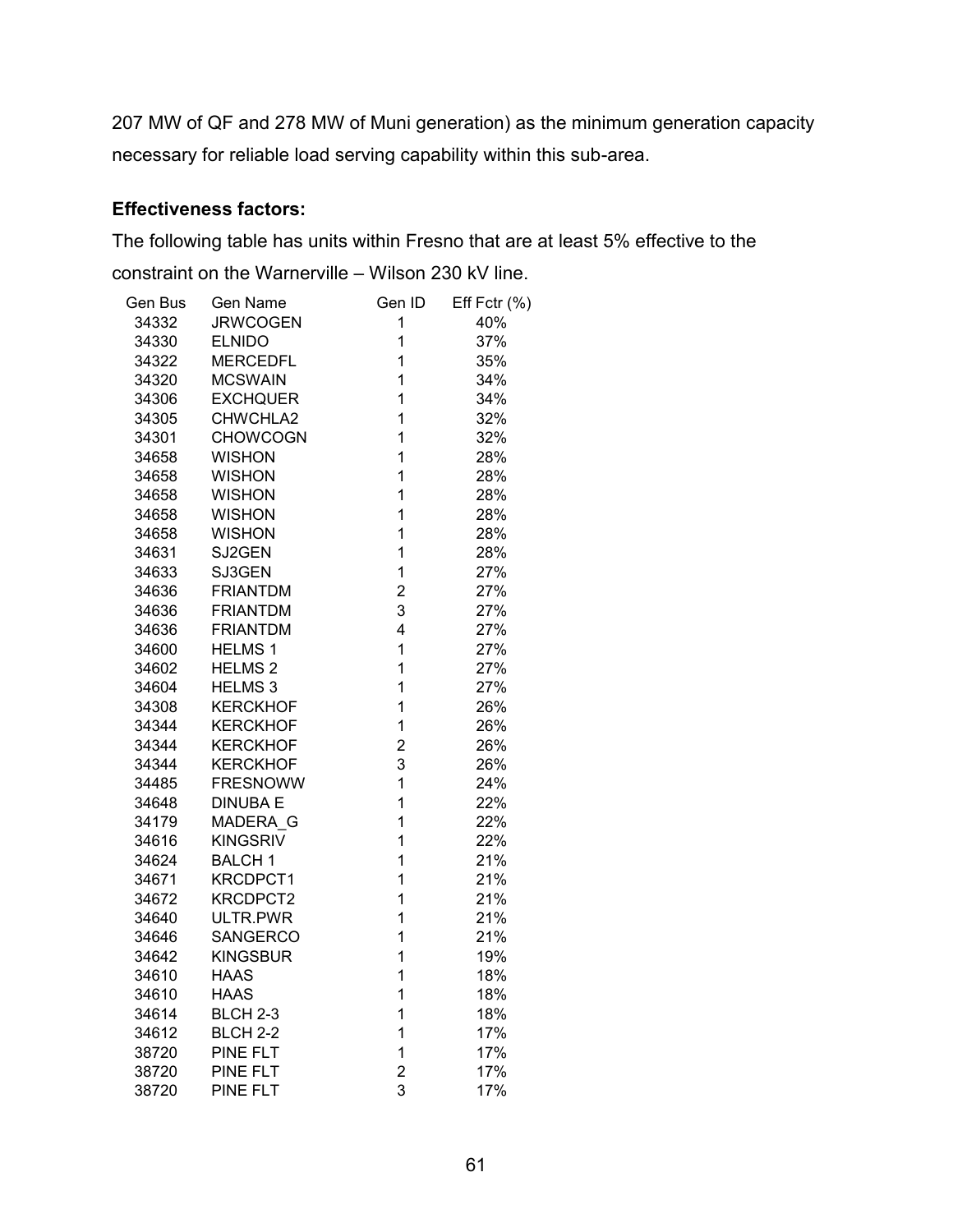207 MW of QF and 278 MW of Muni generation) as the minimum generation capacity necessary for reliable load serving capability within this sub-area.

**Effectiveness factors:**

The following table has units within Fresno that are at least 5% effective to the constraint on the Warnerville – Wilson 230 kV line.

| Gen Bus | Gen Name | Gen ID | Eff Fctr (%) |
|---|---|---|---|
| 34332 | JRWCOGEN | 1 | 40% |
| 34330 | ELNIDO | 1 | 37% |
| 34322 | MERCEDFL | 1 | 35% |
| 34320 | MCSWAIN | 1 | 34% |
| 34306 | EXCHQUER | 1 | 34% |
| 34305 | CHWCHLA2 | 1 | 32% |
| 34301 | CHOWCOGN | 1 | 32% |
| 34658 | WISHON | 1 | 28% |
| 34658 | WISHON | 1 | 28% |
| 34658 | WISHON | 1 | 28% |
| 34658 | WISHON | 1 | 28% |
| 34658 | WISHON | 1 | 28% |
| 34631 | SJ2GEN | 1 | 28% |
| 34633 | SJ3GEN | 1 | 27% |
| 34636 | FRIANTDM | 2 | 27% |
| 34636 | FRIANTDM | 3 | 27% |
| 34636 | FRIANTDM | 4 | 27% |
| 34600 | HELMS 1 | 1 | 27% |
| 34602 | HELMS 2 | 1 | 27% |
| 34604 | HELMS 3 | 1 | 27% |
| 34308 | KERCKHOF | 1 | 26% |
| 34344 | KERCKHOF | 1 | 26% |
| 34344 | KERCKHOF | 2 | 26% |
| 34344 | KERCKHOF | 3 | 26% |
| 34485 | FRESNOWW | 1 | 24% |
| 34648 | DINUBA E | 1 | 22% |
| 34179 | MADERA_G | 1 | 22% |
| 34616 | KINGSRIV | 1 | 22% |
| 34624 | BALCH 1 | 1 | 21% |
| 34671 | KRCDPCT1 | 1 | 21% |
| 34672 | KRCDPCT2 | 1 | 21% |
| 34640 | ULTR.PWR | 1 | 21% |
| 34646 | SANGERCO | 1 | 21% |
| 34642 | KINGSBUR | 1 | 19% |
| 34610 | HAAS | 1 | 18% |
| 34610 | HAAS | 1 | 18% |
| 34614 | BLCH 2-3 | 1 | 18% |
| 34612 | BLCH 2-2 | 1 | 17% |
| 38720 | PINE FLT | 1 | 17% |
| 38720 | PINE FLT | 2 | 17% |
| 38720 | PINE FLT | 3 | 17% |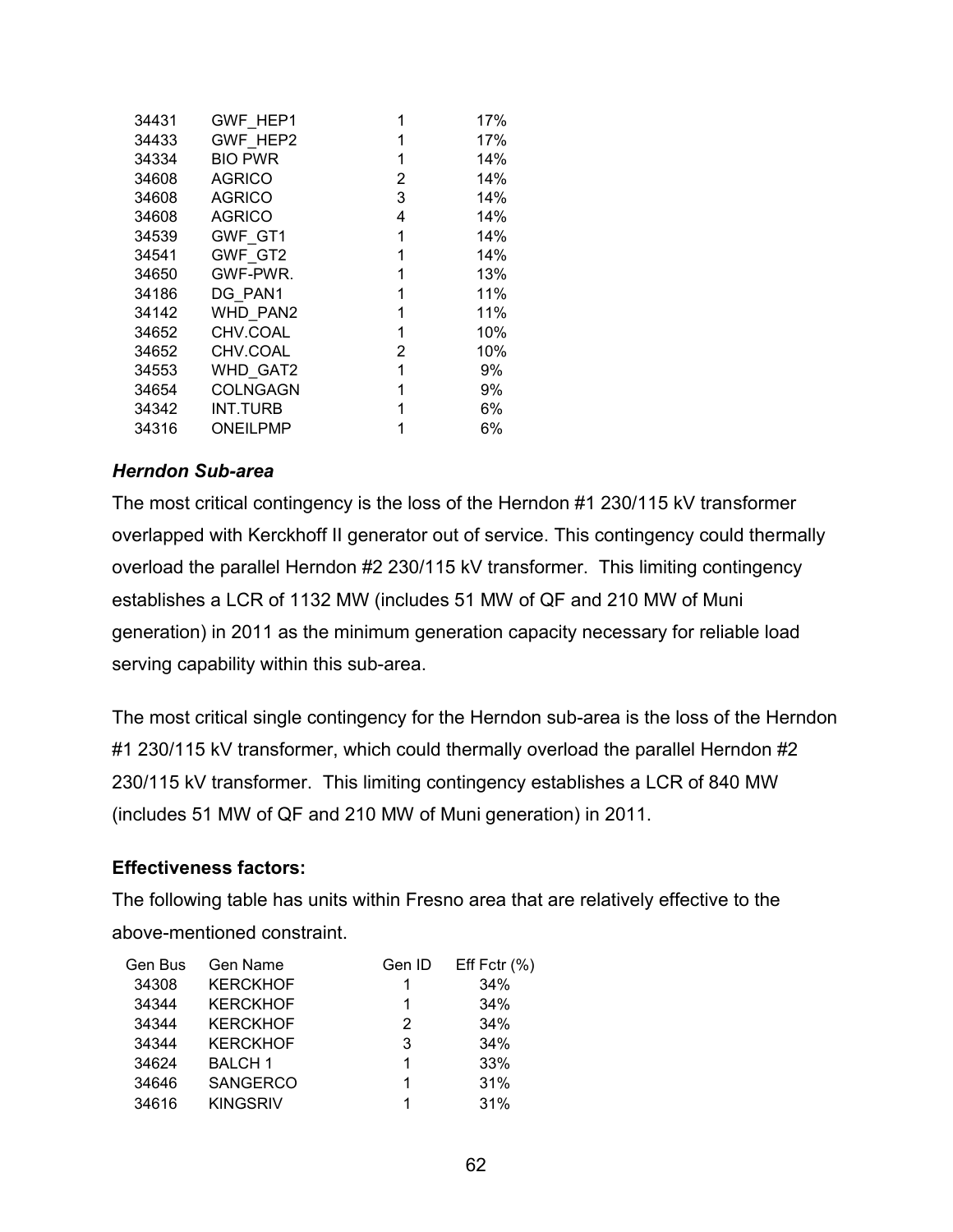| | | | |
|---|---|---|---|
| 34431 | GWF_HEP1 | 1 | 17% |
| 34433 | GWF_HEP2 | 1 | 17% |
| 34334 | BIO PWR | 1 | 14% |
| 34608 | AGRICO | 2 | 14% |
| 34608 | AGRICO | 3 | 14% |
| 34608 | AGRICO | 4 | 14% |
| 34539 | GWF_GT1 | 1 | 14% |
| 34541 | GWF_GT2 | 1 | 14% |
| 34650 | GWF-PWR. | 1 | 13% |
| 34186 | DG_PAN1 | 1 | 11% |
| 34142 | WHD_PAN2 | 1 | 11% |
| 34652 | CHV.COAL | 1 | 10% |
| 34652 | CHV.COAL | 2 | 10% |
| 34553 | WHD_GAT2 | 1 | 9% |
| 34654 | COLNGAGN | 1 | 9% |
| 34342 | INT.TURB | 1 | 6% |
| 34316 | ONEILPMP | 1 | 6% |

### *Herndon Sub-area*

The most critical contingency is the loss of the Herndon #1 230/115 kV transformer overlapped with Kerckhoff II generator out of service. This contingency could thermally overload the parallel Herndon #2 230/115 kV transformer. This limiting contingency establishes a LCR of 1132 MW (includes 51 MW of QF and 210 MW of Muni generation) in 2011 as the minimum generation capacity necessary for reliable load serving capability within this sub-area.

The most critical single contingency for the Herndon sub-area is the loss of the Herndon #1 230/115 kV transformer, which could thermally overload the parallel Herndon #2 230/115 kV transformer. This limiting contingency establishes a LCR of 840 MW (includes 51 MW of QF and 210 MW of Muni generation) in 2011.

**Effectiveness factors:**

The following table has units within Fresno area that are relatively effective to the above-mentioned constraint.

| Gen Bus | Gen Name | Gen ID | Eff Fctr (%) |
|---|---|---|---|
| 34308 | KERCKHOF | 1 | 34% |
| 34344 | KERCKHOF | 1 | 34% |
| 34344 | KERCKHOF | 2 | 34% |
| 34344 | KERCKHOF | 3 | 34% |
| 34624 | BALCH 1 | 1 | 33% |
| 34646 | SANGERCO | 1 | 31% |
| 34616 | KINGSRIV | 1 | 31% |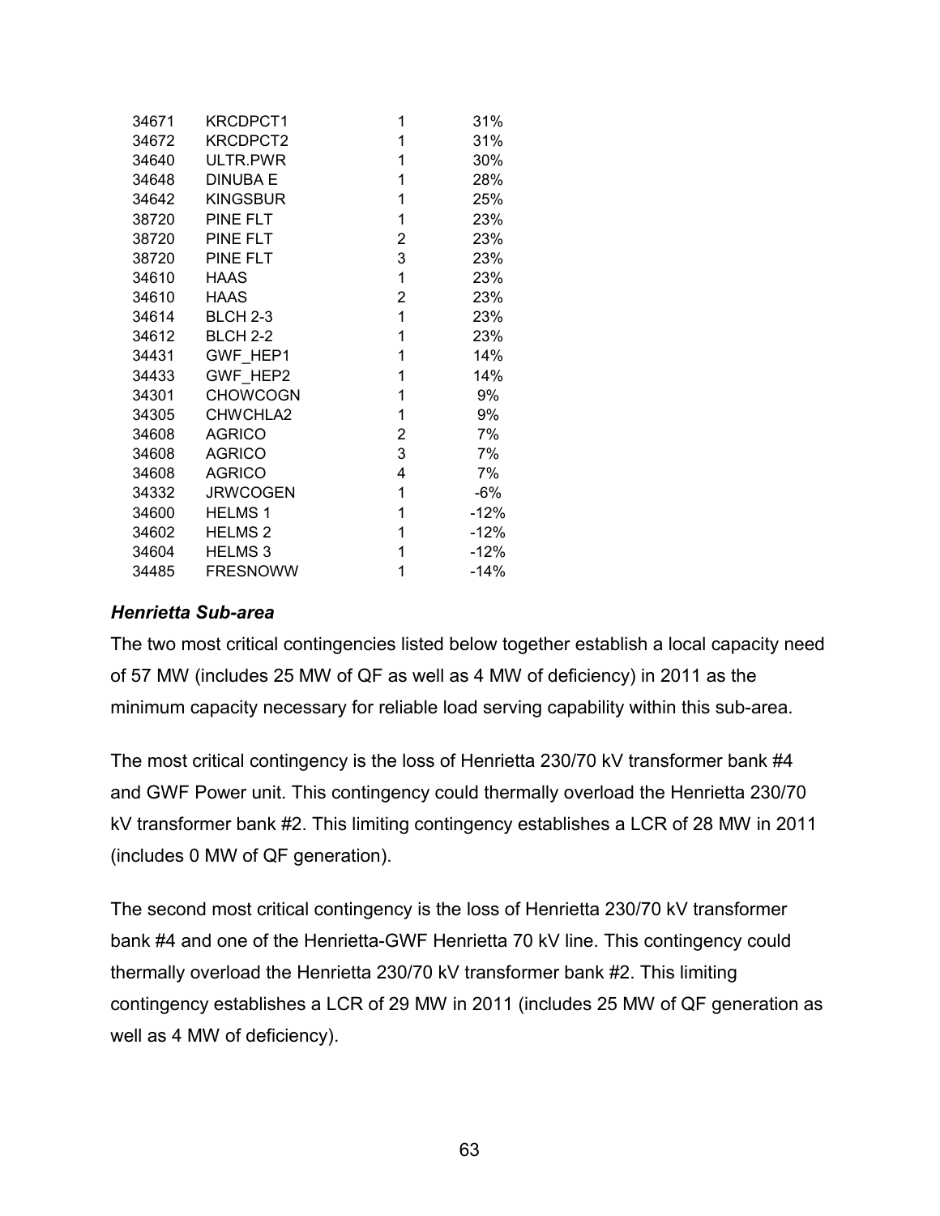| | | | |
|---|---|---|---|
| 34671 | KRCDPCT1 | 1 | 31% |
| 34672 | KRCDPCT2 | 1 | 31% |
| 34640 | ULTR.PWR | 1 | 30% |
| 34648 | DINUBA E | 1 | 28% |
| 34642 | KINGSBUR | 1 | 25% |
| 38720 | PINE FLT | 1 | 23% |
| 38720 | PINE FLT | 2 | 23% |
| 38720 | PINE FLT | 3 | 23% |
| 34610 | HAAS | 1 | 23% |
| 34610 | HAAS | 2 | 23% |
| 34614 | BLCH 2-3 | 1 | 23% |
| 34612 | BLCH 2-2 | 1 | 23% |
| 34431 | GWF_HEP1 | 1 | 14% |
| 34433 | GWF_HEP2 | 1 | 14% |
| 34301 | CHOWCOGN | 1 | 9% |
| 34305 | CHWCHLA2 | 1 | 9% |
| 34608 | AGRICO | 2 | 7% |
| 34608 | AGRICO | 3 | 7% |
| 34608 | AGRICO | 4 | 7% |
| 34332 | JRWCOGEN | 1 | -6% |
| 34600 | HELMS 1 | 1 | -12% |
| 34602 | HELMS 2 | 1 | -12% |
| 34604 | HELMS 3 | 1 | -12% |
| 34485 | FRESNOWW | 1 | -14% |

***Henrietta Sub-area***

The two most critical contingencies listed below together establish a local capacity need of 57 MW (includes 25 MW of QF as well as 4 MW of deficiency) in 2011 as the minimum capacity necessary for reliable load serving capability within this sub-area.

The most critical contingency is the loss of Henrietta 230/70 kV transformer bank #4 and GWF Power unit. This contingency could thermally overload the Henrietta 230/70 kV transformer bank #2. This limiting contingency establishes a LCR of 28 MW in 2011 (includes 0 MW of QF generation).

The second most critical contingency is the loss of Henrietta 230/70 kV transformer bank #4 and one of the Henrietta-GWF Henrietta 70 kV line. This contingency could thermally overload the Henrietta 230/70 kV transformer bank #2. This limiting contingency establishes a LCR of 29 MW in 2011 (includes 25 MW of QF generation as well as 4 MW of deficiency).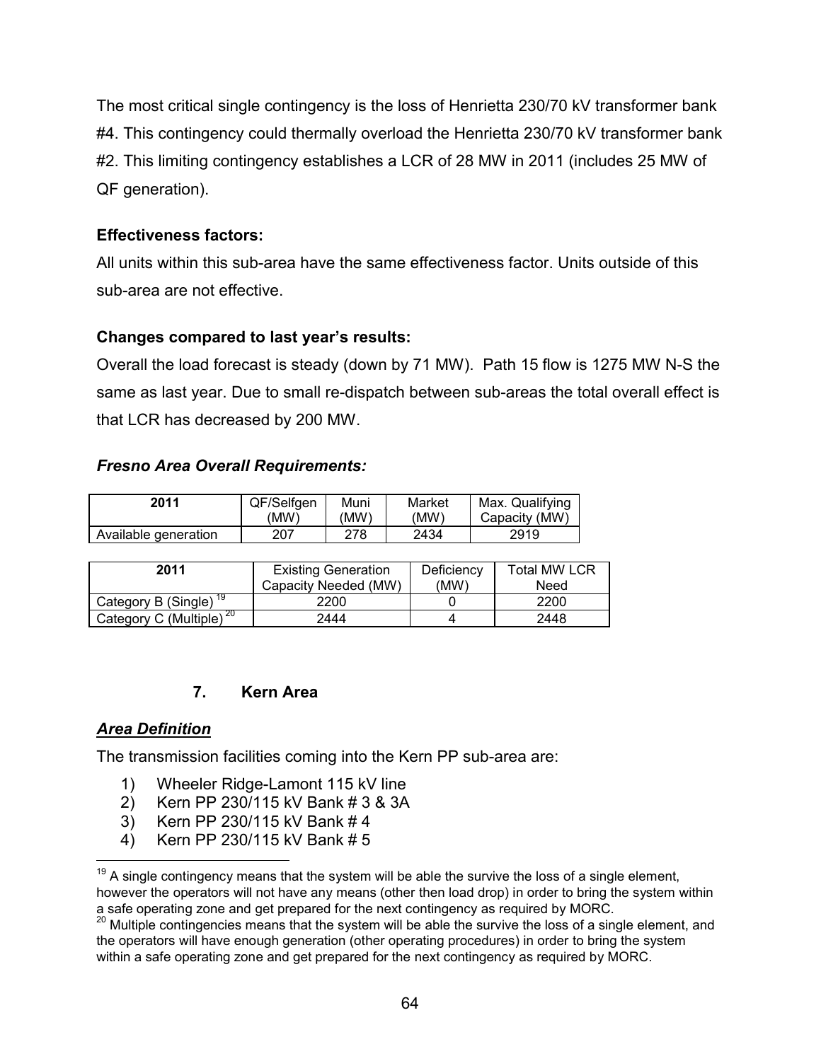The most critical single contingency is the loss of Henrietta 230/70 kV transformer bank #4. This contingency could thermally overload the Henrietta 230/70 kV transformer bank #2. This limiting contingency establishes a LCR of 28 MW in 2011 (includes 25 MW of QF generation).

**Effectiveness factors:**

All units within this sub-area have the same effectiveness factor. Units outside of this sub-area are not effective.

**Changes compared to last year's results:**

Overall the load forecast is steady (down by 71 MW). Path 15 flow is 1275 MW N-S the same as last year. Due to small re-dispatch between sub-areas the total overall effect is that LCR has decreased by 200 MW.

***Fresno Area Overall Requirements:***

| 2011 | QF/Selfgen (MW) | Muni (MW) | Market (MW) | Max. Qualifying Capacity (MW) |
|---|---|---|---|---|
| Available generation | 207 | 278 | 2434 | 2919 |

| 2011 | Existing Generation Capacity Needed (MW) | Deficiency (MW) | Total MW LCR Need |
|---|---|---|---|
| Category B (Single) [19] | 2200 | 0 | 2200 |
| Category C (Multiple) [20] | 2444 | 4 | 2448 |

## 7. Kern Area

***Area Definition***

The transmission facilities coming into the Kern PP sub-area are:

1) Wheeler Ridge-Lamont 115 kV line
2) Kern PP 230/115 kV Bank # 3 & 3A
3) Kern PP 230/115 kV Bank # 4
4) Kern PP 230/115 kV Bank # 5

[19] A single contingency means that the system will be able the survive the loss of a single element, however the operators will not have any means (other then load drop) in order to bring the system within a safe operating zone and get prepared for the next contingency as required by MORC.

[20] Multiple contingencies means that the system will be able the survive the loss of a single element, and the operators will have enough generation (other operating procedures) in order to bring the system within a safe operating zone and get prepared for the next contingency as required by MORC.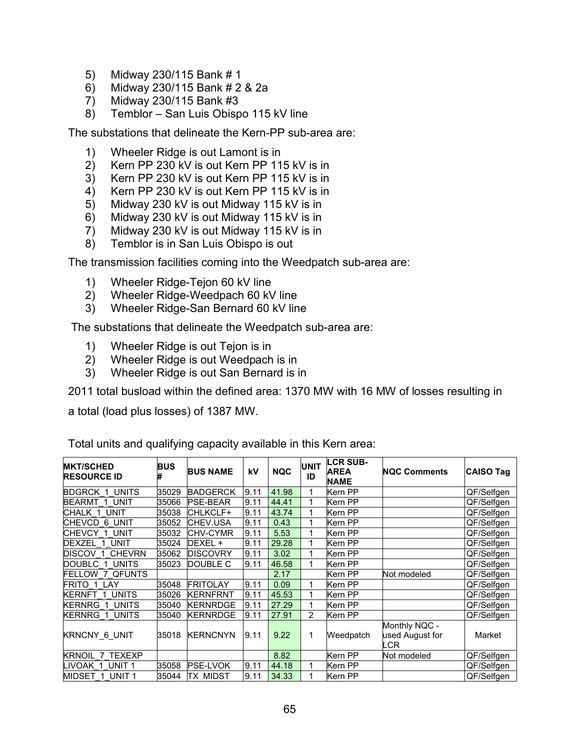5) Midway 230/115 Bank # 1
6) Midway 230/115 Bank # 2 & 2a
7) Midway 230/115 Bank #3
8) Temblor – San Luis Obispo 115 kV line

The substations that delineate the Kern-PP sub-area are:

1) Wheeler Ridge is out Lamont is in
2) Kern PP 230 kV is out Kern PP 115 kV is in
3) Kern PP 230 kV is out Kern PP 115 kV is in
4) Kern PP 230 kV is out Kern PP 115 kV is in
5) Midway 230 kV is out Midway 115 kV is in
6) Midway 230 kV is out Midway 115 kV is in
7) Midway 230 kV is out Midway 115 kV is in
8) Temblor is in San Luis Obispo is out

The transmission facilities coming into the Weedpatch sub-area are:

1) Wheeler Ridge-Tejon 60 kV line
2) Wheeler Ridge-Weedpach 60 kV line
3) Wheeler Ridge-San Bernard 60 kV line

The substations that delineate the Weedpatch sub-area are:

1) Wheeler Ridge is out Tejon is in
2) Wheeler Ridge is out Weedpach is in
3) Wheeler Ridge is out San Bernard is in

2011 total busload within the defined area: 1370 MW with 16 MW of losses resulting in a total (load plus losses) of 1387 MW.

Total units and qualifying capacity available in this Kern area:

| MKT/SCHED RESOURCE ID | BUS # | BUS NAME | kV | NQC | UNIT ID | LCR SUB-AREA NAME | NQC Comments | CAISO Tag |
|---|---|---|---|---|---|---|---|---|
| BDGRCK_1_UNITS | 35029 | BADGERCK | 9.11 | 41.98 | 1 | Kern PP | | QF/Selfgen |
| BEARMT_1_UNIT | 35066 | PSE-BEAR | 9.11 | 44.41 | 1 | Kern PP | | QF/Selfgen |
| CHALK_1_UNIT | 35038 | CHLKCLF+ | 9.11 | 43.74 | 1 | Kern PP | | QF/Selfgen |
| CHEVCD_6_UNIT | 35052 | CHEV.USA | 9.11 | 0.43 | 1 | Kern PP | | QF/Selfgen |
| CHEVCY_1_UNIT | 35032 | CHV-CYMR | 9.11 | 5.53 | 1 | Kern PP | | QF/Selfgen |
| DEXZEL_1_UNIT | 35024 | DEXEL + | 9.11 | 29.28 | 1 | Kern PP | | QF/Selfgen |
| DISCOV_1_CHEVRN | 35062 | DISCOVRY | 9.11 | 3.02 | 1 | Kern PP | | QF/Selfgen |
| DOUBLC_1_UNITS | 35023 | DOUBLE C | 9.11 | 46.58 | 1 | Kern PP | | QF/Selfgen |
| FELLOW_7_QFUNTS | | | | 2.17 | | Kern PP | Not modeled | QF/Selfgen |
| FRITO_1_LAY | 35048 | FRITOLAY | 9.11 | 0.09 | 1 | Kern PP | | QF/Selfgen |
| KERNFT_1_UNITS | 35026 | KERNFRNT | 9.11 | 45.53 | 1 | Kern PP | | QF/Selfgen |
| KERNRG_1_UNITS | 35040 | KERNRDGE | 9.11 | 27.29 | 1 | Kern PP | | QF/Selfgen |
| KERNRG_1_UNITS | 35040 | KERNRDGE | 9.11 | 27.91 | 2 | Kern PP | | QF/Selfgen |
| KRNCNY_6_UNIT | 35018 | KERNCNYN | 9.11 | 9.22 | 1 | Weedpatch | Monthly NQC - used August for LCR | Market |
| KRNOIL_7_TEXEXP | | | | 8.82 | | Kern PP | Not modeled | QF/Selfgen |
| LIVOAK_1_UNIT 1 | 35058 | PSE-LVOK | 9.11 | 44.18 | 1 | Kern PP | | QF/Selfgen |
| MIDSET_1_UNIT 1 | 35044 | TX MIDST | 9.11 | 34.33 | 1 | Kern PP | | QF/Selfgen |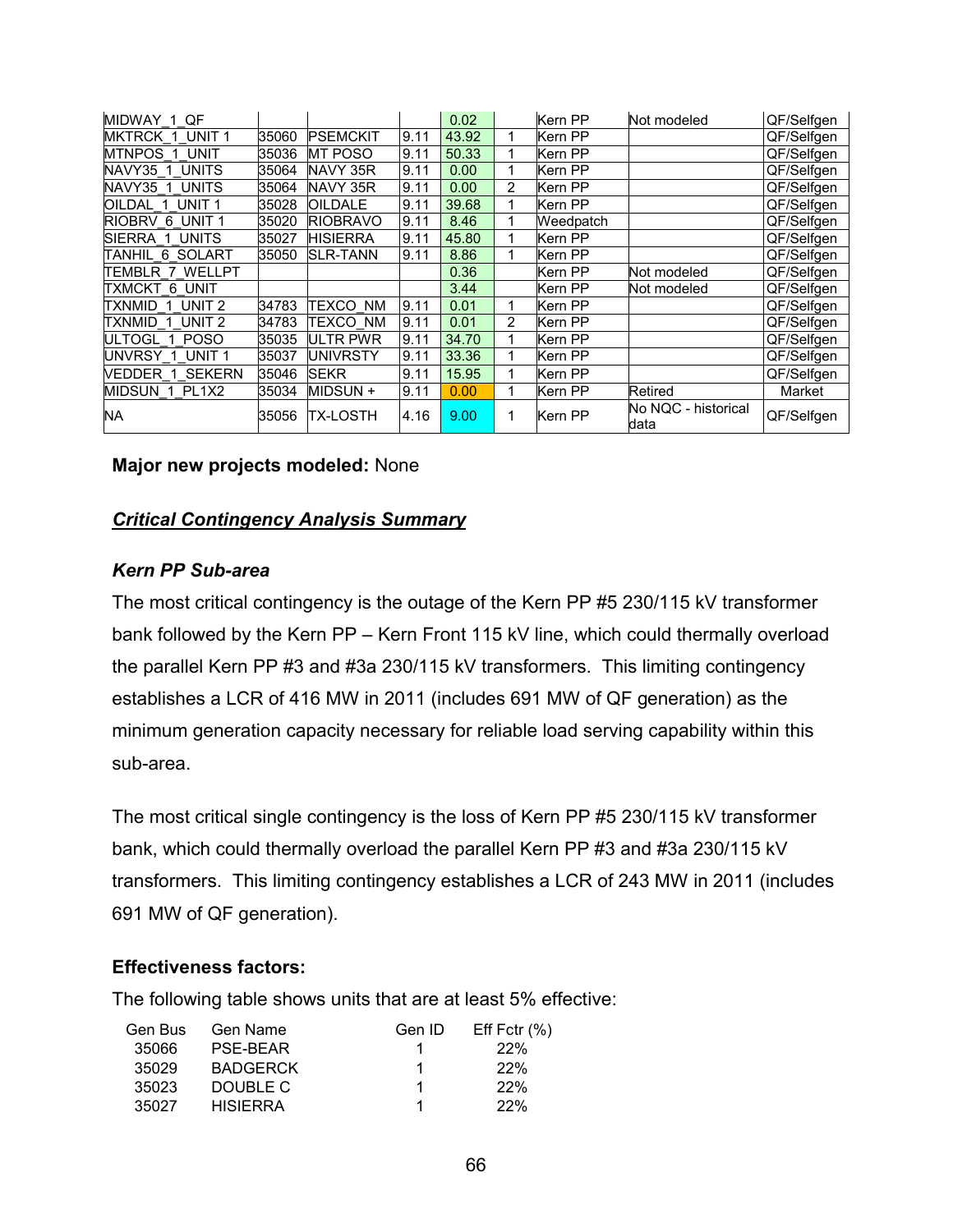| | | | | | | | | |
|---|---|---|---|---|---|---|---|---|
| MIDWAY_1_QF | | | | 0.02 | | Kern PP | Not modeled | QF/Selfgen |
| MKTRCK_1_UNIT 1 | 35060 | PSEMCKIT | 9.11 | 43.92 | 1 | Kern PP | | QF/Selfgen |
| MTNPOS_1_UNIT | 35036 | MT POSO | 9.11 | 50.33 | 1 | Kern PP | | QF/Selfgen |
| NAVY35_1_UNITS | 35064 | NAVY 35R | 9.11 | 0.00 | 1 | Kern PP | | QF/Selfgen |
| NAVY35_1_UNITS | 35064 | NAVY 35R | 9.11 | 0.00 | 2 | Kern PP | | QF/Selfgen |
| OILDAL_1_UNIT 1 | 35028 | OILDALE | 9.11 | 39.68 | 1 | Kern PP | | QF/Selfgen |
| RIOBRV_6_UNIT 1 | 35020 | RIOBRAVO | 9.11 | 8.46 | 1 | Weedpatch | | QF/Selfgen |
| SIERRA_1_UNITS | 35027 | HISIERRA | 9.11 | 45.80 | 1 | Kern PP | | QF/Selfgen |
| TANHIL_6_SOLART | 35050 | SLR-TANN | 9.11 | 8.86 | 1 | Kern PP | | QF/Selfgen |
| TEMBLR_7_WELLPT | | | | 0.36 | | Kern PP | Not modeled | QF/Selfgen |
| TXMCKT_6_UNIT | | | | 3.44 | | Kern PP | Not modeled | QF/Selfgen |
| TXNMID_1_UNIT 2 | 34783 | TEXCO_NM | 9.11 | 0.01 | 1 | Kern PP | | QF/Selfgen |
| TXNMID_1_UNIT 2 | 34783 | TEXCO_NM | 9.11 | 0.01 | 2 | Kern PP | | QF/Selfgen |
| ULTOGL_1_POSO | 35035 | ULTR PWR | 9.11 | 34.70 | 1 | Kern PP | | QF/Selfgen |
| UNVRSY_1_UNIT 1 | 35037 | UNIVRSTY | 9.11 | 33.36 | 1 | Kern PP | | QF/Selfgen |
| VEDDER_1_SEKERN | 35046 | SEKR | 9.11 | 15.95 | 1 | Kern PP | | QF/Selfgen |
| MIDSUN_1_PL1X2 | 35034 | MIDSUN + | 9.11 | 0.00 | 1 | Kern PP | Retired | Market |
| NA | 35056 | TX-LOSTH | 4.16 | 9.00 | 1 | Kern PP | No NQC - historical data | QF/Selfgen |

**Major new projects modeled:** None

## ***Critical Contingency Analysis Summary***

### *Kern PP Sub-area*

The most critical contingency is the outage of the Kern PP #5 230/115 kV transformer bank followed by the Kern PP – Kern Front 115 kV line, which could thermally overload the parallel Kern PP #3 and #3a 230/115 kV transformers. This limiting contingency establishes a LCR of 416 MW in 2011 (includes 691 MW of QF generation) as the minimum generation capacity necessary for reliable load serving capability within this sub-area.

The most critical single contingency is the loss of Kern PP #5 230/115 kV transformer bank, which could thermally overload the parallel Kern PP #3 and #3a 230/115 kV transformers. This limiting contingency establishes a LCR of 243 MW in 2011 (includes 691 MW of QF generation).

**Effectiveness factors:**

The following table shows units that are at least 5% effective:

| Gen Bus | Gen Name | Gen ID | Eff Fctr (%) |
|---|---|---|---|
| 35066 | PSE-BEAR | 1 | 22% |
| 35029 | BADGERCK | 1 | 22% |
| 35023 | DOUBLE C | 1 | 22% |
| 35027 | HISIERRA | 1 | 22% |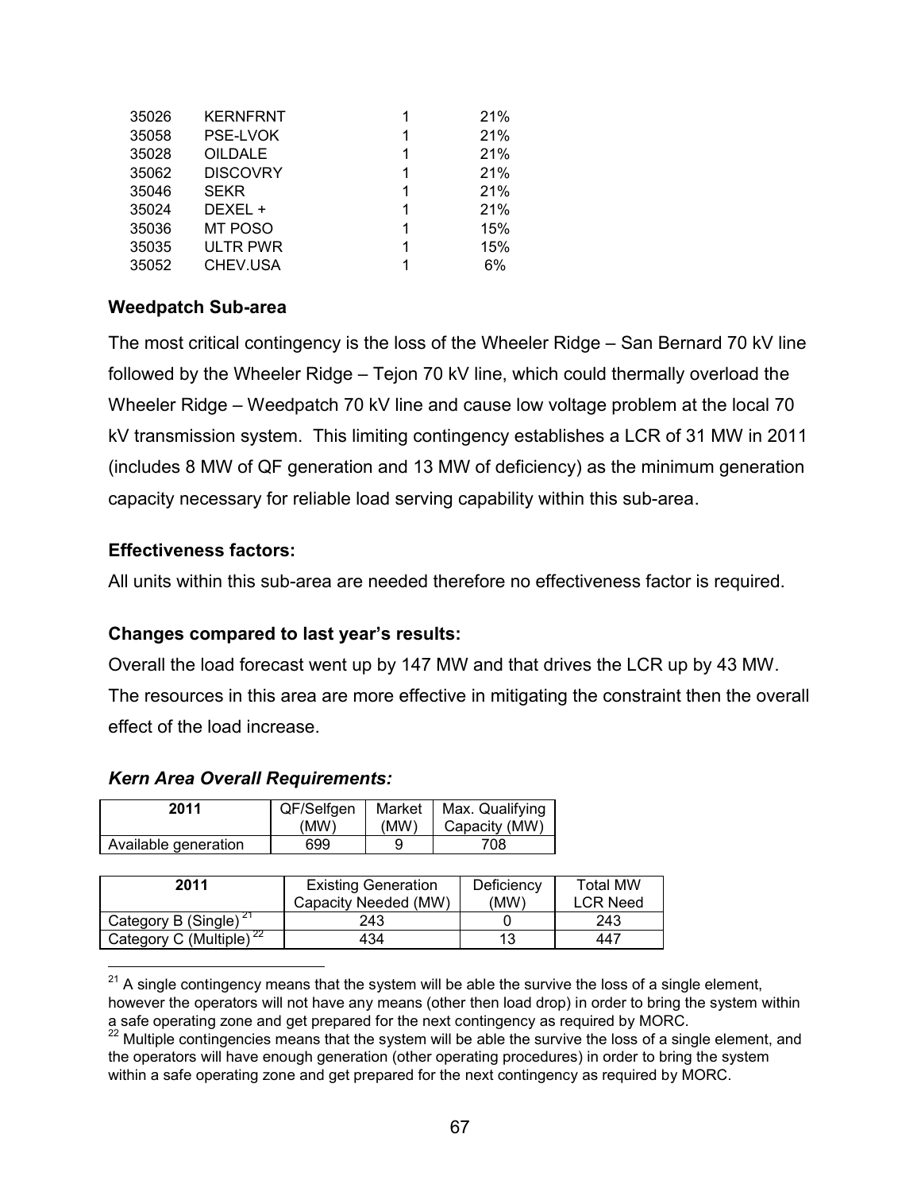| 35026 | KERNFRNT | 1 | 21% |
|---|---|---|---|
| 35058 | PSE-LVOK | 1 | 21% |
| 35028 | OILDALE | 1 | 21% |
| 35062 | DISCOVRY | 1 | 21% |
| 35046 | SEKR | 1 | 21% |
| 35024 | DEXEL + | 1 | 21% |
| 35036 | MT POSO | 1 | 15% |
| 35035 | ULTR PWR | 1 | 15% |
| 35052 | CHEV.USA | 1 | 6% |

**Weedpatch Sub-area**

The most critical contingency is the loss of the Wheeler Ridge – San Bernard 70 kV line followed by the Wheeler Ridge – Tejon 70 kV line, which could thermally overload the Wheeler Ridge – Weedpatch 70 kV line and cause low voltage problem at the local 70 kV transmission system. This limiting contingency establishes a LCR of 31 MW in 2011 (includes 8 MW of QF generation and 13 MW of deficiency) as the minimum generation capacity necessary for reliable load serving capability within this sub-area.

**Effectiveness factors:**

All units within this sub-area are needed therefore no effectiveness factor is required.

**Changes compared to last year's results:**

Overall the load forecast went up by 147 MW and that drives the LCR up by 43 MW. The resources in this area are more effective in mitigating the constraint then the overall effect of the load increase.

***Kern Area Overall Requirements:***

| 2011 | QF/Selfgen (MW) | Market (MW) | Max. Qualifying Capacity (MW) |
|---|---|---|---|
| Available generation | 699 | 9 | 708 |

| 2011 | Existing Generation Capacity Needed (MW) | Deficiency (MW) | Total MW LCR Need |
|---|---|---|---|
| Category B (Single) [21] | 243 | 0 | 243 |
| Category C (Multiple) [22] | 434 | 13 | 447 |

[21] A single contingency means that the system will be able the survive the loss of a single element, however the operators will not have any means (other then load drop) in order to bring the system within a safe operating zone and get prepared for the next contingency as required by MORC.

[22] Multiple contingencies means that the system will be able the survive the loss of a single element, and the operators will have enough generation (other operating procedures) in order to bring the system within a safe operating zone and get prepared for the next contingency as required by MORC.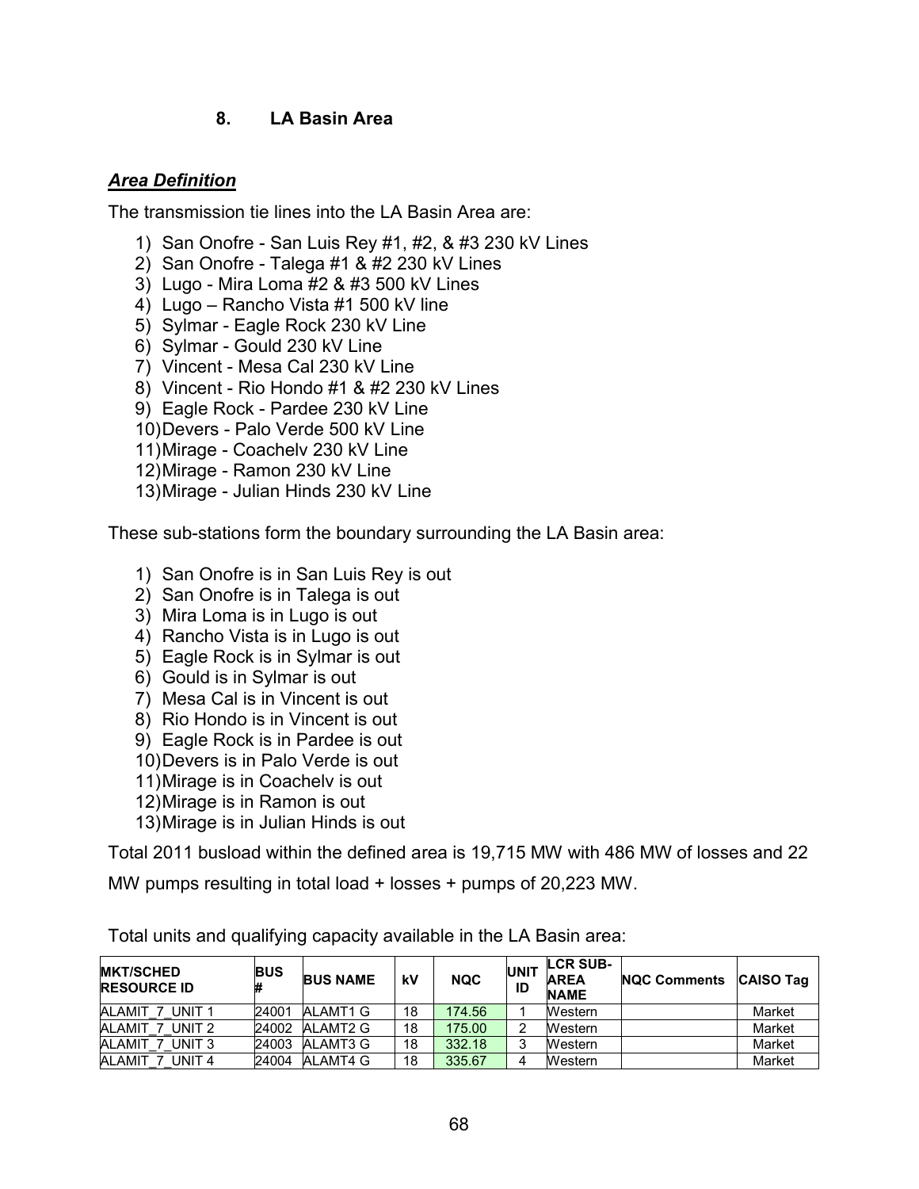## 8. LA Basin Area

### *Area Definition*

The transmission tie lines into the LA Basin Area are:

1) San Onofre - San Luis Rey #1, #2, & #3 230 kV Lines
2) San Onofre - Talega #1 & #2 230 kV Lines
3) Lugo - Mira Loma #2 & #3 500 kV Lines
4) Lugo – Rancho Vista #1 500 kV line
5) Sylmar - Eagle Rock 230 kV Line
6) Sylmar - Gould 230 kV Line
7) Vincent - Mesa Cal 230 kV Line
8) Vincent - Rio Hondo #1 & #2 230 kV Lines
9) Eagle Rock - Pardee 230 kV Line
10) Devers - Palo Verde 500 kV Line
11) Mirage - Coachelv 230 kV Line
12) Mirage - Ramon 230 kV Line
13) Mirage - Julian Hinds 230 kV Line

These sub-stations form the boundary surrounding the LA Basin area:

1) San Onofre is in San Luis Rey is out
2) San Onofre is in Talega is out
3) Mira Loma is in Lugo is out
4) Rancho Vista is in Lugo is out
5) Eagle Rock is in Sylmar is out
6) Gould is in Sylmar is out
7) Mesa Cal is in Vincent is out
8) Rio Hondo is in Vincent is out
9) Eagle Rock is in Pardee is out
10) Devers is in Palo Verde is out
11) Mirage is in Coachelv is out
12) Mirage is in Ramon is out
13) Mirage is in Julian Hinds is out

Total 2011 busload within the defined area is 19,715 MW with 486 MW of losses and 22 MW pumps resulting in total load + losses + pumps of 20,223 MW.

Total units and qualifying capacity available in the LA Basin area:

| MKT/SCHED RESOURCE ID | BUS # | BUS NAME | kV | NQC | UNIT ID | LCR SUB-AREA NAME | NQC Comments | CAISO Tag |
|---|---|---|---|---|---|---|---|---|
| ALAMIT_7_UNIT 1 | 24001 | ALAMT1 G | 18 | 174.56 | 1 | Western | | Market |
| ALAMIT_7_UNIT 2 | 24002 | ALAMT2 G | 18 | 175.00 | 2 | Western | | Market |
| ALAMIT_7_UNIT 3 | 24003 | ALAMT3 G | 18 | 332.18 | 3 | Western | | Market |
| ALAMIT_7_UNIT 4 | 24004 | ALAMT4 G | 18 | 335.67 | 4 | Western | | Market |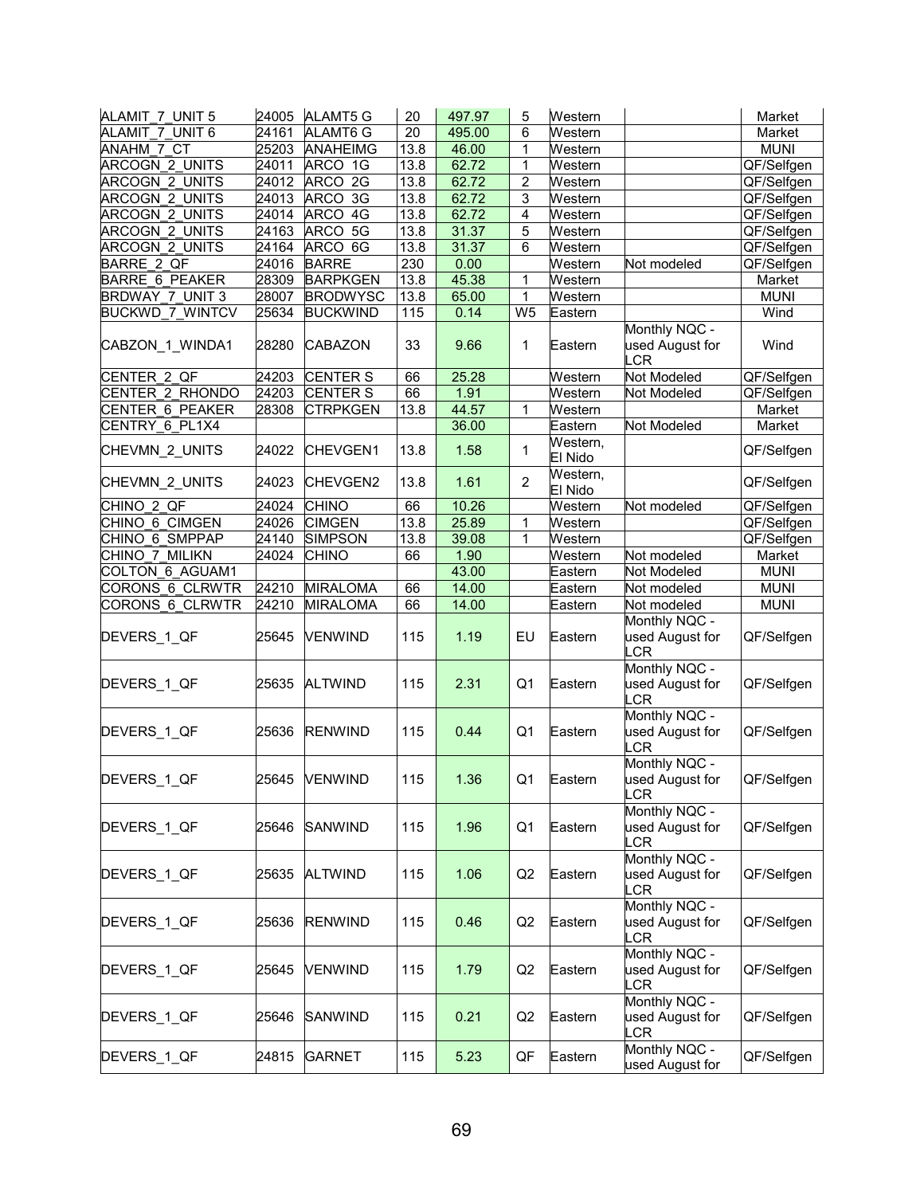| | | | | | | | | |
|---|---|---|---|---|---|---|---|---|
| ALAMIT_7_UNIT 5 | 24005 | ALAMT5 G | 20 | 497.97 | 5 | Western | | Market |
| ALAMIT_7_UNIT 6 | 24161 | ALAMT6 G | 20 | 495.00 | 6 | Western | | Market |
| ANAHM_7_CT | 25203 | ANAHEIMG | 13.8 | 46.00 | 1 | Western | | MUNI |
| ARCOGN_2_UNITS | 24011 | ARCO 1G | 13.8 | 62.72 | 1 | Western | | QF/Selfgen |
| ARCOGN_2_UNITS | 24012 | ARCO 2G | 13.8 | 62.72 | 2 | Western | | QF/Selfgen |
| ARCOGN_2_UNITS | 24013 | ARCO 3G | 13.8 | 62.72 | 3 | Western | | QF/Selfgen |
| ARCOGN_2_UNITS | 24014 | ARCO 4G | 13.8 | 62.72 | 4 | Western | | QF/Selfgen |
| ARCOGN_2_UNITS | 24163 | ARCO 5G | 13.8 | 31.37 | 5 | Western | | QF/Selfgen |
| ARCOGN_2_UNITS | 24164 | ARCO 6G | 13.8 | 31.37 | 6 | Western | | QF/Selfgen |
| BARRE_2_QF | 24016 | BARRE | 230 | 0.00 | | Western | Not modeled | QF/Selfgen |
| BARRE_6_PEAKER | 28309 | BARPKGEN | 13.8 | 45.38 | 1 | Western | | Market |
| BRDWAY_7_UNIT 3 | 28007 | BRODWYSC | 13.8 | 65.00 | 1 | Western | | MUNI |
| BUCKWD_7_WINTCV | 25634 | BUCKWIND | 115 | 0.14 | W5 | Eastern | | Wind |
| CABZON_1_WINDA1 | 28280 | CABAZON | 33 | 9.66 | 1 | Eastern | Monthly NQC - used August for LCR | Wind |
| CENTER_2_QF | 24203 | CENTER S | 66 | 25.28 | | Western | Not Modeled | QF/Selfgen |
| CENTER_2_RHONDO | 24203 | CENTER S | 66 | 1.91 | | Western | Not Modeled | QF/Selfgen |
| CENTER_6_PEAKER | 28308 | CTRPKGEN | 13.8 | 44.57 | 1 | Western | | Market |
| CENTRY_6_PL1X4 | | | | 36.00 | | Eastern | Not Modeled | Market |
| CHEVMN_2_UNITS | 24022 | CHEVGEN1 | 13.8 | 1.58 | 1 | Western, El Nido | | QF/Selfgen |
| CHEVMN_2_UNITS | 24023 | CHEVGEN2 | 13.8 | 1.61 | 2 | Western, El Nido | | QF/Selfgen |
| CHINO_2_QF | 24024 | CHINO | 66 | 10.26 | | Western | Not modeled | QF/Selfgen |
| CHINO_6_CIMGEN | 24026 | CIMGEN | 13.8 | 25.89 | 1 | Western | | QF/Selfgen |
| CHINO_6_SMPPAP | 24140 | SIMPSON | 13.8 | 39.08 | 1 | Western | | QF/Selfgen |
| CHINO_7_MILIKN | 24024 | CHINO | 66 | 1.90 | | Western | Not modeled | Market |
| COLTON_6_AGUAM1 | | | | 43.00 | | Eastern | Not Modeled | MUNI |
| CORONS_6_CLRWTR | 24210 | MIRALOMA | 66 | 14.00 | | Eastern | Not modeled | MUNI |
| CORONS_6_CLRWTR | 24210 | MIRALOMA | 66 | 14.00 | | Eastern | Not modeled | MUNI |
| DEVERS_1_QF | 25645 | VENWIND | 115 | 1.19 | EU | Eastern | Monthly NQC - used August for LCR | QF/Selfgen |
| DEVERS_1_QF | 25635 | ALTWIND | 115 | 2.31 | Q1 | Eastern | Monthly NQC - used August for LCR | QF/Selfgen |
| DEVERS_1_QF | 25636 | RENWIND | 115 | 0.44 | Q1 | Eastern | Monthly NQC - used August for LCR | QF/Selfgen |
| DEVERS_1_QF | 25645 | VENWIND | 115 | 1.36 | Q1 | Eastern | Monthly NQC - used August for LCR | QF/Selfgen |
| DEVERS_1_QF | 25646 | SANWIND | 115 | 1.96 | Q1 | Eastern | Monthly NQC - used August for LCR | QF/Selfgen |
| DEVERS_1_QF | 25635 | ALTWIND | 115 | 1.06 | Q2 | Eastern | Monthly NQC - used August for LCR | QF/Selfgen |
| DEVERS_1_QF | 25636 | RENWIND | 115 | 0.46 | Q2 | Eastern | Monthly NQC - used August for LCR | QF/Selfgen |
| DEVERS_1_QF | 25645 | VENWIND | 115 | 1.79 | Q2 | Eastern | Monthly NQC - used August for LCR | QF/Selfgen |
| DEVERS_1_QF | 25646 | SANWIND | 115 | 0.21 | Q2 | Eastern | Monthly NQC - used August for LCR | QF/Selfgen |
| DEVERS_1_QF | 24815 | GARNET | 115 | 5.23 | QF | Eastern | Monthly NQC - used August for | QF/Selfgen |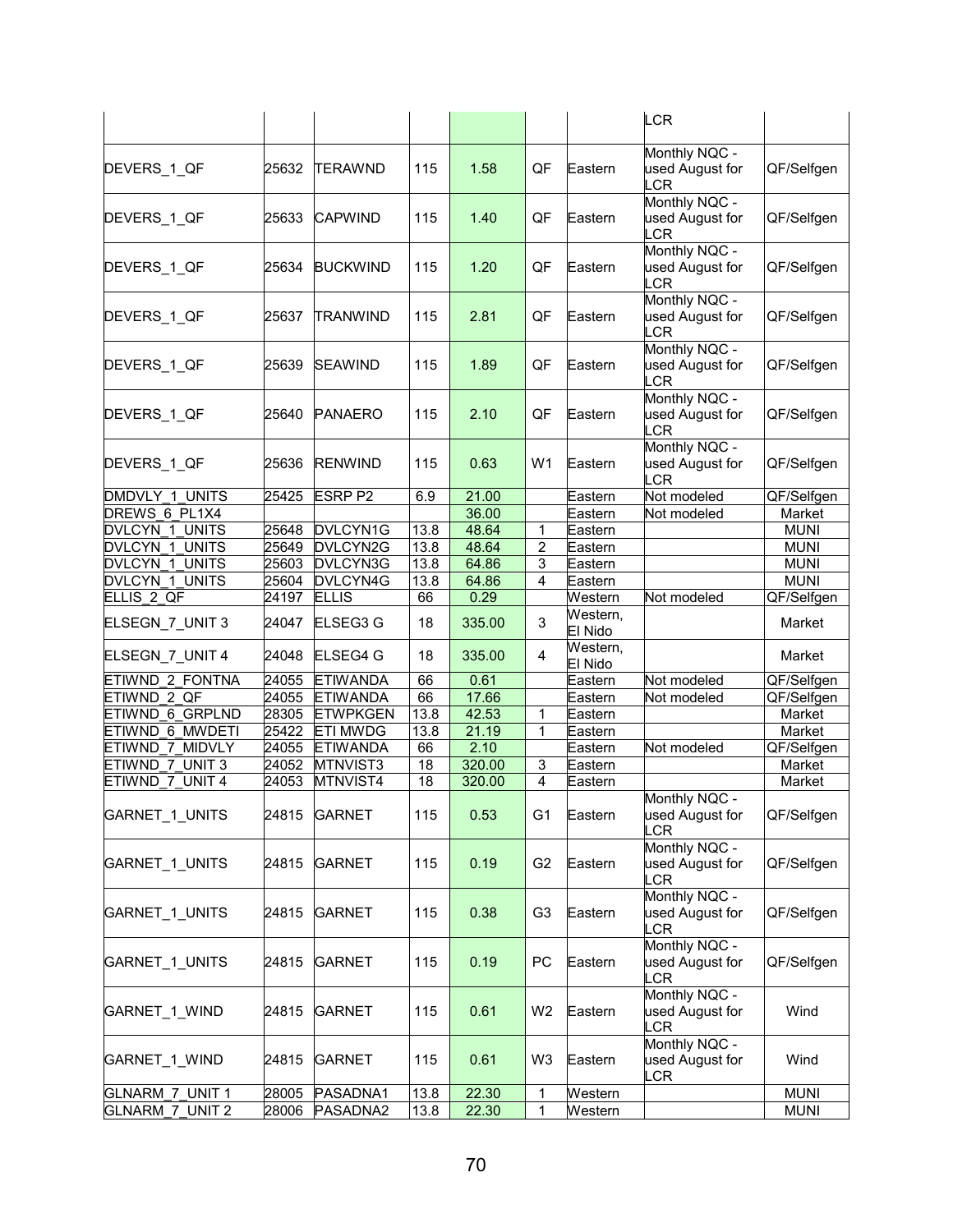| | | | | | | | | |
|---|---|---|---|---|---|---|---|---|
| | | | | | | | LCR | |
| DEVERS_1_QF | 25632 | TERAWND | 115 | 1.58 | QF | Eastern | Monthly NQC - used August for LCR | QF/Selfgen |
| DEVERS_1_QF | 25633 | CAPWIND | 115 | 1.40 | QF | Eastern | Monthly NQC - used August for LCR | QF/Selfgen |
| DEVERS_1_QF | 25634 | BUCKWIND | 115 | 1.20 | QF | Eastern | Monthly NQC - used August for LCR | QF/Selfgen |
| DEVERS_1_QF | 25637 | TRANWIND | 115 | 2.81 | QF | Eastern | Monthly NQC - used August for LCR | QF/Selfgen |
| DEVERS_1_QF | 25639 | SEAWIND | 115 | 1.89 | QF | Eastern | Monthly NQC - used August for LCR | QF/Selfgen |
| DEVERS_1_QF | 25640 | PANAERO | 115 | 2.10 | QF | Eastern | Monthly NQC - used August for LCR | QF/Selfgen |
| DEVERS_1_QF | 25636 | RENWIND | 115 | 0.63 | W1 | Eastern | Monthly NQC - used August for LCR | QF/Selfgen |
| DMDVLY_1_UNITS | 25425 | ESRP P2 | 6.9 | 21.00 | | Eastern | Not modeled | QF/Selfgen |
| DREWS_6_PL1X4 | | | | 36.00 | | Eastern | Not modeled | Market |
| DVLCYN_1_UNITS | 25648 | DVLCYN1G | 13.8 | 48.64 | 1 | Eastern | | MUNI |
| DVLCYN_1_UNITS | 25649 | DVLCYN2G | 13.8 | 48.64 | 2 | Eastern | | MUNI |
| DVLCYN_1_UNITS | 25603 | DVLCYN3G | 13.8 | 64.86 | 3 | Eastern | | MUNI |
| DVLCYN_1_UNITS | 25604 | DVLCYN4G | 13.8 | 64.86 | 4 | Eastern | | MUNI |
| ELLIS_2_QF | 24197 | ELLIS | 66 | 0.29 | | Western | Not modeled | QF/Selfgen |
| ELSEGN_7_UNIT 3 | 24047 | ELSEG3 G | 18 | 335.00 | 3 | Western, El Nido | | Market |
| ELSEGN_7_UNIT 4 | 24048 | ELSEG4 G | 18 | 335.00 | 4 | Western, El Nido | | Market |
| ETIWND_2_FONTNA | 24055 | ETIWANDA | 66 | 0.61 | | Eastern | Not modeled | QF/Selfgen |
| ETIWND_2_QF | 24055 | ETIWANDA | 66 | 17.66 | | Eastern | Not modeled | QF/Selfgen |
| ETIWND_6_GRPLND | 28305 | ETWPKGEN | 13.8 | 42.53 | 1 | Eastern | | Market |
| ETIWND_6_MWDETI | 25422 | ETI MWDG | 13.8 | 21.19 | 1 | Eastern | | Market |
| ETIWND_7_MIDVLY | 24055 | ETIWANDA | 66 | 2.10 | | Eastern | Not modeled | QF/Selfgen |
| ETIWND_7_UNIT 3 | 24052 | MTNVIST3 | 18 | 320.00 | 3 | Eastern | | Market |
| ETIWND_7_UNIT 4 | 24053 | MTNVIST4 | 18 | 320.00 | 4 | Eastern | | Market |
| GARNET_1_UNITS | 24815 | GARNET | 115 | 0.53 | G1 | Eastern | Monthly NQC - used August for LCR | QF/Selfgen |
| GARNET_1_UNITS | 24815 | GARNET | 115 | 0.19 | G2 | Eastern | Monthly NQC - used August for LCR | QF/Selfgen |
| GARNET_1_UNITS | 24815 | GARNET | 115 | 0.38 | G3 | Eastern | Monthly NQC - used August for LCR | QF/Selfgen |
| GARNET_1_UNITS | 24815 | GARNET | 115 | 0.19 | PC | Eastern | Monthly NQC - used August for LCR | QF/Selfgen |
| GARNET_1_WIND | 24815 | GARNET | 115 | 0.61 | W2 | Eastern | Monthly NQC - used August for LCR | Wind |
| GARNET_1_WIND | 24815 | GARNET | 115 | 0.61 | W3 | Eastern | Monthly NQC - used August for LCR | Wind |
| GLNARM_7_UNIT 1 | 28005 | PASADNA1 | 13.8 | 22.30 | 1 | Western | | MUNI |
| GLNARM_7_UNIT 2 | 28006 | PASADNA2 | 13.8 | 22.30 | 1 | Western | | MUNI |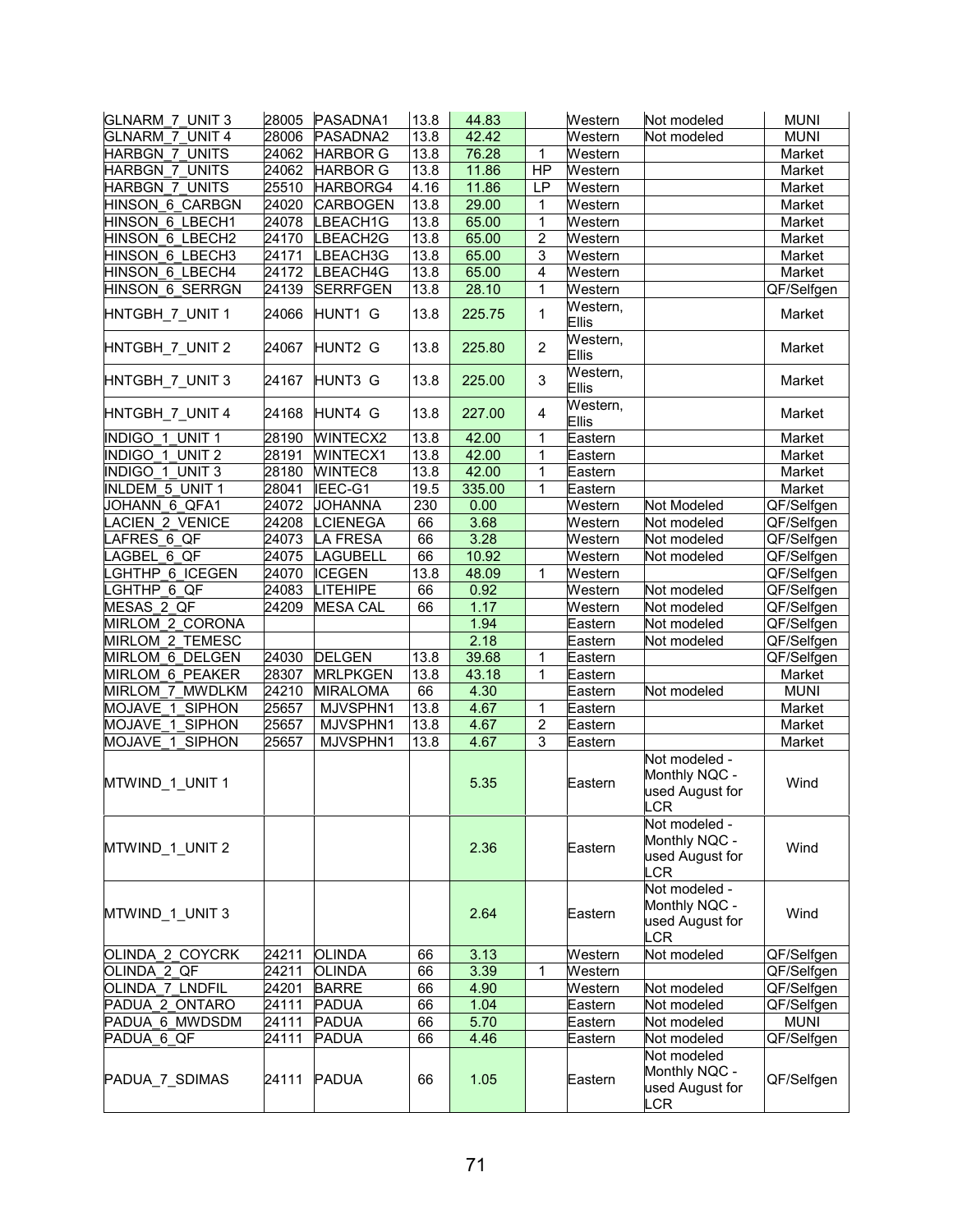| GLNARM_7_UNIT 3 | 28005 | PASADNA1 | 13.8 | 44.83 | | Western | Not modeled | MUNI |
|---|---|---|---|---|---|---|---|---|
| GLNARM_7_UNIT 4 | 28006 | PASADNA2 | 13.8 | 42.42 | | Western | Not modeled | MUNI |
| HARBGN_7_UNITS | 24062 | HARBOR G | 13.8 | 76.28 | 1 | Western | | Market |
| HARBGN_7_UNITS | 24062 | HARBOR G | 13.8 | 11.86 | HP | Western | | Market |
| HARBGN_7_UNITS | 25510 | HARBORG4 | 4.16 | 11.86 | LP | Western | | Market |
| HINSON_6_CARBGN | 24020 | CARBOGEN | 13.8 | 29.00 | 1 | Western | | Market |
| HINSON_6_LBECH1 | 24078 | LBEACH1G | 13.8 | 65.00 | 1 | Western | | Market |
| HINSON_6_LBECH2 | 24170 | LBEACH2G | 13.8 | 65.00 | 2 | Western | | Market |
| HINSON_6_LBECH3 | 24171 | LBEACH3G | 13.8 | 65.00 | 3 | Western | | Market |
| HINSON_6_LBECH4 | 24172 | LBEACH4G | 13.8 | 65.00 | 4 | Western | | Market |
| HINSON_6_SERRGN | 24139 | SERRFGEN | 13.8 | 28.10 | 1 | Western | | QF/Selfgen |
| HNTGBH_7_UNIT 1 | 24066 | HUNT1 G | 13.8 | 225.75 | 1 | Western, Ellis | | Market |
| HNTGBH_7_UNIT 2 | 24067 | HUNT2 G | 13.8 | 225.80 | 2 | Western, Ellis | | Market |
| HNTGBH_7_UNIT 3 | 24167 | HUNT3 G | 13.8 | 225.00 | 3 | Western, Ellis | | Market |
| HNTGBH_7_UNIT 4 | 24168 | HUNT4 G | 13.8 | 227.00 | 4 | Western, Ellis | | Market |
| INDIGO_1_UNIT 1 | 28190 | WINTECX2 | 13.8 | 42.00 | 1 | Eastern | | Market |
| INDIGO_1_UNIT 2 | 28191 | WINTECX1 | 13.8 | 42.00 | 1 | Eastern | | Market |
| INDIGO_1_UNIT 3 | 28180 | WINTEC8 | 13.8 | 42.00 | 1 | Eastern | | Market |
| INLDEM_5_UNIT 1 | 28041 | IEEC-G1 | 19.5 | 335.00 | 1 | Eastern | | Market |
| JOHANN_6_QFA1 | 24072 | JOHANNA | 230 | 0.00 | | Western | Not Modeled | QF/Selfgen |
| LACIEN_2_VENICE | 24208 | LCIENEGA | 66 | 3.68 | | Western | Not modeled | QF/Selfgen |
| LAFRES_6_QF | 24073 | LA FRESA | 66 | 3.28 | | Western | Not modeled | QF/Selfgen |
| LAGBEL_6_QF | 24075 | LAGUBELL | 66 | 10.92 | | Western | Not modeled | QF/Selfgen |
| LGHTHP_6_ICEGEN | 24070 | ICEGEN | 13.8 | 48.09 | 1 | Western | | QF/Selfgen |
| LGHTHP_6_QF | 24083 | LITEHIPE | 66 | 0.92 | | Western | Not modeled | QF/Selfgen |
| MESAS_2_QF | 24209 | MESA CAL | 66 | 1.17 | | Western | Not modeled | QF/Selfgen |
| MIRLOM_2_CORONA | | | | 1.94 | | Eastern | Not modeled | QF/Selfgen |
| MIRLOM_2_TEMESC | | | | 2.18 | | Eastern | Not modeled | QF/Selfgen |
| MIRLOM_6_DELGEN | 24030 | DELGEN | 13.8 | 39.68 | 1 | Eastern | | QF/Selfgen |
| MIRLOM_6_PEAKER | 28307 | MRLPKGEN | 13.8 | 43.18 | 1 | Eastern | | Market |
| MIRLOM_7_MWDLKM | 24210 | MIRALOMA | 66 | 4.30 | | Eastern | Not modeled | MUNI |
| MOJAVE_1_SIPHON | 25657 | MJVSPHN1 | 13.8 | 4.67 | 1 | Eastern | | Market |
| MOJAVE_1_SIPHON | 25657 | MJVSPHN1 | 13.8 | 4.67 | 2 | Eastern | | Market |
| MOJAVE_1_SIPHON | 25657 | MJVSPHN1 | 13.8 | 4.67 | 3 | Eastern | | Market |
| MTWIND_1_UNIT 1 | | | | 5.35 | | Eastern | Not modeled - Monthly NQC - used August for LCR | Wind |
| MTWIND_1_UNIT 2 | | | | 2.36 | | Eastern | Not modeled - Monthly NQC - used August for LCR | Wind |
| MTWIND_1_UNIT 3 | | | | 2.64 | | Eastern | Not modeled - Monthly NQC - used August for LCR | Wind |
| OLINDA_2_COYCRK | 24211 | OLINDA | 66 | 3.13 | | Western | Not modeled | QF/Selfgen |
| OLINDA_2_QF | 24211 | OLINDA | 66 | 3.39 | 1 | Western | | QF/Selfgen |
| OLINDA_7_LNDFIL | 24201 | BARRE | 66 | 4.90 | | Western | Not modeled | QF/Selfgen |
| PADUA_2_ONTARO | 24111 | PADUA | 66 | 1.04 | | Eastern | Not modeled | QF/Selfgen |
| PADUA_6_MWDSDM | 24111 | PADUA | 66 | 5.70 | | Eastern | Not modeled | MUNI |
| PADUA_6_QF | 24111 | PADUA | 66 | 4.46 | | Eastern | Not modeled | QF/Selfgen |
| PADUA_7_SDIMAS | 24111 | PADUA | 66 | 1.05 | | Eastern | Not modeled Monthly NQC - used August for LCR | QF/Selfgen |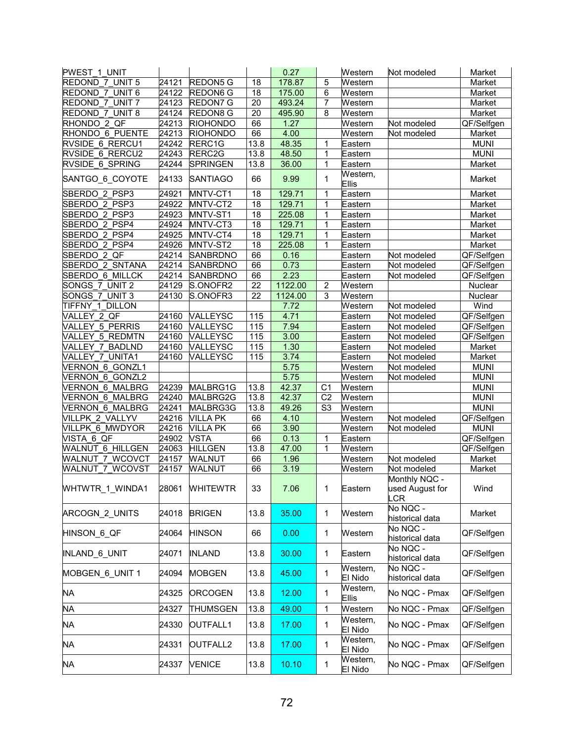| | | | | | | | | |
|---|---|---|---|---|---|---|---|---|
| PWEST_1_UNIT | | | | 0.27 | | Western | Not modeled | Market |
| REDOND_7_UNIT 5 | 24121 | REDON5 G | 18 | 178.87 | 5 | Western | | Market |
| REDOND_7_UNIT 6 | 24122 | REDON6 G | 18 | 175.00 | 6 | Western | | Market |
| REDOND_7_UNIT 7 | 24123 | REDON7 G | 20 | 493.24 | 7 | Western | | Market |
| REDOND_7_UNIT 8 | 24124 | REDON8 G | 20 | 495.90 | 8 | Western | | Market |
| RHONDO_2_QF | 24213 | RIOHONDO | 66 | 1.27 | | Western | Not modeled | QF/Selfgen |
| RHONDO_6_PUENTE | 24213 | RIOHONDO | 66 | 4.00 | | Western | Not modeled | Market |
| RVSIDE_6_RERCU1 | 24242 | RERC1G | 13.8 | 48.35 | 1 | Eastern | | MUNI |
| RVSIDE_6_RERCU2 | 24243 | RERC2G | 13.8 | 48.50 | 1 | Eastern | | MUNI |
| RVSIDE_6_SPRING | 24244 | SPRINGEN | 13.8 | 36.00 | 1 | Eastern | | Market |
| SANTGO_6_COYOTE | 24133 | SANTIAGO | 66 | 9.99 | 1 | Western, Ellis | | Market |
| SBERDO_2_PSP3 | 24921 | MNTV-CT1 | 18 | 129.71 | 1 | Eastern | | Market |
| SBERDO_2_PSP3 | 24922 | MNTV-CT2 | 18 | 129.71 | 1 | Eastern | | Market |
| SBERDO_2_PSP3 | 24923 | MNTV-ST1 | 18 | 225.08 | 1 | Eastern | | Market |
| SBERDO_2_PSP4 | 24924 | MNTV-CT3 | 18 | 129.71 | 1 | Eastern | | Market |
| SBERDO_2_PSP4 | 24925 | MNTV-CT4 | 18 | 129.71 | 1 | Eastern | | Market |
| SBERDO_2_PSP4 | 24926 | MNTV-ST2 | 18 | 225.08 | 1 | Eastern | | Market |
| SBERDO_2_QF | 24214 | SANBRDNO | 66 | 0.16 | | Eastern | Not modeled | QF/Selfgen |
| SBERDO_2_SNTANA | 24214 | SANBRDNO | 66 | 0.73 | | Eastern | Not modeled | QF/Selfgen |
| SBERDO_6_MILLCK | 24214 | SANBRDNO | 66 | 2.23 | | Eastern | Not modeled | QF/Selfgen |
| SONGS_7_UNIT 2 | 24129 | S.ONOFR2 | 22 | 1122.00 | 2 | Western | | Nuclear |
| SONGS_7_UNIT 3 | 24130 | S.ONOFR3 | 22 | 1124.00 | 3 | Western | | Nuclear |
| TIFFNY_1_DILLON | | | | 7.72 | | Western | Not modeled | Wind |
| VALLEY_2_QF | 24160 | VALLEYSC | 115 | 4.71 | | Eastern | Not modeled | QF/Selfgen |
| VALLEY_5_PERRIS | 24160 | VALLEYSC | 115 | 7.94 | | Eastern | Not modeled | QF/Selfgen |
| VALLEY_5_REDMTN | 24160 | VALLEYSC | 115 | 3.00 | | Eastern | Not modeled | QF/Selfgen |
| VALLEY_7_BADLND | 24160 | VALLEYSC | 115 | 1.30 | | Eastern | Not modeled | Market |
| VALLEY_7_UNITA1 | 24160 | VALLEYSC | 115 | 3.74 | | Eastern | Not modeled | Market |
| VERNON_6_GONZL1 | | | | 5.75 | | Western | Not modeled | MUNI |
| VERNON_6_GONZL2 | | | | 5.75 | | Western | Not modeled | MUNI |
| VERNON_6_MALBRG | 24239 | MALBRG1G | 13.8 | 42.37 | C1 | Western | | MUNI |
| VERNON_6_MALBRG | 24240 | MALBRG2G | 13.8 | 42.37 | C2 | Western | | MUNI |
| VERNON_6_MALBRG | 24241 | MALBRG3G | 13.8 | 49.26 | S3 | Western | | MUNI |
| VILLPK_2_VALLYV | 24216 | VILLA PK | 66 | 4.10 | | Western | Not modeled | QF/Selfgen |
| VILLPK_6_MWDYOR | 24216 | VILLA PK | 66 | 3.90 | | Western | Not modeled | MUNI |
| VISTA_6_QF | 24902 | VSTA | 66 | 0.13 | 1 | Eastern | | QF/Selfgen |
| WALNUT_6_HILLGEN | 24063 | HILLGEN | 13.8 | 47.00 | 1 | Western | | QF/Selfgen |
| WALNUT_7_WCOVCT | 24157 | WALNUT | 66 | 1.96 | | Western | Not modeled | Market |
| WALNUT_7_WCOVST | 24157 | WALNUT | 66 | 3.19 | | Western | Not modeled | Market |
| WHTWTR_1_WINDA1 | 28061 | WHITEWTR | 33 | 7.06 | 1 | Eastern | Monthly NQC - used August for LCR | Wind |
| ARCOGN_2_UNITS | 24018 | BRIGEN | 13.8 | 35.00 | 1 | Western | No NQC - historical data | Market |
| HINSON_6_QF | 24064 | HINSON | 66 | 0.00 | 1 | Western | No NQC - historical data | QF/Selfgen |
| INLAND_6_UNIT | 24071 | INLAND | 13.8 | 30.00 | 1 | Eastern | No NQC - historical data | QF/Selfgen |
| MOBGEN_6_UNIT 1 | 24094 | MOBGEN | 13.8 | 45.00 | 1 | Western, El Nido | No NQC - historical data | QF/Selfgen |
| NA | 24325 | ORCOGEN | 13.8 | 12.00 | 1 | Western, Ellis | No NQC - Pmax | QF/Selfgen |
| NA | 24327 | THUMSGEN | 13.8 | 49.00 | 1 | Western | No NQC - Pmax | QF/Selfgen |
| NA | 24330 | OUTFALL1 | 13.8 | 17.00 | 1 | Western, El Nido | No NQC - Pmax | QF/Selfgen |
| NA | 24331 | OUTFALL2 | 13.8 | 17.00 | 1 | Western, El Nido | No NQC - Pmax | QF/Selfgen |
| NA | 24337 | VENICE | 13.8 | 10.10 | 1 | Western, El Nido | No NQC - Pmax | QF/Selfgen |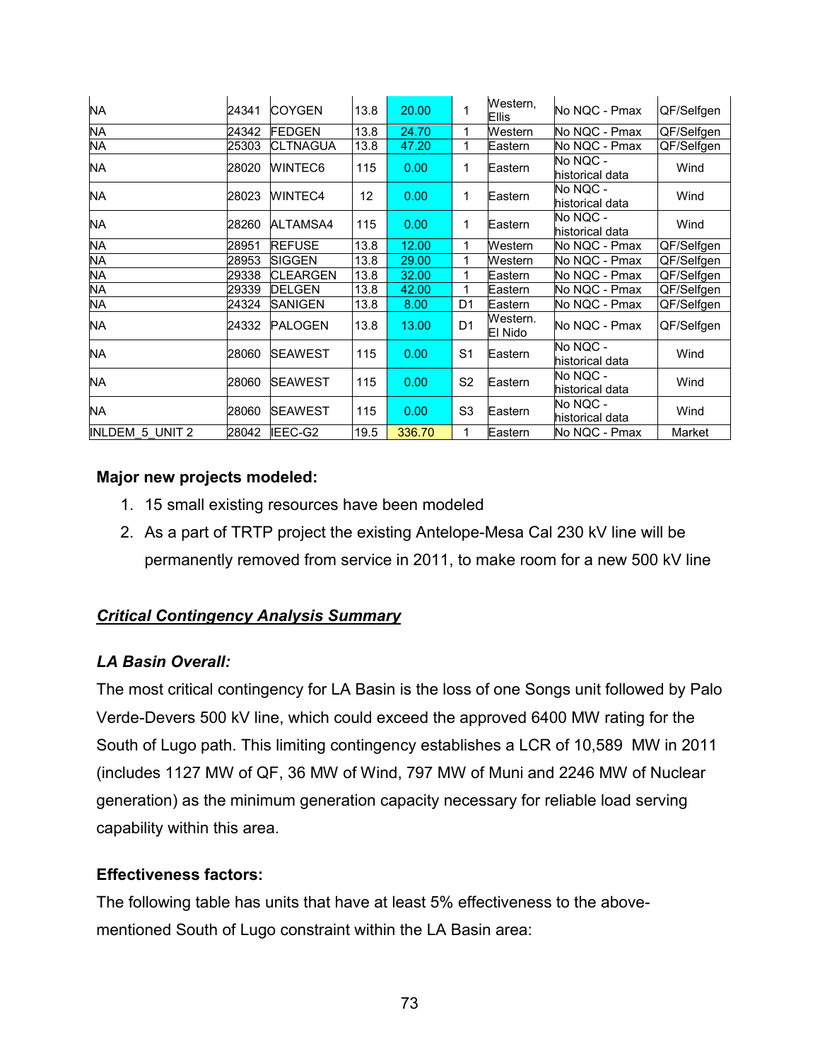| NA | 24341 | COYGEN | 13.8 | 20.00 | 1 | Western, Ellis | No NQC - Pmax | QF/Selfgen |
|---|---|---|---|---|---|---|---|---|
| NA | 24342 | FEDGEN | 13.8 | 24.70 | 1 | Western | No NQC - Pmax | QF/Selfgen |
| NA | 25303 | CLTNAGUA | 13.8 | 47.20 | 1 | Eastern | No NQC - Pmax | QF/Selfgen |
| NA | 28020 | WINTEC6 | 115 | 0.00 | 1 | Eastern | No NQC - historical data | Wind |
| NA | 28023 | WINTEC4 | 12 | 0.00 | 1 | Eastern | No NQC - historical data | Wind |
| NA | 28260 | ALTAMSA4 | 115 | 0.00 | 1 | Eastern | No NQC - historical data | Wind |
| NA | 28951 | REFUSE | 13.8 | 12.00 | 1 | Western | No NQC - Pmax | QF/Selfgen |
| NA | 28953 | SIGGEN | 13.8 | 29.00 | 1 | Western | No NQC - Pmax | QF/Selfgen |
| NA | 29338 | CLEARGEN | 13.8 | 32.00 | 1 | Eastern | No NQC - Pmax | QF/Selfgen |
| NA | 29339 | DELGEN | 13.8 | 42.00 | 1 | Eastern | No NQC - Pmax | QF/Selfgen |
| NA | 24324 | SANIGEN | 13.8 | 8.00 | D1 | Eastern | No NQC - Pmax | QF/Selfgen |
| NA | 24332 | PALOGEN | 13.8 | 13.00 | D1 | Western. El Nido | No NQC - Pmax | QF/Selfgen |
| NA | 28060 | SEAWEST | 115 | 0.00 | S1 | Eastern | No NQC - historical data | Wind |
| NA | 28060 | SEAWEST | 115 | 0.00 | S2 | Eastern | No NQC - historical data | Wind |
| NA | 28060 | SEAWEST | 115 | 0.00 | S3 | Eastern | No NQC - historical data | Wind |
| INLDEM_5_UNIT 2 | 28042 | IEEC-G2 | 19.5 | 336.70 | 1 | Eastern | No NQC - Pmax | Market |

**Major new projects modeled:**

1. 15 small existing resources have been modeled
2. As a part of TRTP project the existing Antelope-Mesa Cal 230 kV line will be permanently removed from service in 2011, to make room for a new 500 kV line

***Critical Contingency Analysis Summary***

***LA Basin Overall:***

The most critical contingency for LA Basin is the loss of one Songs unit followed by Palo Verde-Devers 500 kV line, which could exceed the approved 6400 MW rating for the South of Lugo path. This limiting contingency establishes a LCR of 10,589 MW in 2011 (includes 1127 MW of QF, 36 MW of Wind, 797 MW of Muni and 2246 MW of Nuclear generation) as the minimum generation capacity necessary for reliable load serving capability within this area.

**Effectiveness factors:**

The following table has units that have at least 5% effectiveness to the above-mentioned South of Lugo constraint within the LA Basin area: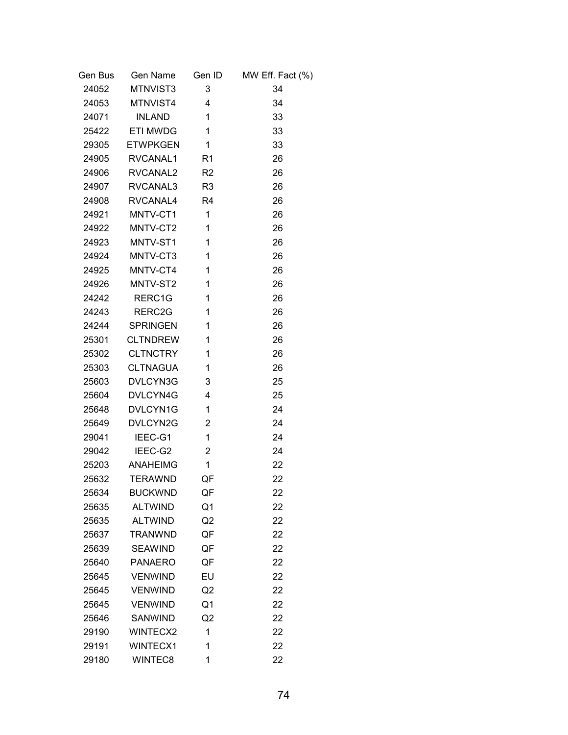| Gen Bus | Gen Name | Gen ID | MW Eff. Fact (%) |
|---|---|---|---|
| 24052 | MTNVIST3 | 3 | 34 |
| 24053 | MTNVIST4 | 4 | 34 |
| 24071 | INLAND | 1 | 33 |
| 25422 | ETI MWDG | 1 | 33 |
| 29305 | ETWPKGEN | 1 | 33 |
| 24905 | RVCANAL1 | R1 | 26 |
| 24906 | RVCANAL2 | R2 | 26 |
| 24907 | RVCANAL3 | R3 | 26 |
| 24908 | RVCANAL4 | R4 | 26 |
| 24921 | MNTV-CT1 | 1 | 26 |
| 24922 | MNTV-CT2 | 1 | 26 |
| 24923 | MNTV-ST1 | 1 | 26 |
| 24924 | MNTV-CT3 | 1 | 26 |
| 24925 | MNTV-CT4 | 1 | 26 |
| 24926 | MNTV-ST2 | 1 | 26 |
| 24242 | RERC1G | 1 | 26 |
| 24243 | RERC2G | 1 | 26 |
| 24244 | SPRINGEN | 1 | 26 |
| 25301 | CLTNDREW | 1 | 26 |
| 25302 | CLTNCTRY | 1 | 26 |
| 25303 | CLTNAGUA | 1 | 26 |
| 25603 | DVLCYN3G | 3 | 25 |
| 25604 | DVLCYN4G | 4 | 25 |
| 25648 | DVLCYN1G | 1 | 24 |
| 25649 | DVLCYN2G | 2 | 24 |
| 29041 | IEEC-G1 | 1 | 24 |
| 29042 | IEEC-G2 | 2 | 24 |
| 25203 | ANAHEIMG | 1 | 22 |
| 25632 | TERAWND | QF | 22 |
| 25634 | BUCKWND | QF | 22 |
| 25635 | ALTWIND | Q1 | 22 |
| 25635 | ALTWIND | Q2 | 22 |
| 25637 | TRANWND | QF | 22 |
| 25639 | SEAWIND | QF | 22 |
| 25640 | PANAERO | QF | 22 |
| 25645 | VENWIND | EU | 22 |
| 25645 | VENWIND | Q2 | 22 |
| 25645 | VENWIND | Q1 | 22 |
| 25646 | SANWIND | Q2 | 22 |
| 29190 | WINTECX2 | 1 | 22 |
| 29191 | WINTECX1 | 1 | 22 |
| 29180 | WINTEC8 | 1 | 22 |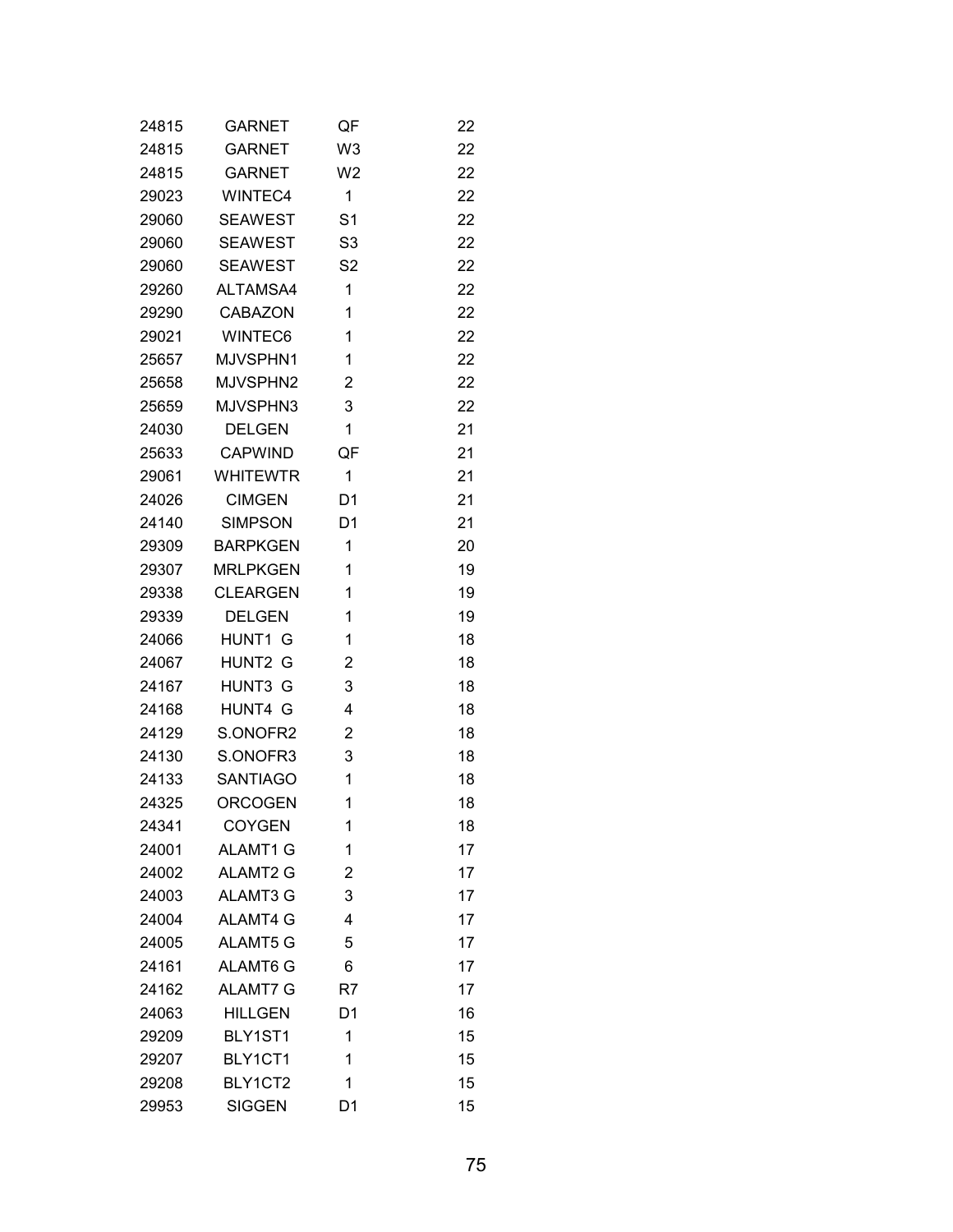| | | | |
|---|---|---|---|
| 24815 | GARNET | QF | 22 |
| 24815 | GARNET | W3 | 22 |
| 24815 | GARNET | W2 | 22 |
| 29023 | WINTEC4 | 1 | 22 |
| 29060 | SEAWEST | S1 | 22 |
| 29060 | SEAWEST | S3 | 22 |
| 29060 | SEAWEST | S2 | 22 |
| 29260 | ALTAMSA4 | 1 | 22 |
| 29290 | CABAZON | 1 | 22 |
| 29021 | WINTEC6 | 1 | 22 |
| 25657 | MJVSPHN1 | 1 | 22 |
| 25658 | MJVSPHN2 | 2 | 22 |
| 25659 | MJVSPHN3 | 3 | 22 |
| 24030 | DELGEN | 1 | 21 |
| 25633 | CAPWIND | QF | 21 |
| 29061 | WHITEWTR | 1 | 21 |
| 24026 | CIMGEN | D1 | 21 |
| 24140 | SIMPSON | D1 | 21 |
| 29309 | BARPKGEN | 1 | 20 |
| 29307 | MRLPKGEN | 1 | 19 |
| 29338 | CLEARGEN | 1 | 19 |
| 29339 | DELGEN | 1 | 19 |
| 24066 | HUNT1 G | 1 | 18 |
| 24067 | HUNT2 G | 2 | 18 |
| 24167 | HUNT3 G | 3 | 18 |
| 24168 | HUNT4 G | 4 | 18 |
| 24129 | S.ONOFR2 | 2 | 18 |
| 24130 | S.ONOFR3 | 3 | 18 |
| 24133 | SANTIAGO | 1 | 18 |
| 24325 | ORCOGEN | 1 | 18 |
| 24341 | COYGEN | 1 | 18 |
| 24001 | ALAMT1 G | 1 | 17 |
| 24002 | ALAMT2 G | 2 | 17 |
| 24003 | ALAMT3 G | 3 | 17 |
| 24004 | ALAMT4 G | 4 | 17 |
| 24005 | ALAMT5 G | 5 | 17 |
| 24161 | ALAMT6 G | 6 | 17 |
| 24162 | ALAMT7 G | R7 | 17 |
| 24063 | HILLGEN | D1 | 16 |
| 29209 | BLY1ST1 | 1 | 15 |
| 29207 | BLY1CT1 | 1 | 15 |
| 29208 | BLY1CT2 | 1 | 15 |
| 29953 | SIGGEN | D1 | 15 |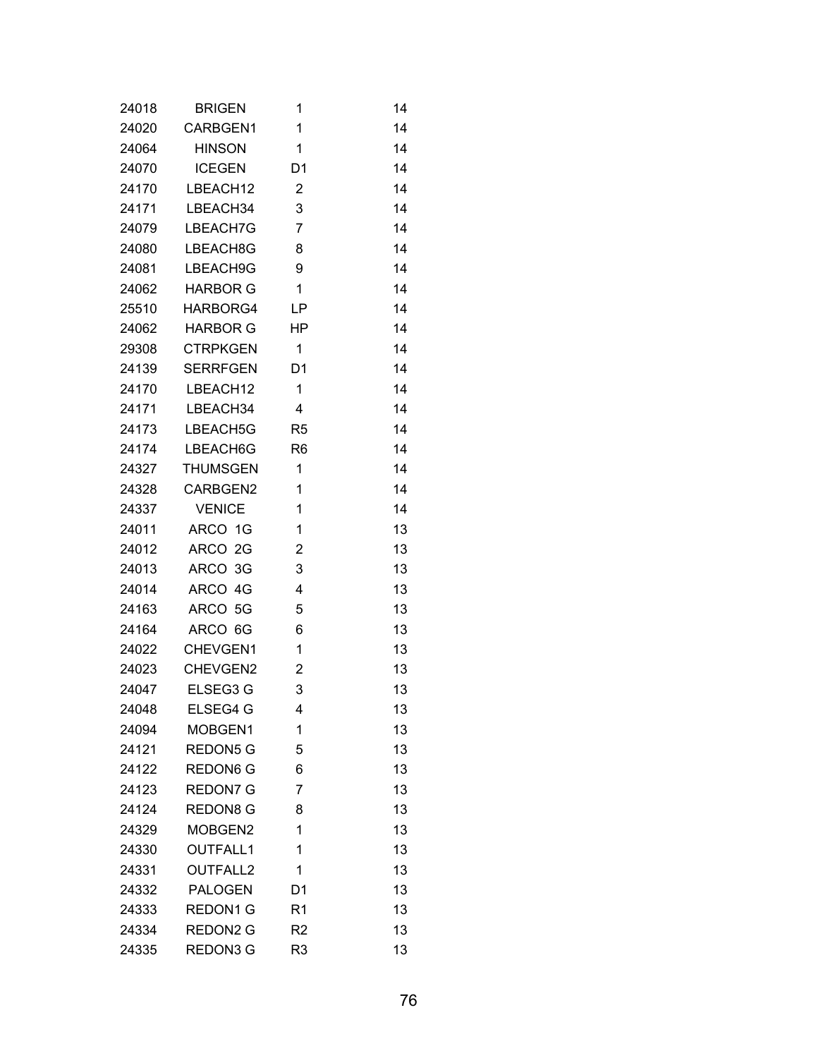| | | | |
|---|---|---|---|
| 24018 | BRIGEN | 1 | 14 |
| 24020 | CARBGEN1 | 1 | 14 |
| 24064 | HINSON | 1 | 14 |
| 24070 | ICEGEN | D1 | 14 |
| 24170 | LBEACH12 | 2 | 14 |
| 24171 | LBEACH34 | 3 | 14 |
| 24079 | LBEACH7G | 7 | 14 |
| 24080 | LBEACH8G | 8 | 14 |
| 24081 | LBEACH9G | 9 | 14 |
| 24062 | HARBOR G | 1 | 14 |
| 25510 | HARBORG4 | LP | 14 |
| 24062 | HARBOR G | HP | 14 |
| 29308 | CTRPKGEN | 1 | 14 |
| 24139 | SERRFGEN | D1 | 14 |
| 24170 | LBEACH12 | 1 | 14 |
| 24171 | LBEACH34 | 4 | 14 |
| 24173 | LBEACH5G | R5 | 14 |
| 24174 | LBEACH6G | R6 | 14 |
| 24327 | THUMSGEN | 1 | 14 |
| 24328 | CARBGEN2 | 1 | 14 |
| 24337 | VENICE | 1 | 14 |
| 24011 | ARCO 1G | 1 | 13 |
| 24012 | ARCO 2G | 2 | 13 |
| 24013 | ARCO 3G | 3 | 13 |
| 24014 | ARCO 4G | 4 | 13 |
| 24163 | ARCO 5G | 5 | 13 |
| 24164 | ARCO 6G | 6 | 13 |
| 24022 | CHEVGEN1 | 1 | 13 |
| 24023 | CHEVGEN2 | 2 | 13 |
| 24047 | ELSEG3 G | 3 | 13 |
| 24048 | ELSEG4 G | 4 | 13 |
| 24094 | MOBGEN1 | 1 | 13 |
| 24121 | REDON5 G | 5 | 13 |
| 24122 | REDON6 G | 6 | 13 |
| 24123 | REDON7 G | 7 | 13 |
| 24124 | REDON8 G | 8 | 13 |
| 24329 | MOBGEN2 | 1 | 13 |
| 24330 | OUTFALL1 | 1 | 13 |
| 24331 | OUTFALL2 | 1 | 13 |
| 24332 | PALOGEN | D1 | 13 |
| 24333 | REDON1 G | R1 | 13 |
| 24334 | REDON2 G | R2 | 13 |
| 24335 | REDON3 G | R3 | 13 |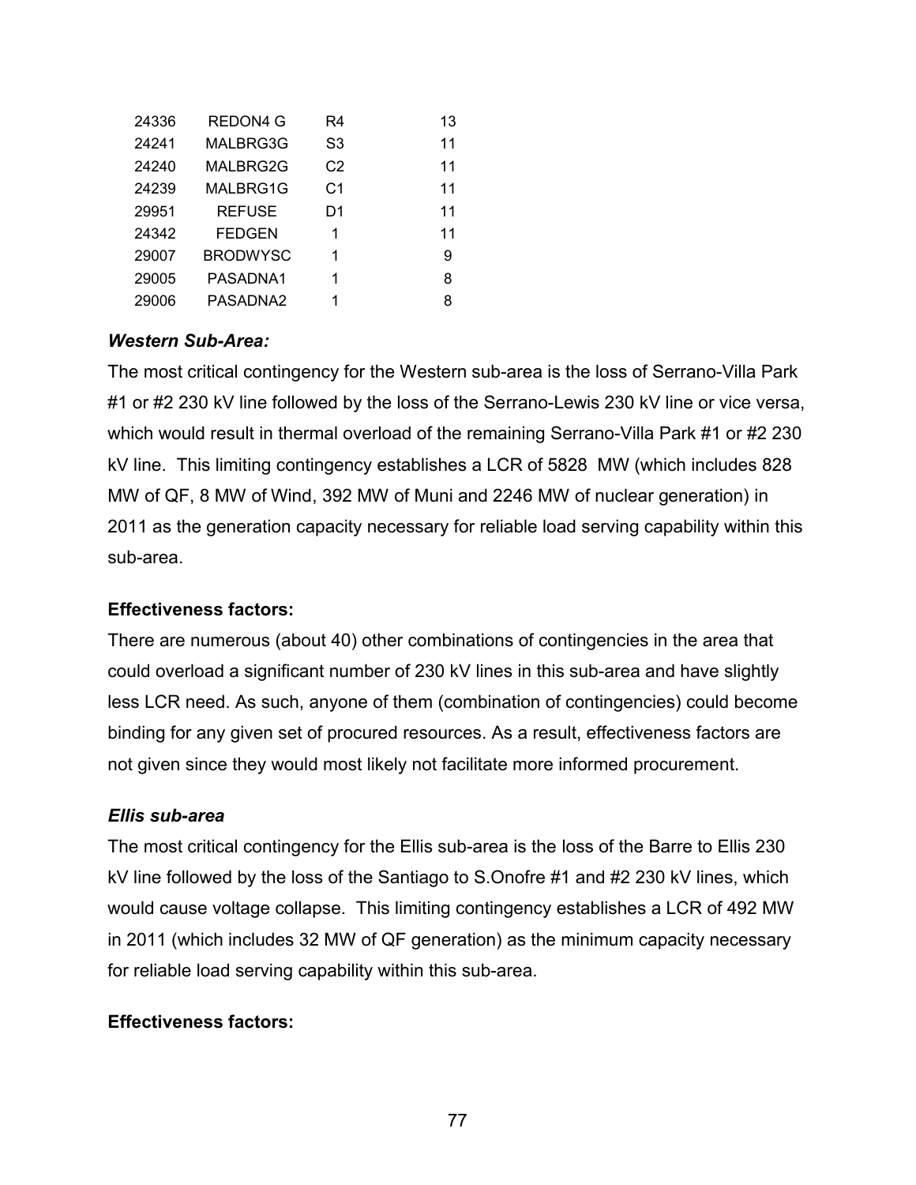| | | | |
|---|---|---|---|
| 24336 | REDON4 G | R4 | 13 |
| 24241 | MALBRG3G | S3 | 11 |
| 24240 | MALBRG2G | C2 | 11 |
| 24239 | MALBRG1G | C1 | 11 |
| 29951 | REFUSE | D1 | 11 |
| 24342 | FEDGEN | 1 | 11 |
| 29007 | BRODWYSC | 1 | 9 |
| 29005 | PASADNA1 | 1 | 8 |
| 29006 | PASADNA2 | 1 | 8 |

***Western Sub-Area:***

The most critical contingency for the Western sub-area is the loss of Serrano-Villa Park #1 or #2 230 kV line followed by the loss of the Serrano-Lewis 230 kV line or vice versa, which would result in thermal overload of the remaining Serrano-Villa Park #1 or #2 230 kV line. This limiting contingency establishes a LCR of 5828 MW (which includes 828 MW of QF, 8 MW of Wind, 392 MW of Muni and 2246 MW of nuclear generation) in 2011 as the generation capacity necessary for reliable load serving capability within this sub-area.

**Effectiveness factors:**

There are numerous (about 40) other combinations of contingencies in the area that could overload a significant number of 230 kV lines in this sub-area and have slightly less LCR need. As such, anyone of them (combination of contingencies) could become binding for any given set of procured resources. As a result, effectiveness factors are not given since they would most likely not facilitate more informed procurement.

***Ellis sub-area***

The most critical contingency for the Ellis sub-area is the loss of the Barre to Ellis 230 kV line followed by the loss of the Santiago to S.Onofre #1 and #2 230 kV lines, which would cause voltage collapse. This limiting contingency establishes a LCR of 492 MW in 2011 (which includes 32 MW of QF generation) as the minimum capacity necessary for reliable load serving capability within this sub-area.

**Effectiveness factors:**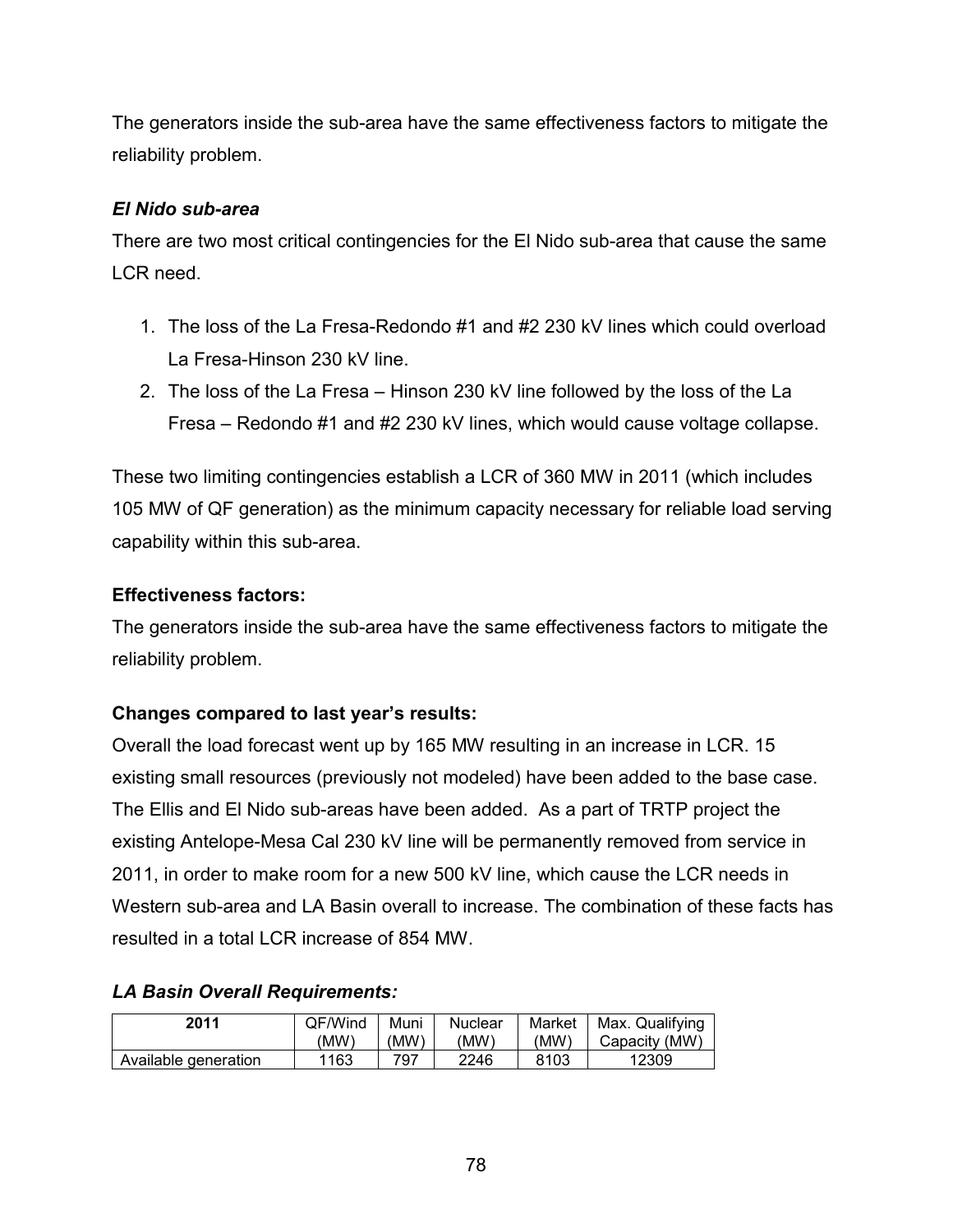The generators inside the sub-area have the same effectiveness factors to mitigate the reliability problem.

***El Nido sub-area***

There are two most critical contingencies for the El Nido sub-area that cause the same LCR need.

1. The loss of the La Fresa-Redondo #1 and #2 230 kV lines which could overload La Fresa-Hinson 230 kV line.
2. The loss of the La Fresa – Hinson 230 kV line followed by the loss of the La Fresa – Redondo #1 and #2 230 kV lines, which would cause voltage collapse.

These two limiting contingencies establish a LCR of 360 MW in 2011 (which includes 105 MW of QF generation) as the minimum capacity necessary for reliable load serving capability within this sub-area.

**Effectiveness factors:**

The generators inside the sub-area have the same effectiveness factors to mitigate the reliability problem.

**Changes compared to last year's results:**

Overall the load forecast went up by 165 MW resulting in an increase in LCR. 15 existing small resources (previously not modeled) have been added to the base case. The Ellis and El Nido sub-areas have been added. As a part of TRTP project the existing Antelope-Mesa Cal 230 kV line will be permanently removed from service in 2011, in order to make room for a new 500 kV line, which cause the LCR needs in Western sub-area and LA Basin overall to increase. The combination of these facts has resulted in a total LCR increase of 854 MW.

***LA Basin Overall Requirements:***

| 2011 | QF/Wind (MW) | Muni (MW) | Nuclear (MW) | Market (MW) | Max. Qualifying Capacity (MW) |
|---|---|---|---|---|---|
| Available generation | 1163 | 797 | 2246 | 8103 | 12309 |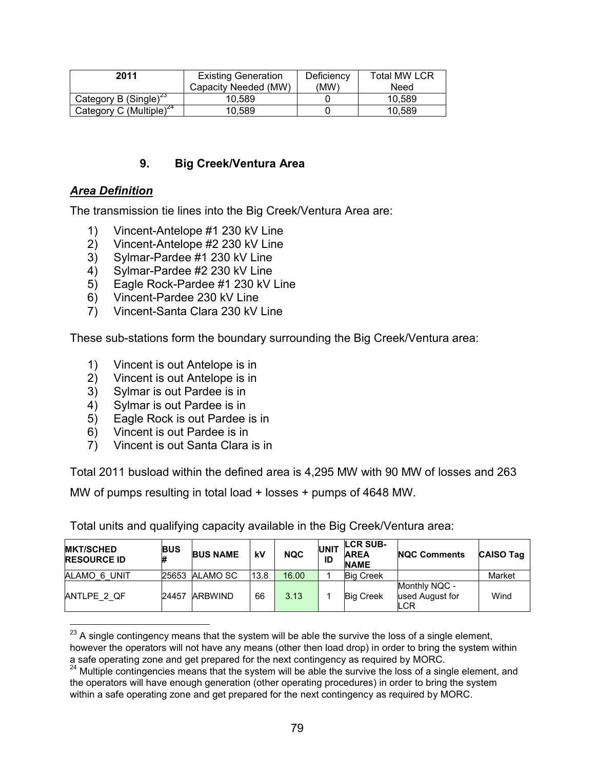| 2011 | Existing Generation Capacity Needed (MW) | Deficiency (MW) | Total MW LCR Need |
|---|---|---|---|
| Category B (Single)[23] | 10,589 | 0 | 10,589 |
| Category C (Multiple)[24] | 10,589 | 0 | 10,589 |

### 9. Big Creek/Ventura Area

***Area Definition***

The transmission tie lines into the Big Creek/Ventura Area are:

1) Vincent-Antelope #1 230 kV Line
2) Vincent-Antelope #2 230 kV Line
3) Sylmar-Pardee #1 230 kV Line
4) Sylmar-Pardee #2 230 kV Line
5) Eagle Rock-Pardee #1 230 kV Line
6) Vincent-Pardee 230 kV Line
7) Vincent-Santa Clara 230 kV Line

These sub-stations form the boundary surrounding the Big Creek/Ventura area:

1) Vincent is out Antelope is in
2) Vincent is out Antelope is in
3) Sylmar is out Pardee is in
4) Sylmar is out Pardee is in
5) Eagle Rock is out Pardee is in
6) Vincent is out Pardee is in
7) Vincent is out Santa Clara is in

Total 2011 busload within the defined area is 4,295 MW with 90 MW of losses and 263 MW of pumps resulting in total load + losses + pumps of 4648 MW.

Total units and qualifying capacity available in the Big Creek/Ventura area:

| MKT/SCHED RESOURCE ID | BUS # | BUS NAME | kV | NQC | UNIT ID | LCR SUB-AREA NAME | NQC Comments | CAISO Tag |
|---|---|---|---|---|---|---|---|---|
| ALAMO_6_UNIT | 25653 | ALAMO SC | 13.8 | 16.00 | 1 | Big Creek | | Market |
| ANTLPE_2_QF | 24457 | ARBWIND | 66 | 3.13 | 1 | Big Creek | Monthly NQC - used August for LCR | Wind |

[23] A single contingency means that the system will be able the survive the loss of a single element, however the operators will not have any means (other then load drop) in order to bring the system within a safe operating zone and get prepared for the next contingency as required by MORC.

[24] Multiple contingencies means that the system will be able the survive the loss of a single element, and the operators will have enough generation (other operating procedures) in order to bring the system within a safe operating zone and get prepared for the next contingency as required by MORC.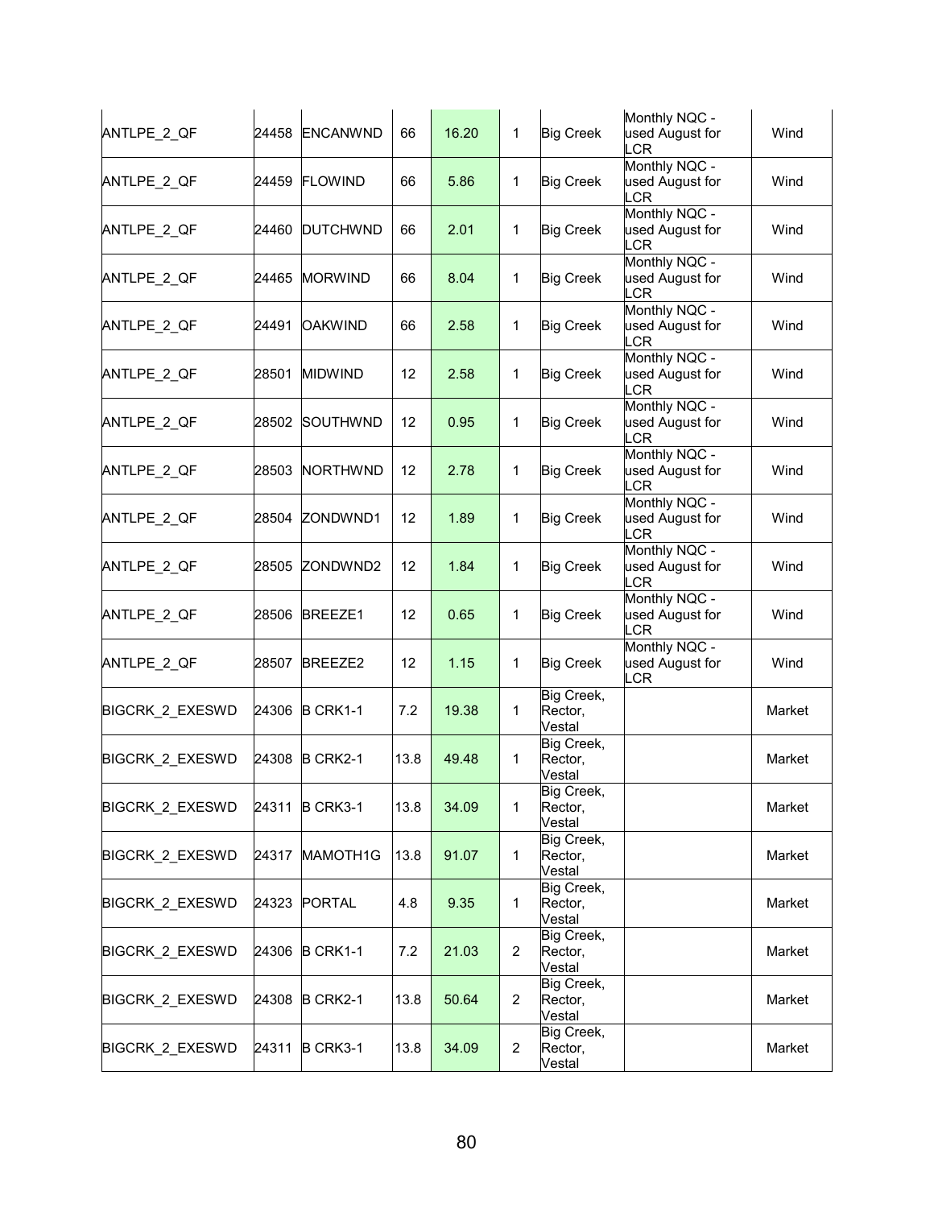| | | | | | | | | |
|---|---|---|---|---|---|---|---|---|
| ANTLPE_2_QF | 24458 | ENCANWND | 66 | 16.20 | 1 | Big Creek | Monthly NQC - used August for LCR | Wind |
| ANTLPE_2_QF | 24459 | FLOWIND | 66 | 5.86 | 1 | Big Creek | Monthly NQC - used August for LCR | Wind |
| ANTLPE_2_QF | 24460 | DUTCHWND | 66 | 2.01 | 1 | Big Creek | Monthly NQC - used August for LCR | Wind |
| ANTLPE_2_QF | 24465 | MORWIND | 66 | 8.04 | 1 | Big Creek | Monthly NQC - used August for LCR | Wind |
| ANTLPE_2_QF | 24491 | OAKWIND | 66 | 2.58 | 1 | Big Creek | Monthly NQC - used August for LCR | Wind |
| ANTLPE_2_QF | 28501 | MIDWIND | 12 | 2.58 | 1 | Big Creek | Monthly NQC - used August for LCR | Wind |
| ANTLPE_2_QF | 28502 | SOUTHWND | 12 | 0.95 | 1 | Big Creek | Monthly NQC - used August for LCR | Wind |
| ANTLPE_2_QF | 28503 | NORTHWND | 12 | 2.78 | 1 | Big Creek | Monthly NQC - used August for LCR | Wind |
| ANTLPE_2_QF | 28504 | ZONDWND1 | 12 | 1.89 | 1 | Big Creek | Monthly NQC - used August for LCR | Wind |
| ANTLPE_2_QF | 28505 | ZONDWND2 | 12 | 1.84 | 1 | Big Creek | Monthly NQC - used August for LCR | Wind |
| ANTLPE_2_QF | 28506 | BREEZE1 | 12 | 0.65 | 1 | Big Creek | Monthly NQC - used August for LCR | Wind |
| ANTLPE_2_QF | 28507 | BREEZE2 | 12 | 1.15 | 1 | Big Creek | Monthly NQC - used August for LCR | Wind |
| BIGCRK_2_EXESWD | 24306 | B CRK1-1 | 7.2 | 19.38 | 1 | Big Creek, Rector, Vestal | | Market |
| BIGCRK_2_EXESWD | 24308 | B CRK2-1 | 13.8 | 49.48 | 1 | Big Creek, Rector, Vestal | | Market |
| BIGCRK_2_EXESWD | 24311 | B CRK3-1 | 13.8 | 34.09 | 1 | Big Creek, Rector, Vestal | | Market |
| BIGCRK_2_EXESWD | 24317 | MAMOTH1G | 13.8 | 91.07 | 1 | Big Creek, Rector, Vestal | | Market |
| BIGCRK_2_EXESWD | 24323 | PORTAL | 4.8 | 9.35 | 1 | Big Creek, Rector, Vestal | | Market |
| BIGCRK_2_EXESWD | 24306 | B CRK1-1 | 7.2 | 21.03 | 2 | Big Creek, Rector, Vestal | | Market |
| BIGCRK_2_EXESWD | 24308 | B CRK2-1 | 13.8 | 50.64 | 2 | Big Creek, Rector, Vestal | | Market |
| BIGCRK_2_EXESWD | 24311 | B CRK3-1 | 13.8 | 34.09 | 2 | Big Creek, Rector, Vestal | | Market |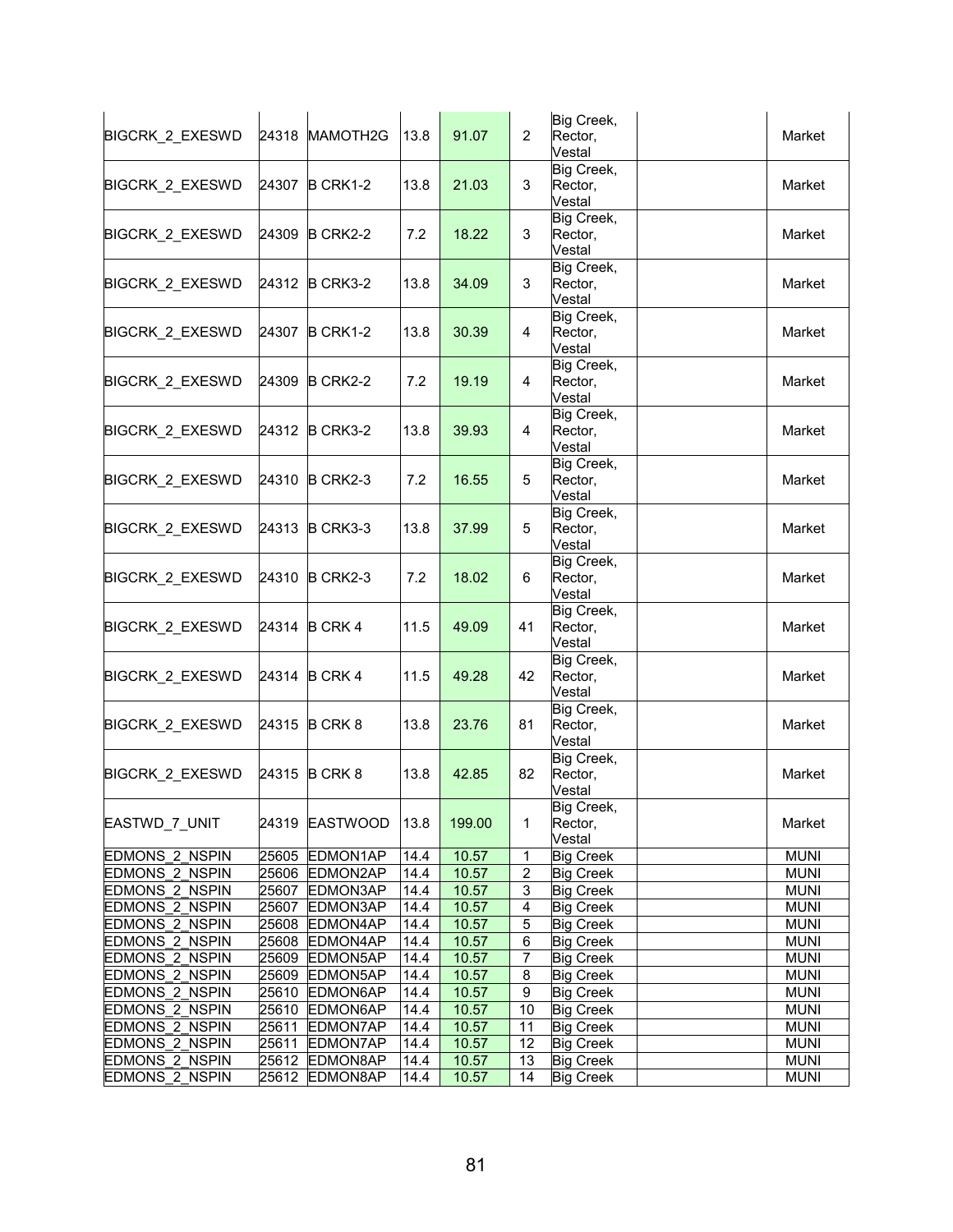| | | | | | | | | |
|---|---|---|---|---|---|---|---|---|
| BIGCRK_2_EXESWD | 24318 | MAMOTH2G | 13.8 | 91.07 | 2 | Big Creek, Rector, Vestal | | Market |
| BIGCRK_2_EXESWD | 24307 | B CRK1-2 | 13.8 | 21.03 | 3 | Big Creek, Rector, Vestal | | Market |
| BIGCRK_2_EXESWD | 24309 | B CRK2-2 | 7.2 | 18.22 | 3 | Big Creek, Rector, Vestal | | Market |
| BIGCRK_2_EXESWD | 24312 | B CRK3-2 | 13.8 | 34.09 | 3 | Big Creek, Rector, Vestal | | Market |
| BIGCRK_2_EXESWD | 24307 | B CRK1-2 | 13.8 | 30.39 | 4 | Big Creek, Rector, Vestal | | Market |
| BIGCRK_2_EXESWD | 24309 | B CRK2-2 | 7.2 | 19.19 | 4 | Big Creek, Rector, Vestal | | Market |
| BIGCRK_2_EXESWD | 24312 | B CRK3-2 | 13.8 | 39.93 | 4 | Big Creek, Rector, Vestal | | Market |
| BIGCRK_2_EXESWD | 24310 | B CRK2-3 | 7.2 | 16.55 | 5 | Big Creek, Rector, Vestal | | Market |
| BIGCRK_2_EXESWD | 24313 | B CRK3-3 | 13.8 | 37.99 | 5 | Big Creek, Rector, Vestal | | Market |
| BIGCRK_2_EXESWD | 24310 | B CRK2-3 | 7.2 | 18.02 | 6 | Big Creek, Rector, Vestal | | Market |
| BIGCRK_2_EXESWD | 24314 | B CRK 4 | 11.5 | 49.09 | 41 | Big Creek, Rector, Vestal | | Market |
| BIGCRK_2_EXESWD | 24314 | B CRK 4 | 11.5 | 49.28 | 42 | Big Creek, Rector, Vestal | | Market |
| BIGCRK_2_EXESWD | 24315 | B CRK 8 | 13.8 | 23.76 | 81 | Big Creek, Rector, Vestal | | Market |
| BIGCRK_2_EXESWD | 24315 | B CRK 8 | 13.8 | 42.85 | 82 | Big Creek, Rector, Vestal | | Market |
| EASTWD_7_UNIT | 24319 | EASTWOOD | 13.8 | 199.00 | 1 | Big Creek, Rector, Vestal | | Market |
| EDMONS_2_NSPIN | 25605 | EDMON1AP | 14.4 | 10.57 | 1 | Big Creek | | MUNI |
| EDMONS_2_NSPIN | 25606 | EDMON2AP | 14.4 | 10.57 | 2 | Big Creek | | MUNI |
| EDMONS_2_NSPIN | 25607 | EDMON3AP | 14.4 | 10.57 | 3 | Big Creek | | MUNI |
| EDMONS_2_NSPIN | 25607 | EDMON3AP | 14.4 | 10.57 | 4 | Big Creek | | MUNI |
| EDMONS_2_NSPIN | 25608 | EDMON4AP | 14.4 | 10.57 | 5 | Big Creek | | MUNI |
| EDMONS_2_NSPIN | 25608 | EDMON4AP | 14.4 | 10.57 | 6 | Big Creek | | MUNI |
| EDMONS_2_NSPIN | 25609 | EDMON5AP | 14.4 | 10.57 | 7 | Big Creek | | MUNI |
| EDMONS_2_NSPIN | 25609 | EDMON5AP | 14.4 | 10.57 | 8 | Big Creek | | MUNI |
| EDMONS_2_NSPIN | 25610 | EDMON6AP | 14.4 | 10.57 | 9 | Big Creek | | MUNI |
| EDMONS_2_NSPIN | 25610 | EDMON6AP | 14.4 | 10.57 | 10 | Big Creek | | MUNI |
| EDMONS_2_NSPIN | 25611 | EDMON7AP | 14.4 | 10.57 | 11 | Big Creek | | MUNI |
| EDMONS_2_NSPIN | 25611 | EDMON7AP | 14.4 | 10.57 | 12 | Big Creek | | MUNI |
| EDMONS_2_NSPIN | 25612 | EDMON8AP | 14.4 | 10.57 | 13 | Big Creek | | MUNI |
| EDMONS_2_NSPIN | 25612 | EDMON8AP | 14.4 | 10.57 | 14 | Big Creek | | MUNI |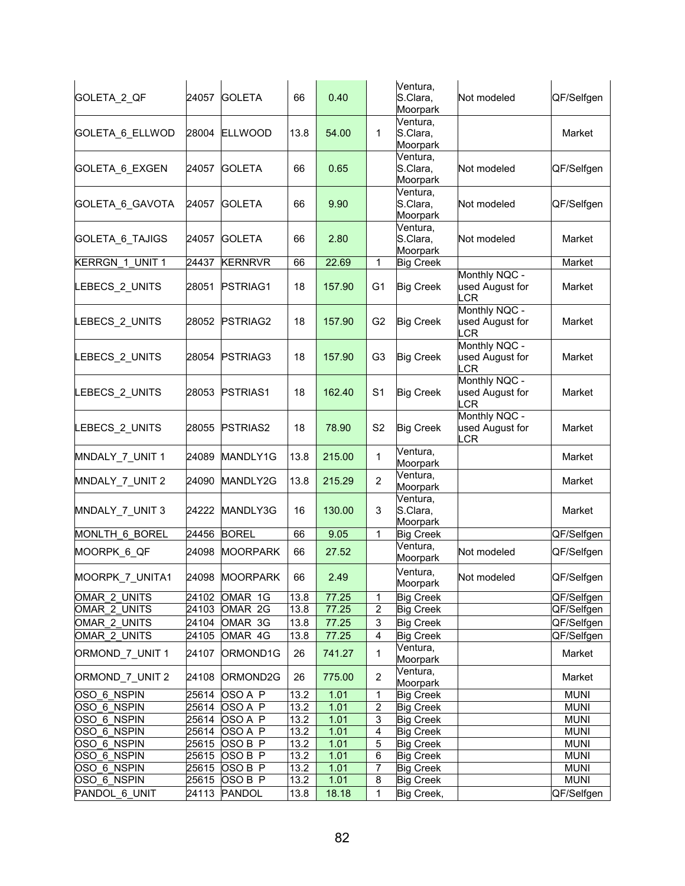| | | | | | | | | |
|---|---|---|---|---|---|---|---|---|
| GOLETA_2_QF | 24057 | GOLETA | 66 | 0.40 | | Ventura, S.Clara, Moorpark | Not modeled | QF/Selfgen |
| GOLETA_6_ELLWOD | 28004 | ELLWOOD | 13.8 | 54.00 | 1 | Ventura, S.Clara, Moorpark | | Market |
| GOLETA_6_EXGEN | 24057 | GOLETA | 66 | 0.65 | | Ventura, S.Clara, Moorpark | Not modeled | QF/Selfgen |
| GOLETA_6_GAVOTA | 24057 | GOLETA | 66 | 9.90 | | Ventura, S.Clara, Moorpark | Not modeled | QF/Selfgen |
| GOLETA_6_TAJIGS | 24057 | GOLETA | 66 | 2.80 | | Ventura, S.Clara, Moorpark | Not modeled | Market |
| KERRGN_1_UNIT 1 | 24437 | KERNRVR | 66 | 22.69 | 1 | Big Creek | | Market |
| LEBECS_2_UNITS | 28051 | PSTRIAG1 | 18 | 157.90 | G1 | Big Creek | Monthly NQC - used August for LCR | Market |
| LEBECS_2_UNITS | 28052 | PSTRIAG2 | 18 | 157.90 | G2 | Big Creek | Monthly NQC - used August for LCR | Market |
| LEBECS_2_UNITS | 28054 | PSTRIAG3 | 18 | 157.90 | G3 | Big Creek | Monthly NQC - used August for LCR | Market |
| LEBECS_2_UNITS | 28053 | PSTRIAS1 | 18 | 162.40 | S1 | Big Creek | Monthly NQC - used August for LCR | Market |
| LEBECS_2_UNITS | 28055 | PSTRIAS2 | 18 | 78.90 | S2 | Big Creek | Monthly NQC - used August for LCR | Market |
| MNDALY_7_UNIT 1 | 24089 | MANDLY1G | 13.8 | 215.00 | 1 | Ventura, Moorpark | | Market |
| MNDALY_7_UNIT 2 | 24090 | MANDLY2G | 13.8 | 215.29 | 2 | Ventura, Moorpark | | Market |
| MNDALY_7_UNIT 3 | 24222 | MANDLY3G | 16 | 130.00 | 3 | Ventura, S.Clara, Moorpark | | Market |
| MONLTH_6_BOREL | 24456 | BOREL | 66 | 9.05 | 1 | Big Creek | | QF/Selfgen |
| MOORPK_6_QF | 24098 | MOORPARK | 66 | 27.52 | | Ventura, Moorpark | Not modeled | QF/Selfgen |
| MOORPK_7_UNITA1 | 24098 | MOORPARK | 66 | 2.49 | | Ventura, Moorpark | Not modeled | QF/Selfgen |
| OMAR_2_UNITS | 24102 | OMAR 1G | 13.8 | 77.25 | 1 | Big Creek | | QF/Selfgen |
| OMAR_2_UNITS | 24103 | OMAR 2G | 13.8 | 77.25 | 2 | Big Creek | | QF/Selfgen |
| OMAR_2_UNITS | 24104 | OMAR 3G | 13.8 | 77.25 | 3 | Big Creek | | QF/Selfgen |
| OMAR_2_UNITS | 24105 | OMAR 4G | 13.8 | 77.25 | 4 | Big Creek | | QF/Selfgen |
| ORMOND_7_UNIT 1 | 24107 | ORMOND1G | 26 | 741.27 | 1 | Ventura, Moorpark | | Market |
| ORMOND_7_UNIT 2 | 24108 | ORMOND2G | 26 | 775.00 | 2 | Ventura, Moorpark | | Market |
| OSO_6_NSPIN | 25614 | OSO A P | 13.2 | 1.01 | 1 | Big Creek | | MUNI |
| OSO_6_NSPIN | 25614 | OSO A P | 13.2 | 1.01 | 2 | Big Creek | | MUNI |
| OSO_6_NSPIN | 25614 | OSO A P | 13.2 | 1.01 | 3 | Big Creek | | MUNI |
| OSO_6_NSPIN | 25614 | OSO A P | 13.2 | 1.01 | 4 | Big Creek | | MUNI |
| OSO_6_NSPIN | 25615 | OSO B P | 13.2 | 1.01 | 5 | Big Creek | | MUNI |
| OSO_6_NSPIN | 25615 | OSO B P | 13.2 | 1.01 | 6 | Big Creek | | MUNI |
| OSO_6_NSPIN | 25615 | OSO B P | 13.2 | 1.01 | 7 | Big Creek | | MUNI |
| OSO_6_NSPIN | 25615 | OSO B P | 13.2 | 1.01 | 8 | Big Creek | | MUNI |
| PANDOL_6_UNIT | 24113 | PANDOL | 13.8 | 18.18 | 1 | Big Creek, | | QF/Selfgen |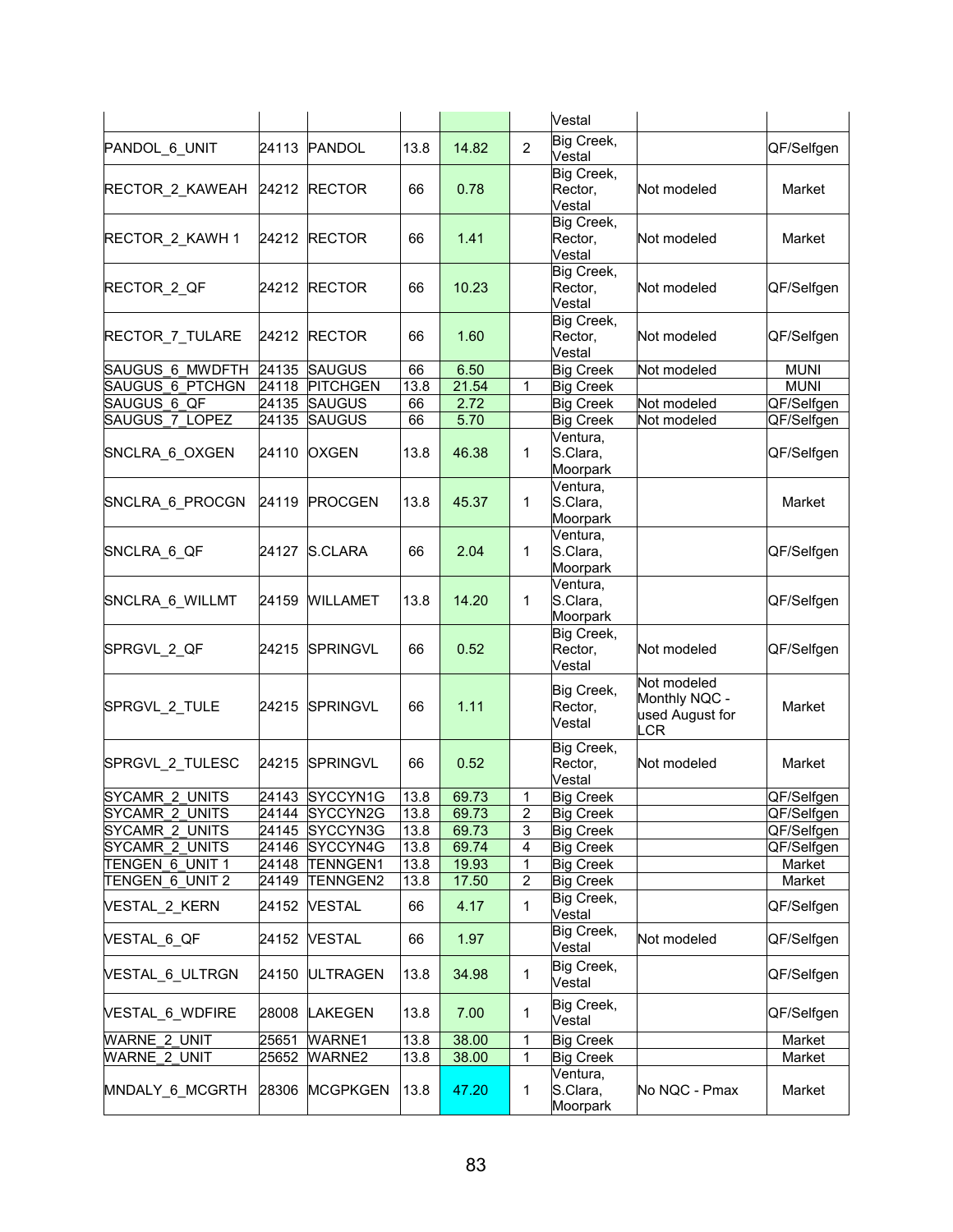| | | | | | | Vestal | | |
|---|---|---|---|---|---|---|---|---|
| PANDOL_6_UNIT | 24113 | PANDOL | 13.8 | 14.82 | 2 | Big Creek, Vestal | | QF/Selfgen |
| RECTOR_2_KAWEAH | 24212 | RECTOR | 66 | 0.78 | | Big Creek, Rector, Vestal | Not modeled | Market |
| RECTOR_2_KAWH 1 | 24212 | RECTOR | 66 | 1.41 | | Big Creek, Rector, Vestal | Not modeled | Market |
| RECTOR_2_QF | 24212 | RECTOR | 66 | 10.23 | | Big Creek, Rector, Vestal | Not modeled | QF/Selfgen |
| RECTOR_7_TULARE | 24212 | RECTOR | 66 | 1.60 | | Big Creek, Rector, Vestal | Not modeled | QF/Selfgen |
| SAUGUS_6_MWDFTH | 24135 | SAUGUS | 66 | 6.50 | | Big Creek | Not modeled | MUNI |
| SAUGUS_6_PTCHGN | 24118 | PITCHGEN | 13.8 | 21.54 | 1 | Big Creek | | MUNI |
| SAUGUS_6_QF | 24135 | SAUGUS | 66 | 2.72 | | Big Creek | Not modeled | QF/Selfgen |
| SAUGUS_7_LOPEZ | 24135 | SAUGUS | 66 | 5.70 | | Big Creek | Not modeled | QF/Selfgen |
| SNCLRA_6_OXGEN | 24110 | OXGEN | 13.8 | 46.38 | 1 | Ventura, S.Clara, Moorpark | | QF/Selfgen |
| SNCLRA_6_PROCGN | 24119 | PROCGEN | 13.8 | 45.37 | 1 | Ventura, S.Clara, Moorpark | | Market |
| SNCLRA_6_QF | 24127 | S.CLARA | 66 | 2.04 | 1 | Ventura, S.Clara, Moorpark | | QF/Selfgen |
| SNCLRA_6_WILLMT | 24159 | WILLAMET | 13.8 | 14.20 | 1 | Ventura, S.Clara, Moorpark | | QF/Selfgen |
| SPRGVL_2_QF | 24215 | SPRINGVL | 66 | 0.52 | | Big Creek, Rector, Vestal | Not modeled | QF/Selfgen |
| SPRGVL_2_TULE | 24215 | SPRINGVL | 66 | 1.11 | | Big Creek, Rector, Vestal | Not modeled Monthly NQC - used August for LCR | Market |
| SPRGVL_2_TULESC | 24215 | SPRINGVL | 66 | 0.52 | | Big Creek, Rector, Vestal | Not modeled | Market |
| SYCAMR_2_UNITS | 24143 | SYCCYN1G | 13.8 | 69.73 | 1 | Big Creek | | QF/Selfgen |
| SYCAMR_2_UNITS | 24144 | SYCCYN2G | 13.8 | 69.73 | 2 | Big Creek | | QF/Selfgen |
| SYCAMR_2_UNITS | 24145 | SYCCYN3G | 13.8 | 69.73 | 3 | Big Creek | | QF/Selfgen |
| SYCAMR_2_UNITS | 24146 | SYCCYN4G | 13.8 | 69.74 | 4 | Big Creek | | QF/Selfgen |
| TENGEN_6_UNIT 1 | 24148 | TENNGEN1 | 13.8 | 19.93 | 1 | Big Creek | | Market |
| TENGEN_6_UNIT 2 | 24149 | TENNGEN2 | 13.8 | 17.50 | 2 | Big Creek | | Market |
| VESTAL_2_KERN | 24152 | VESTAL | 66 | 4.17 | 1 | Big Creek, Vestal | | QF/Selfgen |
| VESTAL_6_QF | 24152 | VESTAL | 66 | 1.97 | | Big Creek, Vestal | Not modeled | QF/Selfgen |
| VESTAL_6_ULTRGN | 24150 | ULTRAGEN | 13.8 | 34.98 | 1 | Big Creek, Vestal | | QF/Selfgen |
| VESTAL_6_WDFIRE | 28008 | LAKEGEN | 13.8 | 7.00 | 1 | Big Creek, Vestal | | QF/Selfgen |
| WARNE_2_UNIT | 25651 | WARNE1 | 13.8 | 38.00 | 1 | Big Creek | | Market |
| WARNE_2_UNIT | 25652 | WARNE2 | 13.8 | 38.00 | 1 | Big Creek | | Market |
| MNDALY_6_MCGRTH | 28306 | MCGPKGEN | 13.8 | 47.20 | 1 | Ventura, S.Clara, Moorpark | No NQC - Pmax | Market |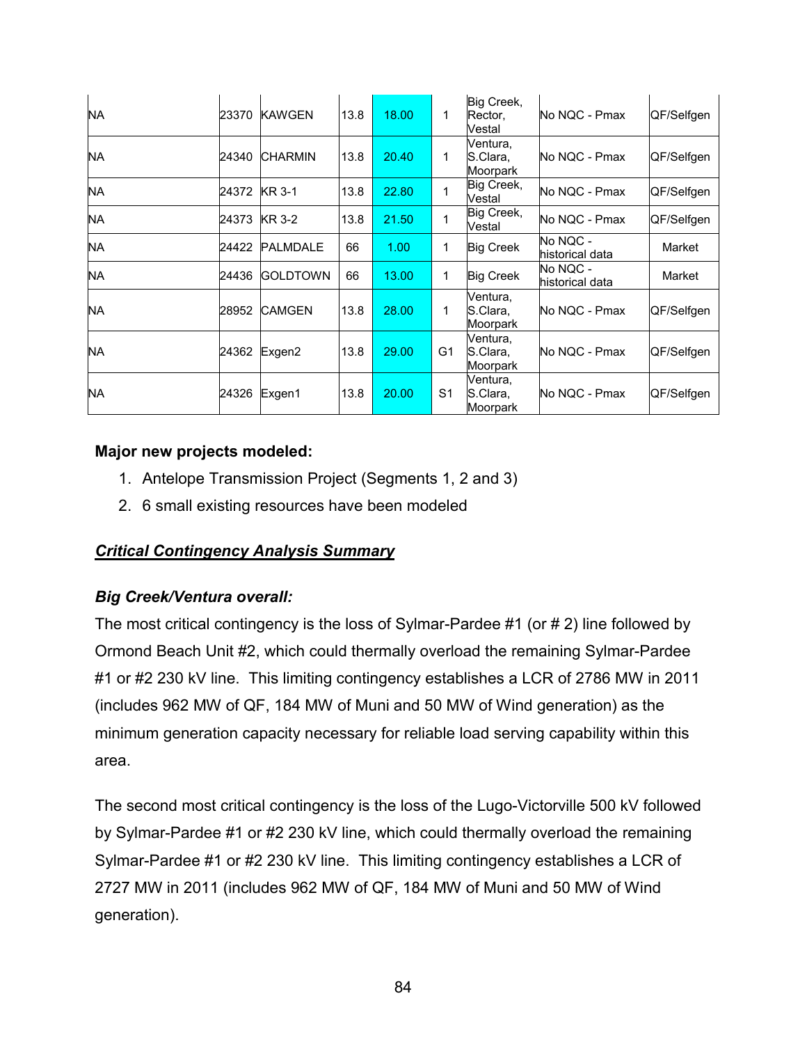| | | | | | | | | |
|---|---|---|---|---|---|---|---|---|
| NA | 23370 | KAWGEN | 13.8 | 18.00 | 1 | Big Creek, Rector, Vestal | No NQC - Pmax | QF/Selfgen |
| NA | 24340 | CHARMIN | 13.8 | 20.40 | 1 | Ventura, S.Clara, Moorpark | No NQC - Pmax | QF/Selfgen |
| NA | 24372 | KR 3-1 | 13.8 | 22.80 | 1 | Big Creek, Vestal | No NQC - Pmax | QF/Selfgen |
| NA | 24373 | KR 3-2 | 13.8 | 21.50 | 1 | Big Creek, Vestal | No NQC - Pmax | QF/Selfgen |
| NA | 24422 | PALMDALE | 66 | 1.00 | 1 | Big Creek | No NQC - historical data | Market |
| NA | 24436 | GOLDTOWN | 66 | 13.00 | 1 | Big Creek | No NQC - historical data | Market |
| NA | 28952 | CAMGEN | 13.8 | 28.00 | 1 | Ventura, S.Clara, Moorpark | No NQC - Pmax | QF/Selfgen |
| NA | 24362 | Exgen2 | 13.8 | 29.00 | G1 | Ventura, S.Clara, Moorpark | No NQC - Pmax | QF/Selfgen |
| NA | 24326 | Exgen1 | 13.8 | 20.00 | S1 | Ventura, S.Clara, Moorpark | No NQC - Pmax | QF/Selfgen |

**Major new projects modeled:**

1. Antelope Transmission Project (Segments 1, 2 and 3)
2. 6 small existing resources have been modeled

***Critical Contingency Analysis Summary***

***Big Creek/Ventura overall:***

The most critical contingency is the loss of Sylmar-Pardee #1 (or # 2) line followed by Ormond Beach Unit #2, which could thermally overload the remaining Sylmar-Pardee #1 or #2 230 kV line. This limiting contingency establishes a LCR of 2786 MW in 2011 (includes 962 MW of QF, 184 MW of Muni and 50 MW of Wind generation) as the minimum generation capacity necessary for reliable load serving capability within this area.

The second most critical contingency is the loss of the Lugo-Victorville 500 kV followed by Sylmar-Pardee #1 or #2 230 kV line, which could thermally overload the remaining Sylmar-Pardee #1 or #2 230 kV line. This limiting contingency establishes a LCR of 2727 MW in 2011 (includes 962 MW of QF, 184 MW of Muni and 50 MW of Wind generation).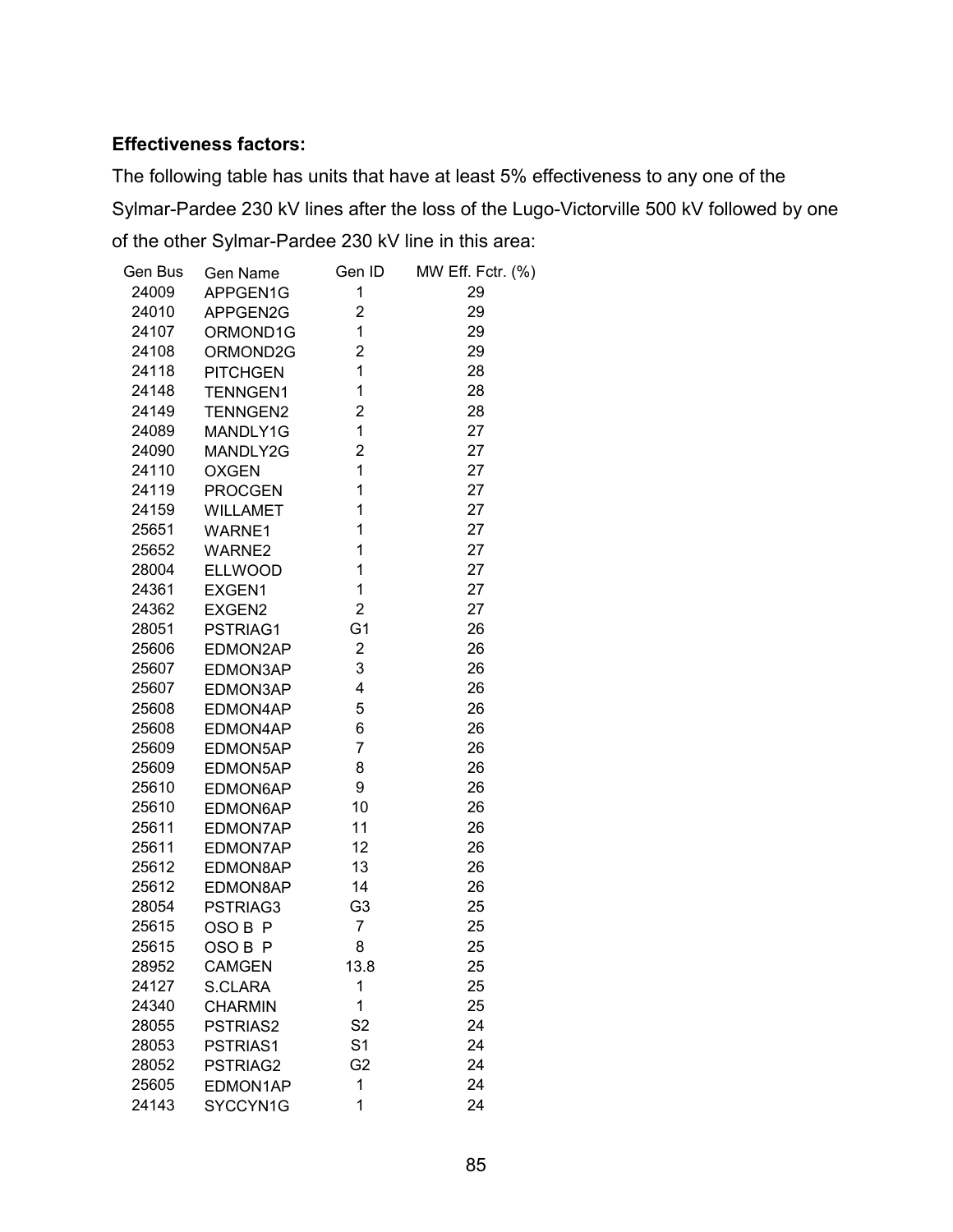**Effectiveness factors:**

The following table has units that have at least 5% effectiveness to any one of the Sylmar-Pardee 230 kV lines after the loss of the Lugo-Victorville 500 kV followed by one of the other Sylmar-Pardee 230 kV line in this area:

| Gen Bus | Gen Name | Gen ID | MW Eff. Fctr. (%) |
|---|---|---|---|
| 24009 | APPGEN1G | 1 | 29 |
| 24010 | APPGEN2G | 2 | 29 |
| 24107 | ORMOND1G | 1 | 29 |
| 24108 | ORMOND2G | 2 | 29 |
| 24118 | PITCHGEN | 1 | 28 |
| 24148 | TENNGEN1 | 1 | 28 |
| 24149 | TENNGEN2 | 2 | 28 |
| 24089 | MANDLY1G | 1 | 27 |
| 24090 | MANDLY2G | 2 | 27 |
| 24110 | OXGEN | 1 | 27 |
| 24119 | PROCGEN | 1 | 27 |
| 24159 | WILLAMET | 1 | 27 |
| 25651 | WARNE1 | 1 | 27 |
| 25652 | WARNE2 | 1 | 27 |
| 28004 | ELLWOOD | 1 | 27 |
| 24361 | EXGEN1 | 1 | 27 |
| 24362 | EXGEN2 | 2 | 27 |
| 28051 | PSTRIAG1 | G1 | 26 |
| 25606 | EDMON2AP | 2 | 26 |
| 25607 | EDMON3AP | 3 | 26 |
| 25607 | EDMON3AP | 4 | 26 |
| 25608 | EDMON4AP | 5 | 26 |
| 25608 | EDMON4AP | 6 | 26 |
| 25609 | EDMON5AP | 7 | 26 |
| 25609 | EDMON5AP | 8 | 26 |
| 25610 | EDMON6AP | 9 | 26 |
| 25610 | EDMON6AP | 10 | 26 |
| 25611 | EDMON7AP | 11 | 26 |
| 25611 | EDMON7AP | 12 | 26 |
| 25612 | EDMON8AP | 13 | 26 |
| 25612 | EDMON8AP | 14 | 26 |
| 28054 | PSTRIAG3 | G3 | 25 |
| 25615 | OSO B P | 7 | 25 |
| 25615 | OSO B P | 8 | 25 |
| 28952 | CAMGEN | 13.8 | 25 |
| 24127 | S.CLARA | 1 | 25 |
| 24340 | CHARMIN | 1 | 25 |
| 28055 | PSTRIAS2 | S2 | 24 |
| 28053 | PSTRIAS1 | S1 | 24 |
| 28052 | PSTRIAG2 | G2 | 24 |
| 25605 | EDMON1AP | 1 | 24 |
| 24143 | SYCCYN1G | 1 | 24 |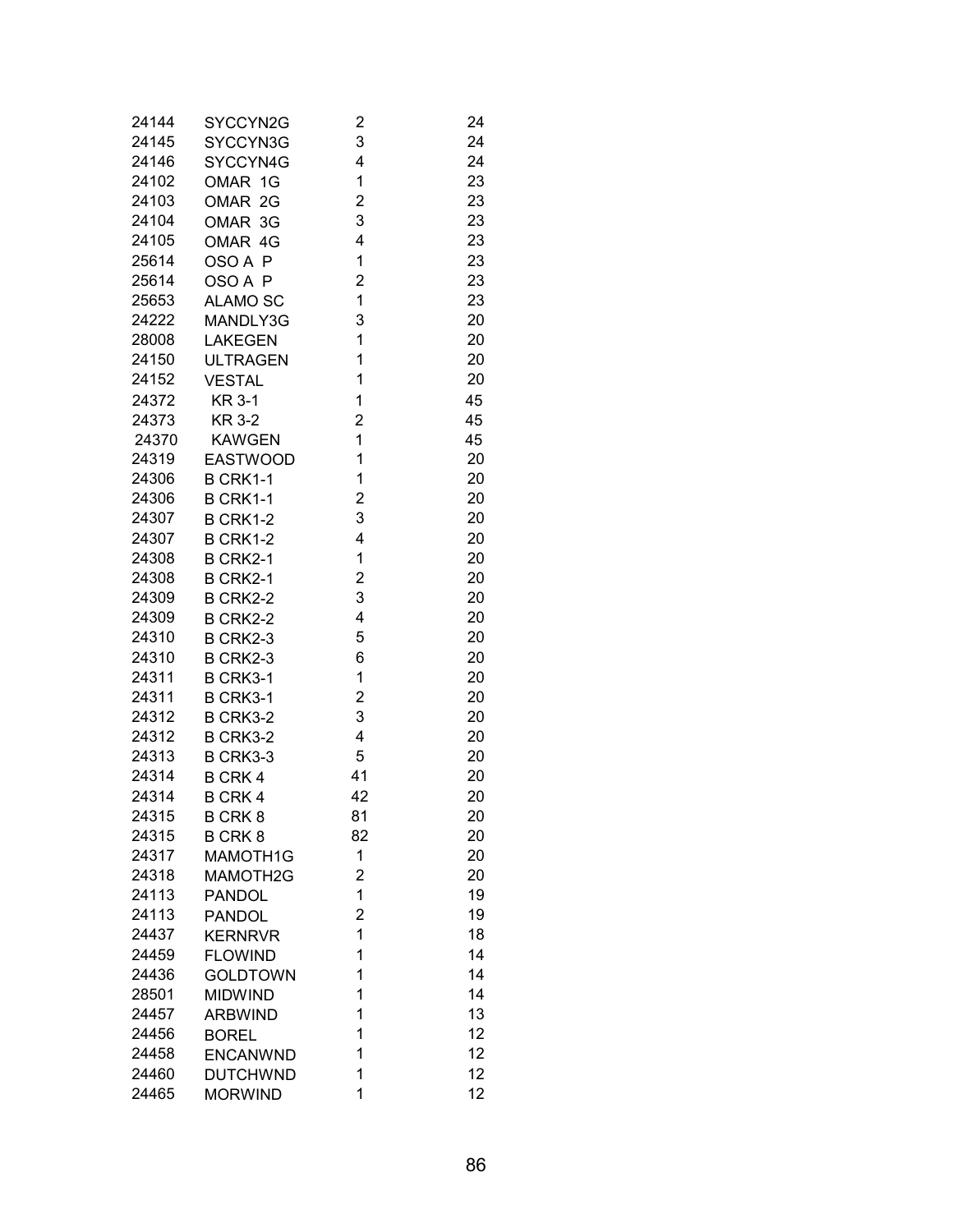| | | | |
|---|---|---|---|
| 24144 | SYCCYN2G | 2 | 24 |
| 24145 | SYCCYN3G | 3 | 24 |
| 24146 | SYCCYN4G | 4 | 24 |
| 24102 | OMAR 1G | 1 | 23 |
| 24103 | OMAR 2G | 2 | 23 |
| 24104 | OMAR 3G | 3 | 23 |
| 24105 | OMAR 4G | 4 | 23 |
| 25614 | OSO A P | 1 | 23 |
| 25614 | OSO A P | 2 | 23 |
| 25653 | ALAMO SC | 1 | 23 |
| 24222 | MANDLY3G | 3 | 20 |
| 28008 | LAKEGEN | 1 | 20 |
| 24150 | ULTRAGEN | 1 | 20 |
| 24152 | VESTAL | 1 | 20 |
| 24372 | KR 3-1 | 1 | 45 |
| 24373 | KR 3-2 | 2 | 45 |
| 24370 | KAWGEN | 1 | 45 |
| 24319 | EASTWOOD | 1 | 20 |
| 24306 | B CRK1-1 | 1 | 20 |
| 24306 | B CRK1-1 | 2 | 20 |
| 24307 | B CRK1-2 | 3 | 20 |
| 24307 | B CRK1-2 | 4 | 20 |
| 24308 | B CRK2-1 | 1 | 20 |
| 24308 | B CRK2-1 | 2 | 20 |
| 24309 | B CRK2-2 | 3 | 20 |
| 24309 | B CRK2-2 | 4 | 20 |
| 24310 | B CRK2-3 | 5 | 20 |
| 24310 | B CRK2-3 | 6 | 20 |
| 24311 | B CRK3-1 | 1 | 20 |
| 24311 | B CRK3-1 | 2 | 20 |
| 24312 | B CRK3-2 | 3 | 20 |
| 24312 | B CRK3-2 | 4 | 20 |
| 24313 | B CRK3-3 | 5 | 20 |
| 24314 | B CRK 4 | 41 | 20 |
| 24314 | B CRK 4 | 42 | 20 |
| 24315 | B CRK 8 | 81 | 20 |
| 24315 | B CRK 8 | 82 | 20 |
| 24317 | MAMOTH1G | 1 | 20 |
| 24318 | MAMOTH2G | 2 | 20 |
| 24113 | PANDOL | 1 | 19 |
| 24113 | PANDOL | 2 | 19 |
| 24437 | KERNRVR | 1 | 18 |
| 24459 | FLOWIND | 1 | 14 |
| 24436 | GOLDTOWN | 1 | 14 |
| 28501 | MIDWIND | 1 | 14 |
| 24457 | ARBWIND | 1 | 13 |
| 24456 | BOREL | 1 | 12 |
| 24458 | ENCANWND | 1 | 12 |
| 24460 | DUTCHWND | 1 | 12 |
| 24465 | MORWIND | 1 | 12 |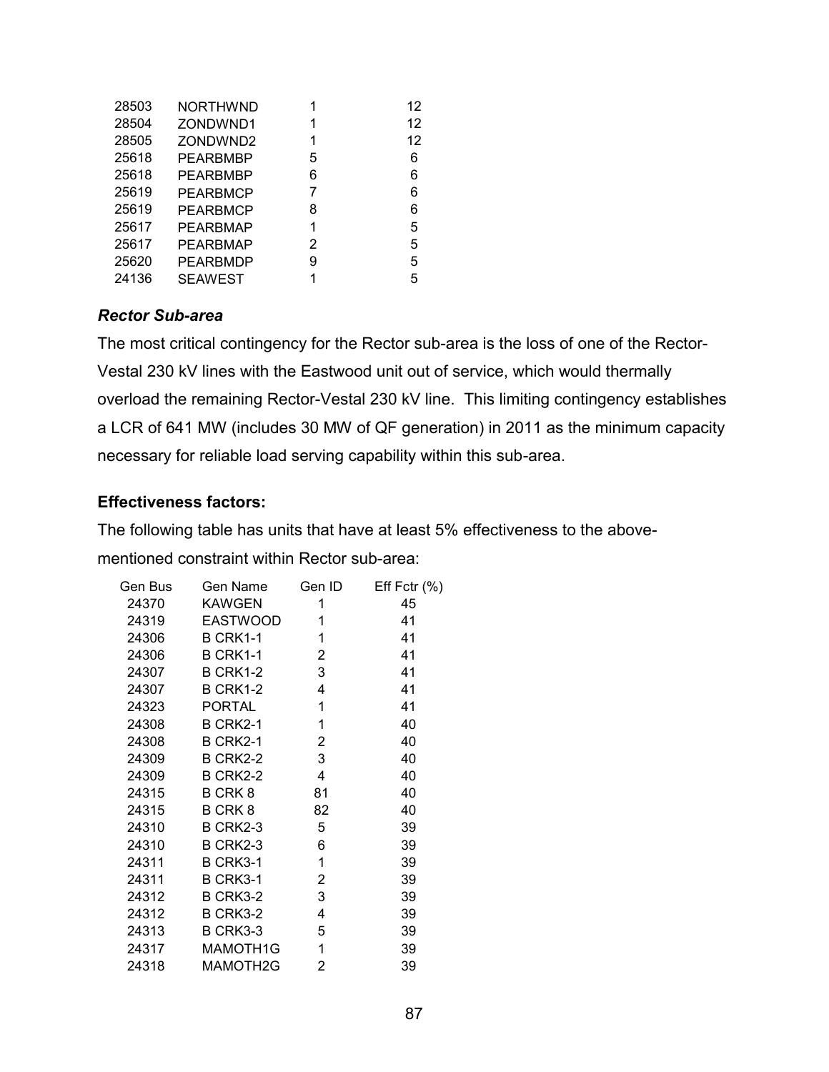| | | | |
|---|---|---|---|
| 28503 | NORTHWND | 1 | 12 |
| 28504 | ZONDWND1 | 1 | 12 |
| 28505 | ZONDWND2 | 1 | 12 |
| 25618 | PEARBMBP | 5 | 6 |
| 25618 | PEARBMBP | 6 | 6 |
| 25619 | PEARBMCP | 7 | 6 |
| 25619 | PEARBMCP | 8 | 6 |
| 25617 | PEARBMAP | 1 | 5 |
| 25617 | PEARBMAP | 2 | 5 |
| 25620 | PEARBMDP | 9 | 5 |
| 24136 | SEAWEST | 1 | 5 |

### *Rector Sub-area*

The most critical contingency for the Rector sub-area is the loss of one of the Rector-Vestal 230 kV lines with the Eastwood unit out of service, which would thermally overload the remaining Rector-Vestal 230 kV line. This limiting contingency establishes a LCR of 641 MW (includes 30 MW of QF generation) in 2011 as the minimum capacity necessary for reliable load serving capability within this sub-area.

**Effectiveness factors:**

The following table has units that have at least 5% effectiveness to the above-mentioned constraint within Rector sub-area:

| Gen Bus | Gen Name | Gen ID | Eff Fctr (%) |
|---|---|---|---|
| 24370 | KAWGEN | 1 | 45 |
| 24319 | EASTWOOD | 1 | 41 |
| 24306 | B CRK1-1 | 1 | 41 |
| 24306 | B CRK1-1 | 2 | 41 |
| 24307 | B CRK1-2 | 3 | 41 |
| 24307 | B CRK1-2 | 4 | 41 |
| 24323 | PORTAL | 1 | 41 |
| 24308 | B CRK2-1 | 1 | 40 |
| 24308 | B CRK2-1 | 2 | 40 |
| 24309 | B CRK2-2 | 3 | 40 |
| 24309 | B CRK2-2 | 4 | 40 |
| 24315 | B CRK 8 | 81 | 40 |
| 24315 | B CRK 8 | 82 | 40 |
| 24310 | B CRK2-3 | 5 | 39 |
| 24310 | B CRK2-3 | 6 | 39 |
| 24311 | B CRK3-1 | 1 | 39 |
| 24311 | B CRK3-1 | 2 | 39 |
| 24312 | B CRK3-2 | 3 | 39 |
| 24312 | B CRK3-2 | 4 | 39 |
| 24313 | B CRK3-3 | 5 | 39 |
| 24317 | MAMOTH1G | 1 | 39 |
| 24318 | MAMOTH2G | 2 | 39 |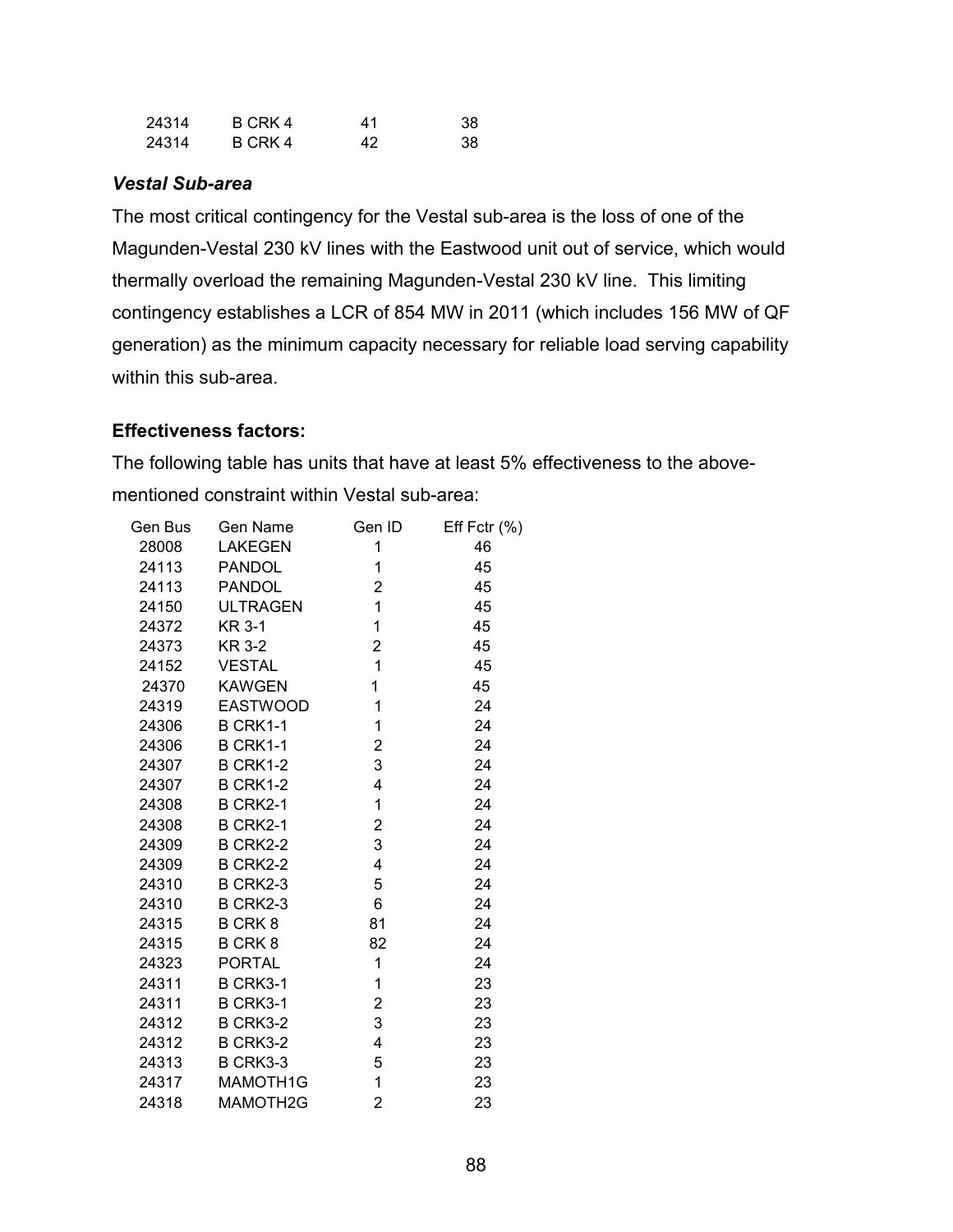| | | | |
|---|---|---|---|
| 24314 | B CRK 4 | 41 | 38 |
| 24314 | B CRK 4 | 42 | 38 |

***Vestal Sub-area***

The most critical contingency for the Vestal sub-area is the loss of one of the Magunden-Vestal 230 kV lines with the Eastwood unit out of service, which would thermally overload the remaining Magunden-Vestal 230 kV line. This limiting contingency establishes a LCR of 854 MW in 2011 (which includes 156 MW of QF generation) as the minimum capacity necessary for reliable load serving capability within this sub-area.

**Effectiveness factors:**

The following table has units that have at least 5% effectiveness to the above-mentioned constraint within Vestal sub-area:

| Gen Bus | Gen Name | Gen ID | Eff Fctr (%) |
|---|---|---|---|
| 28008 | LAKEGEN | 1 | 46 |
| 24113 | PANDOL | 1 | 45 |
| 24113 | PANDOL | 2 | 45 |
| 24150 | ULTRAGEN | 1 | 45 |
| 24372 | KR 3-1 | 1 | 45 |
| 24373 | KR 3-2 | 2 | 45 |
| 24152 | VESTAL | 1 | 45 |
| 24370 | KAWGEN | 1 | 45 |
| 24319 | EASTWOOD | 1 | 24 |
| 24306 | B CRK1-1 | 1 | 24 |
| 24306 | B CRK1-1 | 2 | 24 |
| 24307 | B CRK1-2 | 3 | 24 |
| 24307 | B CRK1-2 | 4 | 24 |
| 24308 | B CRK2-1 | 1 | 24 |
| 24308 | B CRK2-1 | 2 | 24 |
| 24309 | B CRK2-2 | 3 | 24 |
| 24309 | B CRK2-2 | 4 | 24 |
| 24310 | B CRK2-3 | 5 | 24 |
| 24310 | B CRK2-3 | 6 | 24 |
| 24315 | B CRK 8 | 81 | 24 |
| 24315 | B CRK 8 | 82 | 24 |
| 24323 | PORTAL | 1 | 24 |
| 24311 | B CRK3-1 | 1 | 23 |
| 24311 | B CRK3-1 | 2 | 23 |
| 24312 | B CRK3-2 | 3 | 23 |
| 24312 | B CRK3-2 | 4 | 23 |
| 24313 | B CRK3-3 | 5 | 23 |
| 24317 | MAMOTH1G | 1 | 23 |
| 24318 | MAMOTH2G | 2 | 23 |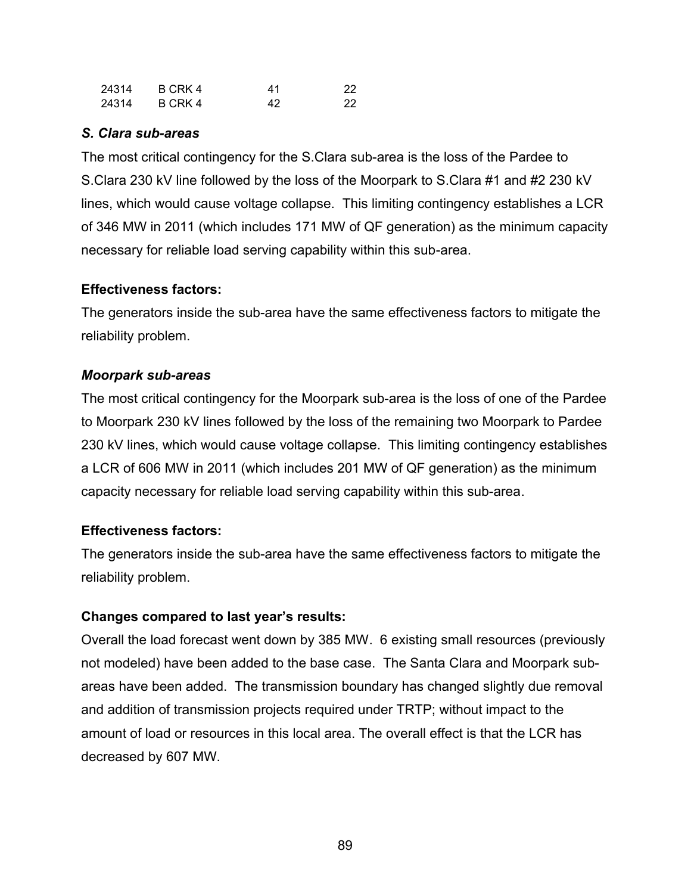| 24314 | B CRK 4 | 41 | 22 |
|---|---|---|---|
| 24314 | B CRK 4 | 42 | 22 |

***S. Clara sub-areas***

The most critical contingency for the S.Clara sub-area is the loss of the Pardee to S.Clara 230 kV line followed by the loss of the Moorpark to S.Clara #1 and #2 230 kV lines, which would cause voltage collapse. This limiting contingency establishes a LCR of 346 MW in 2011 (which includes 171 MW of QF generation) as the minimum capacity necessary for reliable load serving capability within this sub-area.

**Effectiveness factors:**

The generators inside the sub-area have the same effectiveness factors to mitigate the reliability problem.

***Moorpark sub-areas***

The most critical contingency for the Moorpark sub-area is the loss of one of the Pardee to Moorpark 230 kV lines followed by the loss of the remaining two Moorpark to Pardee 230 kV lines, which would cause voltage collapse. This limiting contingency establishes a LCR of 606 MW in 2011 (which includes 201 MW of QF generation) as the minimum capacity necessary for reliable load serving capability within this sub-area.

**Effectiveness factors:**

The generators inside the sub-area have the same effectiveness factors to mitigate the reliability problem.

**Changes compared to last year's results:**

Overall the load forecast went down by 385 MW. 6 existing small resources (previously not modeled) have been added to the base case. The Santa Clara and Moorpark sub-areas have been added. The transmission boundary has changed slightly due removal and addition of transmission projects required under TRTP; without impact to the amount of load or resources in this local area. The overall effect is that the LCR has decreased by 607 MW.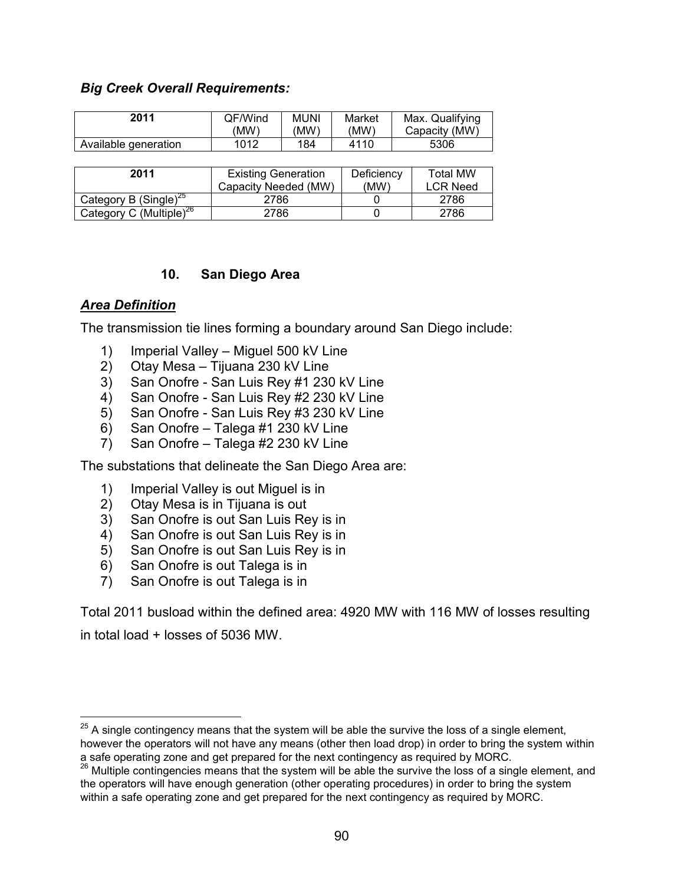***Big Creek Overall Requirements:***

| 2011 | QF/Wind (MW) | MUNI (MW) | Market (MW) | Max. Qualifying Capacity (MW) |
|---|---|---|---|---|
| Available generation | 1012 | 184 | 4110 | 5306 |

| 2011 | Existing Generation Capacity Needed (MW) | Deficiency (MW) | Total MW LCR Need |
|---|---|---|---|
| Category B (Single)[25] | 2786 | 0 | 2786 |
| Category C (Multiple)[26] | 2786 | 0 | 2786 |

### 10. San Diego Area

***<u>Area Definition</u>***

The transmission tie lines forming a boundary around San Diego include:

1) Imperial Valley – Miguel 500 kV Line
2) Otay Mesa – Tijuana 230 kV Line
3) San Onofre - San Luis Rey #1 230 kV Line
4) San Onofre - San Luis Rey #2 230 kV Line
5) San Onofre - San Luis Rey #3 230 kV Line
6) San Onofre – Talega #1 230 kV Line
7) San Onofre – Talega #2 230 kV Line

The substations that delineate the San Diego Area are:

1) Imperial Valley is out Miguel is in
2) Otay Mesa is in Tijuana is out
3) San Onofre is out San Luis Rey is in
4) San Onofre is out San Luis Rey is in
5) San Onofre is out San Luis Rey is in
6) San Onofre is out Talega is in
7) San Onofre is out Talega is in

Total 2011 busload within the defined area: 4920 MW with 116 MW of losses resulting in total load + losses of 5036 MW.

---

[25] A single contingency means that the system will be able the survive the loss of a single element, however the operators will not have any means (other then load drop) in order to bring the system within a safe operating zone and get prepared for the next contingency as required by MORC.

[26] Multiple contingencies means that the system will be able the survive the loss of a single element, and the operators will have enough generation (other operating procedures) in order to bring the system within a safe operating zone and get prepared for the next contingency as required by MORC.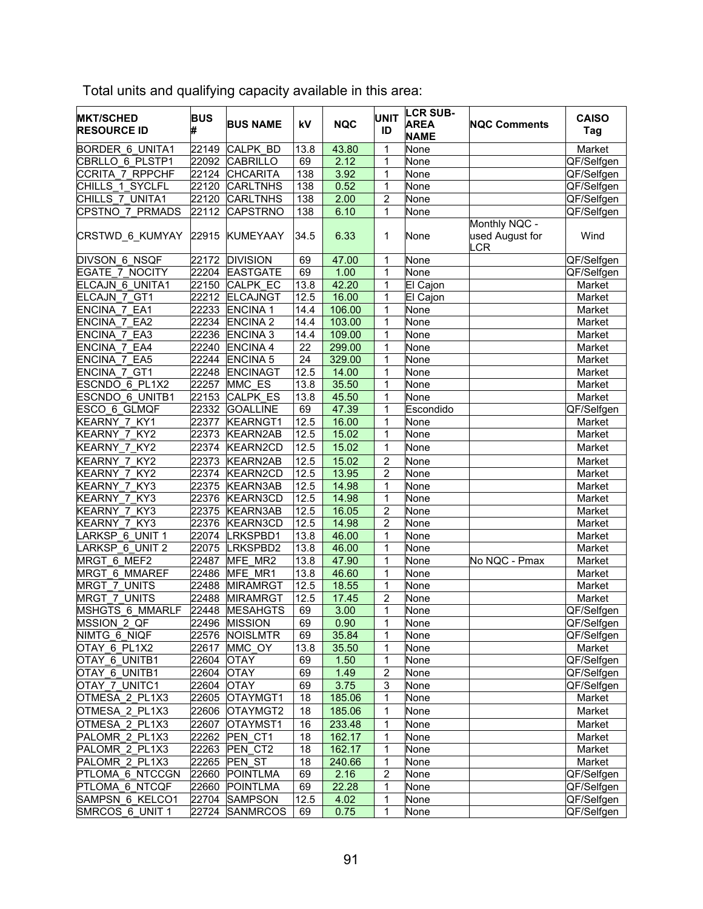Total units and qualifying capacity available in this area:

| MKT/SCHED RESOURCE ID | BUS # | BUS NAME | kV | NQC | UNIT ID | LCR SUB-AREA NAME | NQC Comments | CAISO Tag |
|---|---|---|---|---|---|---|---|---|
| BORDER_6_UNITA1 | 22149 | CALPK_BD | 13.8 | 43.80 | 1 | None | | Market |
| CBRLLO_6_PLSTP1 | 22092 | CABRILLO | 69 | 2.12 | 1 | None | | QF/Selfgen |
| CCRITA_7_RPPCHF | 22124 | CHCARITA | 138 | 3.92 | 1 | None | | QF/Selfgen |
| CHILLS_1_SYCLFL | 22120 | CARLTNHS | 138 | 0.52 | 1 | None | | QF/Selfgen |
| CHILLS_7_UNITA1 | 22120 | CARLTNHS | 138 | 2.00 | 2 | None | | QF/Selfgen |
| CPSTNO_7_PRMADS | 22112 | CAPSTRNO | 138 | 6.10 | 1 | None | | QF/Selfgen |
| CRSTWD_6_KUMYAY | 22915 | KUMEYAAY | 34.5 | 6.33 | 1 | None | Monthly NQC - used August for LCR | Wind |
| DIVSON_6_NSQF | 22172 | DIVISION | 69 | 47.00 | 1 | None | | QF/Selfgen |
| EGATE_7_NOCITY | 22204 | EASTGATE | 69 | 1.00 | 1 | None | | QF/Selfgen |
| ELCAJN_6_UNITA1 | 22150 | CALPK_EC | 13.8 | 42.20 | 1 | El Cajon | | Market |
| ELCAJN_7_GT1 | 22212 | ELCAJNGT | 12.5 | 16.00 | 1 | El Cajon | | Market |
| ENCINA_7_EA1 | 22233 | ENCINA 1 | 14.4 | 106.00 | 1 | None | | Market |
| ENCINA_7_EA2 | 22234 | ENCINA 2 | 14.4 | 103.00 | 1 | None | | Market |
| ENCINA_7_EA3 | 22236 | ENCINA 3 | 14.4 | 109.00 | 1 | None | | Market |
| ENCINA_7_EA4 | 22240 | ENCINA 4 | 22 | 299.00 | 1 | None | | Market |
| ENCINA_7_EA5 | 22244 | ENCINA 5 | 24 | 329.00 | 1 | None | | Market |
| ENCINA_7_GT1 | 22248 | ENCINAGT | 12.5 | 14.00 | 1 | None | | Market |
| ESCNDO_6_PL1X2 | 22257 | MMC_ES | 13.8 | 35.50 | 1 | None | | Market |
| ESCNDO_6_UNITB1 | 22153 | CALPK_ES | 13.8 | 45.50 | 1 | None | | Market |
| ESCO_6_GLMQF | 22332 | GOALLINE | 69 | 47.39 | 1 | Escondido | | QF/Selfgen |
| KEARNY_7_KY1 | 22377 | KEARNGT1 | 12.5 | 16.00 | 1 | None | | Market |
| KEARNY_7_KY2 | 22373 | KEARN2AB | 12.5 | 15.02 | 1 | None | | Market |
| KEARNY_7_KY2 | 22374 | KEARN2CD | 12.5 | 15.02 | 1 | None | | Market |
| KEARNY_7_KY2 | 22373 | KEARN2AB | 12.5 | 15.02 | 2 | None | | Market |
| KEARNY_7_KY2 | 22374 | KEARN2CD | 12.5 | 13.95 | 2 | None | | Market |
| KEARNY_7_KY3 | 22375 | KEARN3AB | 12.5 | 14.98 | 1 | None | | Market |
| KEARNY_7_KY3 | 22376 | KEARN3CD | 12.5 | 14.98 | 1 | None | | Market |
| KEARNY_7_KY3 | 22375 | KEARN3AB | 12.5 | 16.05 | 2 | None | | Market |
| KEARNY_7_KY3 | 22376 | KEARN3CD | 12.5 | 14.98 | 2 | None | | Market |
| LARKSP_6_UNIT 1 | 22074 | LRKSPBD1 | 13.8 | 46.00 | 1 | None | | Market |
| LARKSP_6_UNIT 2 | 22075 | LRKSPBD2 | 13.8 | 46.00 | 1 | None | | Market |
| MRGT_6_MEF2 | 22487 | MFE_MR2 | 13.8 | 47.90 | 1 | None | No NQC - Pmax | Market |
| MRGT_6_MMAREF | 22486 | MFE_MR1 | 13.8 | 46.60 | 1 | None | | Market |
| MRGT_7_UNITS | 22488 | MIRAMRGT | 12.5 | 18.55 | 1 | None | | Market |
| MRGT_7_UNITS | 22488 | MIRAMRGT | 12.5 | 17.45 | 2 | None | | Market |
| MSHGTS_6_MMARLF | 22448 | MESAHGTS | 69 | 3.00 | 1 | None | | QF/Selfgen |
| MSSION_2_QF | 22496 | MISSION | 69 | 0.90 | 1 | None | | QF/Selfgen |
| NIMTG_6_NIQF | 22576 | NOISLMTR | 69 | 35.84 | 1 | None | | QF/Selfgen |
| OTAY_6_PL1X2 | 22617 | MMC_OY | 13.8 | 35.50 | 1 | None | | Market |
| OTAY_6_UNITB1 | 22604 | OTAY | 69 | 1.50 | 1 | None | | QF/Selfgen |
| OTAY_6_UNITB1 | 22604 | OTAY | 69 | 1.49 | 2 | None | | QF/Selfgen |
| OTAY_7_UNITC1 | 22604 | OTAY | 69 | 3.75 | 3 | None | | QF/Selfgen |
| OTMESA_2_PL1X3 | 22605 | OTAYMGT1 | 18 | 185.06 | 1 | None | | Market |
| OTMESA_2_PL1X3 | 22606 | OTAYMGT2 | 18 | 185.06 | 1 | None | | Market |
| OTMESA_2_PL1X3 | 22607 | OTAYMST1 | 16 | 233.48 | 1 | None | | Market |
| PALOMR_2_PL1X3 | 22262 | PEN_CT1 | 18 | 162.17 | 1 | None | | Market |
| PALOMR_2_PL1X3 | 22263 | PEN_CT2 | 18 | 162.17 | 1 | None | | Market |
| PALOMR_2_PL1X3 | 22265 | PEN_ST | 18 | 240.66 | 1 | None | | Market |
| PTLOMA_6_NTCCGN | 22660 | POINTLMA | 69 | 2.16 | 2 | None | | QF/Selfgen |
| PTLOMA_6_NTCQF | 22660 | POINTLMA | 69 | 22.28 | 1 | None | | QF/Selfgen |
| SAMPSN_6_KELCO1 | 22704 | SAMPSON | 12.5 | 4.02 | 1 | None | | QF/Selfgen |
| SMRCOS_6_UNIT 1 | 22724 | SANMRCOS | 69 | 0.75 | 1 | None | | QF/Selfgen |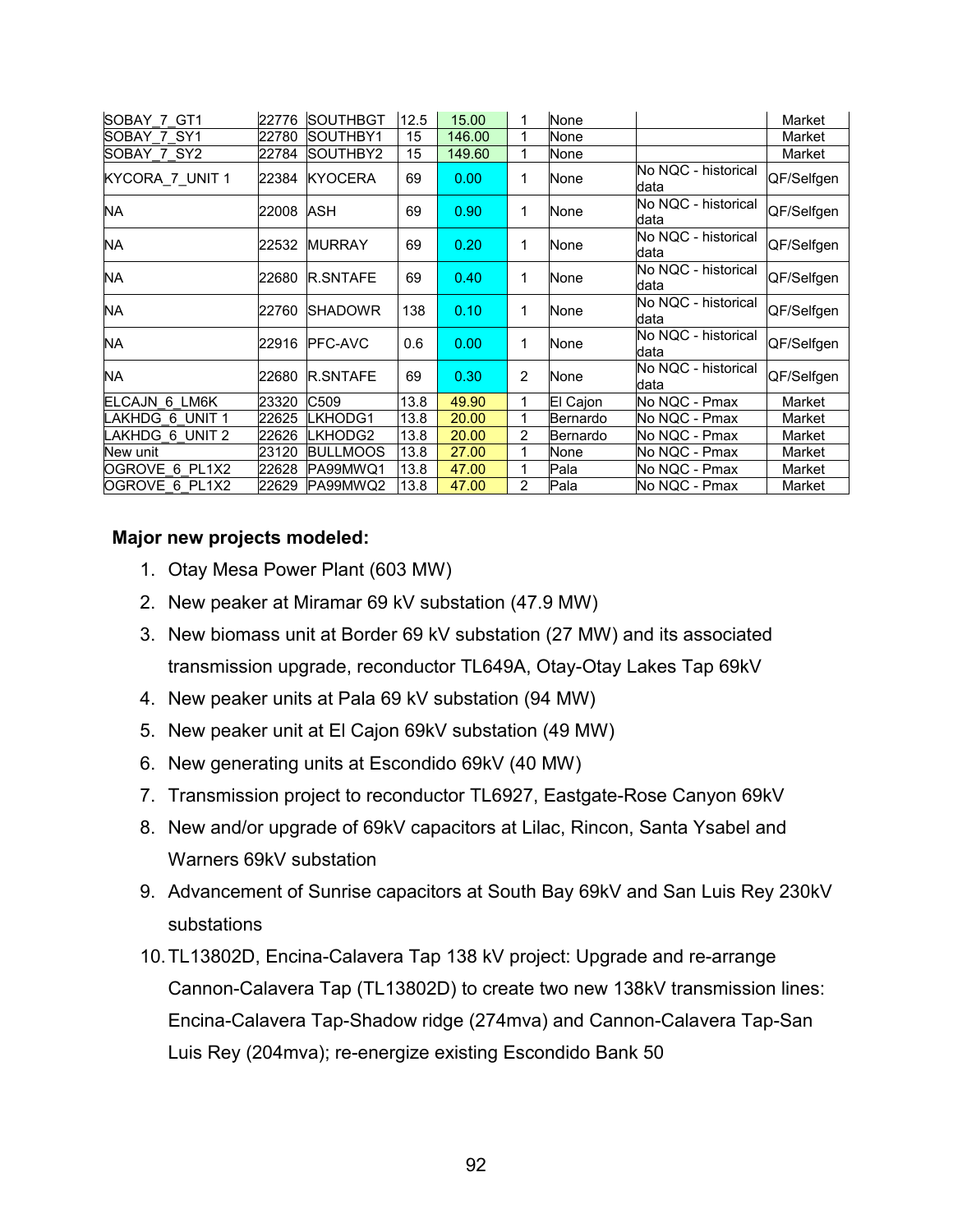| | | | | | | | | |
|---|---|---|---|---|---|---|---|---|
| SOBAY_7_GT1 | 22776 | SOUTHBGT | 12.5 | 15.00 | 1 | None | | Market |
| SOBAY_7_SY1 | 22780 | SOUTHBY1 | 15 | 146.00 | 1 | None | | Market |
| SOBAY_7_SY2 | 22784 | SOUTHBY2 | 15 | 149.60 | 1 | None | | Market |
| KYCORA_7_UNIT 1 | 22384 | KYOCERA | 69 | 0.00 | 1 | None | No NQC - historical data | QF/Selfgen |
| NA | 22008 | ASH | 69 | 0.90 | 1 | None | No NQC - historical data | QF/Selfgen |
| NA | 22532 | MURRAY | 69 | 0.20 | 1 | None | No NQC - historical data | QF/Selfgen |
| NA | 22680 | R.SNTAFE | 69 | 0.40 | 1 | None | No NQC - historical data | QF/Selfgen |
| NA | 22760 | SHADOWR | 138 | 0.10 | 1 | None | No NQC - historical data | QF/Selfgen |
| NA | 22916 | PFC-AVC | 0.6 | 0.00 | 1 | None | No NQC - historical data | QF/Selfgen |
| NA | 22680 | R.SNTAFE | 69 | 0.30 | 2 | None | No NQC - historical data | QF/Selfgen |
| ELCAJN_6_LM6K | 23320 | C509 | 13.8 | 49.90 | 1 | El Cajon | No NQC - Pmax | Market |
| LAKHDG_6_UNIT 1 | 22625 | LKHODG1 | 13.8 | 20.00 | 1 | Bernardo | No NQC - Pmax | Market |
| LAKHDG_6_UNIT 2 | 22626 | LKHODG2 | 13.8 | 20.00 | 2 | Bernardo | No NQC - Pmax | Market |
| New unit | 23120 | BULLMOOS | 13.8 | 27.00 | 1 | None | No NQC - Pmax | Market |
| OGROVE_6_PL1X2 | 22628 | PA99MWQ1 | 13.8 | 47.00 | 1 | Pala | No NQC - Pmax | Market |
| OGROVE_6_PL1X2 | 22629 | PA99MWQ2 | 13.8 | 47.00 | 2 | Pala | No NQC - Pmax | Market |

**Major new projects modeled:**

1. Otay Mesa Power Plant (603 MW)
2. New peaker at Miramar 69 kV substation (47.9 MW)
3. New biomass unit at Border 69 kV substation (27 MW) and its associated transmission upgrade, reconductor TL649A, Otay-Otay Lakes Tap 69kV
4. New peaker units at Pala 69 kV substation (94 MW)
5. New peaker unit at El Cajon 69kV substation (49 MW)
6. New generating units at Escondido 69kV (40 MW)
7. Transmission project to reconductor TL6927, Eastgate-Rose Canyon 69kV
8. New and/or upgrade of 69kV capacitors at Lilac, Rincon, Santa Ysabel and Warners 69kV substation
9. Advancement of Sunrise capacitors at South Bay 69kV and San Luis Rey 230kV substations
10. TL13802D, Encina-Calavera Tap 138 kV project: Upgrade and re-arrange Cannon-Calavera Tap (TL13802D) to create two new 138kV transmission lines: Encina-Calavera Tap-Shadow ridge (274mva) and Cannon-Calavera Tap-San Luis Rey (204mva); re-energize existing Escondido Bank 50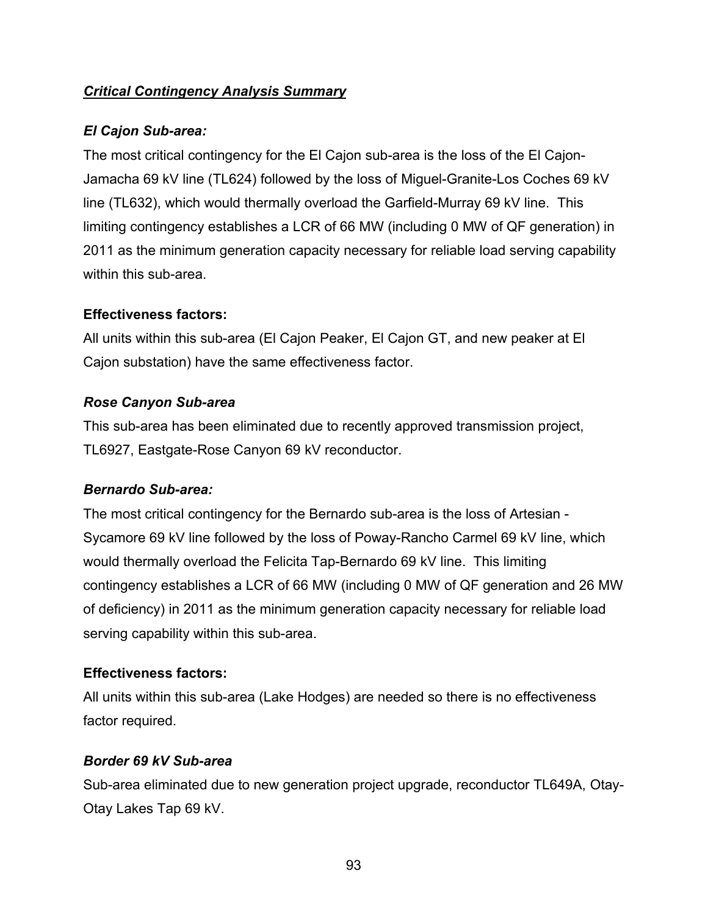## ***Critical Contingency Analysis Summary***

### *El Cajon Sub-area:*

The most critical contingency for the El Cajon sub-area is the loss of the El Cajon-Jamacha 69 kV line (TL624) followed by the loss of Miguel-Granite-Los Coches 69 kV line (TL632), which would thermally overload the Garfield-Murray 69 kV line. This limiting contingency establishes a LCR of 66 MW (including 0 MW of QF generation) in 2011 as the minimum generation capacity necessary for reliable load serving capability within this sub-area.

**Effectiveness factors:**

All units within this sub-area (El Cajon Peaker, El Cajon GT, and new peaker at El Cajon substation) have the same effectiveness factor.

### *Rose Canyon Sub-area*

This sub-area has been eliminated due to recently approved transmission project, TL6927, Eastgate-Rose Canyon 69 kV reconductor.

### *Bernardo Sub-area:*

The most critical contingency for the Bernardo sub-area is the loss of Artesian - Sycamore 69 kV line followed by the loss of Poway-Rancho Carmel 69 kV line, which would thermally overload the Felicita Tap-Bernardo 69 kV line. This limiting contingency establishes a LCR of 66 MW (including 0 MW of QF generation and 26 MW of deficiency) in 2011 as the minimum generation capacity necessary for reliable load serving capability within this sub-area.

**Effectiveness factors:**

All units within this sub-area (Lake Hodges) are needed so there is no effectiveness factor required.

### *Border 69 kV Sub-area*

Sub-area eliminated due to new generation project upgrade, reconductor TL649A, Otay-Otay Lakes Tap 69 kV.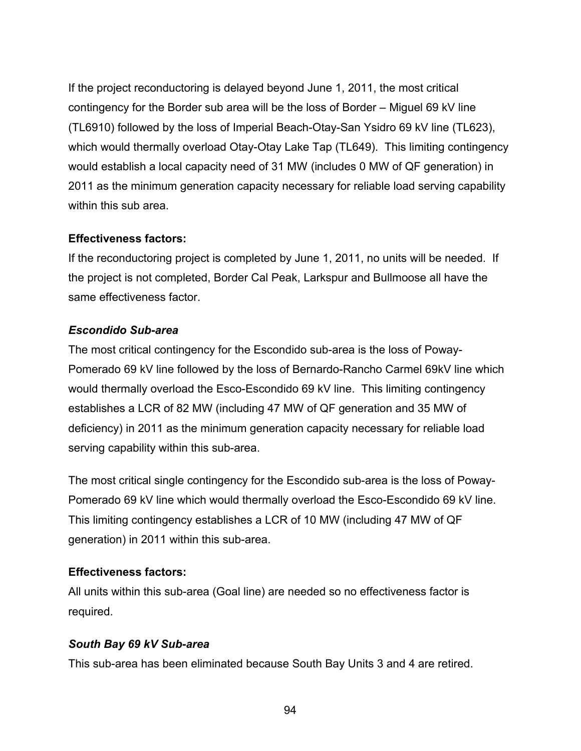If the project reconductoring is delayed beyond June 1, 2011, the most critical contingency for the Border sub area will be the loss of Border – Miguel 69 kV line (TL6910) followed by the loss of Imperial Beach-Otay-San Ysidro 69 kV line (TL623), which would thermally overload Otay-Otay Lake Tap (TL649). This limiting contingency would establish a local capacity need of 31 MW (includes 0 MW of QF generation) in 2011 as the minimum generation capacity necessary for reliable load serving capability within this sub area.

**Effectiveness factors:**

If the reconductoring project is completed by June 1, 2011, no units will be needed. If the project is not completed, Border Cal Peak, Larkspur and Bullmoose all have the same effectiveness factor.

### *Escondido Sub-area*

The most critical contingency for the Escondido sub-area is the loss of Poway-Pomerado 69 kV line followed by the loss of Bernardo-Rancho Carmel 69kV line which would thermally overload the Esco-Escondido 69 kV line. This limiting contingency establishes a LCR of 82 MW (including 47 MW of QF generation and 35 MW of deficiency) in 2011 as the minimum generation capacity necessary for reliable load serving capability within this sub-area.

The most critical single contingency for the Escondido sub-area is the loss of Poway-Pomerado 69 kV line which would thermally overload the Esco-Escondido 69 kV line. This limiting contingency establishes a LCR of 10 MW (including 47 MW of QF generation) in 2011 within this sub-area.

**Effectiveness factors:**

All units within this sub-area (Goal line) are needed so no effectiveness factor is required.

### *South Bay 69 kV Sub-area*

This sub-area has been eliminated because South Bay Units 3 and 4 are retired.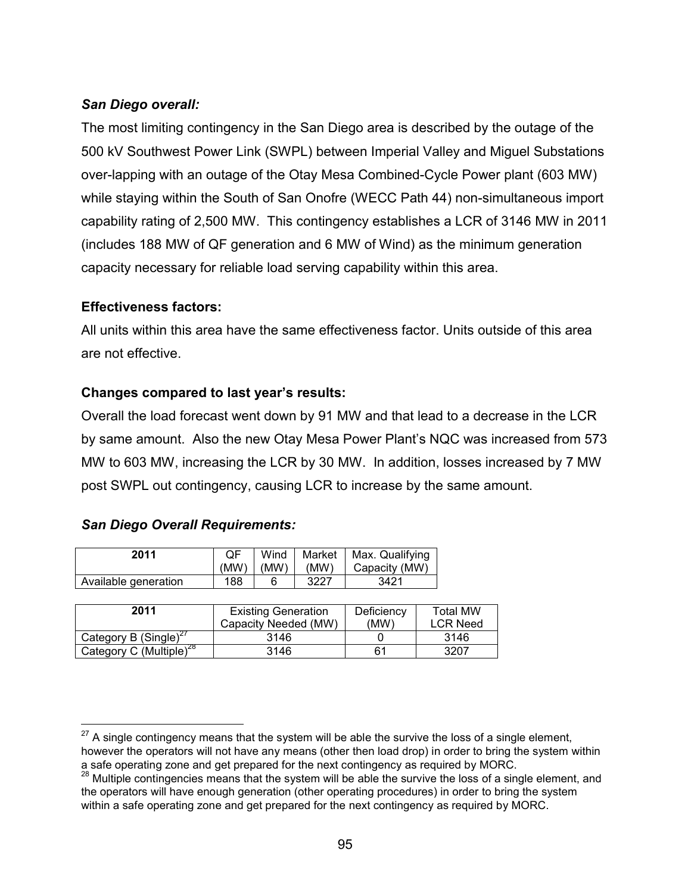*San Diego overall:*

The most limiting contingency in the San Diego area is described by the outage of the 500 kV Southwest Power Link (SWPL) between Imperial Valley and Miguel Substations over-lapping with an outage of the Otay Mesa Combined-Cycle Power plant (603 MW) while staying within the South of San Onofre (WECC Path 44) non-simultaneous import capability rating of 2,500 MW. This contingency establishes a LCR of 3146 MW in 2011 (includes 188 MW of QF generation and 6 MW of Wind) as the minimum generation capacity necessary for reliable load serving capability within this area.

**Effectiveness factors:**

All units within this area have the same effectiveness factor. Units outside of this area are not effective.

**Changes compared to last year's results:**

Overall the load forecast went down by 91 MW and that lead to a decrease in the LCR by same amount. Also the new Otay Mesa Power Plant's NQC was increased from 573 MW to 603 MW, increasing the LCR by 30 MW. In addition, losses increased by 7 MW post SWPL out contingency, causing LCR to increase by the same amount.

***San Diego Overall Requirements:***

| 2011 | QF (MW) | Wind (MW) | Market (MW) | Max. Qualifying Capacity (MW) |
|---|---|---|---|---|
| Available generation | 188 | 6 | 3227 | 3421 |

| 2011 | Existing Generation Capacity Needed (MW) | Deficiency (MW) | Total MW LCR Need |
|---|---|---|---|
| Category B (Single)[27] | 3146 | 0 | 3146 |
| Category C (Multiple)[28] | 3146 | 61 | 3207 |

[27] A single contingency means that the system will be able the survive the loss of a single element, however the operators will not have any means (other then load drop) in order to bring the system within a safe operating zone and get prepared for the next contingency as required by MORC.

[28] Multiple contingencies means that the system will be able the survive the loss of a single element, and the operators will have enough generation (other operating procedures) in order to bring the system within a safe operating zone and get prepared for the next contingency as required by MORC.